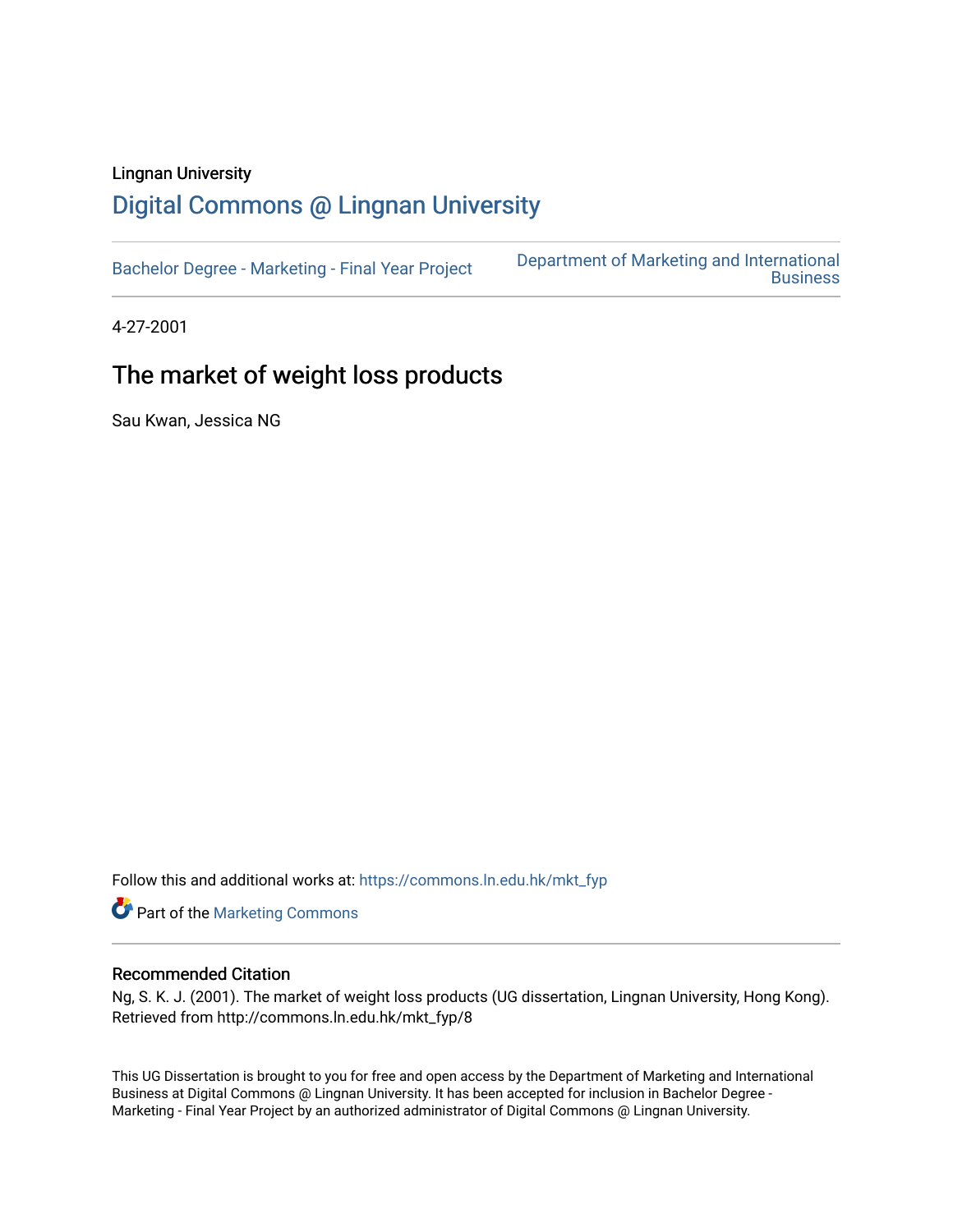Lingnan University

# Digital Commons @ Lingnan University

Bachelor Degree - Marketing - Final Year Project | Department of Marketing and International Business

4-27-2001

## The market of weight loss products

Sau Kwan, Jessica NG

Follow this and additional works at: https://commons.ln.edu.hk/mkt_fyp

Part of the Marketing Commons

### Recommended Citation

Ng, S. K. J. (2001). The market of weight loss products (UG dissertation, Lingnan University, Hong Kong). Retrieved from http://commons.ln.edu.hk/mkt_fyp/8

This UG Dissertation is brought to you for free and open access by the Department of Marketing and International Business at Digital Commons @ Lingnan University. It has been accepted for inclusion in Bachelor Degree - Marketing - Final Year Project by an authorized administrator of Digital Commons @ Lingnan University.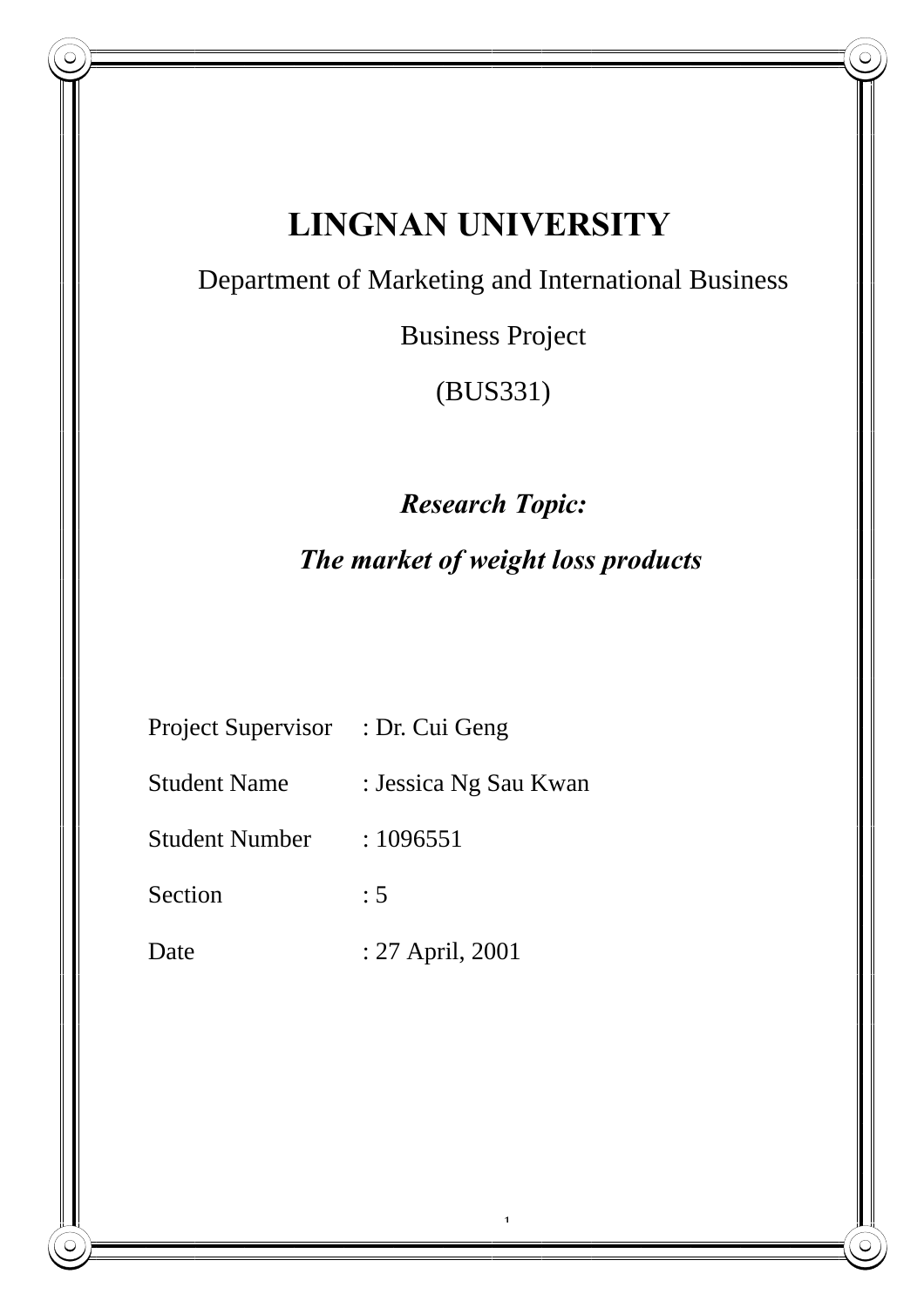# LINGNAN UNIVERSITY

Department of Marketing and International Business

Business Project

(BUS331)

***Research Topic:***

***The market of weight loss products***

Project Supervisor : Dr. Cui Geng

Student Name : Jessica Ng Sau Kwan

Student Number : 1096551

Section : 5

Date : 27 April, 2001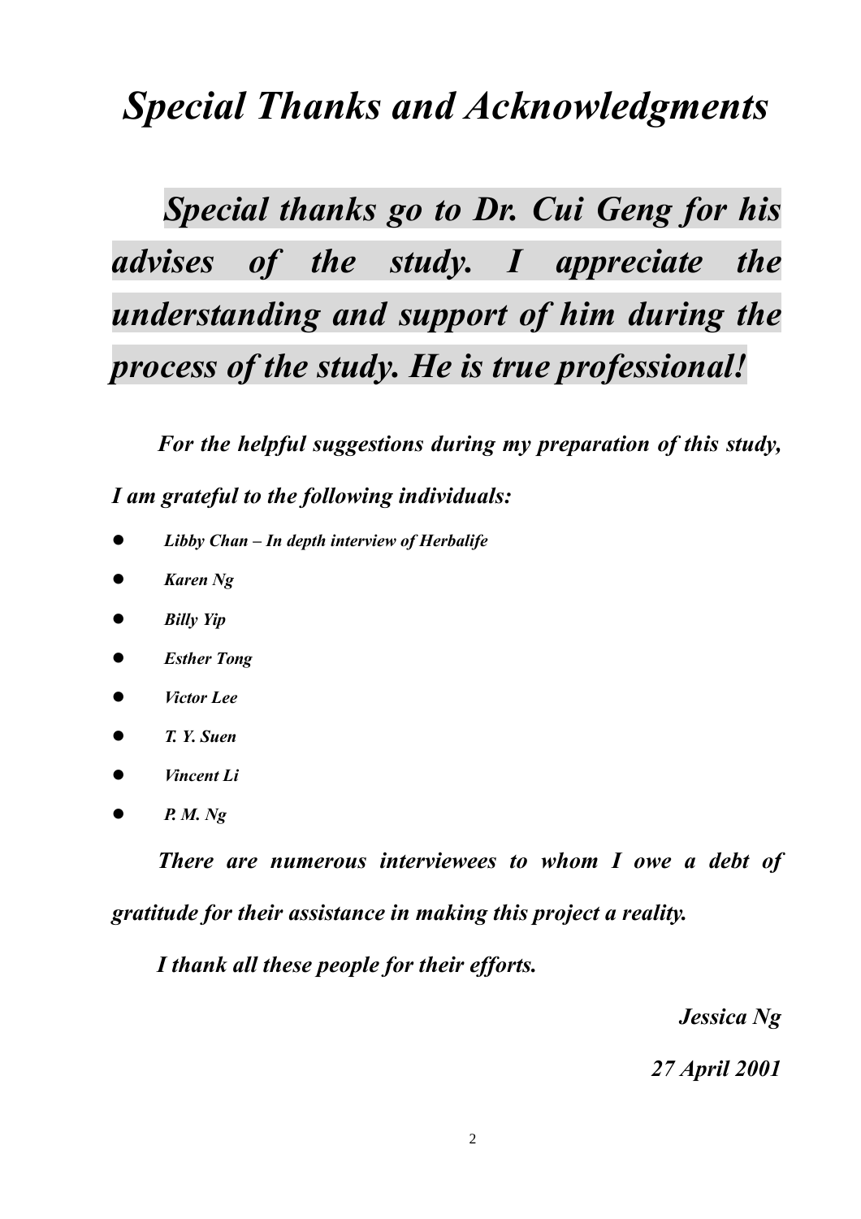# *Special Thanks and Acknowledgments*

***Special thanks go to Dr. Cui Geng for his advises of the study. I appreciate the understanding and support of him during the process of the study. He is true professional!***

***For the helpful suggestions during my preparation of this study, I am grateful to the following individuals:***

- ***Libby Chan – In depth interview of Herbalife***
- ***Karen Ng***
- ***Billy Yip***
- ***Esther Tong***
- ***Victor Lee***
- ***T. Y. Suen***
- ***Vincent Li***
- ***P. M. Ng***

***There are numerous interviewees to whom I owe a debt of gratitude for their assistance in making this project a reality.***

***I thank all these people for their efforts.***

***Jessica Ng***

***27 April 2001***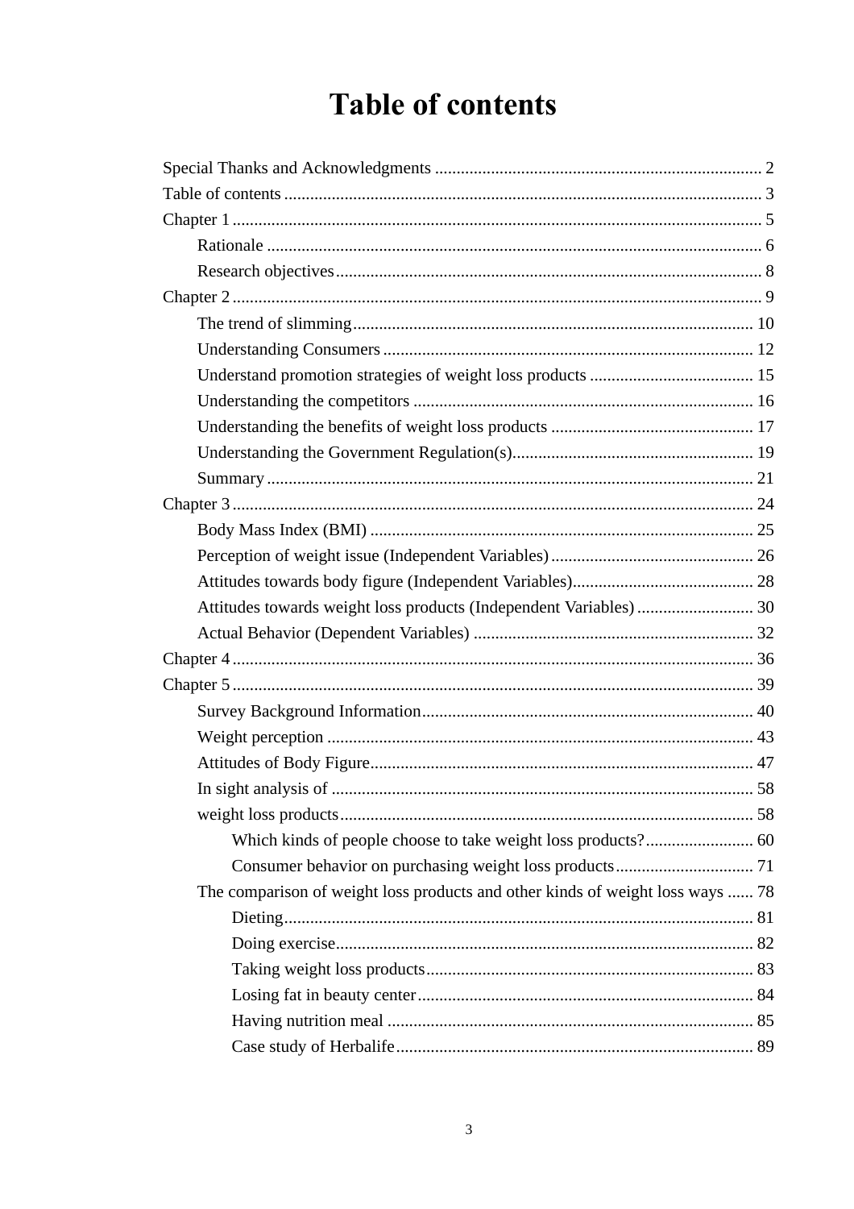# Table of contents

Special Thanks and Acknowledgments ........................................................................... 2
Table of contents ............................................................................................................. 3
Chapter 1 ......................................................................................................................... 5
    Rationale .................................................................................................................. 6
    Research objectives .................................................................................................. 8
Chapter 2 ......................................................................................................................... 9
    The trend of slimming ............................................................................................ 10
    Understanding Consumers ..................................................................................... 12
    Understand promotion strategies of weight loss products ...................................... 15
    Understanding the competitors .............................................................................. 16
    Understanding the benefits of weight loss products ............................................... 17
    Understanding the Government Regulation(s)........................................................ 19
    Summary ................................................................................................................ 21
Chapter 3 ....................................................................................................................... 24
    Body Mass Index (BMI) ........................................................................................ 25
    Perception of weight issue (Independent Variables) ............................................... 26
    Attitudes towards body figure (Independent Variables).......................................... 28
    Attitudes towards weight loss products (Independent Variables) ........................... 30
    Actual Behavior (Dependent Variables) ................................................................. 32
Chapter 4 ....................................................................................................................... 36
Chapter 5 ....................................................................................................................... 39
    Survey Background Information............................................................................ 40
    Weight perception .................................................................................................. 43
    Attitudes of Body Figure......................................................................................... 47
    In sight analysis of ................................................................................................. 58
    weight loss products ............................................................................................... 58
        Which kinds of people choose to take weight loss products? ......................... 60
        Consumer behavior on purchasing weight loss products ................................ 71
    The comparison of weight loss products and other kinds of weight loss ways ...... 78
        Dieting............................................................................................................ 81
        Doing exercise................................................................................................. 82
        Taking weight loss products ............................................................................ 83
        Losing fat in beauty center ............................................................................. 84
        Having nutrition meal ..................................................................................... 85
        Case study of Herbalife .................................................................................. 89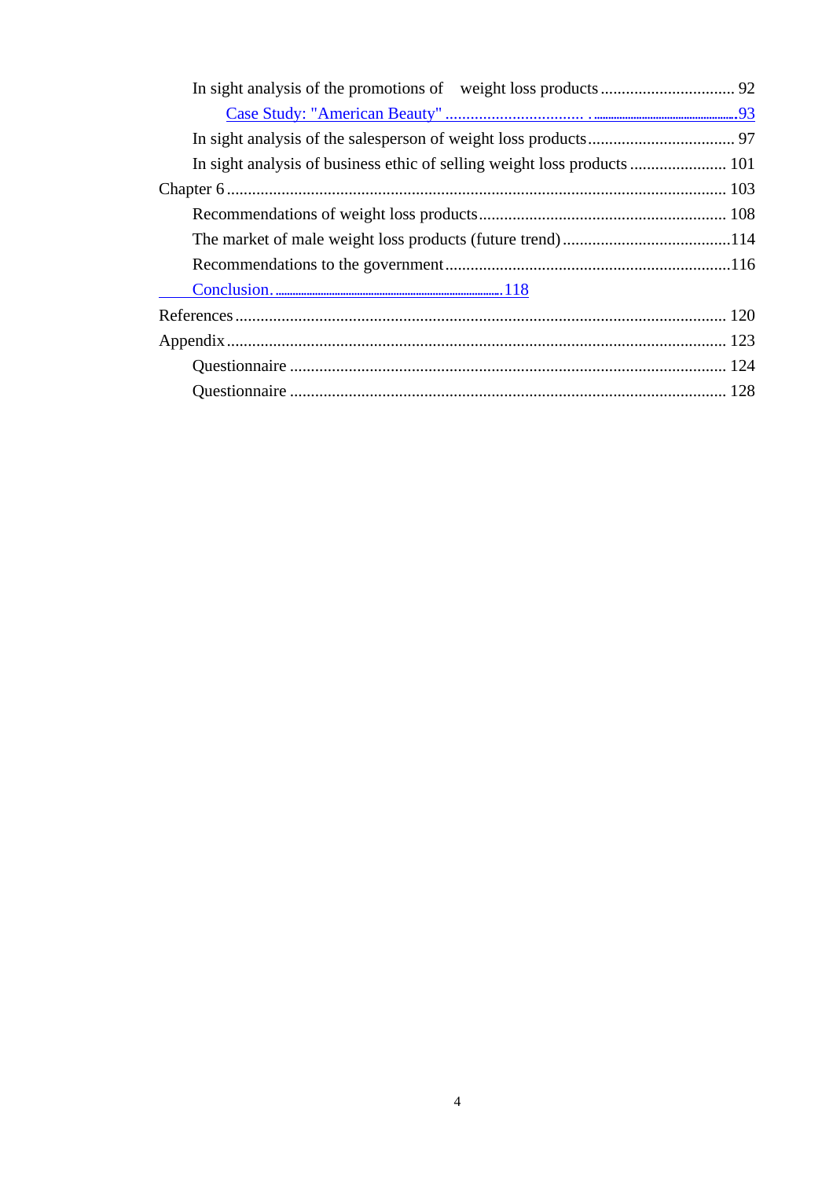In sight analysis of the promotions of weight loss products ................................ 92

Case Study: "American Beauty" ................................ . ................................ 93

In sight analysis of the salesperson of weight loss products ................................ 97

In sight analysis of business ethic of selling weight loss products ....................... 101

Chapter 6 ................................................................................................................ 103

Recommendations of weight loss products ........................................................... 108

The market of male weight loss products (future trend) ........................................114

Recommendations to the government ....................................................................116

Conclusion. ................................................................................ 118

References ............................................................................................................... 120

Appendix ................................................................................................................. 123

Questionnaire ....................................................................................................... 124

Questionnaire ....................................................................................................... 128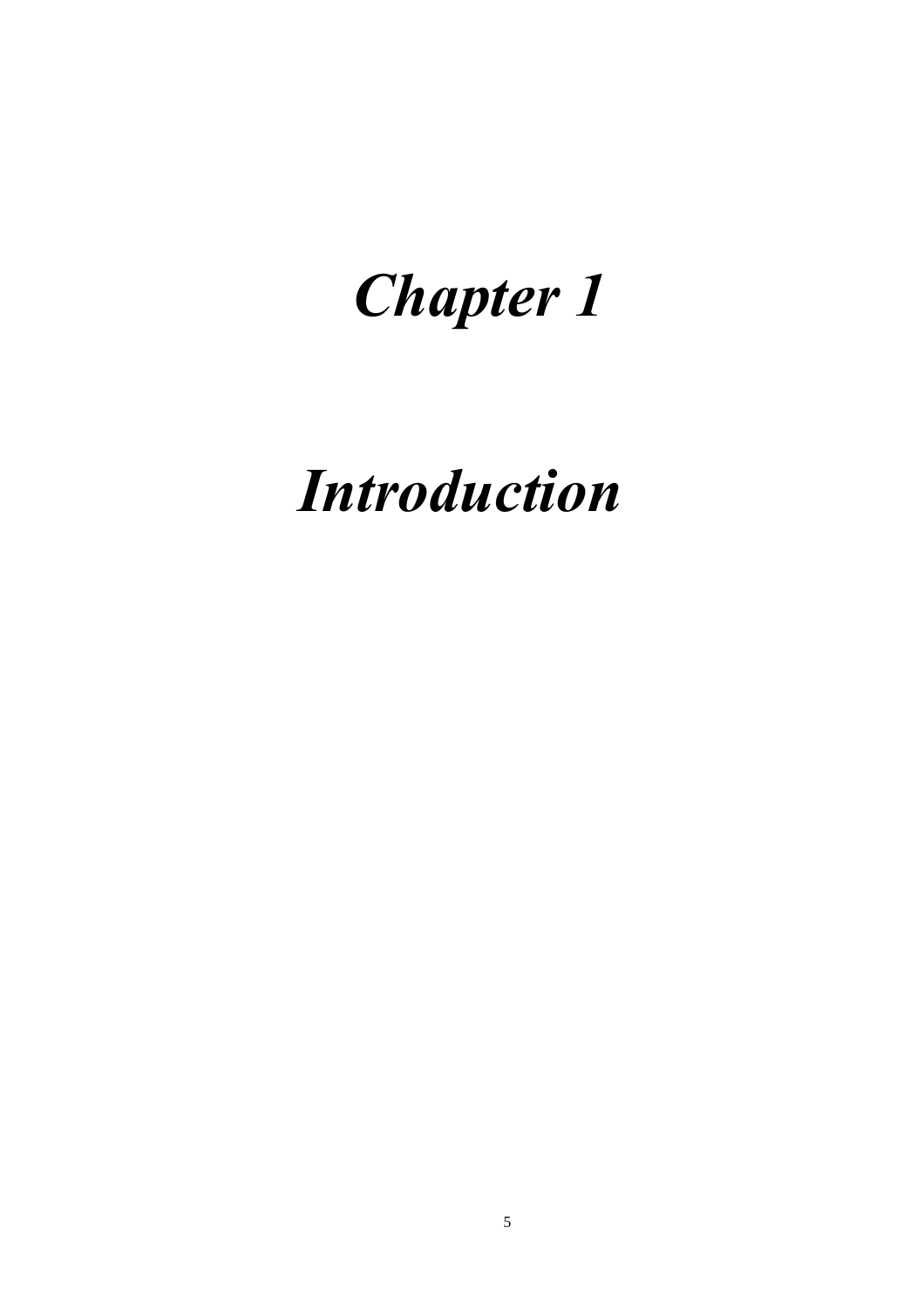# *Chapter 1*

# *Introduction*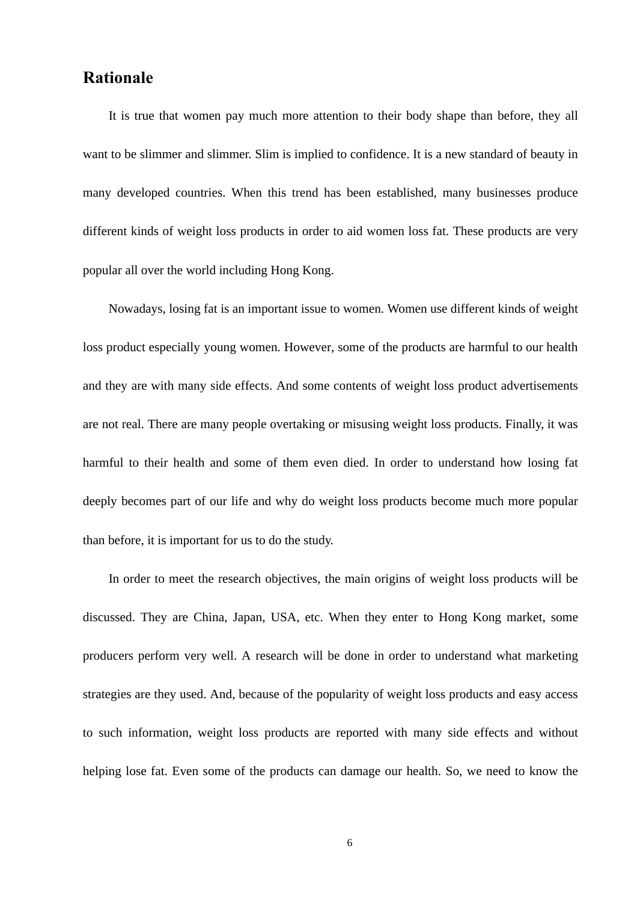## Rationale

It is true that women pay much more attention to their body shape than before, they all want to be slimmer and slimmer. Slim is implied to confidence. It is a new standard of beauty in many developed countries. When this trend has been established, many businesses produce different kinds of weight loss products in order to aid women loss fat. These products are very popular all over the world including Hong Kong.

Nowadays, losing fat is an important issue to women. Women use different kinds of weight loss product especially young women. However, some of the products are harmful to our health and they are with many side effects. And some contents of weight loss product advertisements are not real. There are many people overtaking or misusing weight loss products. Finally, it was harmful to their health and some of them even died. In order to understand how losing fat deeply becomes part of our life and why do weight loss products become much more popular than before, it is important for us to do the study.

In order to meet the research objectives, the main origins of weight loss products will be discussed. They are China, Japan, USA, etc. When they enter to Hong Kong market, some producers perform very well. A research will be done in order to understand what marketing strategies are they used. And, because of the popularity of weight loss products and easy access to such information, weight loss products are reported with many side effects and without helping lose fat. Even some of the products can damage our health. So, we need to know the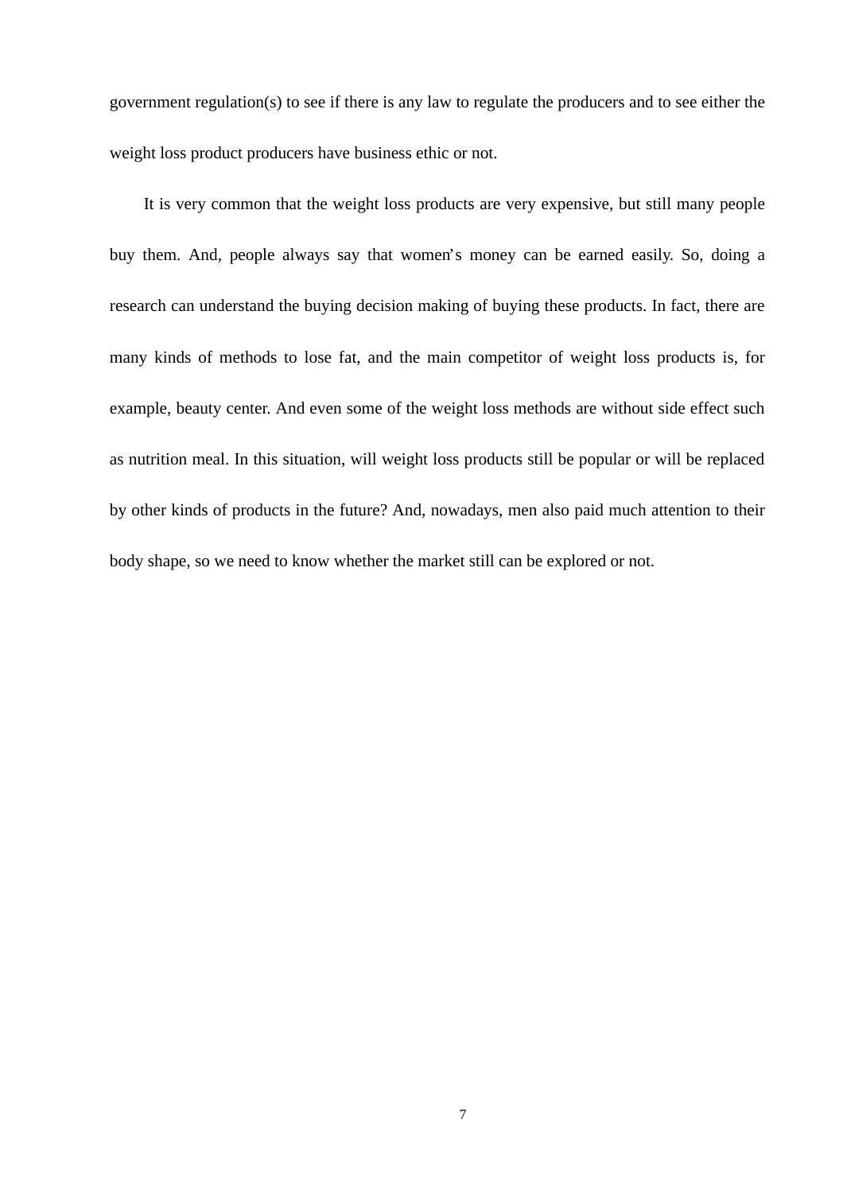government regulation(s) to see if there is any law to regulate the producers and to see either the weight loss product producers have business ethic or not.

It is very common that the weight loss products are very expensive, but still many people buy them. And, people always say that women's money can be earned easily. So, doing a research can understand the buying decision making of buying these products. In fact, there are many kinds of methods to lose fat, and the main competitor of weight loss products is, for example, beauty center. And even some of the weight loss methods are without side effect such as nutrition meal. In this situation, will weight loss products still be popular or will be replaced by other kinds of products in the future? And, nowadays, men also paid much attention to their body shape, so we need to know whether the market still can be explored or not.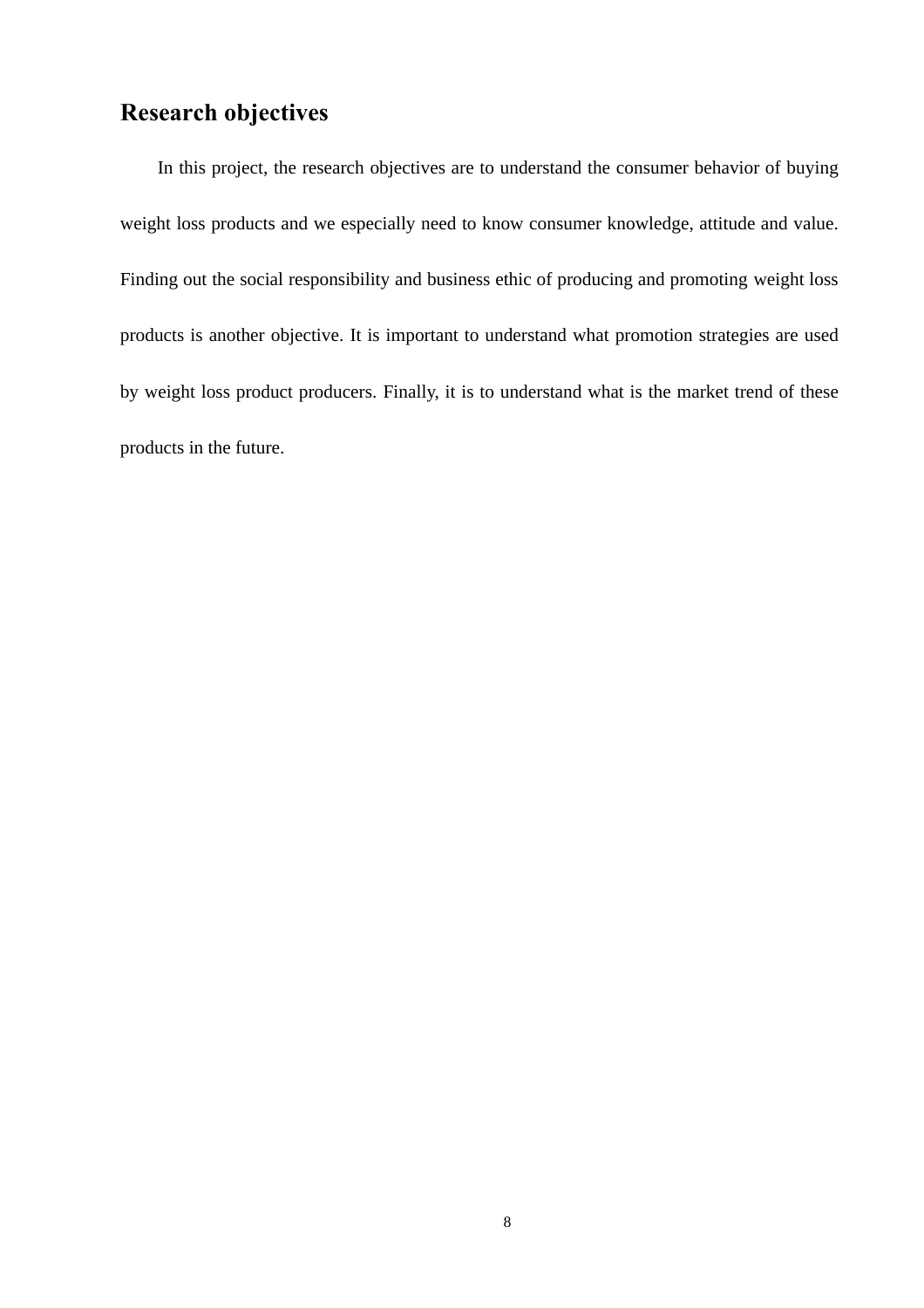## Research objectives

In this project, the research objectives are to understand the consumer behavior of buying weight loss products and we especially need to know consumer knowledge, attitude and value. Finding out the social responsibility and business ethic of producing and promoting weight loss products is another objective. It is important to understand what promotion strategies are used by weight loss product producers. Finally, it is to understand what is the market trend of these products in the future.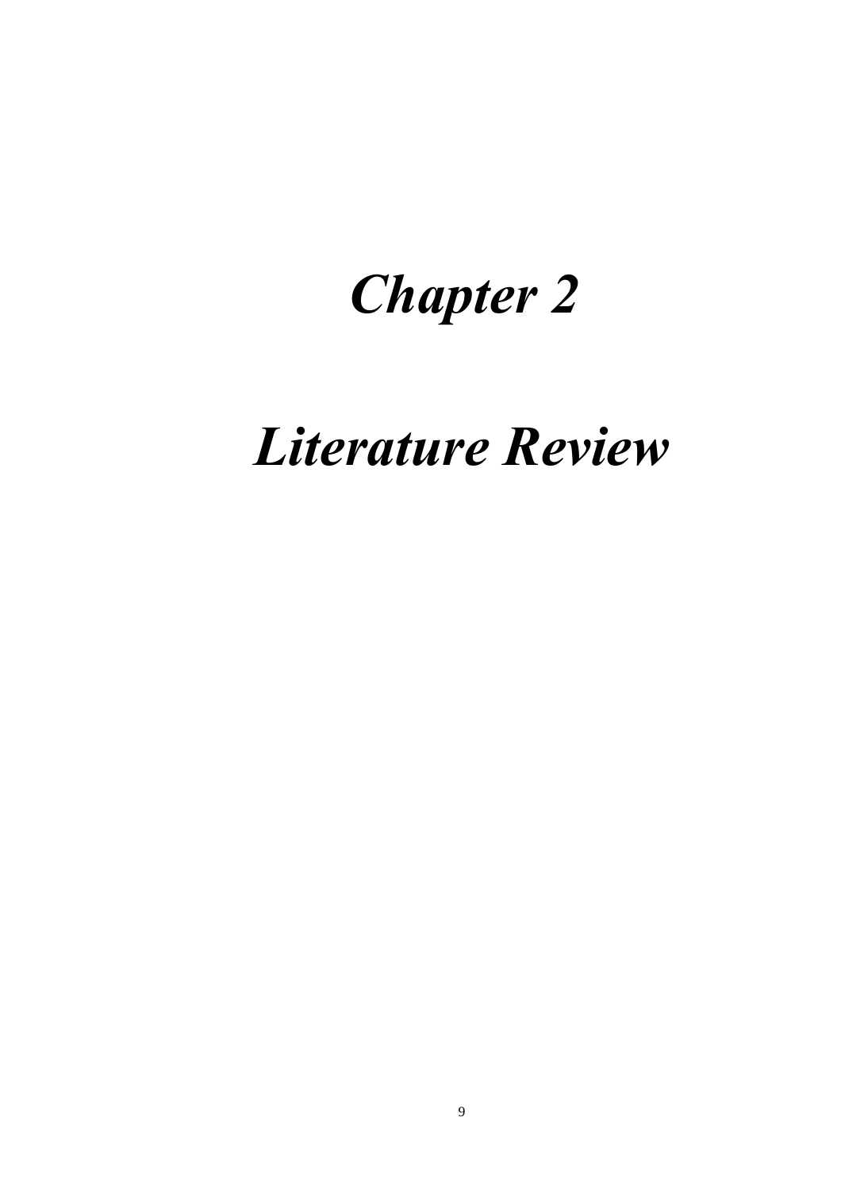# *Chapter 2*

# *Literature Review*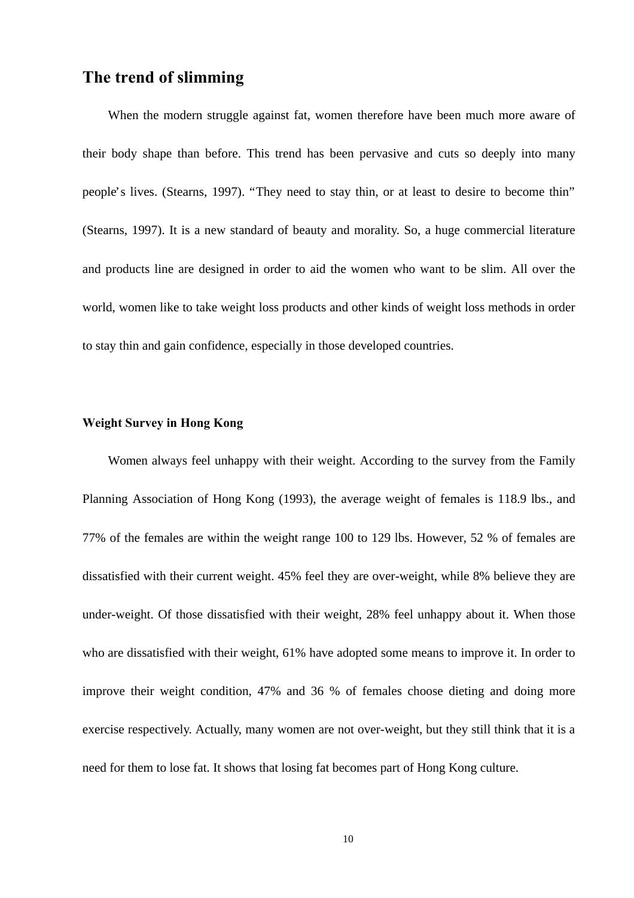## The trend of slimming

When the modern struggle against fat, women therefore have been much more aware of their body shape than before. This trend has been pervasive and cuts so deeply into many people's lives. (Stearns, 1997). "They need to stay thin, or at least to desire to become thin" (Stearns, 1997). It is a new standard of beauty and morality. So, a huge commercial literature and products line are designed in order to aid the women who want to be slim. All over the world, women like to take weight loss products and other kinds of weight loss methods in order to stay thin and gain confidence, especially in those developed countries.

### Weight Survey in Hong Kong

Women always feel unhappy with their weight. According to the survey from the Family Planning Association of Hong Kong (1993), the average weight of females is 118.9 lbs., and 77% of the females are within the weight range 100 to 129 lbs. However, 52 % of females are dissatisfied with their current weight. 45% feel they are over-weight, while 8% believe they are under-weight. Of those dissatisfied with their weight, 28% feel unhappy about it. When those who are dissatisfied with their weight, 61% have adopted some means to improve it. In order to improve their weight condition, 47% and 36 % of females choose dieting and doing more exercise respectively. Actually, many women are not over-weight, but they still think that it is a need for them to lose fat. It shows that losing fat becomes part of Hong Kong culture.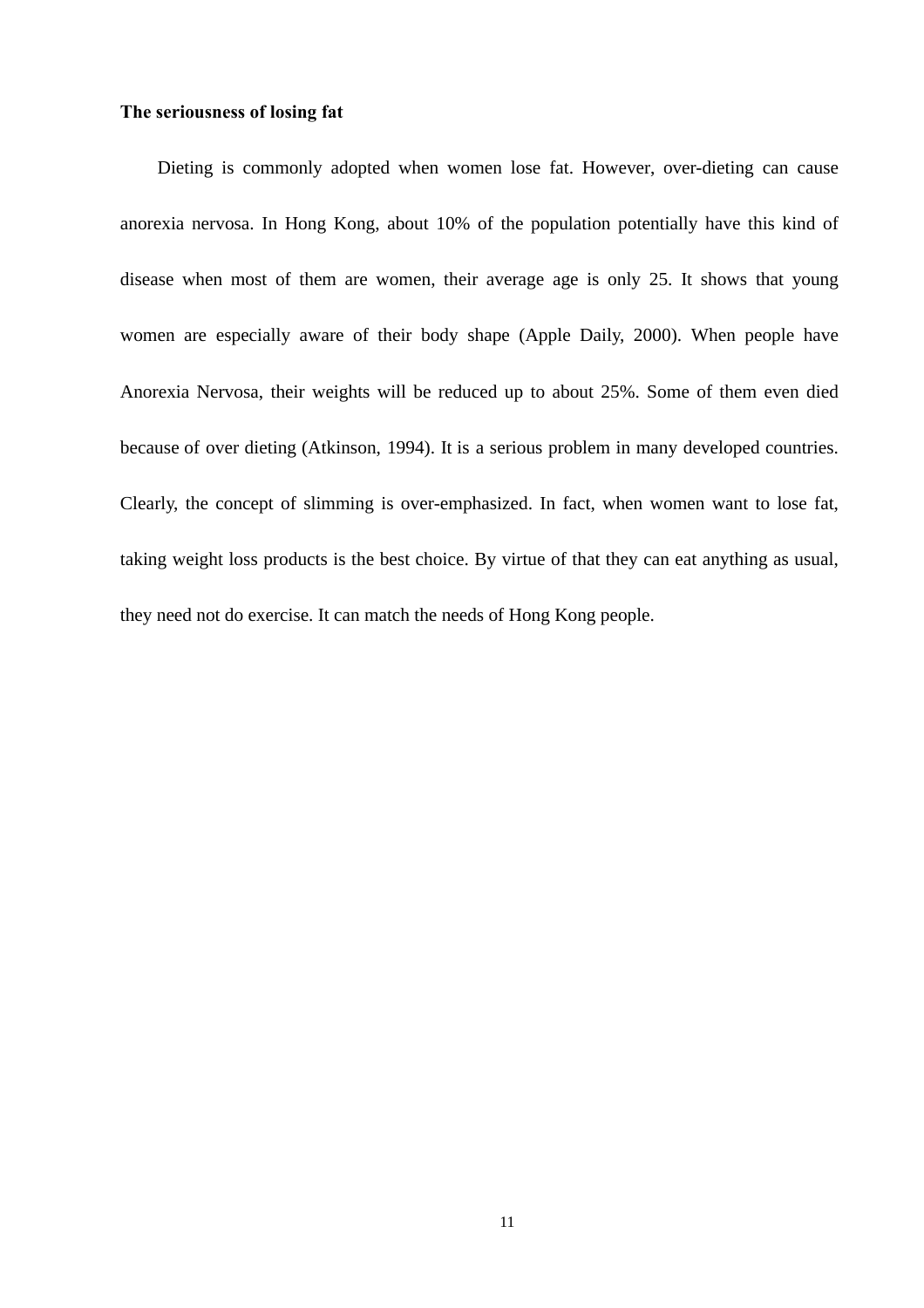**The seriousness of losing fat**

Dieting is commonly adopted when women lose fat. However, over-dieting can cause anorexia nervosa. In Hong Kong, about 10% of the population potentially have this kind of disease when most of them are women, their average age is only 25. It shows that young women are especially aware of their body shape (Apple Daily, 2000). When people have Anorexia Nervosa, their weights will be reduced up to about 25%. Some of them even died because of over dieting (Atkinson, 1994). It is a serious problem in many developed countries. Clearly, the concept of slimming is over-emphasized. In fact, when women want to lose fat, taking weight loss products is the best choice. By virtue of that they can eat anything as usual, they need not do exercise. It can match the needs of Hong Kong people.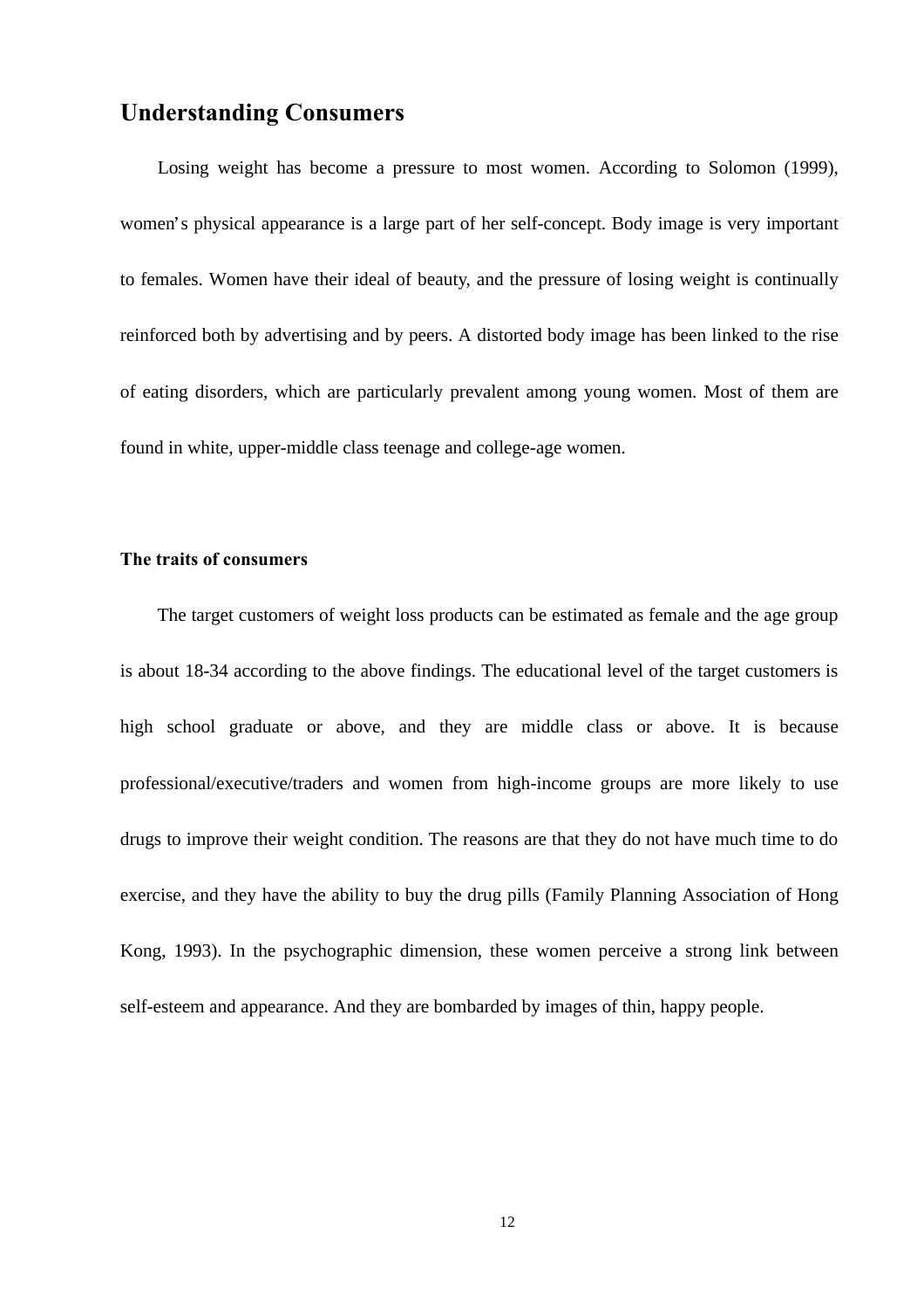## Understanding Consumers

Losing weight has become a pressure to most women. According to Solomon (1999), women's physical appearance is a large part of her self-concept. Body image is very important to females. Women have their ideal of beauty, and the pressure of losing weight is continually reinforced both by advertising and by peers. A distorted body image has been linked to the rise of eating disorders, which are particularly prevalent among young women. Most of them are found in white, upper-middle class teenage and college-age women.

### The traits of consumers

The target customers of weight loss products can be estimated as female and the age group is about 18-34 according to the above findings. The educational level of the target customers is high school graduate or above, and they are middle class or above. It is because professional/executive/traders and women from high-income groups are more likely to use drugs to improve their weight condition. The reasons are that they do not have much time to do exercise, and they have the ability to buy the drug pills (Family Planning Association of Hong Kong, 1993). In the psychographic dimension, these women perceive a strong link between self-esteem and appearance. And they are bombarded by images of thin, happy people.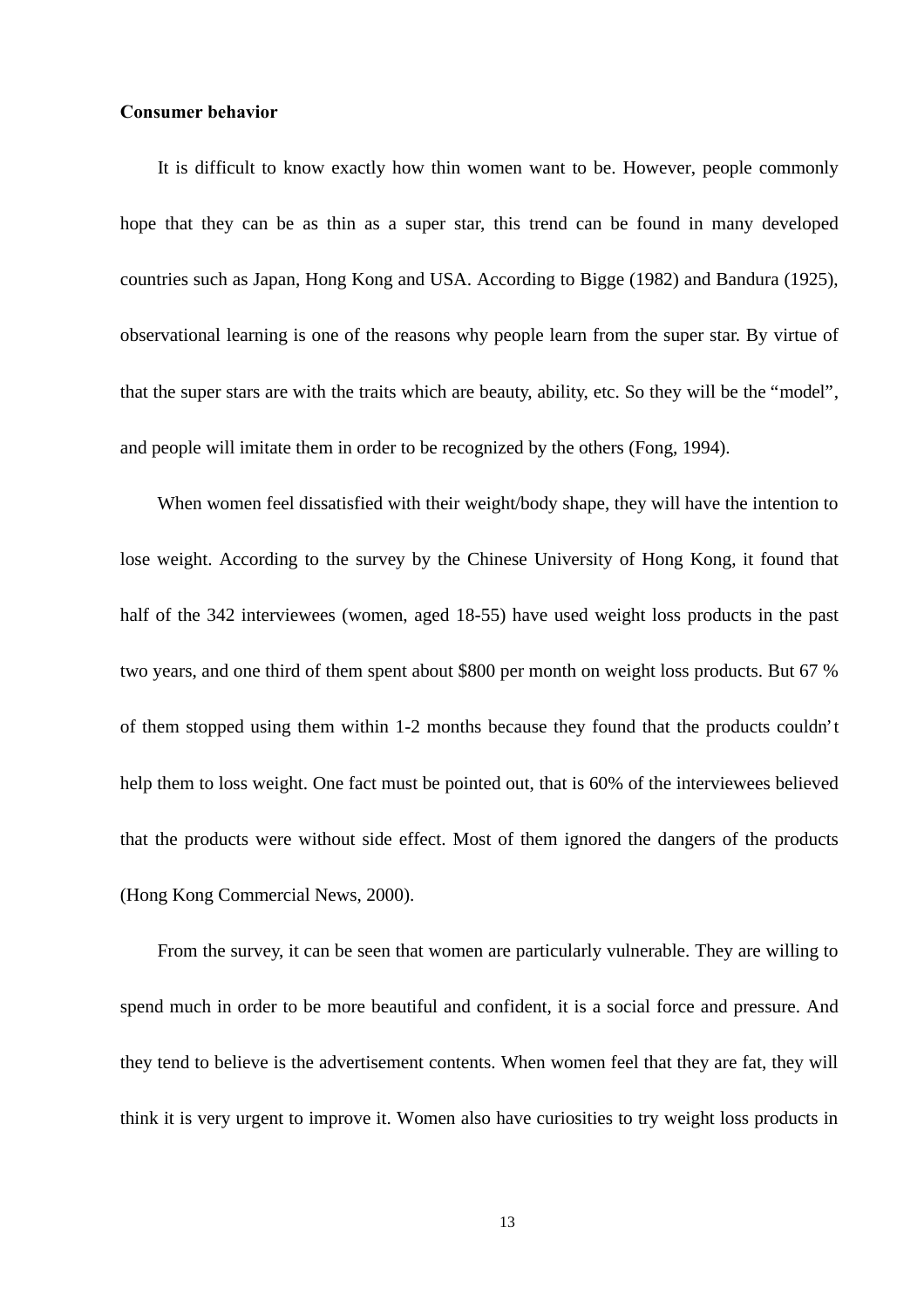**Consumer behavior**

It is difficult to know exactly how thin women want to be. However, people commonly hope that they can be as thin as a super star, this trend can be found in many developed countries such as Japan, Hong Kong and USA. According to Bigge (1982) and Bandura (1925), observational learning is one of the reasons why people learn from the super star. By virtue of that the super stars are with the traits which are beauty, ability, etc. So they will be the "model", and people will imitate them in order to be recognized by the others (Fong, 1994).

When women feel dissatisfied with their weight/body shape, they will have the intention to lose weight. According to the survey by the Chinese University of Hong Kong, it found that half of the 342 interviewees (women, aged 18-55) have used weight loss products in the past two years, and one third of them spent about $800 per month on weight loss products. But 67 % of them stopped using them within 1-2 months because they found that the products couldn't help them to loss weight. One fact must be pointed out, that is 60% of the interviewees believed that the products were without side effect. Most of them ignored the dangers of the products (Hong Kong Commercial News, 2000).

From the survey, it can be seen that women are particularly vulnerable. They are willing to spend much in order to be more beautiful and confident, it is a social force and pressure. And they tend to believe is the advertisement contents. When women feel that they are fat, they will think it is very urgent to improve it. Women also have curiosities to try weight loss products in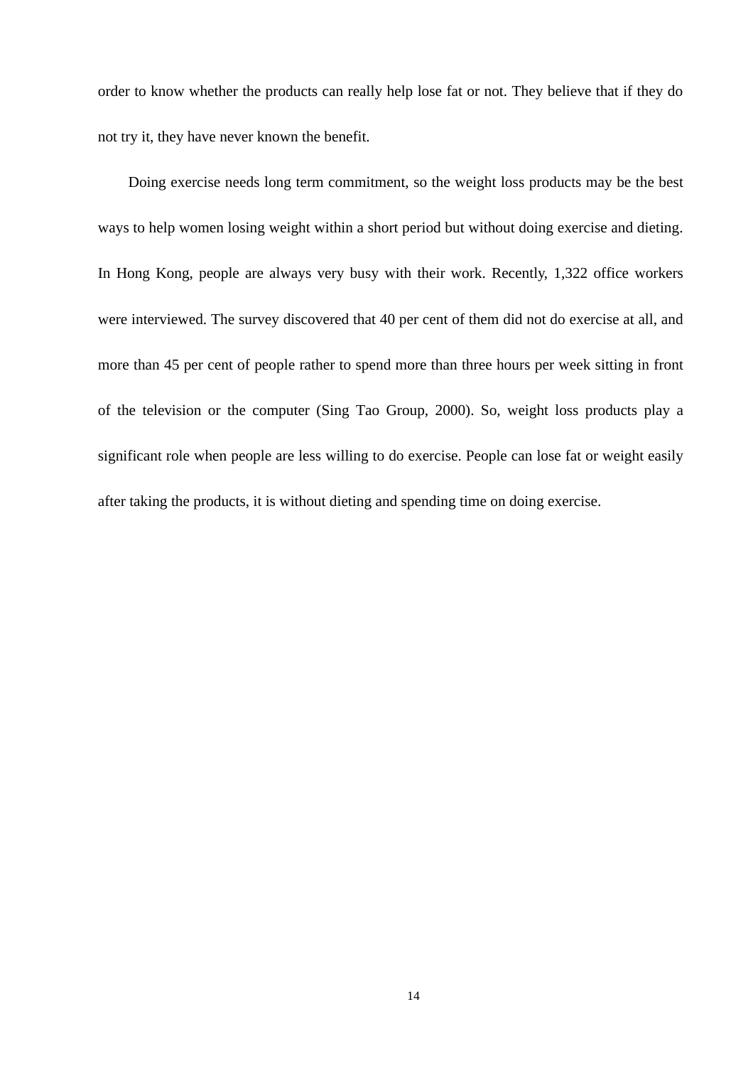order to know whether the products can really help lose fat or not. They believe that if they do not try it, they have never known the benefit.

Doing exercise needs long term commitment, so the weight loss products may be the best ways to help women losing weight within a short period but without doing exercise and dieting. In Hong Kong, people are always very busy with their work. Recently, 1,322 office workers were interviewed. The survey discovered that 40 per cent of them did not do exercise at all, and more than 45 per cent of people rather to spend more than three hours per week sitting in front of the television or the computer (Sing Tao Group, 2000). So, weight loss products play a significant role when people are less willing to do exercise. People can lose fat or weight easily after taking the products, it is without dieting and spending time on doing exercise.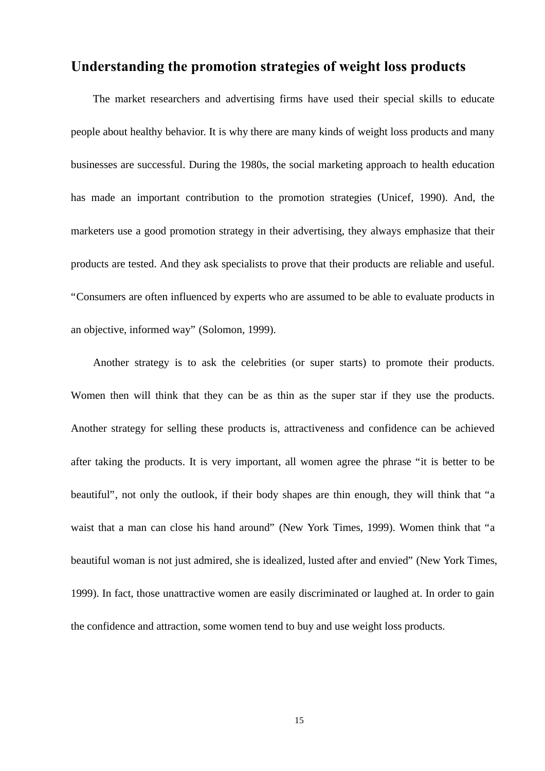## Understanding the promotion strategies of weight loss products

The market researchers and advertising firms have used their special skills to educate people about healthy behavior. It is why there are many kinds of weight loss products and many businesses are successful. During the 1980s, the social marketing approach to health education has made an important contribution to the promotion strategies (Unicef, 1990). And, the marketers use a good promotion strategy in their advertising, they always emphasize that their products are tested. And they ask specialists to prove that their products are reliable and useful. "Consumers are often influenced by experts who are assumed to be able to evaluate products in an objective, informed way" (Solomon, 1999).

Another strategy is to ask the celebrities (or super starts) to promote their products. Women then will think that they can be as thin as the super star if they use the products. Another strategy for selling these products is, attractiveness and confidence can be achieved after taking the products. It is very important, all women agree the phrase "it is better to be beautiful", not only the outlook, if their body shapes are thin enough, they will think that "a waist that a man can close his hand around" (New York Times, 1999). Women think that "a beautiful woman is not just admired, she is idealized, lusted after and envied" (New York Times, 1999). In fact, those unattractive women are easily discriminated or laughed at. In order to gain the confidence and attraction, some women tend to buy and use weight loss products.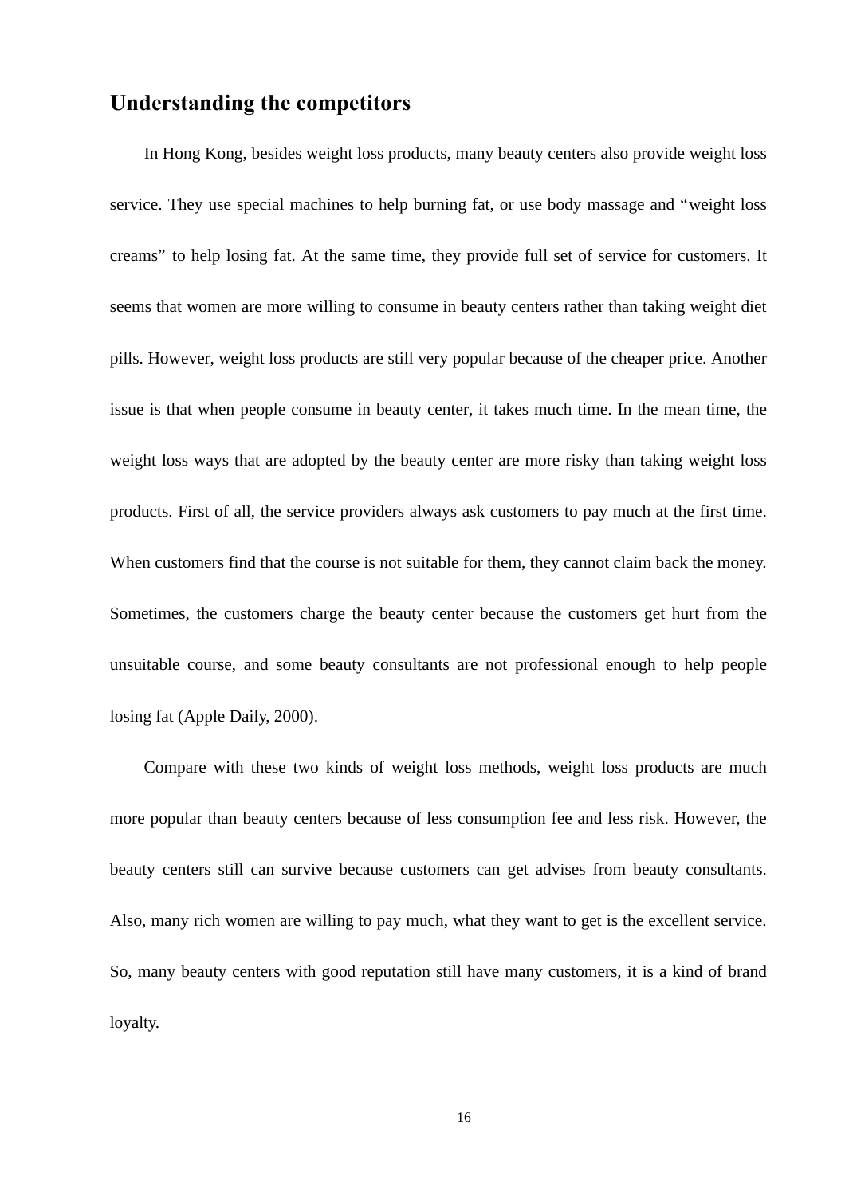## Understanding the competitors

In Hong Kong, besides weight loss products, many beauty centers also provide weight loss service. They use special machines to help burning fat, or use body massage and "weight loss creams" to help losing fat. At the same time, they provide full set of service for customers. It seems that women are more willing to consume in beauty centers rather than taking weight diet pills. However, weight loss products are still very popular because of the cheaper price. Another issue is that when people consume in beauty center, it takes much time. In the mean time, the weight loss ways that are adopted by the beauty center are more risky than taking weight loss products. First of all, the service providers always ask customers to pay much at the first time. When customers find that the course is not suitable for them, they cannot claim back the money. Sometimes, the customers charge the beauty center because the customers get hurt from the unsuitable course, and some beauty consultants are not professional enough to help people losing fat (Apple Daily, 2000).

Compare with these two kinds of weight loss methods, weight loss products are much more popular than beauty centers because of less consumption fee and less risk. However, the beauty centers still can survive because customers can get advises from beauty consultants. Also, many rich women are willing to pay much, what they want to get is the excellent service. So, many beauty centers with good reputation still have many customers, it is a kind of brand loyalty.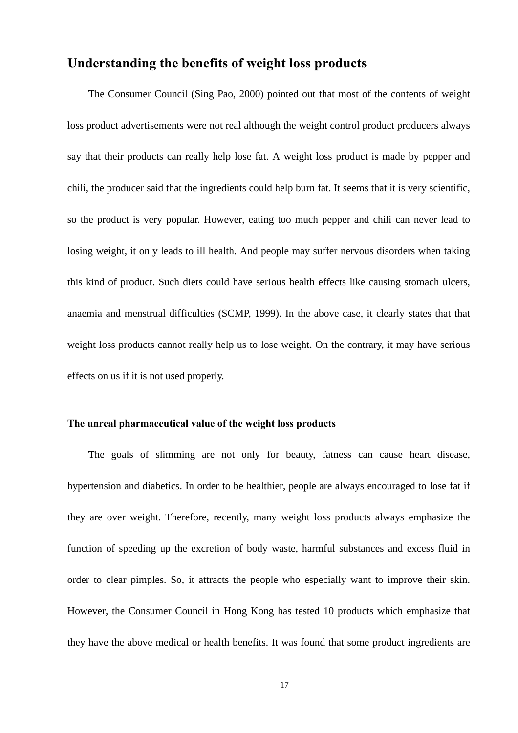## Understanding the benefits of weight loss products

The Consumer Council (Sing Pao, 2000) pointed out that most of the contents of weight loss product advertisements were not real although the weight control product producers always say that their products can really help lose fat. A weight loss product is made by pepper and chili, the producer said that the ingredients could help burn fat. It seems that it is very scientific, so the product is very popular. However, eating too much pepper and chili can never lead to losing weight, it only leads to ill health. And people may suffer nervous disorders when taking this kind of product. Such diets could have serious health effects like causing stomach ulcers, anaemia and menstrual difficulties (SCMP, 1999). In the above case, it clearly states that that weight loss products cannot really help us to lose weight. On the contrary, it may have serious effects on us if it is not used properly.

### The unreal pharmaceutical value of the weight loss products

The goals of slimming are not only for beauty, fatness can cause heart disease, hypertension and diabetics. In order to be healthier, people are always encouraged to lose fat if they are over weight. Therefore, recently, many weight loss products always emphasize the function of speeding up the excretion of body waste, harmful substances and excess fluid in order to clear pimples. So, it attracts the people who especially want to improve their skin. However, the Consumer Council in Hong Kong has tested 10 products which emphasize that they have the above medical or health benefits. It was found that some product ingredients are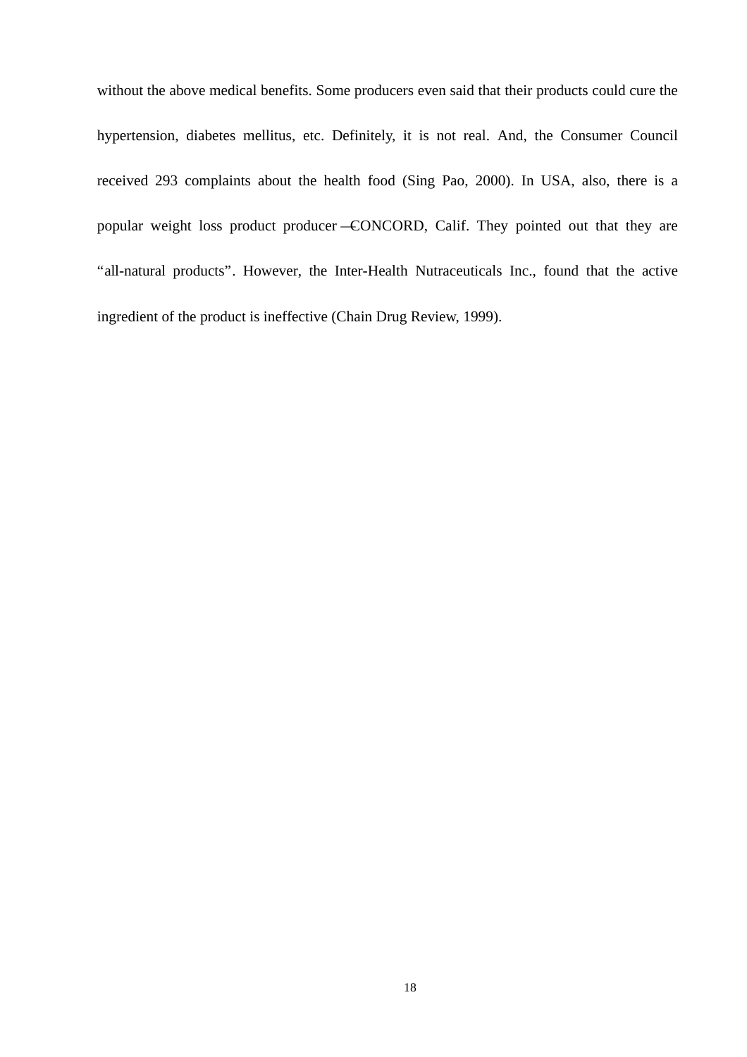without the above medical benefits. Some producers even said that their products could cure the hypertension, diabetes mellitus, etc. Definitely, it is not real. And, the Consumer Council received 293 complaints about the health food (Sing Pao, 2000). In USA, also, there is a popular weight loss product producer — CONCORD, Calif. They pointed out that they are "all-natural products". However, the Inter-Health Nutraceuticals Inc., found that the active ingredient of the product is ineffective (Chain Drug Review, 1999).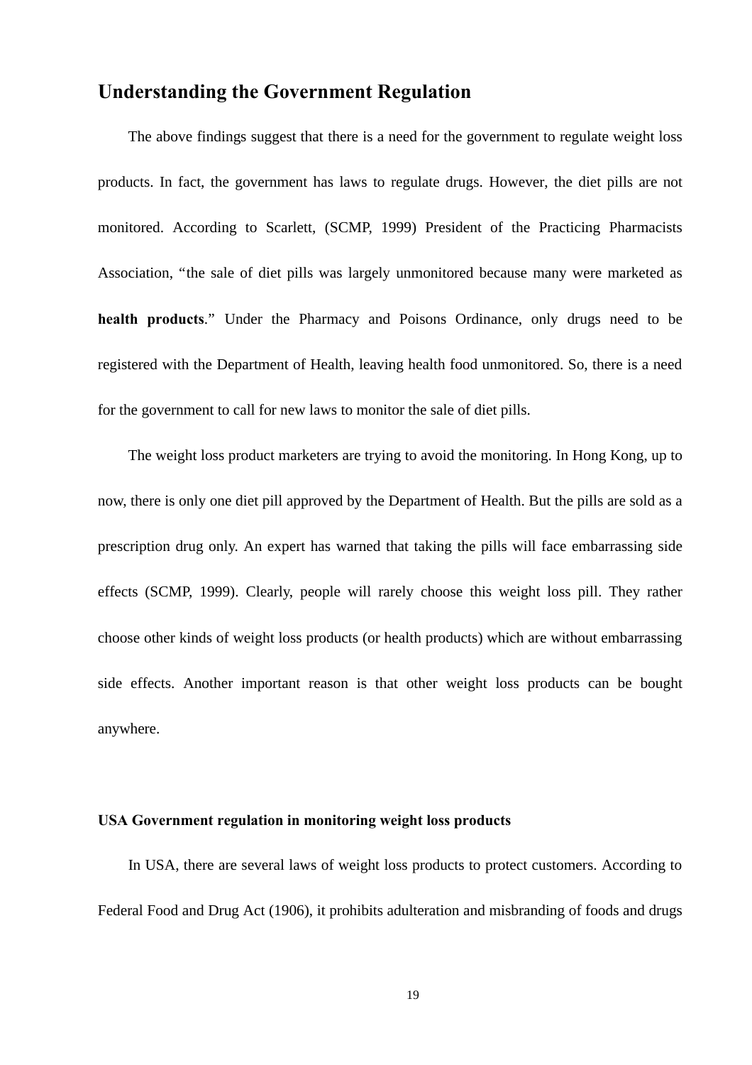## Understanding the Government Regulation

The above findings suggest that there is a need for the government to regulate weight loss products. In fact, the government has laws to regulate drugs. However, the diet pills are not monitored. According to Scarlett, (SCMP, 1999) President of the Practicing Pharmacists Association, "the sale of diet pills was largely unmonitored because many were marketed as **health products**." Under the Pharmacy and Poisons Ordinance, only drugs need to be registered with the Department of Health, leaving health food unmonitored. So, there is a need for the government to call for new laws to monitor the sale of diet pills.

The weight loss product marketers are trying to avoid the monitoring. In Hong Kong, up to now, there is only one diet pill approved by the Department of Health. But the pills are sold as a prescription drug only. An expert has warned that taking the pills will face embarrassing side effects (SCMP, 1999). Clearly, people will rarely choose this weight loss pill. They rather choose other kinds of weight loss products (or health products) which are without embarrassing side effects. Another important reason is that other weight loss products can be bought anywhere.

### USA Government regulation in monitoring weight loss products

In USA, there are several laws of weight loss products to protect customers. According to Federal Food and Drug Act (1906), it prohibits adulteration and misbranding of foods and drugs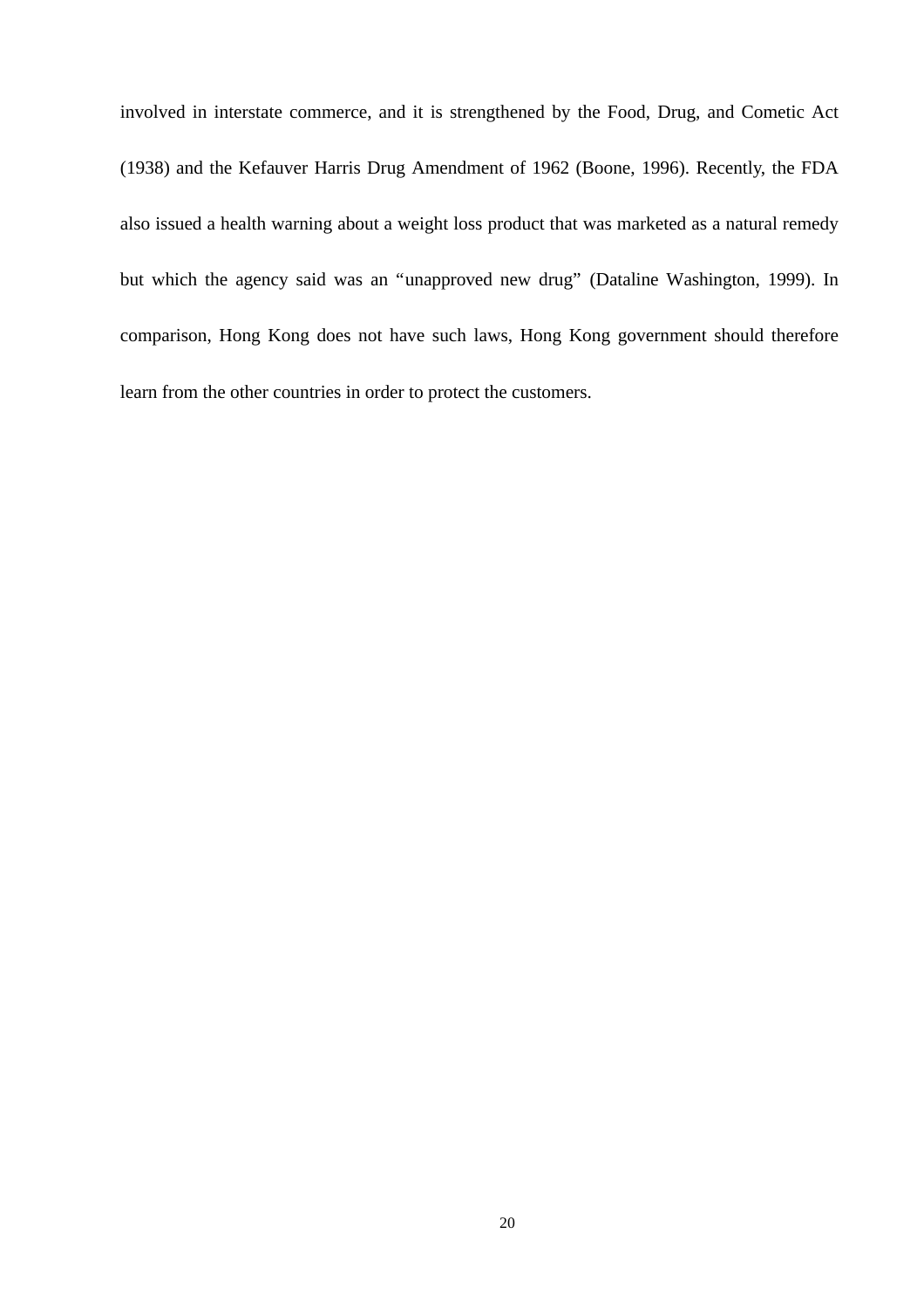involved in interstate commerce, and it is strengthened by the Food, Drug, and Cometic Act (1938) and the Kefauver Harris Drug Amendment of 1962 (Boone, 1996). Recently, the FDA also issued a health warning about a weight loss product that was marketed as a natural remedy but which the agency said was an "unapproved new drug" (Dataline Washington, 1999). In comparison, Hong Kong does not have such laws, Hong Kong government should therefore learn from the other countries in order to protect the customers.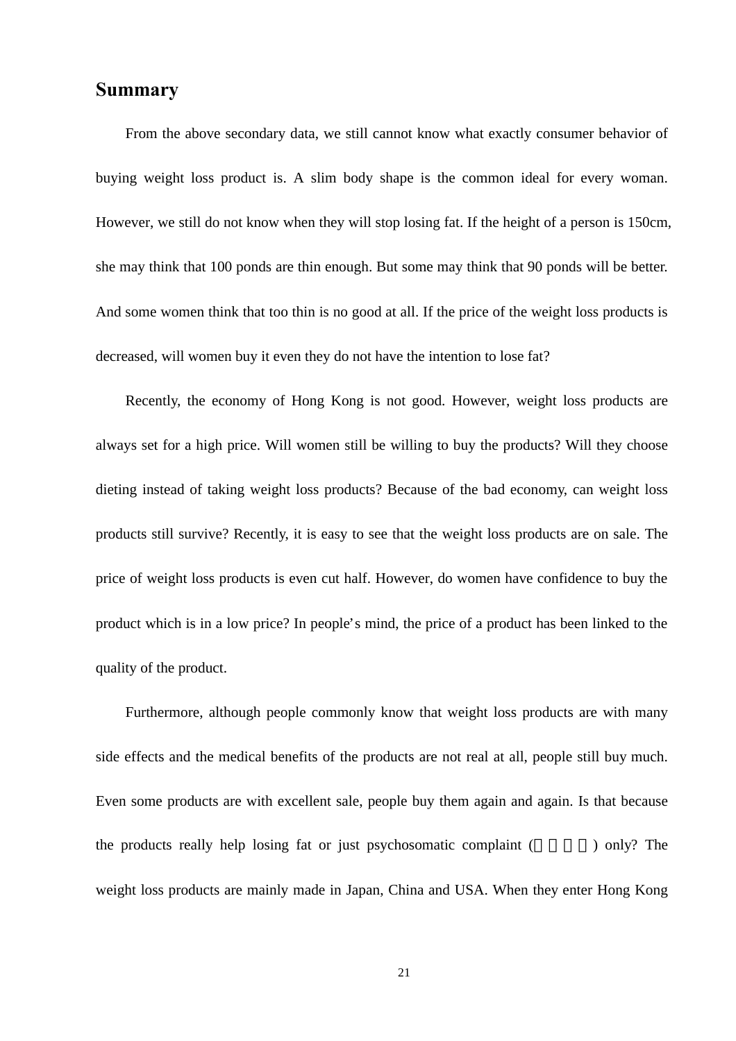## Summary

From the above secondary data, we still cannot know what exactly consumer behavior of buying weight loss product is. A slim body shape is the common ideal for every woman. However, we still do not know when they will stop losing fat. If the height of a person is 150cm, she may think that 100 ponds are thin enough. But some may think that 90 ponds will be better. And some women think that too thin is no good at all. If the price of the weight loss products is decreased, will women buy it even they do not have the intention to lose fat?

Recently, the economy of Hong Kong is not good. However, weight loss products are always set for a high price. Will women still be willing to buy the products? Will they choose dieting instead of taking weight loss products? Because of the bad economy, can weight loss products still survive? Recently, it is easy to see that the weight loss products are on sale. The price of weight loss products is even cut half. However, do women have confidence to buy the product which is in a low price? In people's mind, the price of a product has been linked to the quality of the product.

Furthermore, although people commonly know that weight loss products are with many side effects and the medical benefits of the products are not real at all, people still buy much. Even some products are with excellent sale, people buy them again and again. Is that because the products really help losing fat or just psychosomatic complaint (□□□□) only? The weight loss products are mainly made in Japan, China and USA. When they enter Hong Kong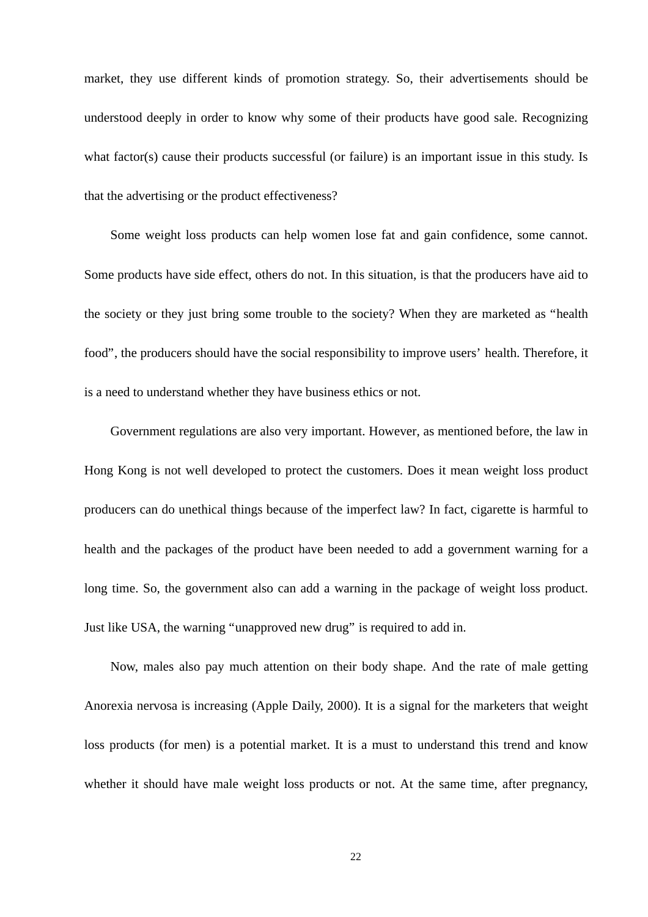market, they use different kinds of promotion strategy. So, their advertisements should be understood deeply in order to know why some of their products have good sale. Recognizing what factor(s) cause their products successful (or failure) is an important issue in this study. Is that the advertising or the product effectiveness?

Some weight loss products can help women lose fat and gain confidence, some cannot. Some products have side effect, others do not. In this situation, is that the producers have aid to the society or they just bring some trouble to the society? When they are marketed as "health food", the producers should have the social responsibility to improve users' health. Therefore, it is a need to understand whether they have business ethics or not.

Government regulations are also very important. However, as mentioned before, the law in Hong Kong is not well developed to protect the customers. Does it mean weight loss product producers can do unethical things because of the imperfect law? In fact, cigarette is harmful to health and the packages of the product have been needed to add a government warning for a long time. So, the government also can add a warning in the package of weight loss product. Just like USA, the warning "unapproved new drug" is required to add in.

Now, males also pay much attention on their body shape. And the rate of male getting Anorexia nervosa is increasing (Apple Daily, 2000). It is a signal for the marketers that weight loss products (for men) is a potential market. It is a must to understand this trend and know whether it should have male weight loss products or not. At the same time, after pregnancy,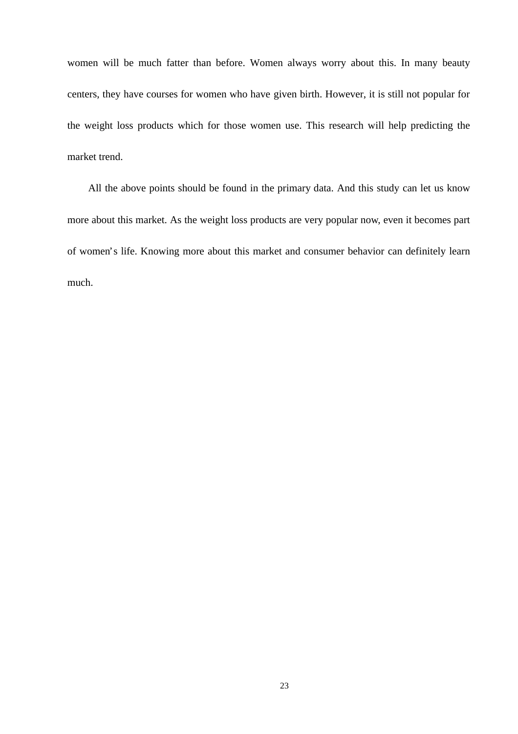women will be much fatter than before. Women always worry about this. In many beauty centers, they have courses for women who have given birth. However, it is still not popular for the weight loss products which for those women use. This research will help predicting the market trend.

All the above points should be found in the primary data. And this study can let us know more about this market. As the weight loss products are very popular now, even it becomes part of women's life. Knowing more about this market and consumer behavior can definitely learn much.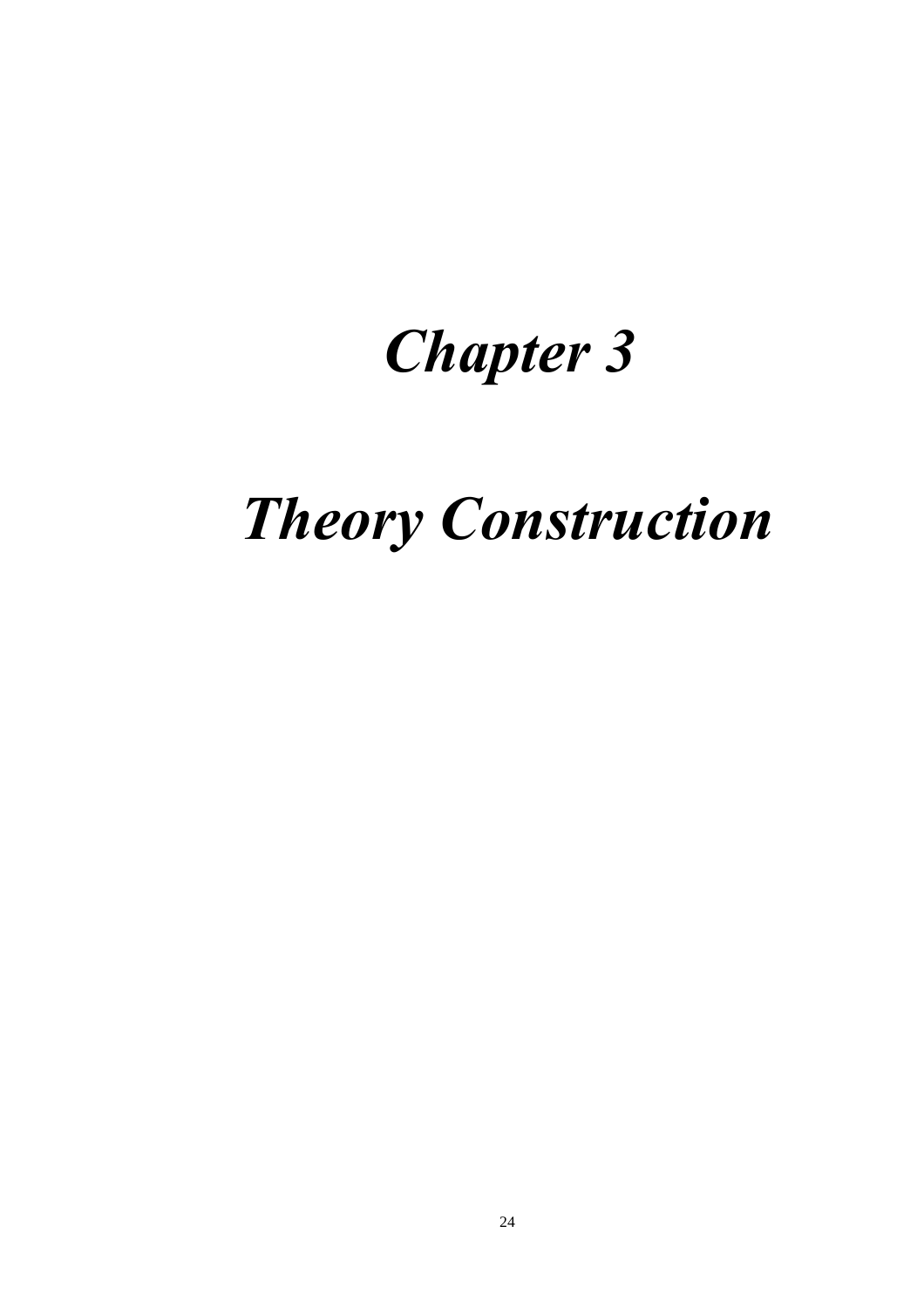# *Chapter 3*

# *Theory Construction*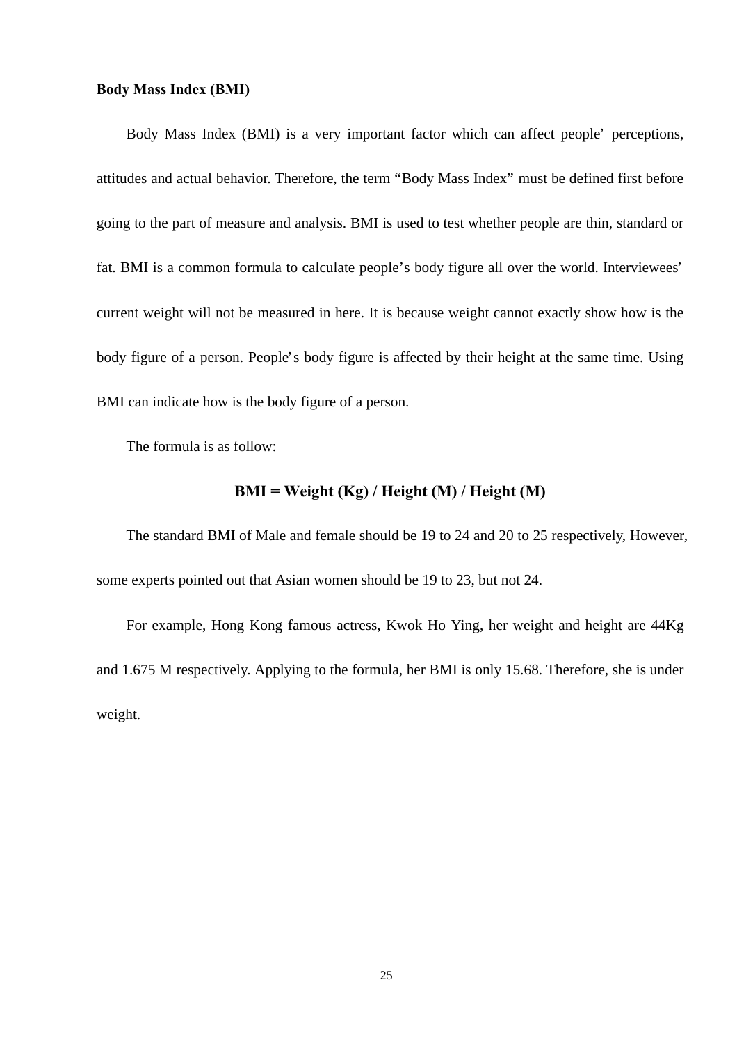**Body Mass Index (BMI)**

Body Mass Index (BMI) is a very important factor which can affect people' perceptions, attitudes and actual behavior. Therefore, the term "Body Mass Index" must be defined first before going to the part of measure and analysis. BMI is used to test whether people are thin, standard or fat. BMI is a common formula to calculate people's body figure all over the world. Interviewees' current weight will not be measured in here. It is because weight cannot exactly show how is the body figure of a person. People's body figure is affected by their height at the same time. Using BMI can indicate how is the body figure of a person.

The formula is as follow:

**BMI = Weight (Kg) / Height (M) / Height (M)**

The standard BMI of Male and female should be 19 to 24 and 20 to 25 respectively, However, some experts pointed out that Asian women should be 19 to 23, but not 24.

For example, Hong Kong famous actress, Kwok Ho Ying, her weight and height are 44Kg and 1.675 M respectively. Applying to the formula, her BMI is only 15.68. Therefore, she is under weight.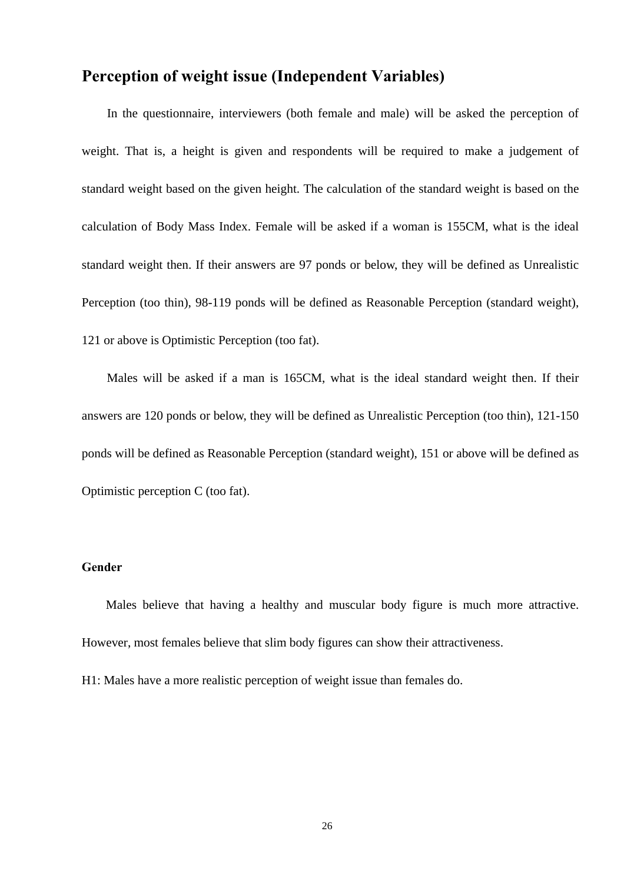## Perception of weight issue (Independent Variables)

In the questionnaire, interviewers (both female and male) will be asked the perception of weight. That is, a height is given and respondents will be required to make a judgement of standard weight based on the given height. The calculation of the standard weight is based on the calculation of Body Mass Index. Female will be asked if a woman is 155CM, what is the ideal standard weight then. If their answers are 97 ponds or below, they will be defined as Unrealistic Perception (too thin), 98-119 ponds will be defined as Reasonable Perception (standard weight), 121 or above is Optimistic Perception (too fat).

Males will be asked if a man is 165CM, what is the ideal standard weight then. If their answers are 120 ponds or below, they will be defined as Unrealistic Perception (too thin), 121-150 ponds will be defined as Reasonable Perception (standard weight), 151 or above will be defined as Optimistic perception C (too fat).

**Gender**

Males believe that having a healthy and muscular body figure is much more attractive. However, most females believe that slim body figures can show their attractiveness.

H1: Males have a more realistic perception of weight issue than females do.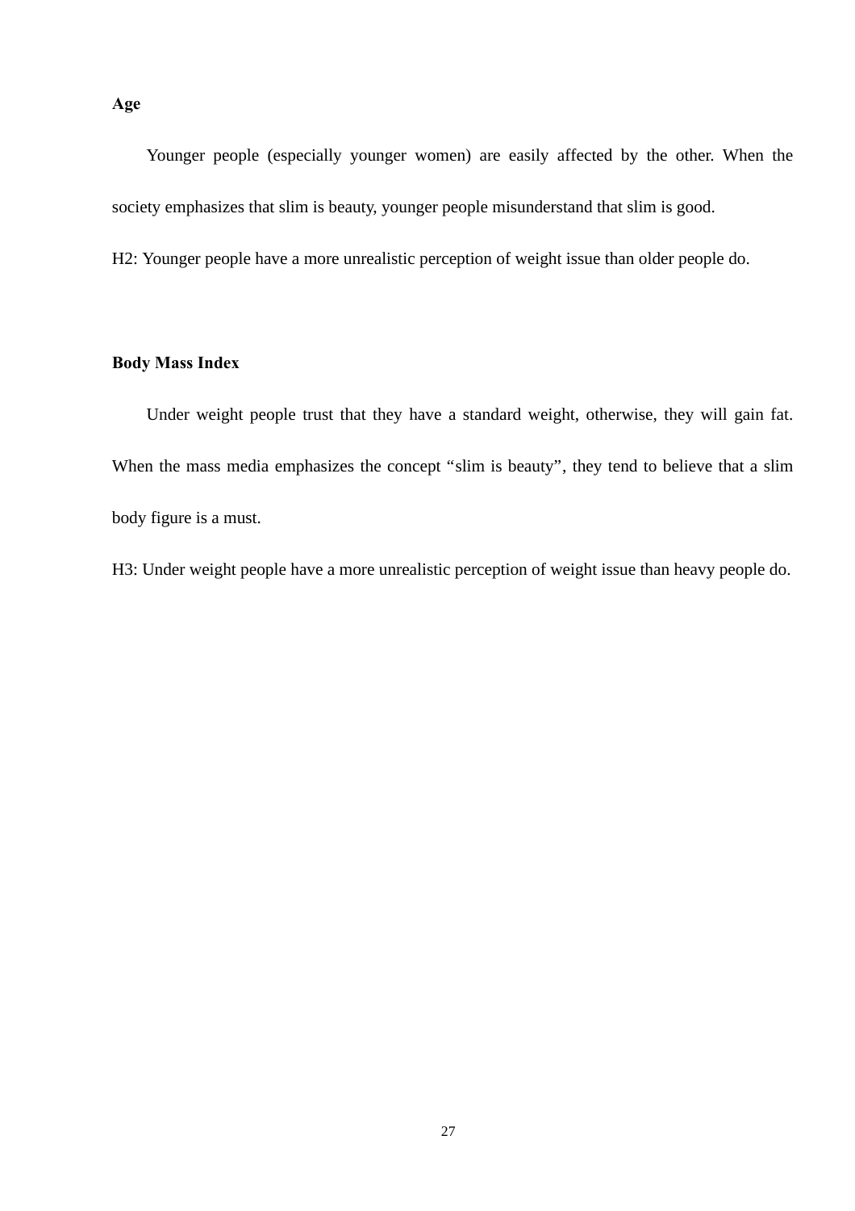**Age**

Younger people (especially younger women) are easily affected by the other. When the society emphasizes that slim is beauty, younger people misunderstand that slim is good.

H2: Younger people have a more unrealistic perception of weight issue than older people do.

**Body Mass Index**

Under weight people trust that they have a standard weight, otherwise, they will gain fat. When the mass media emphasizes the concept "slim is beauty", they tend to believe that a slim body figure is a must.

H3: Under weight people have a more unrealistic perception of weight issue than heavy people do.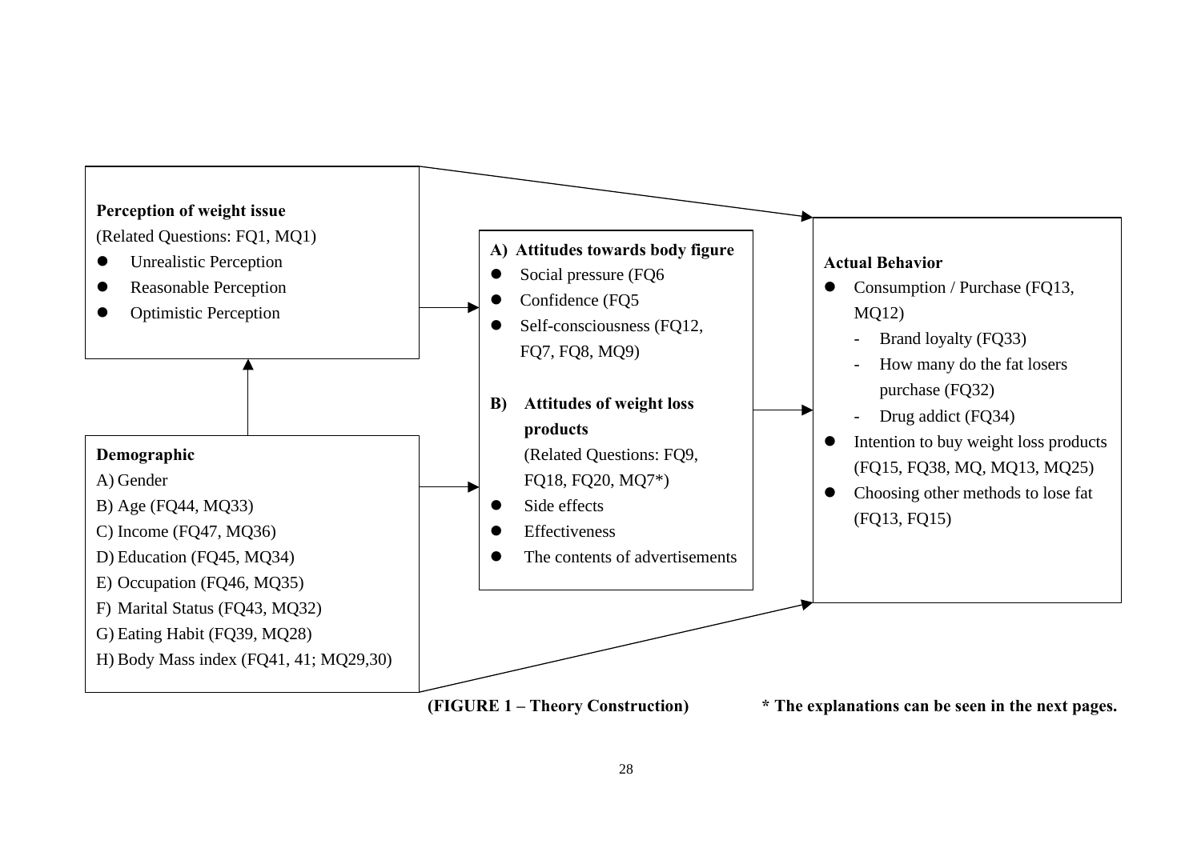**Perception of weight issue**

(Related Questions: FQ1, MQ1)

- Unrealistic Perception
- Reasonable Perception
- Optimistic Perception

**Demographic**

A) Gender
B) Age (FQ44, MQ33)
C) Income (FQ47, MQ36)
D) Education (FQ45, MQ34)
E) Occupation (FQ46, MQ35)
F) Marital Status (FQ43, MQ32)
G) Eating Habit (FQ39, MQ28)
H) Body Mass index (FQ41, 41; MQ29,30)

**A) Attitudes towards body figure**

- Social pressure (FQ6
- Confidence (FQ5
- Self-consciousness (FQ12, FQ7, FQ8, MQ9)

**B) Attitudes of weight loss products**

(Related Questions: FQ9, FQ18, FQ20, MQ7*)

- Side effects
- Effectiveness
- The contents of advertisements

**Actual Behavior**

- Consumption / Purchase (FQ13, MQ12)
  - Brand loyalty (FQ33)
  - How many do the fat losers purchase (FQ32)
  - Drug addict (FQ34)
- Intention to buy weight loss products (FQ15, FQ38, MQ, MQ13, MQ25)
- Choosing other methods to lose fat (FQ13, FQ15)

**(FIGURE 1 – Theory Construction)** **\* The explanations can be seen in the next pages.**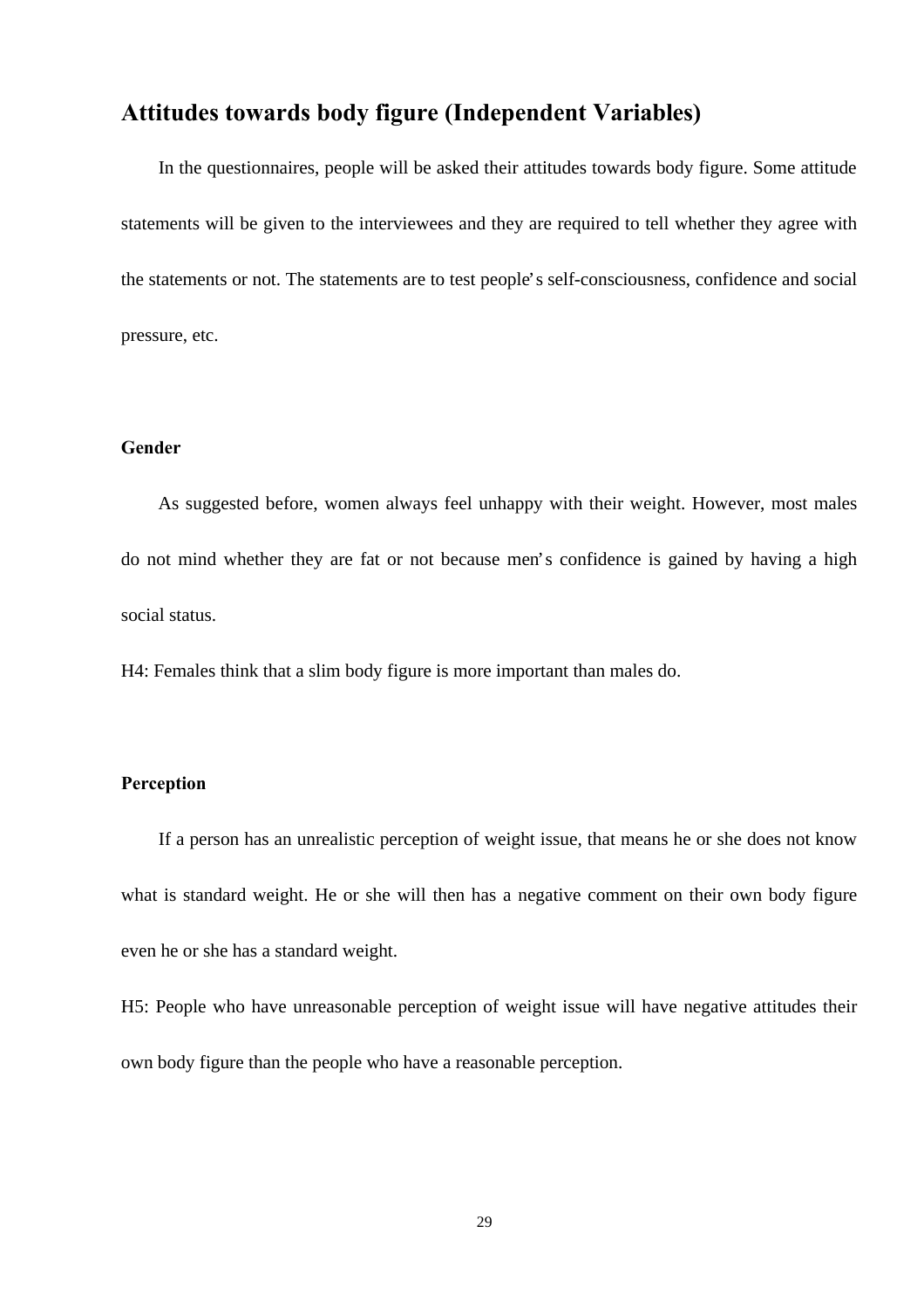## Attitudes towards body figure (Independent Variables)

In the questionnaires, people will be asked their attitudes towards body figure. Some attitude statements will be given to the interviewees and they are required to tell whether they agree with the statements or not. The statements are to test people's self-consciousness, confidence and social pressure, etc.

### Gender

As suggested before, women always feel unhappy with their weight. However, most males do not mind whether they are fat or not because men's confidence is gained by having a high social status.

H4: Females think that a slim body figure is more important than males do.

### Perception

If a person has an unrealistic perception of weight issue, that means he or she does not know what is standard weight. He or she will then has a negative comment on their own body figure even he or she has a standard weight.

H5: People who have unreasonable perception of weight issue will have negative attitudes their own body figure than the people who have a reasonable perception.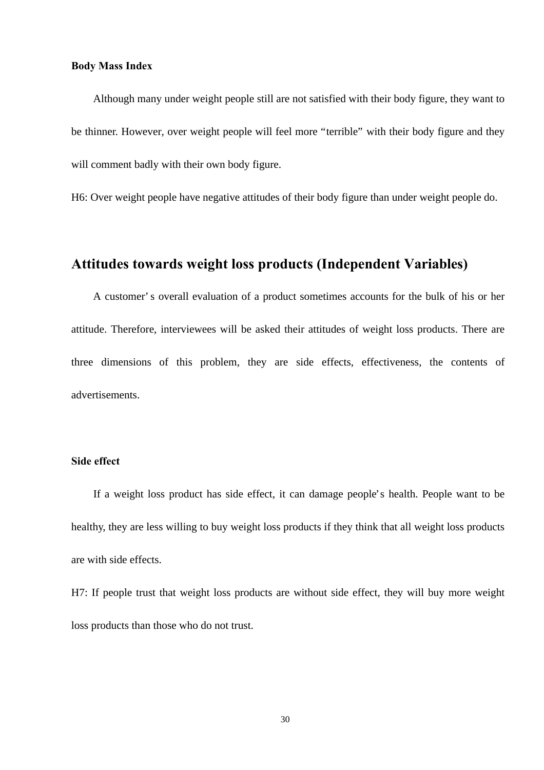### Body Mass Index

Although many under weight people still are not satisfied with their body figure, they want to be thinner. However, over weight people will feel more "terrible" with their body figure and they will comment badly with their own body figure.

H6: Over weight people have negative attitudes of their body figure than under weight people do.

## Attitudes towards weight loss products (Independent Variables)

A customer's overall evaluation of a product sometimes accounts for the bulk of his or her attitude. Therefore, interviewees will be asked their attitudes of weight loss products. There are three dimensions of this problem, they are side effects, effectiveness, the contents of advertisements.

### Side effect

If a weight loss product has side effect, it can damage people's health. People want to be healthy, they are less willing to buy weight loss products if they think that all weight loss products are with side effects.

H7: If people trust that weight loss products are without side effect, they will buy more weight loss products than those who do not trust.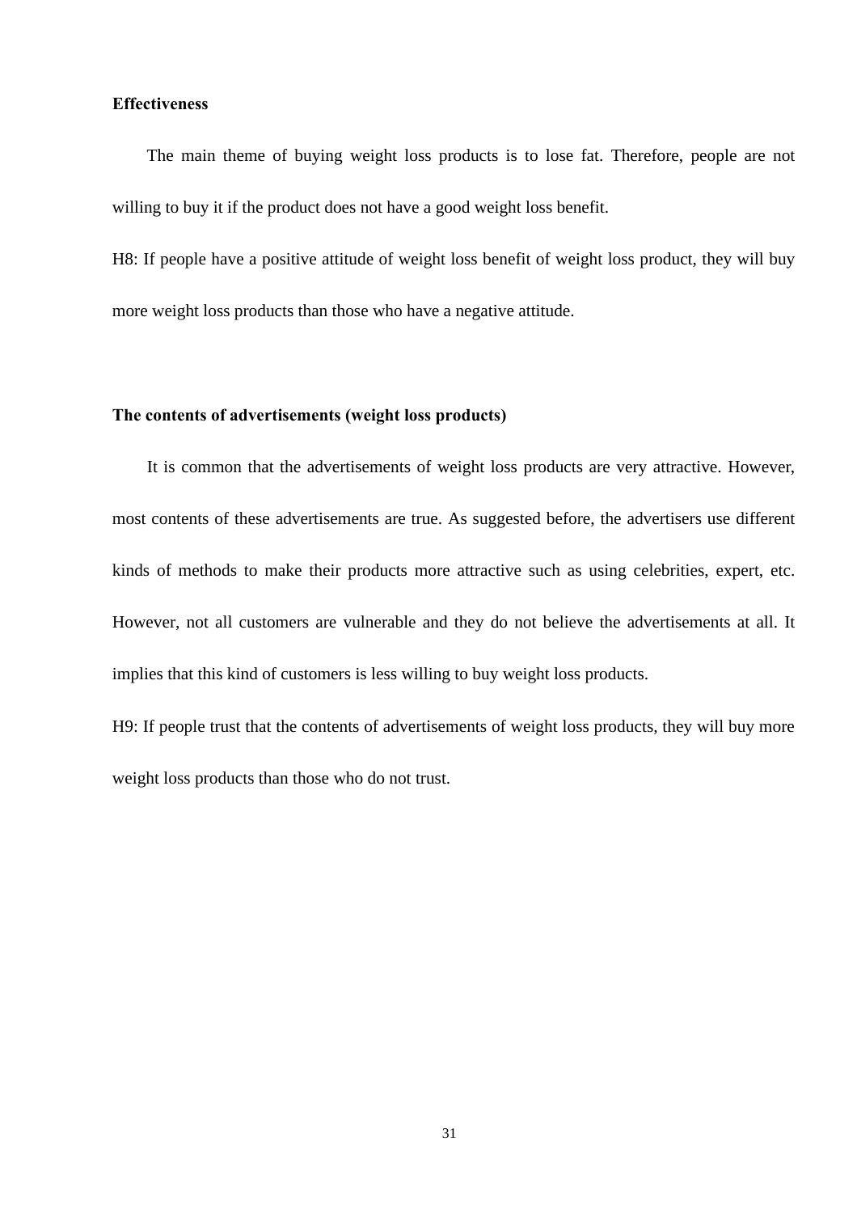**Effectiveness**

The main theme of buying weight loss products is to lose fat. Therefore, people are not willing to buy it if the product does not have a good weight loss benefit.

H8: If people have a positive attitude of weight loss benefit of weight loss product, they will buy more weight loss products than those who have a negative attitude.

**The contents of advertisements (weight loss products)**

It is common that the advertisements of weight loss products are very attractive. However, most contents of these advertisements are true. As suggested before, the advertisers use different kinds of methods to make their products more attractive such as using celebrities, expert, etc. However, not all customers are vulnerable and they do not believe the advertisements at all. It implies that this kind of customers is less willing to buy weight loss products.

H9: If people trust that the contents of advertisements of weight loss products, they will buy more weight loss products than those who do not trust.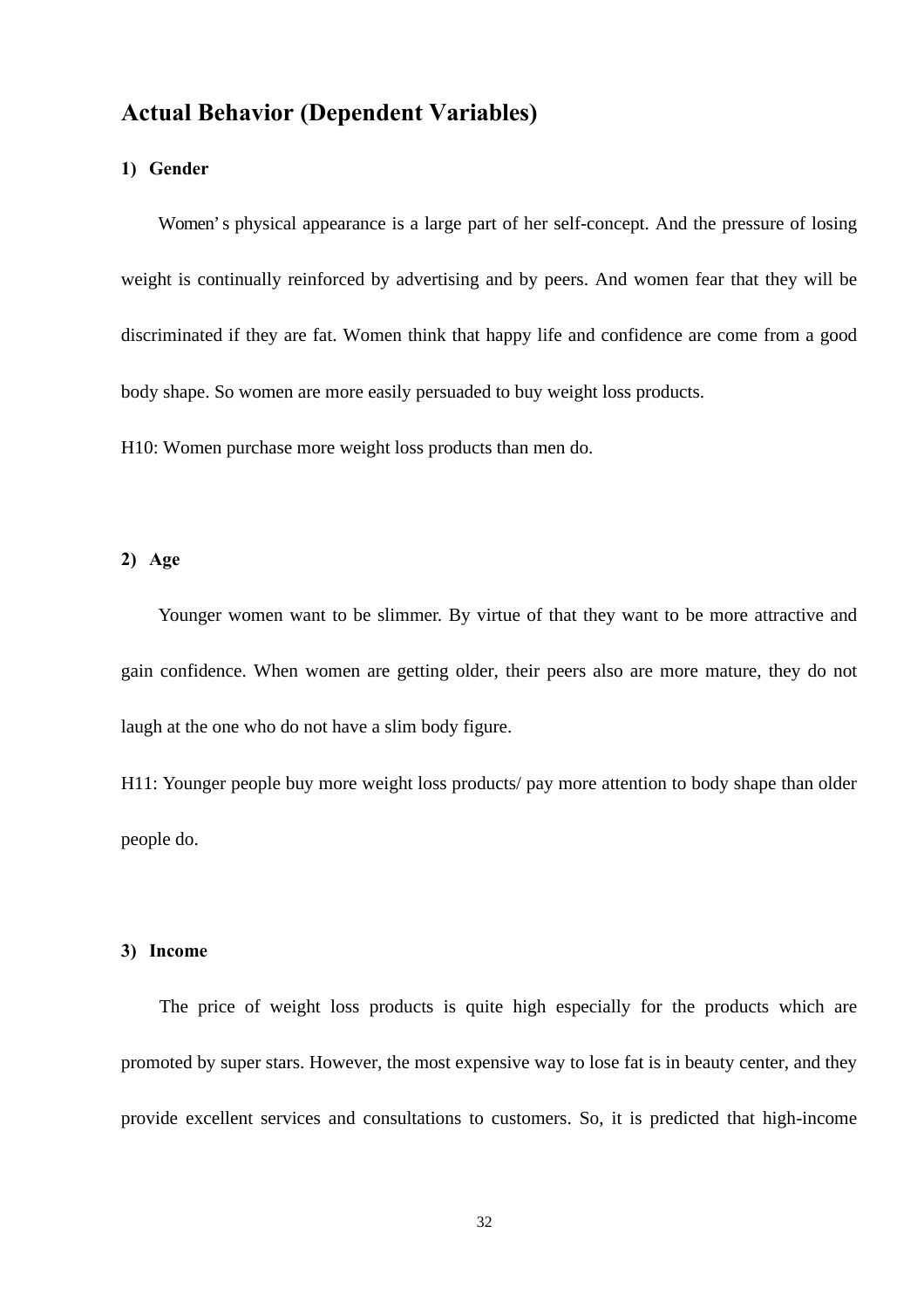## Actual Behavior (Dependent Variables)

### 1) Gender

Women's physical appearance is a large part of her self-concept. And the pressure of losing weight is continually reinforced by advertising and by peers. And women fear that they will be discriminated if they are fat. Women think that happy life and confidence are come from a good body shape. So women are more easily persuaded to buy weight loss products.

H10: Women purchase more weight loss products than men do.

### 2) Age

Younger women want to be slimmer. By virtue of that they want to be more attractive and gain confidence. When women are getting older, their peers also are more mature, they do not laugh at the one who do not have a slim body figure.

H11: Younger people buy more weight loss products/ pay more attention to body shape than older people do.

### 3) Income

The price of weight loss products is quite high especially for the products which are promoted by super stars. However, the most expensive way to lose fat is in beauty center, and they provide excellent services and consultations to customers. So, it is predicted that high-income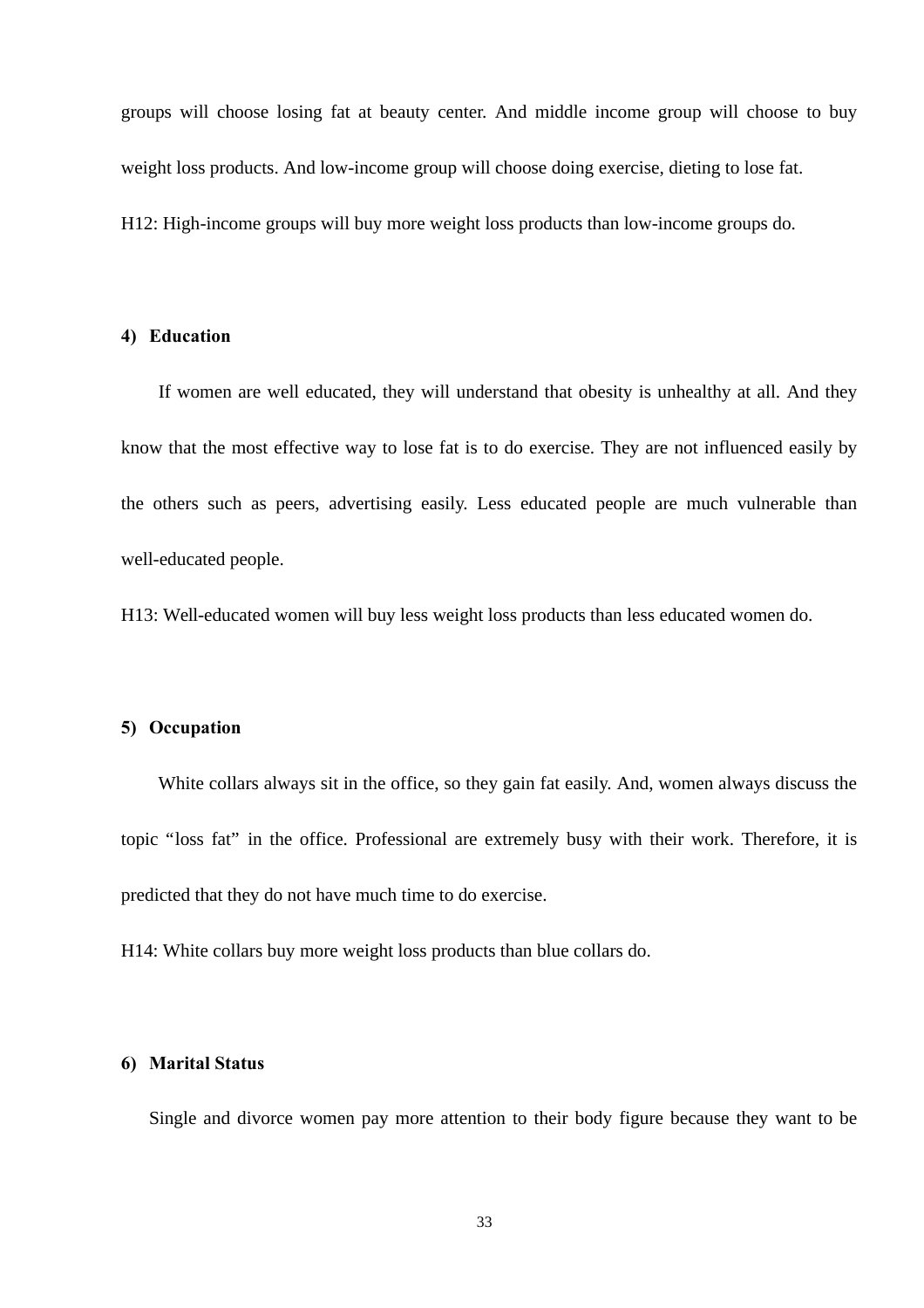groups will choose losing fat at beauty center. And middle income group will choose to buy weight loss products. And low-income group will choose doing exercise, dieting to lose fat.

H12: High-income groups will buy more weight loss products than low-income groups do.

#### 4) Education

If women are well educated, they will understand that obesity is unhealthy at all. And they know that the most effective way to lose fat is to do exercise. They are not influenced easily by the others such as peers, advertising easily. Less educated people are much vulnerable than well-educated people.

H13: Well-educated women will buy less weight loss products than less educated women do.

#### 5) Occupation

White collars always sit in the office, so they gain fat easily. And, women always discuss the topic "loss fat" in the office. Professional are extremely busy with their work. Therefore, it is predicted that they do not have much time to do exercise.

H14: White collars buy more weight loss products than blue collars do.

#### 6) Marital Status

Single and divorce women pay more attention to their body figure because they want to be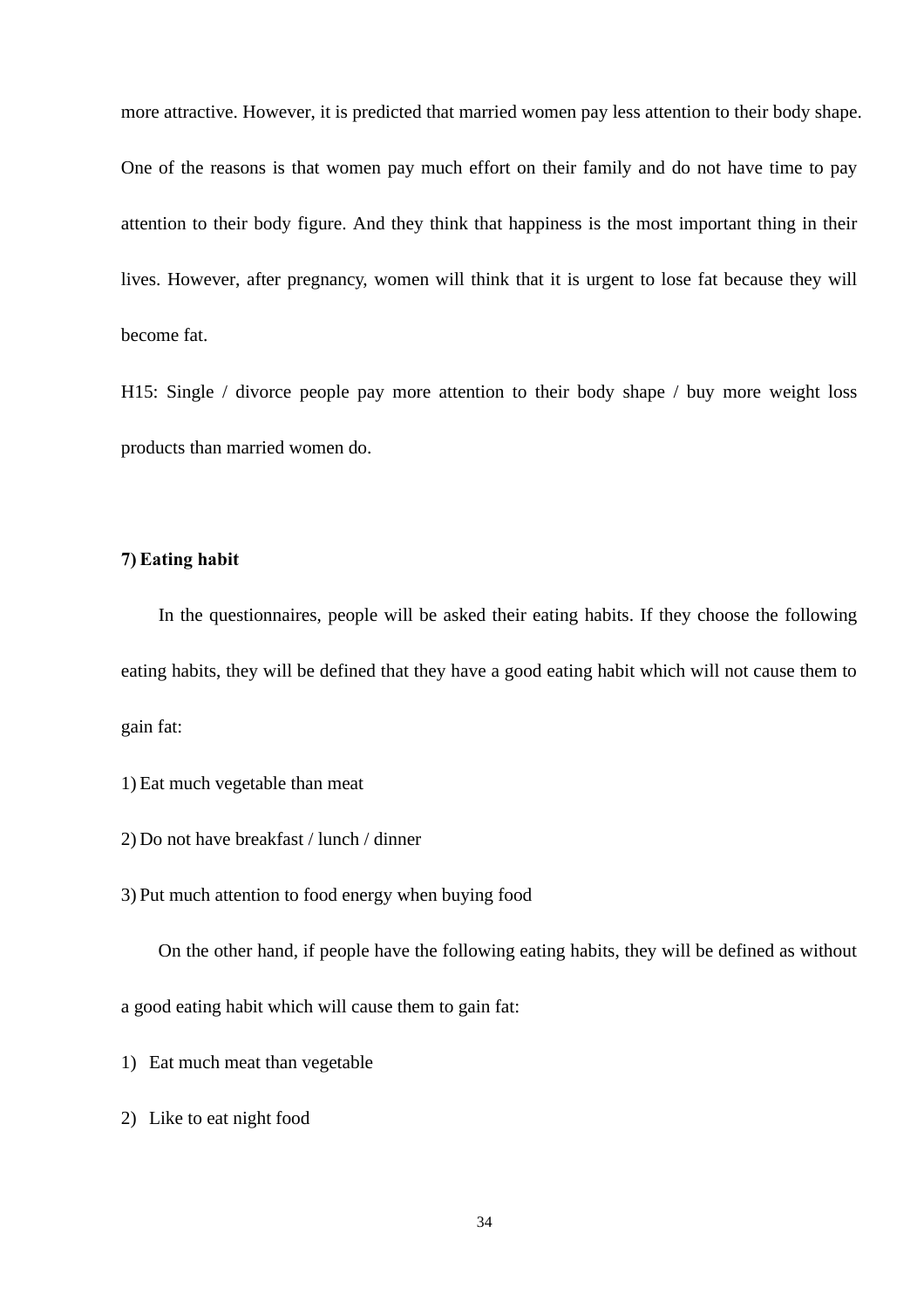more attractive. However, it is predicted that married women pay less attention to their body shape. One of the reasons is that women pay much effort on their family and do not have time to pay attention to their body figure. And they think that happiness is the most important thing in their lives. However, after pregnancy, women will think that it is urgent to lose fat because they will become fat.

H15: Single / divorce people pay more attention to their body shape / buy more weight loss products than married women do.

**7) Eating habit**

In the questionnaires, people will be asked their eating habits. If they choose the following eating habits, they will be defined that they have a good eating habit which will not cause them to gain fat:

1) Eat much vegetable than meat
2) Do not have breakfast / lunch / dinner
3) Put much attention to food energy when buying food

On the other hand, if people have the following eating habits, they will be defined as without a good eating habit which will cause them to gain fat:

1) Eat much meat than vegetable
2) Like to eat night food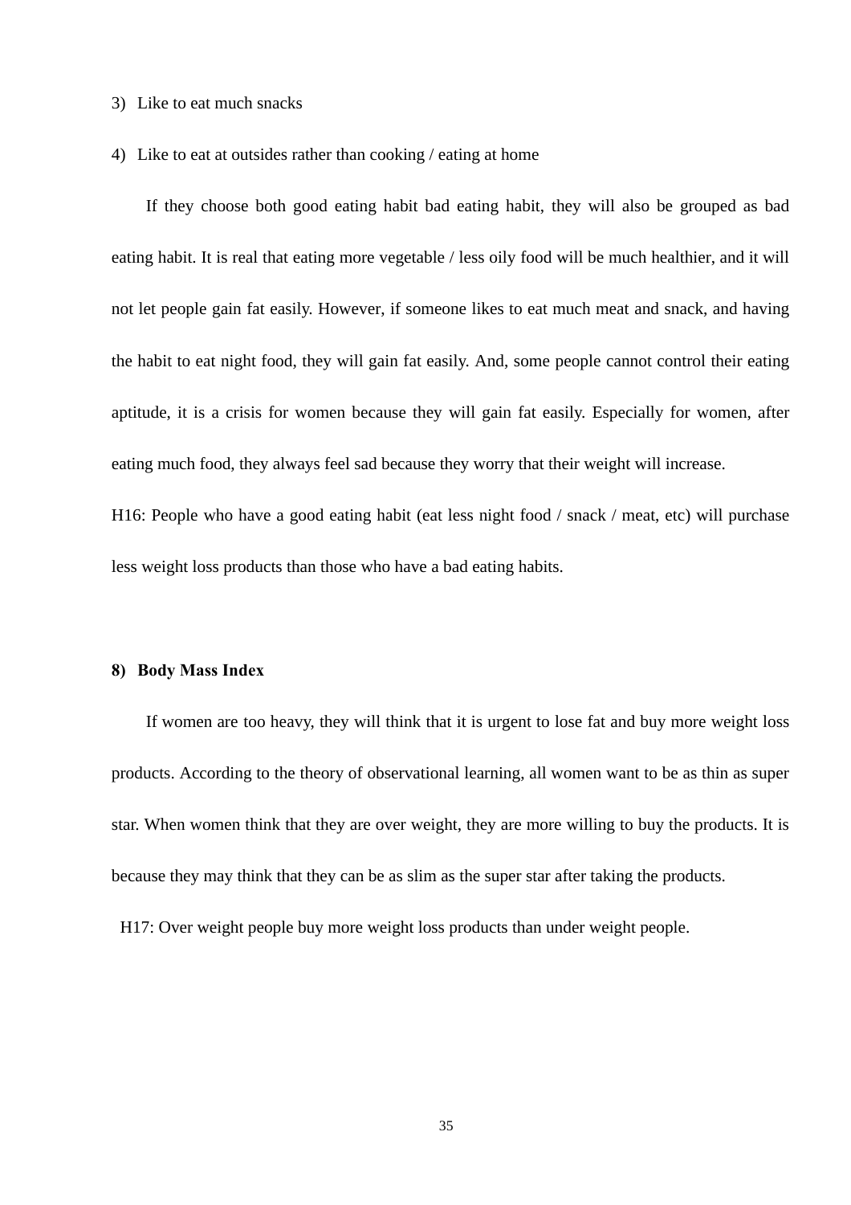3) Like to eat much snacks

4) Like to eat at outsides rather than cooking / eating at home

If they choose both good eating habit bad eating habit, they will also be grouped as bad eating habit. It is real that eating more vegetable / less oily food will be much healthier, and it will not let people gain fat easily. However, if someone likes to eat much meat and snack, and having the habit to eat night food, they will gain fat easily. And, some people cannot control their eating aptitude, it is a crisis for women because they will gain fat easily. Especially for women, after eating much food, they always feel sad because they worry that their weight will increase.

H16: People who have a good eating habit (eat less night food / snack / meat, etc) will purchase less weight loss products than those who have a bad eating habits.

**8) Body Mass Index**

If women are too heavy, they will think that it is urgent to lose fat and buy more weight loss products. According to the theory of observational learning, all women want to be as thin as super star. When women think that they are over weight, they are more willing to buy the products. It is because they may think that they can be as slim as the super star after taking the products.

H17: Over weight people buy more weight loss products than under weight people.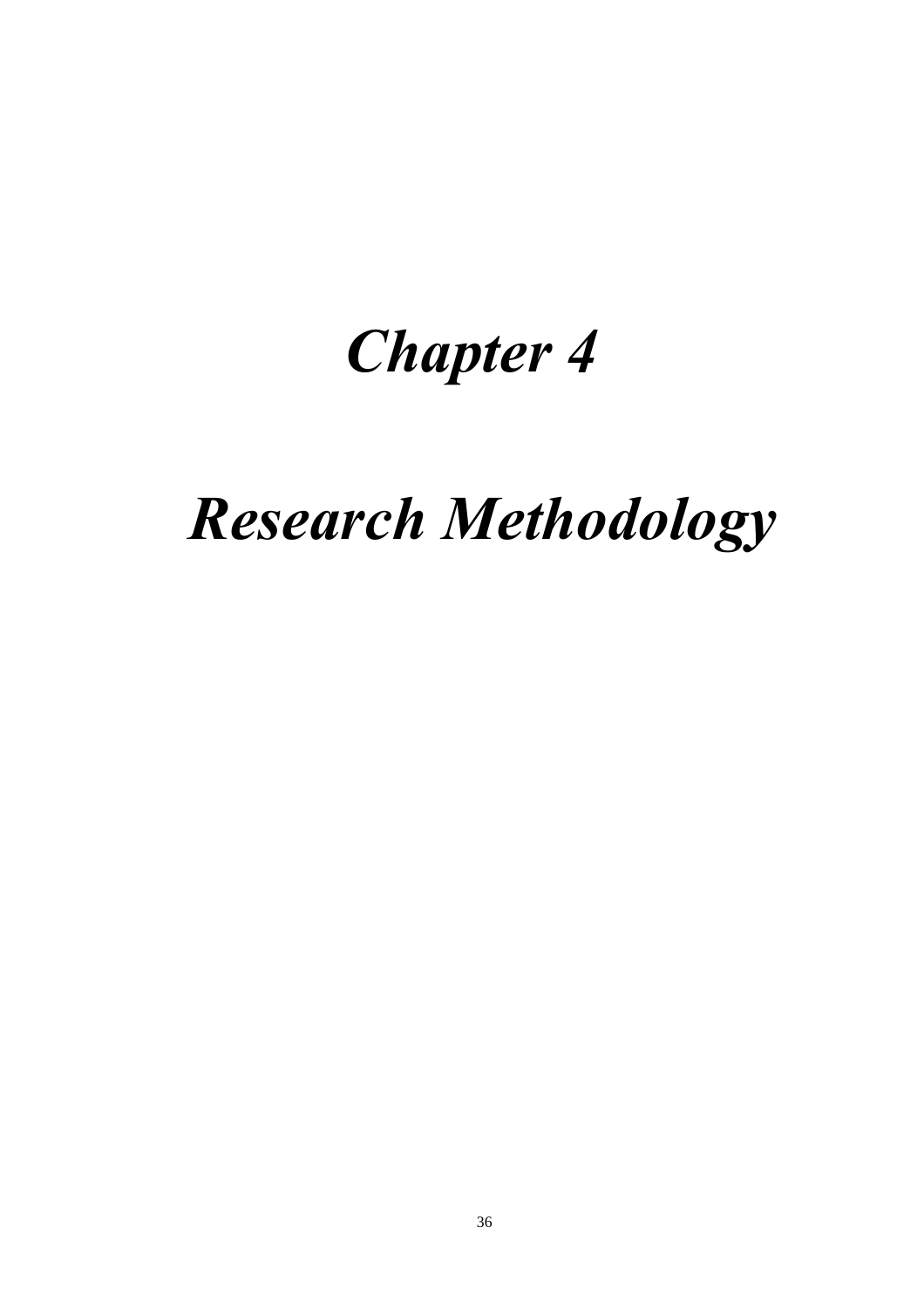# *Chapter 4*

# *Research Methodology*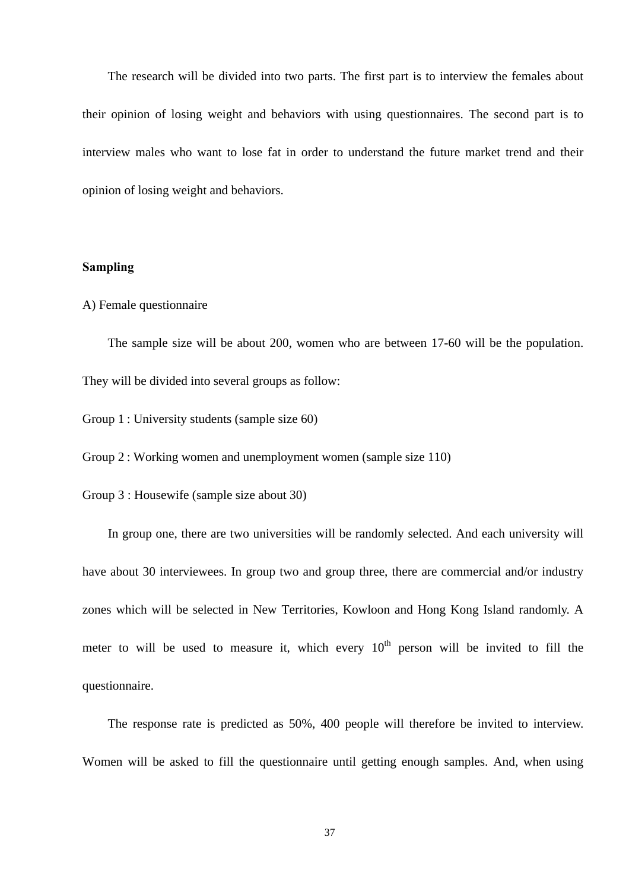The research will be divided into two parts. The first part is to interview the females about their opinion of losing weight and behaviors with using questionnaires. The second part is to interview males who want to lose fat in order to understand the future market trend and their opinion of losing weight and behaviors.

**Sampling**

A) Female questionnaire

The sample size will be about 200, women who are between 17-60 will be the population. They will be divided into several groups as follow:

Group 1 : University students (sample size 60)

Group 2 : Working women and unemployment women (sample size 110)

Group 3 : Housewife (sample size about 30)

In group one, there are two universities will be randomly selected. And each university will have about 30 interviewees. In group two and group three, there are commercial and/or industry zones which will be selected in New Territories, Kowloon and Hong Kong Island randomly. A meter to will be used to measure it, which every 10th person will be invited to fill the questionnaire.

The response rate is predicted as 50%, 400 people will therefore be invited to interview. Women will be asked to fill the questionnaire until getting enough samples. And, when using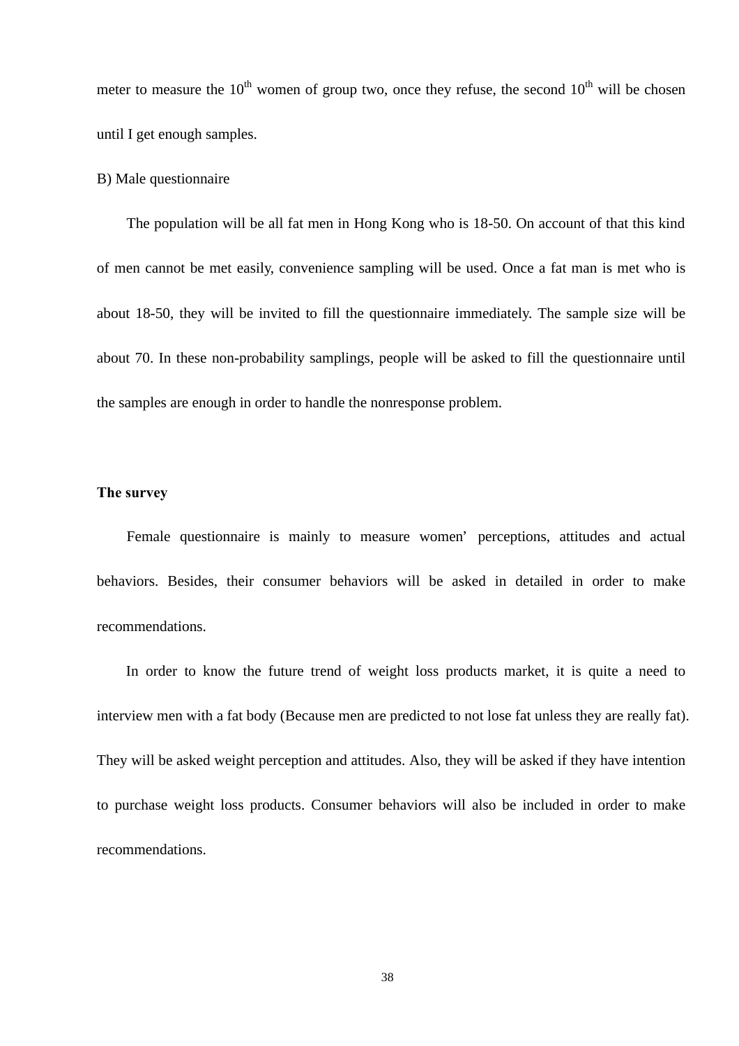meter to measure the 10th women of group two, once they refuse, the second 10th will be chosen until I get enough samples.

B) Male questionnaire

The population will be all fat men in Hong Kong who is 18-50. On account of that this kind of men cannot be met easily, convenience sampling will be used. Once a fat man is met who is about 18-50, they will be invited to fill the questionnaire immediately. The sample size will be about 70. In these non-probability samplings, people will be asked to fill the questionnaire until the samples are enough in order to handle the nonresponse problem.

**The survey**

Female questionnaire is mainly to measure women' perceptions, attitudes and actual behaviors. Besides, their consumer behaviors will be asked in detailed in order to make recommendations.

In order to know the future trend of weight loss products market, it is quite a need to interview men with a fat body (Because men are predicted to not lose fat unless they are really fat). They will be asked weight perception and attitudes. Also, they will be asked if they have intention to purchase weight loss products. Consumer behaviors will also be included in order to make recommendations.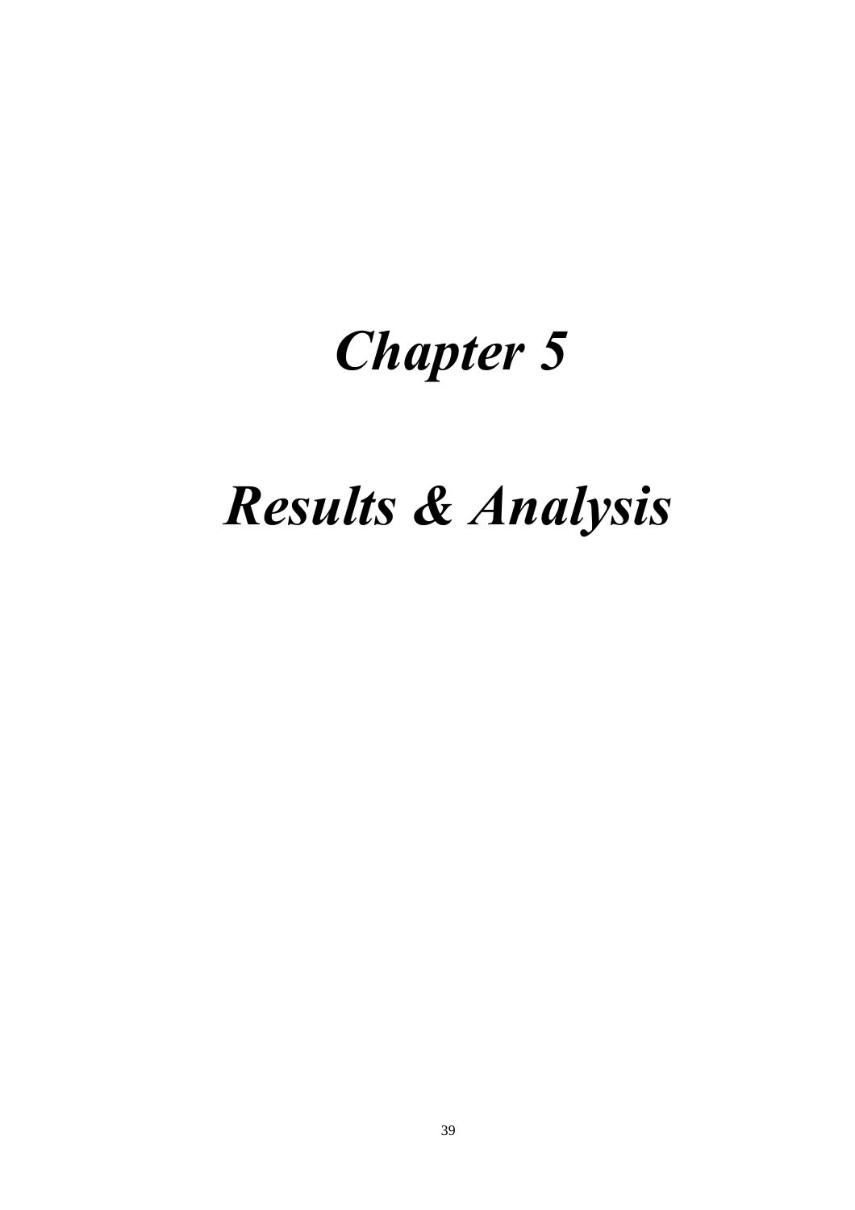# *Chapter 5*

# *Results & Analysis*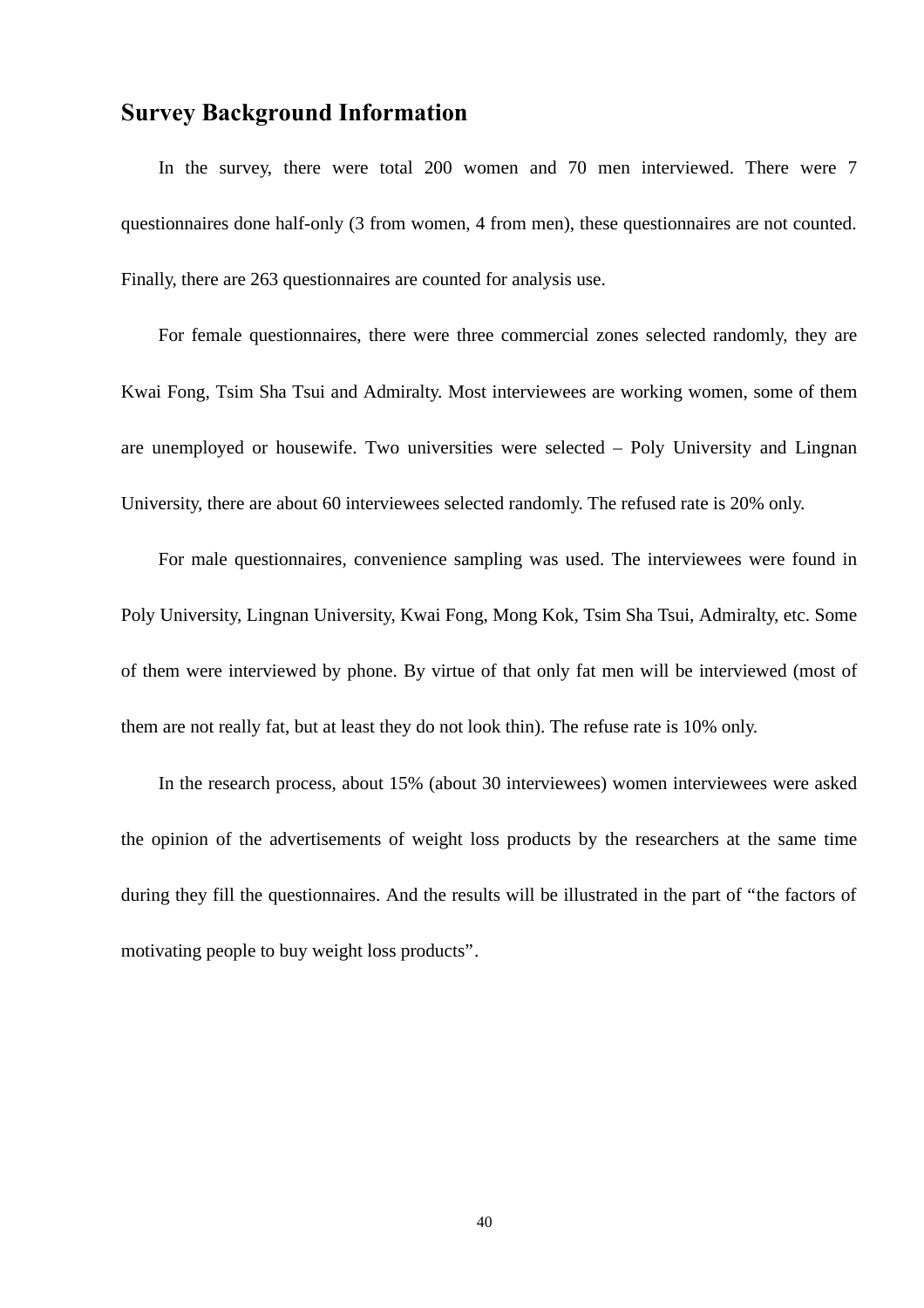## Survey Background Information

In the survey, there were total 200 women and 70 men interviewed. There were 7 questionnaires done half-only (3 from women, 4 from men), these questionnaires are not counted. Finally, there are 263 questionnaires are counted for analysis use.

For female questionnaires, there were three commercial zones selected randomly, they are Kwai Fong, Tsim Sha Tsui and Admiralty. Most interviewees are working women, some of them are unemployed or housewife. Two universities were selected – Poly University and Lingnan University, there are about 60 interviewees selected randomly. The refused rate is 20% only.

For male questionnaires, convenience sampling was used. The interviewees were found in Poly University, Lingnan University, Kwai Fong, Mong Kok, Tsim Sha Tsui, Admiralty, etc. Some of them were interviewed by phone. By virtue of that only fat men will be interviewed (most of them are not really fat, but at least they do not look thin). The refuse rate is 10% only.

In the research process, about 15% (about 30 interviewees) women interviewees were asked the opinion of the advertisements of weight loss products by the researchers at the same time during they fill the questionnaires. And the results will be illustrated in the part of “the factors of motivating people to buy weight loss products”.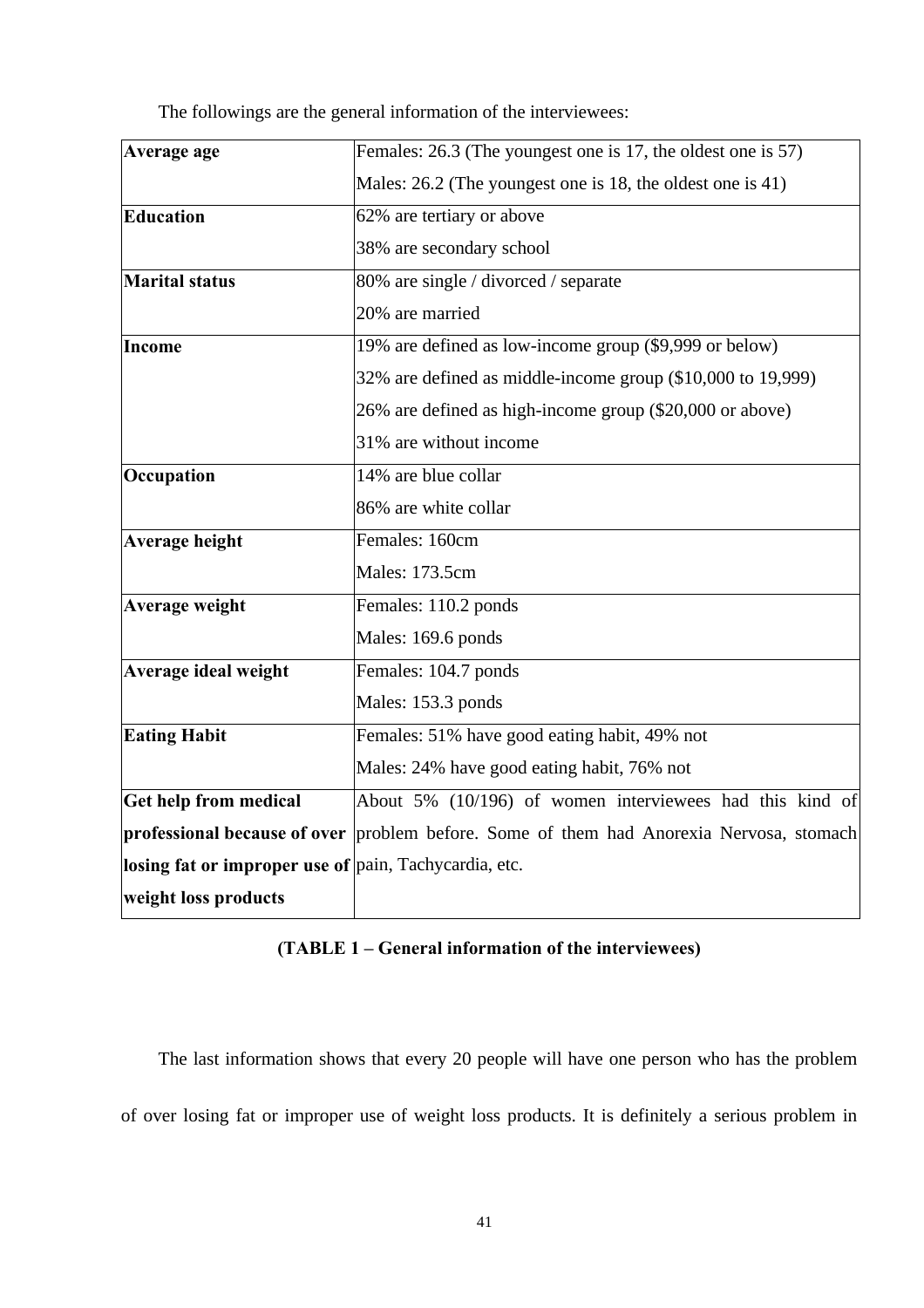The followings are the general information of the interviewees:

| | |
|---|---|
| **Average age** | Females: 26.3 (The youngest one is 17, the oldest one is 57)<br>Males: 26.2 (The youngest one is 18, the oldest one is 41) |
| **Education** | 62% are tertiary or above<br>38% are secondary school |
| **Marital status** | 80% are single / divorced / separate<br>20% are married |
| **Income** | 19% are defined as low-income group ($9,999 or below)<br>32% are defined as middle-income group ($10,000 to 19,999)<br>26% are defined as high-income group ($20,000 or above)<br>31% are without income |
| **Occupation** | 14% are blue collar<br>86% are white collar |
| **Average height** | Females: 160cm<br>Males: 173.5cm |
| **Average weight** | Females: 110.2 ponds<br>Males: 169.6 ponds |
| **Average ideal weight** | Females: 104.7 ponds<br>Males: 153.3 ponds |
| **Eating Habit** | Females: 51% have good eating habit, 49% not<br>Males: 24% have good eating habit, 76% not |
| **Get help from medical professional because of over losing fat or improper use of weight loss products** | About 5% (10/196) of women interviewees had this kind of problem before. Some of them had Anorexia Nervosa, stomach pain, Tachycardia, etc. |

**(TABLE 1 – General information of the interviewees)**

The last information shows that every 20 people will have one person who has the problem of over losing fat or improper use of weight loss products. It is definitely a serious problem in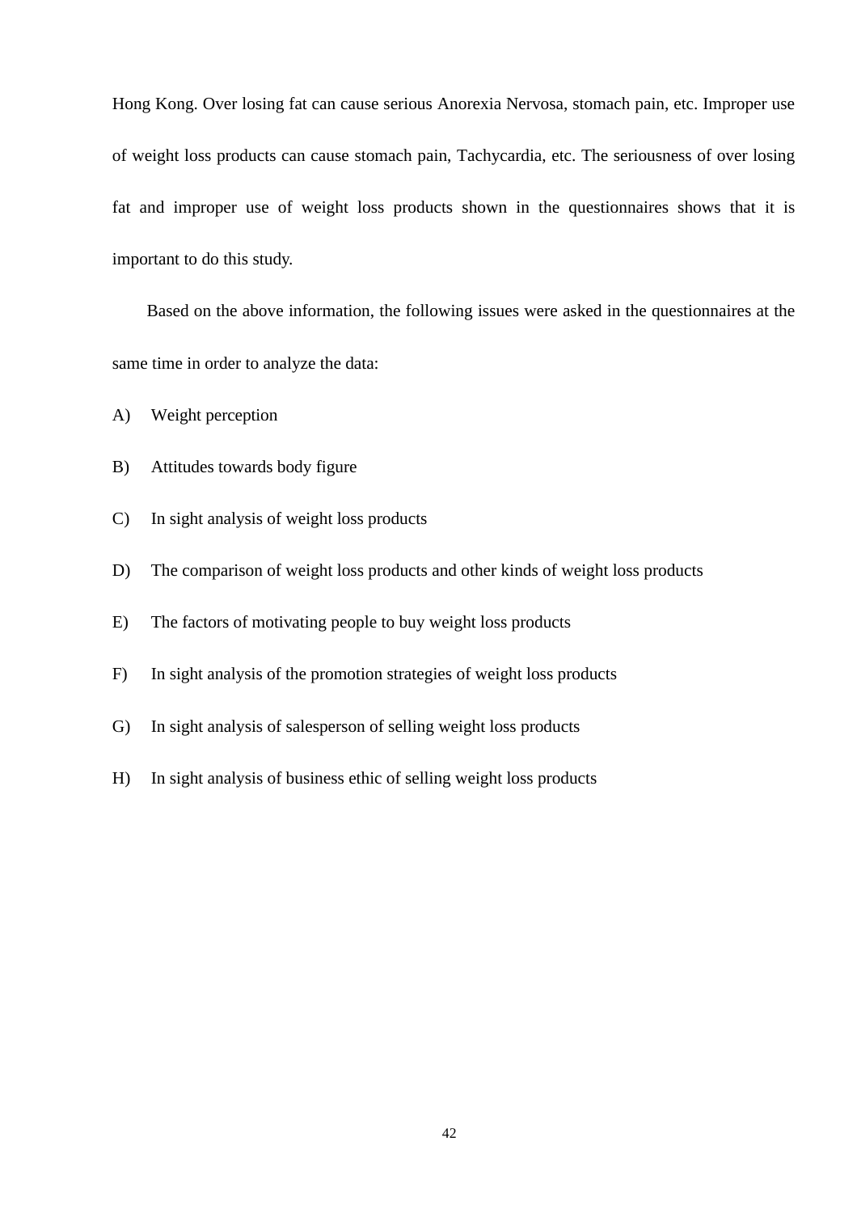Hong Kong. Over losing fat can cause serious Anorexia Nervosa, stomach pain, etc. Improper use of weight loss products can cause stomach pain, Tachycardia, etc. The seriousness of over losing fat and improper use of weight loss products shown in the questionnaires shows that it is important to do this study.

Based on the above information, the following issues were asked in the questionnaires at the same time in order to analyze the data:

A) Weight perception

B) Attitudes towards body figure

C) In sight analysis of weight loss products

D) The comparison of weight loss products and other kinds of weight loss products

E) The factors of motivating people to buy weight loss products

F) In sight analysis of the promotion strategies of weight loss products

G) In sight analysis of salesperson of selling weight loss products

H) In sight analysis of business ethic of selling weight loss products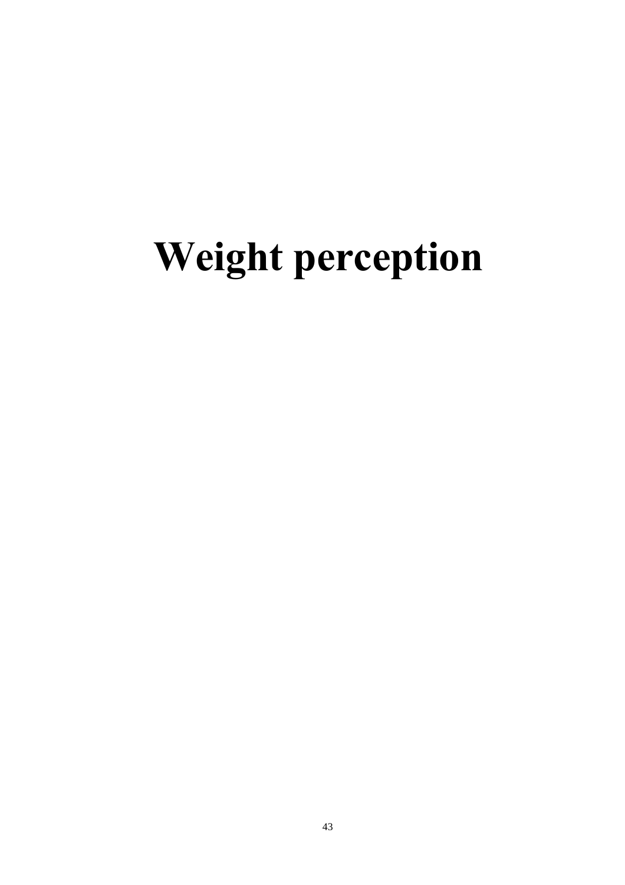# Weight perception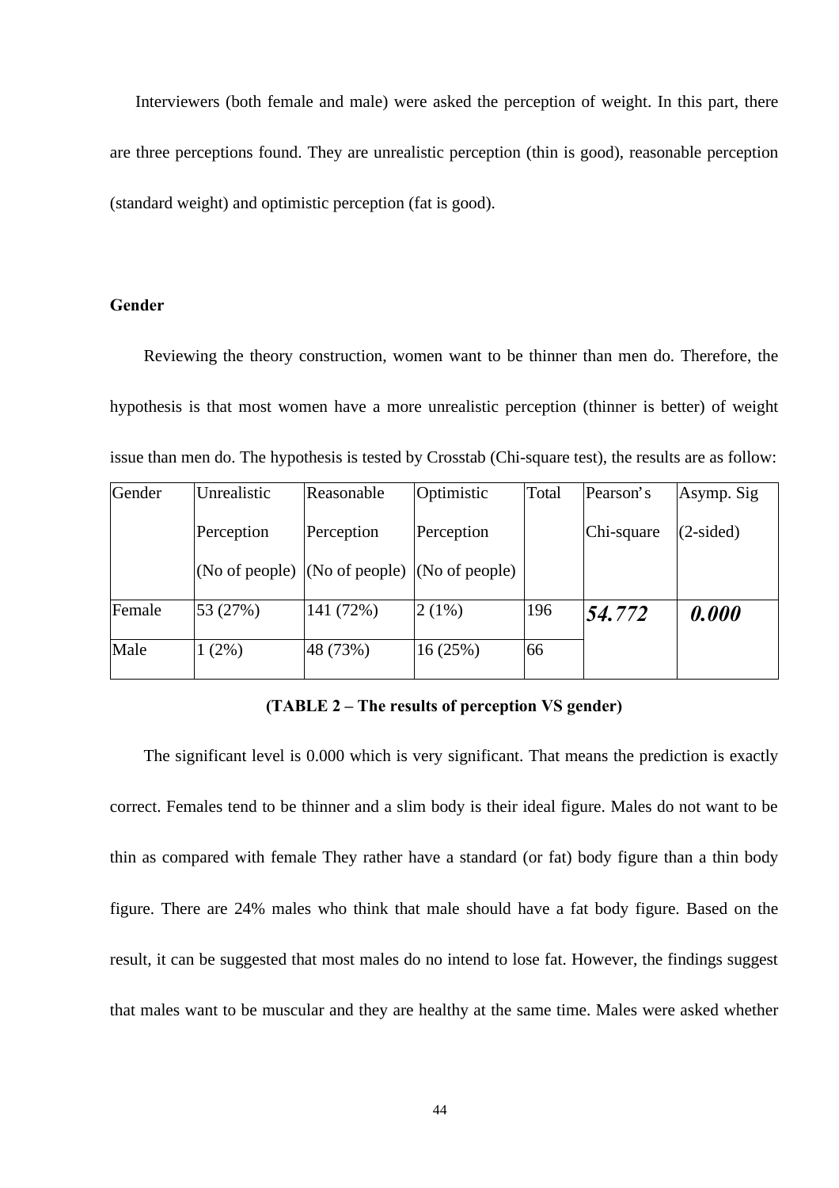Interviewers (both female and male) were asked the perception of weight. In this part, there are three perceptions found. They are unrealistic perception (thin is good), reasonable perception (standard weight) and optimistic perception (fat is good).

**Gender**

Reviewing the theory construction, women want to be thinner than men do. Therefore, the hypothesis is that most women have a more unrealistic perception (thinner is better) of weight issue than men do. The hypothesis is tested by Crosstab (Chi-square test), the results are as follow:

| Gender | Unrealistic Perception (No of people) | Reasonable Perception (No of people) | Optimistic Perception (No of people) | Total | Pearson's Chi-square | Asymp. Sig (2-sided) |
|---|---|---|---|---|---|---|
| Female | 53 (27%) | 141 (72%) | 2 (1%) | 196 | ***54.772*** | ***0.000*** |
| Male | 1 (2%) | 48 (73%) | 16 (25%) | 66 | | |

**(TABLE 2 – The results of perception VS gender)**

The significant level is 0.000 which is very significant. That means the prediction is exactly correct. Females tend to be thinner and a slim body is their ideal figure. Males do not want to be thin as compared with female They rather have a standard (or fat) body figure than a thin body figure. There are 24% males who think that male should have a fat body figure. Based on the result, it can be suggested that most males do no intend to lose fat. However, the findings suggest that males want to be muscular and they are healthy at the same time. Males were asked whether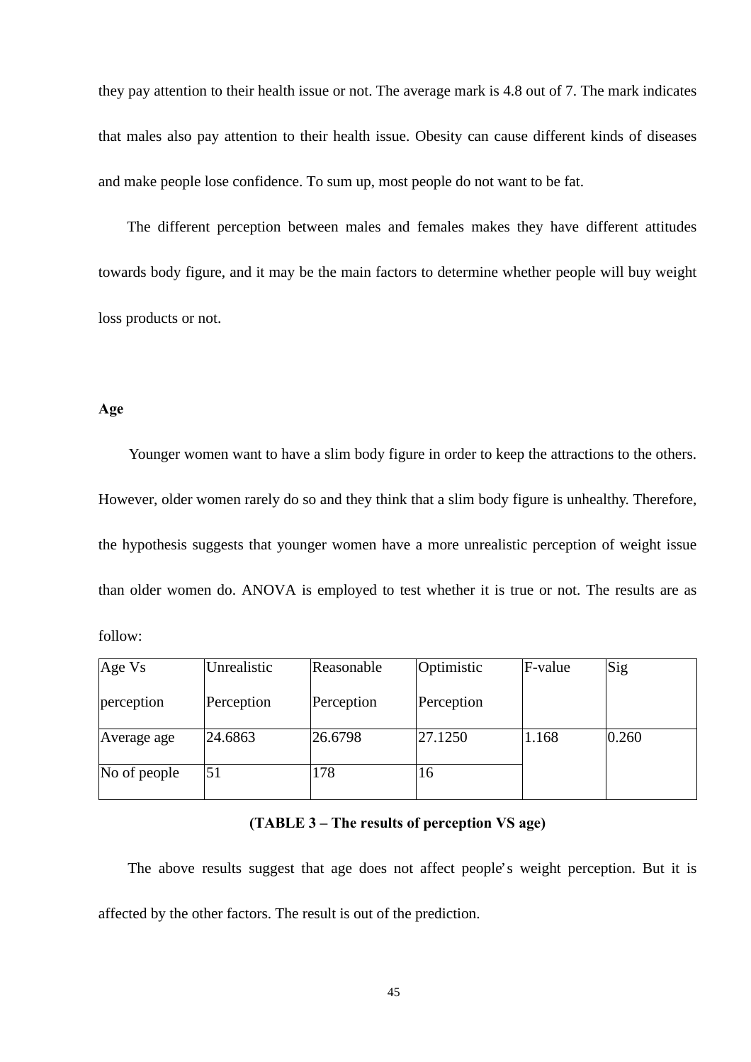they pay attention to their health issue or not. The average mark is 4.8 out of 7. The mark indicates that males also pay attention to their health issue. Obesity can cause different kinds of diseases and make people lose confidence. To sum up, most people do not want to be fat.

The different perception between males and females makes they have different attitudes towards body figure, and it may be the main factors to determine whether people will buy weight loss products or not.

**Age**

Younger women want to have a slim body figure in order to keep the attractions to the others. However, older women rarely do so and they think that a slim body figure is unhealthy. Therefore, the hypothesis suggests that younger women have a more unrealistic perception of weight issue than older women do. ANOVA is employed to test whether it is true or not. The results are as follow:

| Age Vs perception | Unrealistic Perception | Reasonable Perception | Optimistic Perception | F-value | Sig |
|---|---|---|---|---|---|
| Average age | 24.6863 | 26.6798 | 27.1250 | 1.168 | 0.260 |
| No of people | 51 | 178 | 16 | | |

**(TABLE 3 – The results of perception VS age)**

The above results suggest that age does not affect people's weight perception. But it is affected by the other factors. The result is out of the prediction.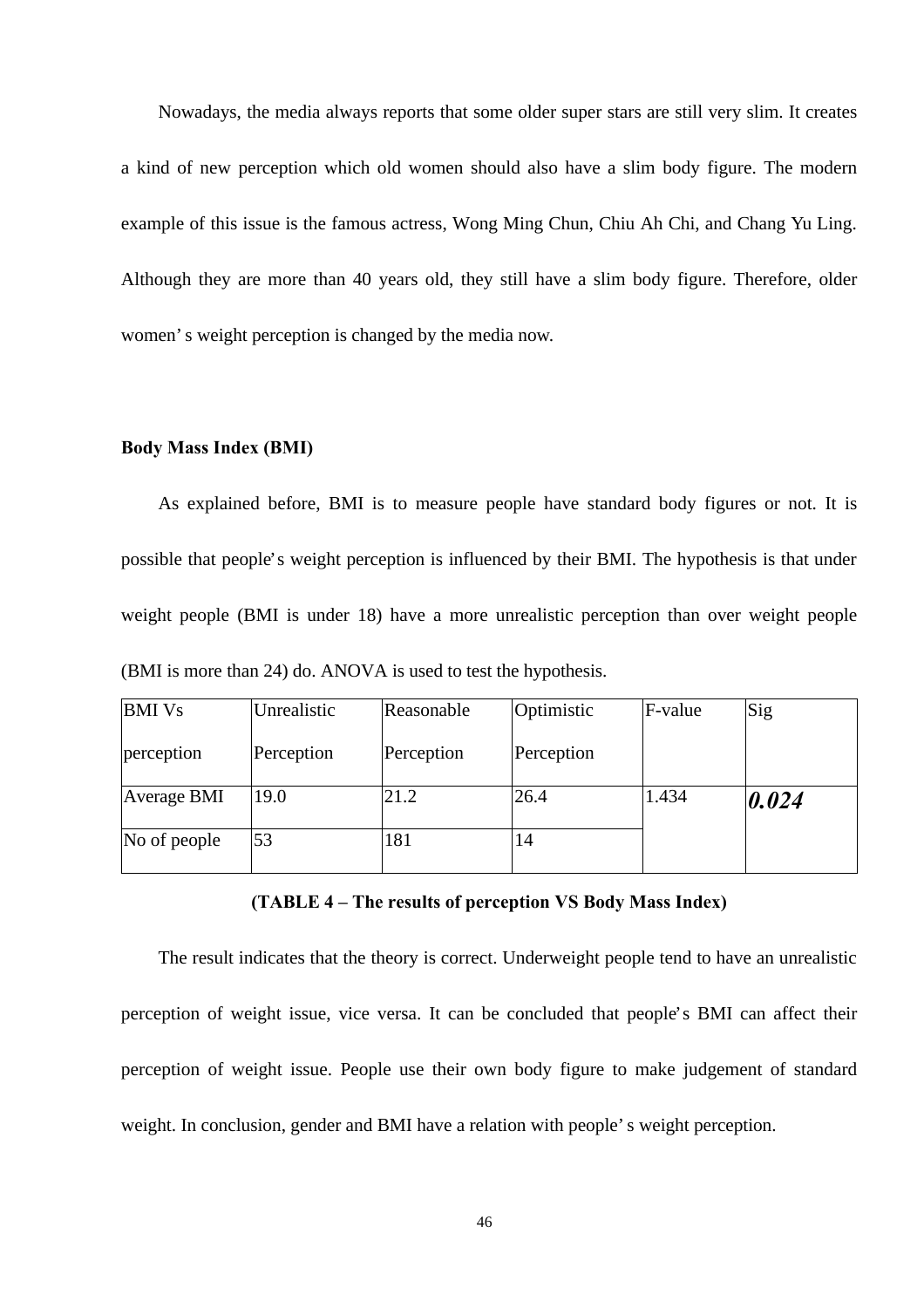Nowadays, the media always reports that some older super stars are still very slim. It creates a kind of new perception which old women should also have a slim body figure. The modern example of this issue is the famous actress, Wong Ming Chun, Chiu Ah Chi, and Chang Yu Ling. Although they are more than 40 years old, they still have a slim body figure. Therefore, older women' s weight perception is changed by the media now.

**Body Mass Index (BMI)**

As explained before, BMI is to measure people have standard body figures or not. It is possible that people's weight perception is influenced by their BMI. The hypothesis is that under weight people (BMI is under 18) have a more unrealistic perception than over weight people (BMI is more than 24) do. ANOVA is used to test the hypothesis.

| BMI Vs perception | Unrealistic Perception | Reasonable Perception | Optimistic Perception | F-value | Sig |
|---|---|---|---|---|---|
| Average BMI | 19.0 | 21.2 | 26.4 | 1.434 | ***0.024*** |
| No of people | 53 | 181 | 14 | | |

**(TABLE 4 – The results of perception VS Body Mass Index)**

The result indicates that the theory is correct. Underweight people tend to have an unrealistic perception of weight issue, vice versa. It can be concluded that people's BMI can affect their perception of weight issue. People use their own body figure to make judgement of standard weight. In conclusion, gender and BMI have a relation with people' s weight perception.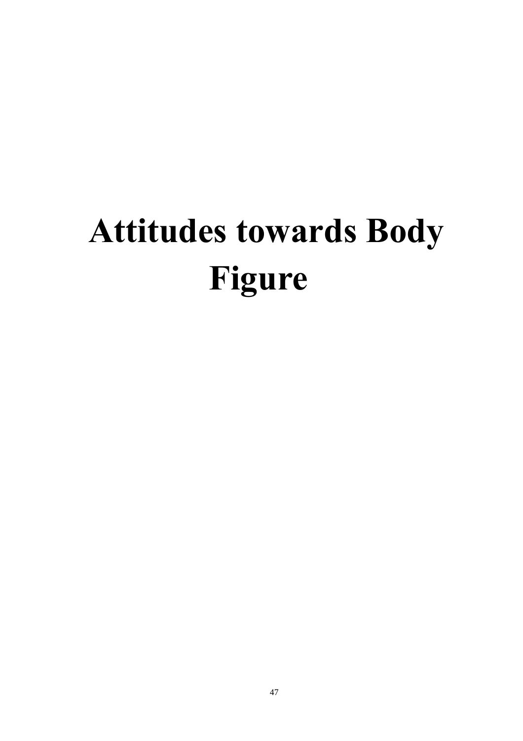# Attitudes towards Body Figure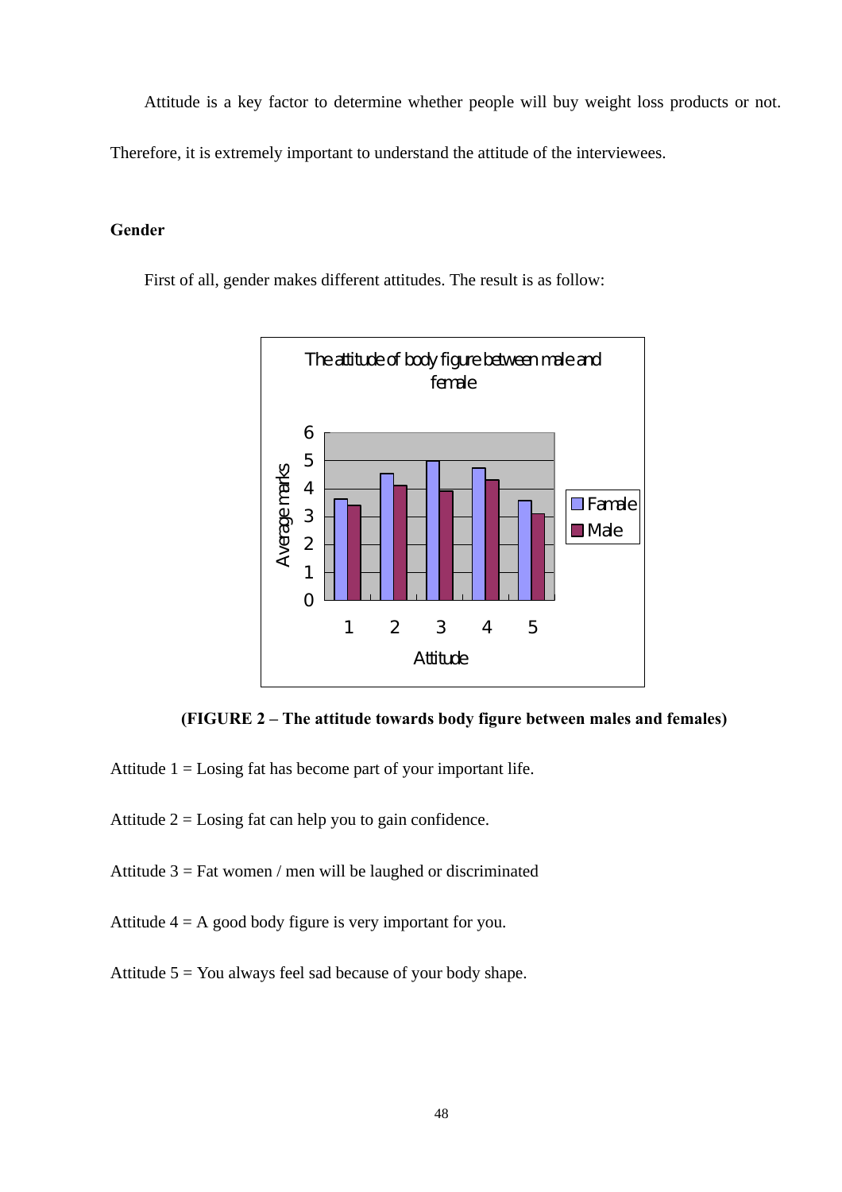Attitude is a key factor to determine whether people will buy weight loss products or not. Therefore, it is extremely important to understand the attitude of the interviewees.

### Gender

First of all, gender makes different attitudes. The result is as follow:

**(FIGURE 2 – The attitude towards body figure between males and females)**

Attitude 1 = Losing fat has become part of your important life.

Attitude 2 = Losing fat can help you to gain confidence.

Attitude 3 = Fat women / men will be laughed or discriminated

Attitude 4 = A good body figure is very important for you.

Attitude 5 = You always feel sad because of your body shape.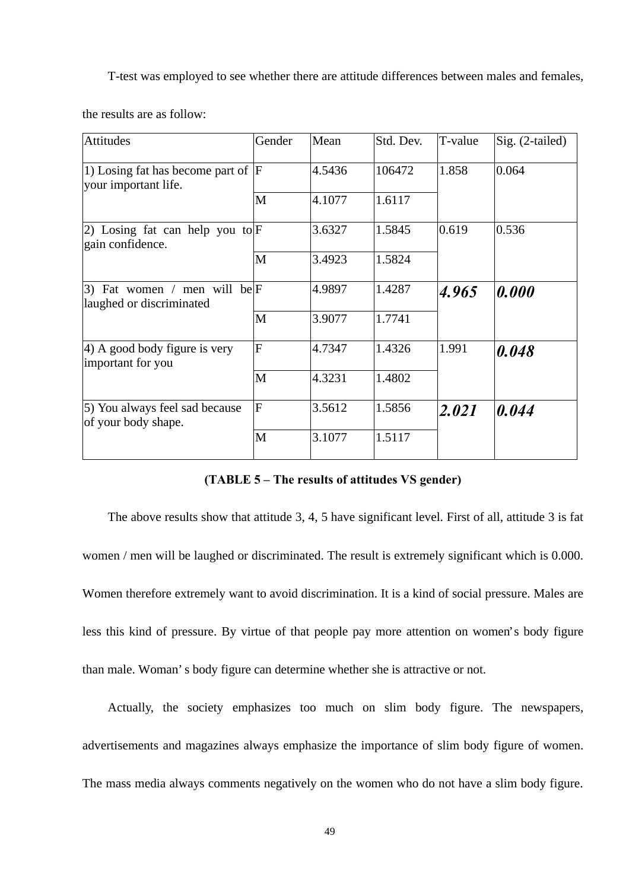T-test was employed to see whether there are attitude differences between males and females, the results are as follow:

| Attitudes | Gender | Mean | Std. Dev. | T-value | Sig. (2-tailed) |
|---|---|---|---|---|---|
| 1) Losing fat has become part of your important life. | F | 4.5436 | 106472 | 1.858 | 0.064 |
| | M | 4.1077 | 1.6117 | | |
| 2) Losing fat can help you to gain confidence. | F | 3.6327 | 1.5845 | 0.619 | 0.536 |
| | M | 3.4923 | 1.5824 | | |
| 3) Fat women / men will be laughed or discriminated | F | 4.9897 | 1.4287 | ***4.965*** | ***0.000*** |
| | M | 3.9077 | 1.7741 | | |
| 4) A good body figure is very important for you | F | 4.7347 | 1.4326 | 1.991 | ***0.048*** |
| | M | 4.3231 | 1.4802 | | |
| 5) You always feel sad because of your body shape. | F | 3.5612 | 1.5856 | ***2.021*** | ***0.044*** |
| | M | 3.1077 | 1.5117 | | |

**(TABLE 5 – The results of attitudes VS gender)**

The above results show that attitude 3, 4, 5 have significant level. First of all, attitude 3 is fat women / men will be laughed or discriminated. The result is extremely significant which is 0.000. Women therefore extremely want to avoid discrimination. It is a kind of social pressure. Males are less this kind of pressure. By virtue of that people pay more attention on women's body figure than male. Woman' s body figure can determine whether she is attractive or not.

Actually, the society emphasizes too much on slim body figure. The newspapers, advertisements and magazines always emphasize the importance of slim body figure of women. The mass media always comments negatively on the women who do not have a slim body figure.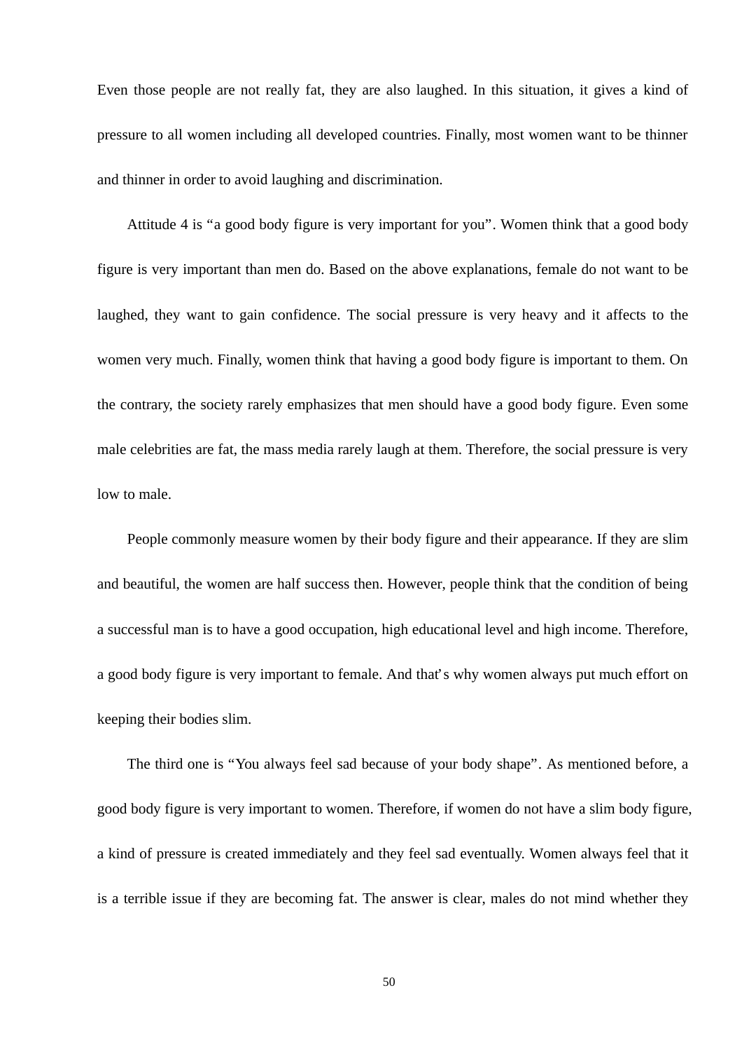Even those people are not really fat, they are also laughed. In this situation, it gives a kind of pressure to all women including all developed countries. Finally, most women want to be thinner and thinner in order to avoid laughing and discrimination.

Attitude 4 is “a good body figure is very important for you”. Women think that a good body figure is very important than men do. Based on the above explanations, female do not want to be laughed, they want to gain confidence. The social pressure is very heavy and it affects to the women very much. Finally, women think that having a good body figure is important to them. On the contrary, the society rarely emphasizes that men should have a good body figure. Even some male celebrities are fat, the mass media rarely laugh at them. Therefore, the social pressure is very low to male.

People commonly measure women by their body figure and their appearance. If they are slim and beautiful, the women are half success then. However, people think that the condition of being a successful man is to have a good occupation, high educational level and high income. Therefore, a good body figure is very important to female. And that’s why women always put much effort on keeping their bodies slim.

The third one is “You always feel sad because of your body shape”. As mentioned before, a good body figure is very important to women. Therefore, if women do not have a slim body figure, a kind of pressure is created immediately and they feel sad eventually. Women always feel that it is a terrible issue if they are becoming fat. The answer is clear, males do not mind whether they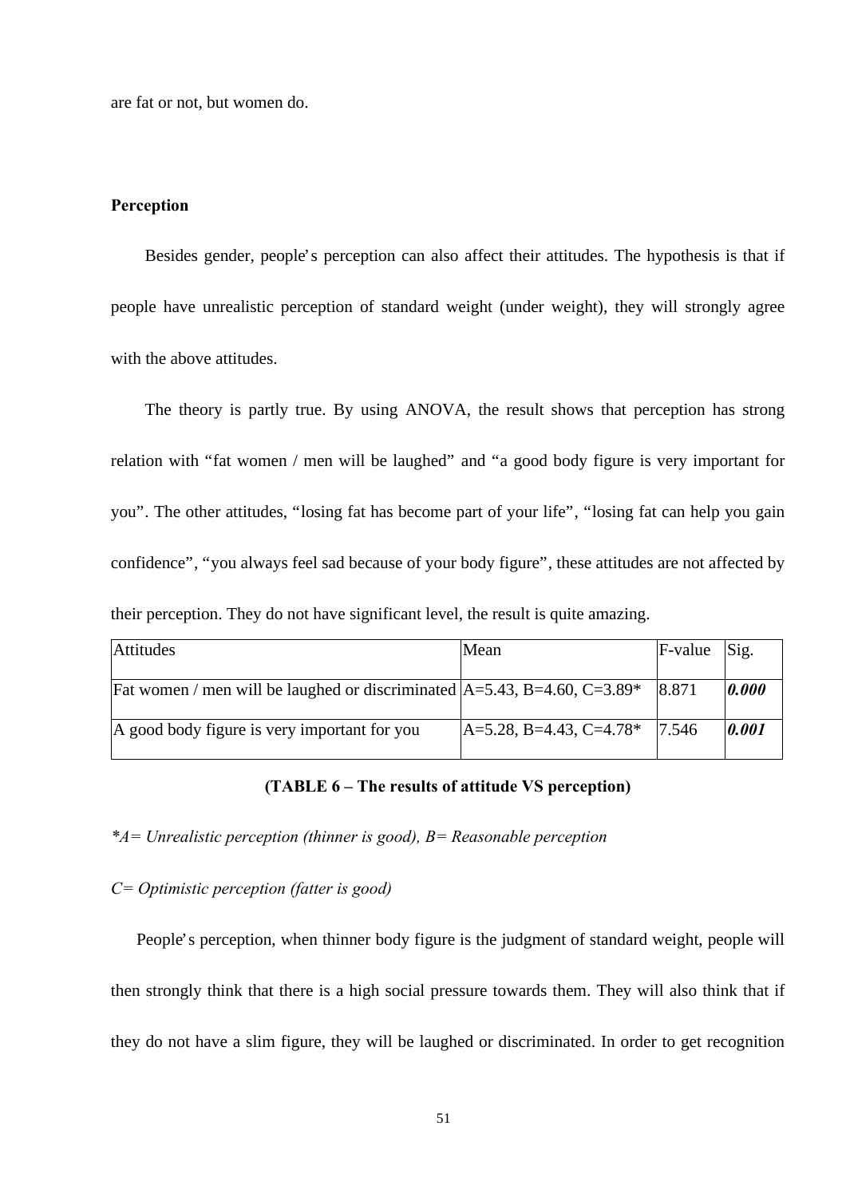are fat or not, but women do.

**Perception**

Besides gender, people's perception can also affect their attitudes. The hypothesis is that if people have unrealistic perception of standard weight (under weight), they will strongly agree with the above attitudes.

The theory is partly true. By using ANOVA, the result shows that perception has strong relation with "fat women / men will be laughed" and "a good body figure is very important for you". The other attitudes, "losing fat has become part of your life", "losing fat can help you gain confidence", "you always feel sad because of your body figure", these attitudes are not affected by their perception. They do not have significant level, the result is quite amazing.

| Attitudes | Mean | F-value | Sig. |
|---|---|---|---|
| Fat women / men will be laughed or discriminated | A=5.43, B=4.60, C=3.89* | 8.871 | ***0.000*** |
| A good body figure is very important for you | A=5.28, B=4.43, C=4.78* | 7.546 | ***0.001*** |

**(TABLE 6 – The results of attitude VS perception)**

**A= Unrealistic perception (thinner is good), B= Reasonable perception*

*C= Optimistic perception (fatter is good)*

People's perception, when thinner body figure is the judgment of standard weight, people will then strongly think that there is a high social pressure towards them. They will also think that if they do not have a slim figure, they will be laughed or discriminated. In order to get recognition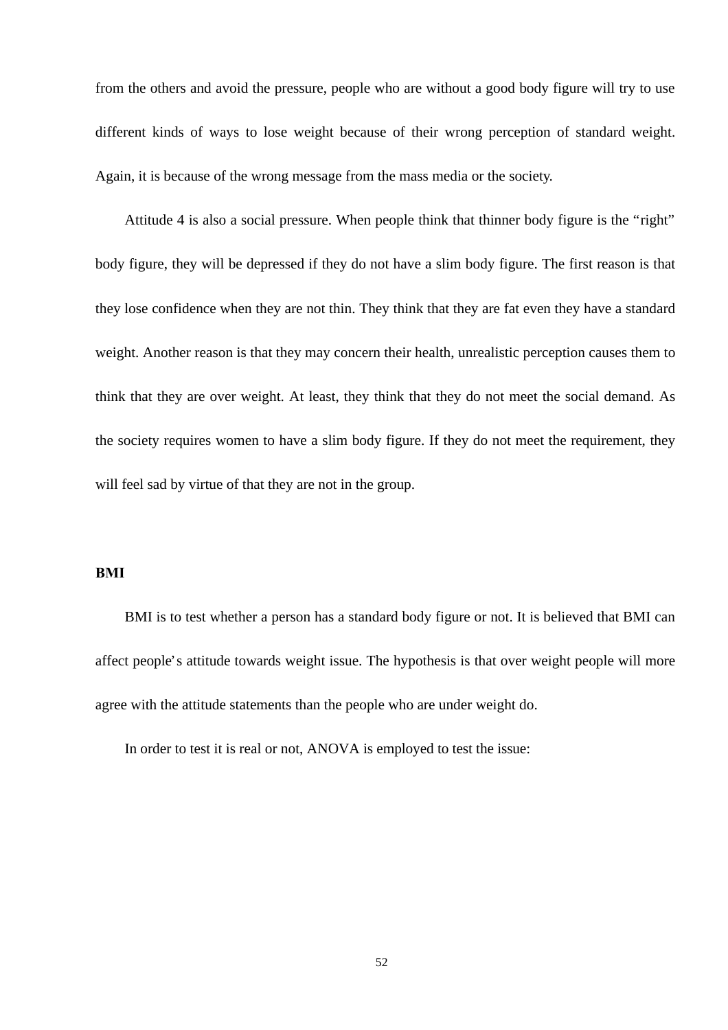from the others and avoid the pressure, people who are without a good body figure will try to use different kinds of ways to lose weight because of their wrong perception of standard weight. Again, it is because of the wrong message from the mass media or the society.

Attitude 4 is also a social pressure. When people think that thinner body figure is the “right” body figure, they will be depressed if they do not have a slim body figure. The first reason is that they lose confidence when they are not thin. They think that they are fat even they have a standard weight. Another reason is that they may concern their health, unrealistic perception causes them to think that they are over weight. At least, they think that they do not meet the social demand. As the society requires women to have a slim body figure. If they do not meet the requirement, they will feel sad by virtue of that they are not in the group.

**BMI**

BMI is to test whether a person has a standard body figure or not. It is believed that BMI can affect people’s attitude towards weight issue. The hypothesis is that over weight people will more agree with the attitude statements than the people who are under weight do.

In order to test it is real or not, ANOVA is employed to test the issue: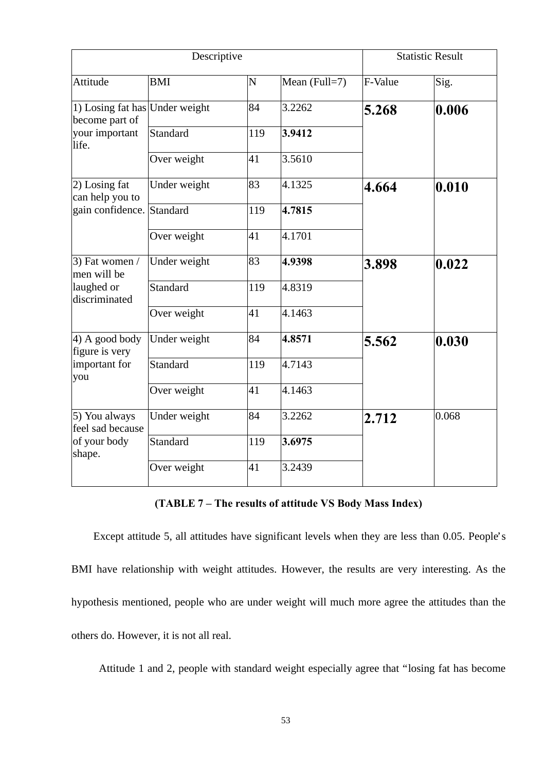| Descriptive | | | | Statistic Result | |
|---|---|---|---|---|---|
| Attitude | BMI | N | Mean (Full=7) | F-Value | Sig. |
| 1) Losing fat has become part of your important life. | Under weight | 84 | 3.2262 | **5.268** | **0.006** |
| | Standard | 119 | **3.9412** | | |
| | Over weight | 41 | 3.5610 | | |
| 2) Losing fat can help you to gain confidence. | Under weight | 83 | 4.1325 | **4.664** | **0.010** |
| | Standard | 119 | **4.7815** | | |
| | Over weight | 41 | 4.1701 | | |
| 3) Fat women / men will be laughed or discriminated | Under weight | 83 | **4.9398** | **3.898** | **0.022** |
| | Standard | 119 | 4.8319 | | |
| | Over weight | 41 | 4.1463 | | |
| 4) A good body figure is very important for you | Under weight | 84 | **4.8571** | **5.562** | **0.030** |
| | Standard | 119 | 4.7143 | | |
| | Over weight | 41 | 4.1463 | | |
| 5) You always feel sad because of your body shape. | Under weight | 84 | 3.2262 | **2.712** | 0.068 |
| | Standard | 119 | **3.6975** | | |
| | Over weight | 41 | 3.2439 | | |

**(TABLE 7 – The results of attitude VS Body Mass Index)**

Except attitude 5, all attitudes have significant levels when they are less than 0.05. People's BMI have relationship with weight attitudes. However, the results are very interesting. As the hypothesis mentioned, people who are under weight will much more agree the attitudes than the others do. However, it is not all real.

Attitude 1 and 2, people with standard weight especially agree that "losing fat has become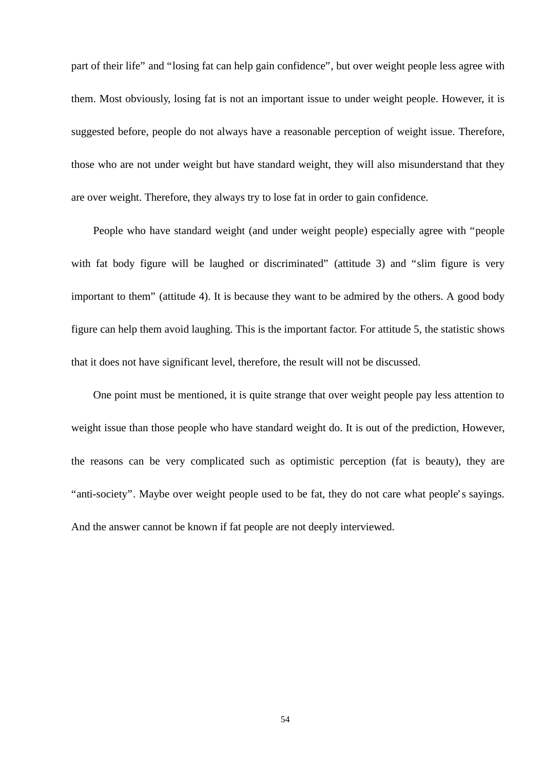part of their life" and "losing fat can help gain confidence", but over weight people less agree with them. Most obviously, losing fat is not an important issue to under weight people. However, it is suggested before, people do not always have a reasonable perception of weight issue. Therefore, those who are not under weight but have standard weight, they will also misunderstand that they are over weight. Therefore, they always try to lose fat in order to gain confidence.

People who have standard weight (and under weight people) especially agree with "people with fat body figure will be laughed or discriminated" (attitude 3) and "slim figure is very important to them" (attitude 4). It is because they want to be admired by the others. A good body figure can help them avoid laughing. This is the important factor. For attitude 5, the statistic shows that it does not have significant level, therefore, the result will not be discussed.

One point must be mentioned, it is quite strange that over weight people pay less attention to weight issue than those people who have standard weight do. It is out of the prediction, However, the reasons can be very complicated such as optimistic perception (fat is beauty), they are "anti-society". Maybe over weight people used to be fat, they do not care what people's sayings. And the answer cannot be known if fat people are not deeply interviewed.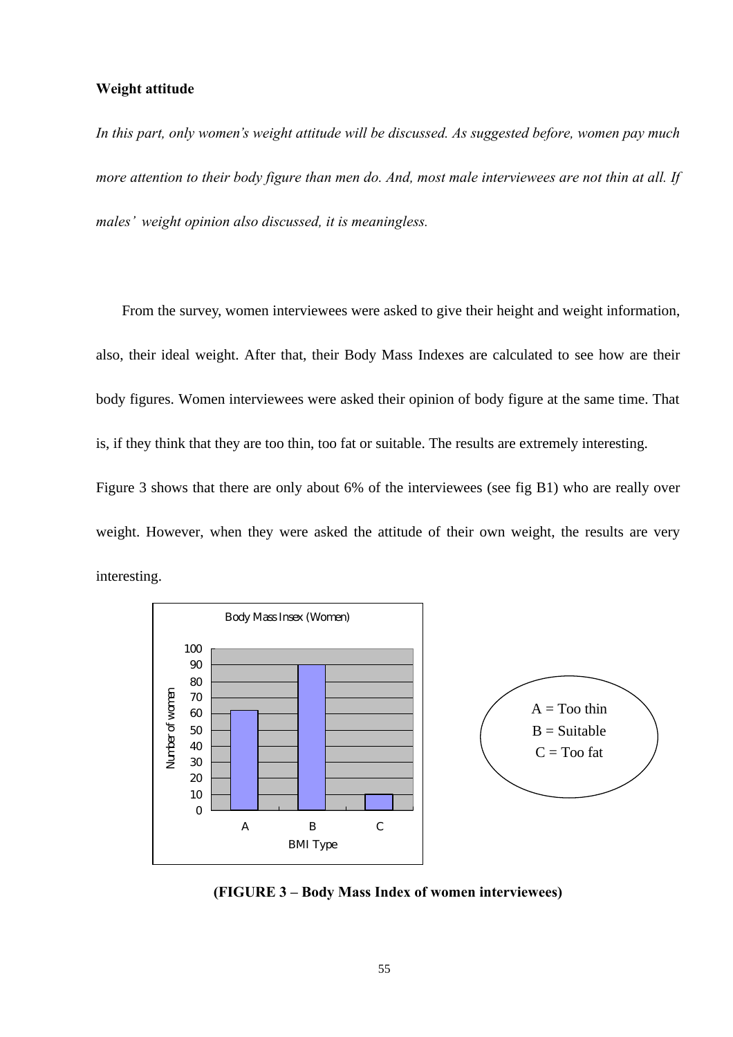**Weight attitude**

*In this part, only women's weight attitude will be discussed. As suggested before, women pay much more attention to their body figure than men do. And, most male interviewees are not thin at all. If males' weight opinion also discussed, it is meaningless.*

From the survey, women interviewees were asked to give their height and weight information, also, their ideal weight. After that, their Body Mass Indexes are calculated to see how are their body figures. Women interviewees were asked their opinion of body figure at the same time. That is, if they think that they are too thin, too fat or suitable. The results are extremely interesting. Figure 3 shows that there are only about 6% of the interviewees (see fig B1) who are really over weight. However, when they were asked the attitude of their own weight, the results are very interesting.

Body Mass Insex (Women)

| BMI Type | Number of women |
|---|---|
| A | 62 |
| B | 90 |
| C | 10 |

A = Too thin
B = Suitable
C = Too fat

**(FIGURE 3 – Body Mass Index of women interviewees)**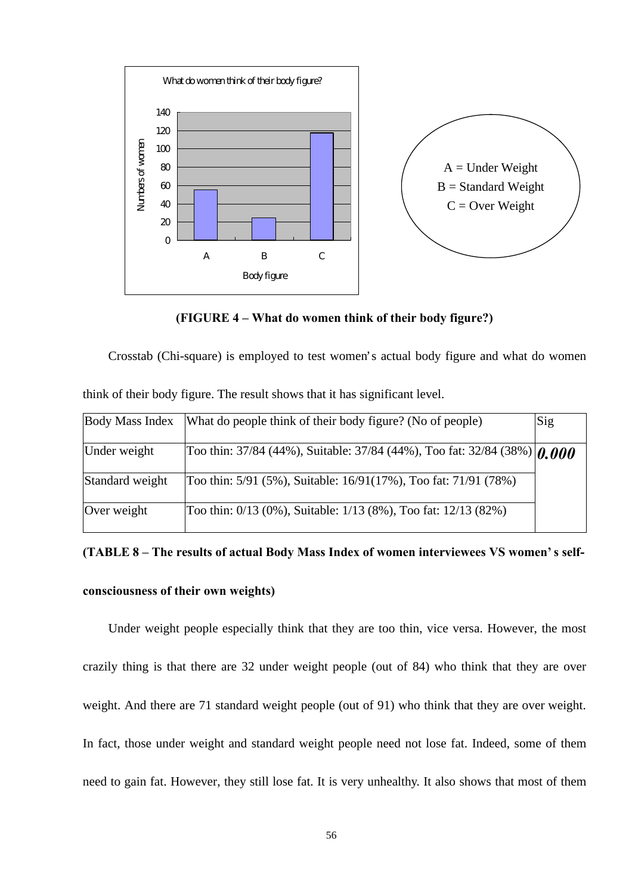**(FIGURE 4 – What do women think of their body figure?)**

Crosstab (Chi-square) is employed to test women's actual body figure and what do women think of their body figure. The result shows that it has significant level.

| Body Mass Index | What do people think of their body figure? (No of people) | Sig |
|---|---|---|
| Under weight | Too thin: 37/84 (44%), Suitable: 37/84 (44%), Too fat: 32/84 (38%) | ***0.000*** |
| Standard weight | Too thin: 5/91 (5%), Suitable: 16/91(17%), Too fat: 71/91 (78%) | |
| Over weight | Too thin: 0/13 (0%), Suitable: 1/13 (8%), Too fat: 12/13 (82%) | |

**(TABLE 8 – The results of actual Body Mass Index of women interviewees VS women's self-consciousness of their own weights)**

Under weight people especially think that they are too thin, vice versa. However, the most crazily thing is that there are 32 under weight people (out of 84) who think that they are over weight. And there are 71 standard weight people (out of 91) who think that they are over weight. In fact, those under weight and standard weight people need not lose fat. Indeed, some of them need to gain fat. However, they still lose fat. It is very unhealthy. It also shows that most of them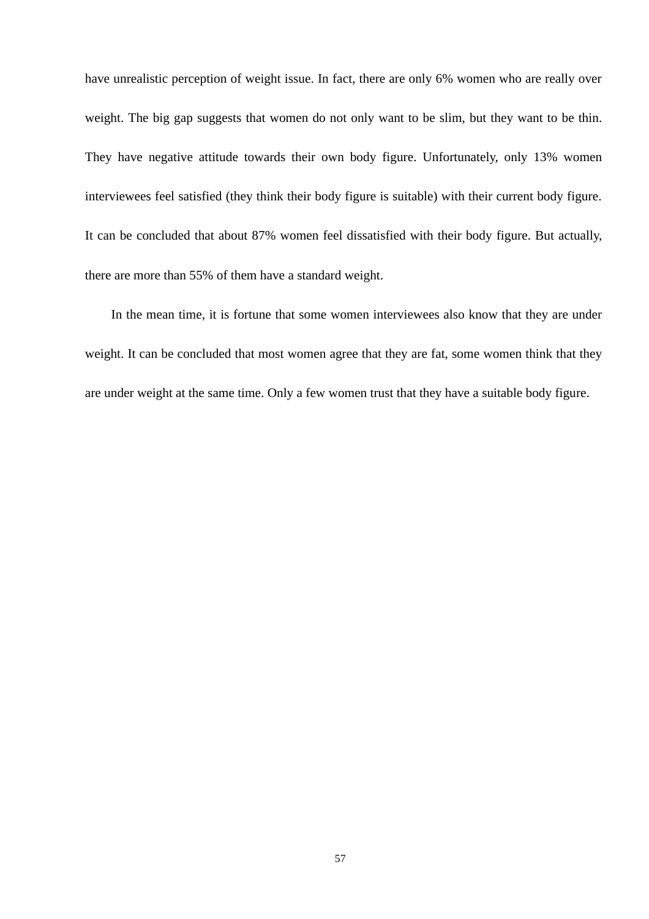have unrealistic perception of weight issue. In fact, there are only 6% women who are really over weight. The big gap suggests that women do not only want to be slim, but they want to be thin. They have negative attitude towards their own body figure. Unfortunately, only 13% women interviewees feel satisfied (they think their body figure is suitable) with their current body figure. It can be concluded that about 87% women feel dissatisfied with their body figure. But actually, there are more than 55% of them have a standard weight.

In the mean time, it is fortune that some women interviewees also know that they are under weight. It can be concluded that most women agree that they are fat, some women think that they are under weight at the same time. Only a few women trust that they have a suitable body figure.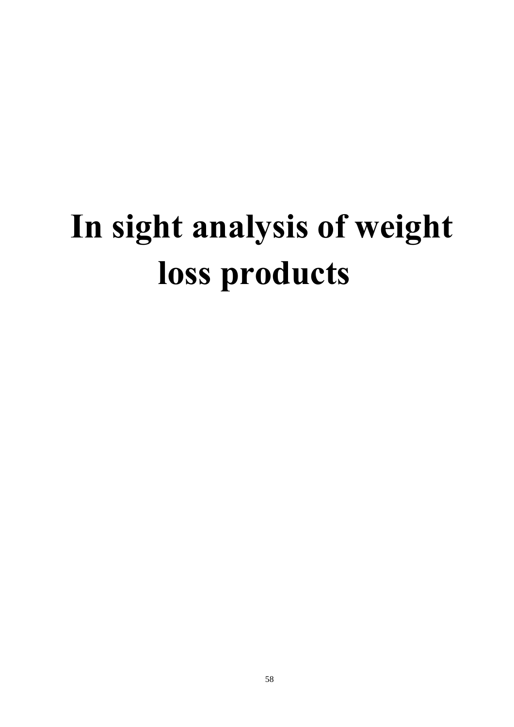# In sight analysis of weight loss products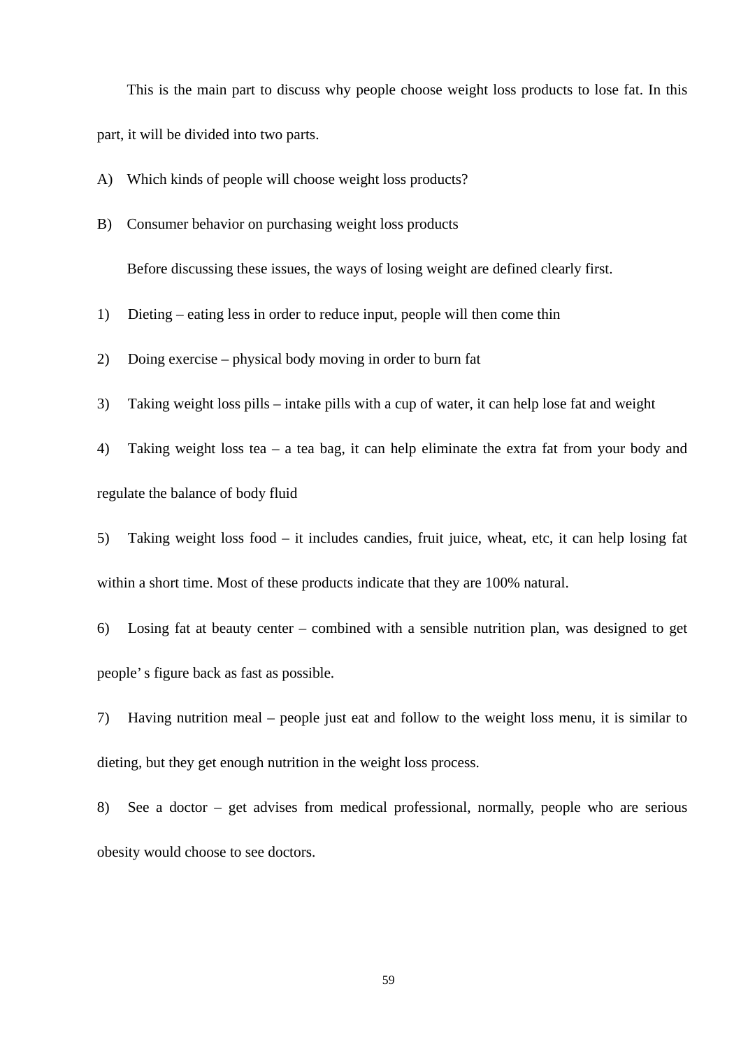This is the main part to discuss why people choose weight loss products to lose fat. In this part, it will be divided into two parts.

A) Which kinds of people will choose weight loss products?

B) Consumer behavior on purchasing weight loss products

Before discussing these issues, the ways of losing weight are defined clearly first.

1) Dieting – eating less in order to reduce input, people will then come thin

2) Doing exercise – physical body moving in order to burn fat

3) Taking weight loss pills – intake pills with a cup of water, it can help lose fat and weight

4) Taking weight loss tea – a tea bag, it can help eliminate the extra fat from your body and regulate the balance of body fluid

5) Taking weight loss food – it includes candies, fruit juice, wheat, etc, it can help losing fat within a short time. Most of these products indicate that they are 100% natural.

6) Losing fat at beauty center – combined with a sensible nutrition plan, was designed to get people' s figure back as fast as possible.

7) Having nutrition meal – people just eat and follow to the weight loss menu, it is similar to dieting, but they get enough nutrition in the weight loss process.

8) See a doctor – get advises from medical professional, normally, people who are serious obesity would choose to see doctors.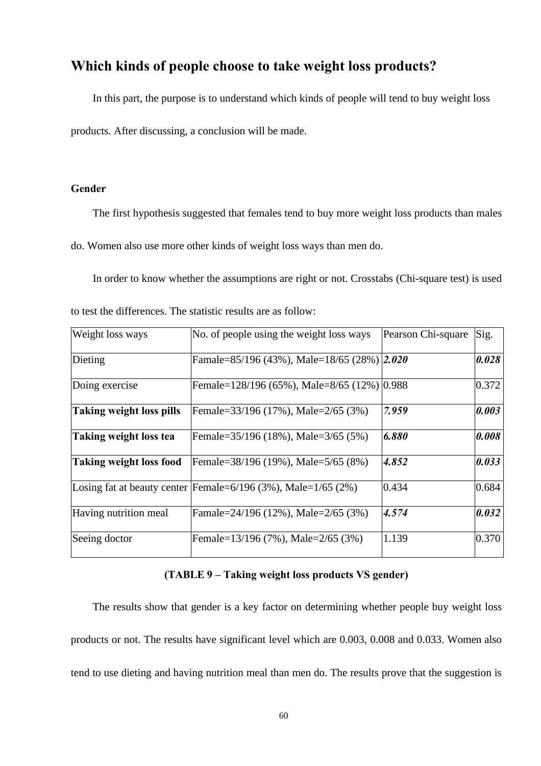## Which kinds of people choose to take weight loss products?

In this part, the purpose is to understand which kinds of people will tend to buy weight loss products. After discussing, a conclusion will be made.

### Gender

The first hypothesis suggested that females tend to buy more weight loss products than males do. Women also use more other kinds of weight loss ways than men do.

In order to know whether the assumptions are right or not. Crosstabs (Chi-square test) is used to test the differences. The statistic results are as follow:

| Weight loss ways | No. of people using the weight loss ways | Pearson Chi-square | Sig. |
|---|---|---|---|
| Dieting | Famale=85/196 (43%), Male=18/65 (28%) | ***2.020*** | ***0.028*** |
| Doing exercise | Female=128/196 (65%), Male=8/65 (12%) | 0.988 | 0.372 |
| **Taking weight loss pills** | Female=33/196 (17%), Male=2/65 (3%) | ***7.959*** | ***0.003*** |
| **Taking weight loss tea** | Female=35/196 (18%), Male=3/65 (5%) | ***6.880*** | ***0.008*** |
| **Taking weight loss food** | Female=38/196 (19%), Male=5/65 (8%) | ***4.852*** | ***0.033*** |
| Losing fat at beauty center | Female=6/196 (3%), Male=1/65 (2%) | 0.434 | 0.684 |
| Having nutrition meal | Famale=24/196 (12%), Male=2/65 (3%) | ***4.574*** | ***0.032*** |
| Seeing doctor | Female=13/196 (7%), Male=2/65 (3%) | 1.139 | 0.370 |

**(TABLE 9 – Taking weight loss products VS gender)**

The results show that gender is a key factor on determining whether people buy weight loss products or not. The results have significant level which are 0.003, 0.008 and 0.033. Women also tend to use dieting and having nutrition meal than men do. The results prove that the suggestion is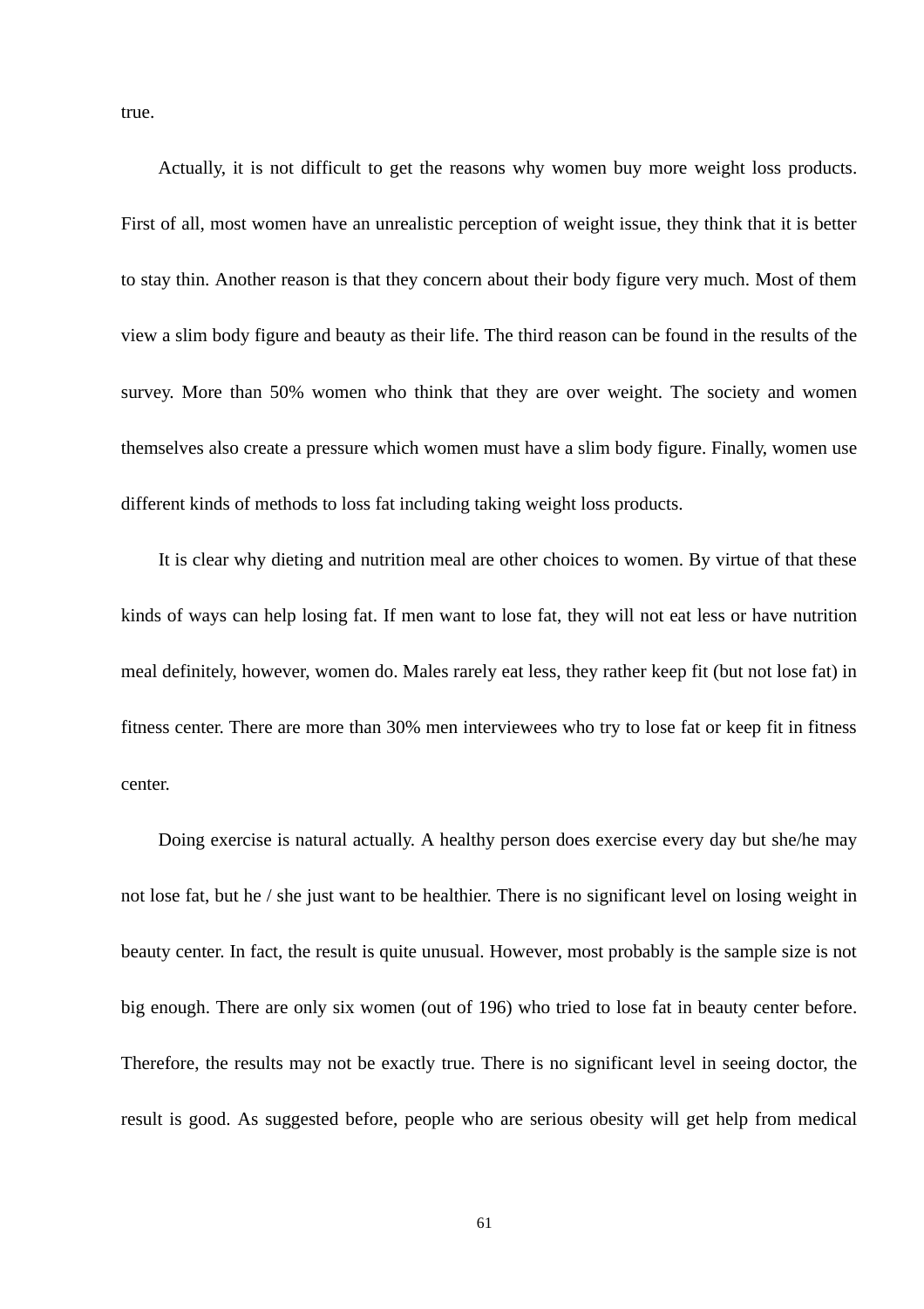true.

Actually, it is not difficult to get the reasons why women buy more weight loss products. First of all, most women have an unrealistic perception of weight issue, they think that it is better to stay thin. Another reason is that they concern about their body figure very much. Most of them view a slim body figure and beauty as their life. The third reason can be found in the results of the survey. More than 50% women who think that they are over weight. The society and women themselves also create a pressure which women must have a slim body figure. Finally, women use different kinds of methods to loss fat including taking weight loss products.

It is clear why dieting and nutrition meal are other choices to women. By virtue of that these kinds of ways can help losing fat. If men want to lose fat, they will not eat less or have nutrition meal definitely, however, women do. Males rarely eat less, they rather keep fit (but not lose fat) in fitness center. There are more than 30% men interviewees who try to lose fat or keep fit in fitness center.

Doing exercise is natural actually. A healthy person does exercise every day but she/he may not lose fat, but he / she just want to be healthier. There is no significant level on losing weight in beauty center. In fact, the result is quite unusual. However, most probably is the sample size is not big enough. There are only six women (out of 196) who tried to lose fat in beauty center before. Therefore, the results may not be exactly true. There is no significant level in seeing doctor, the result is good. As suggested before, people who are serious obesity will get help from medical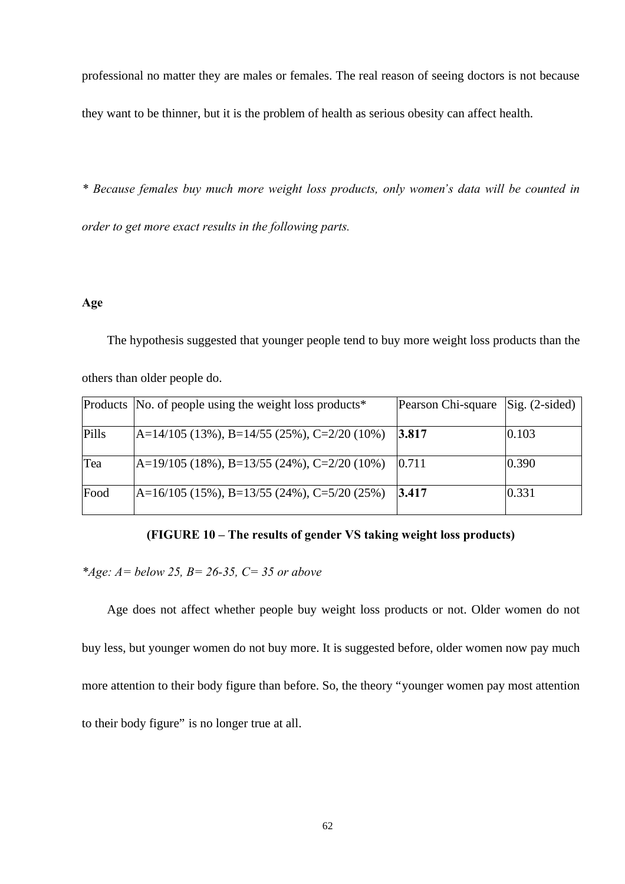professional no matter they are males or females. The real reason of seeing doctors is not because they want to be thinner, but it is the problem of health as serious obesity can affect health.

*\* Because females buy much more weight loss products, only women's data will be counted in order to get more exact results in the following parts.*

**Age**

The hypothesis suggested that younger people tend to buy more weight loss products than the others than older people do.

| Products | No. of people using the weight loss products* | Pearson Chi-square | Sig. (2-sided) |
|---|---|---|---|
| Pills | A=14/105 (13%), B=14/55 (25%), C=2/20 (10%) | **3.817** | 0.103 |
| Tea | A=19/105 (18%), B=13/55 (24%), C=2/20 (10%) | 0.711 | 0.390 |
| Food | A=16/105 (15%), B=13/55 (24%), C=5/20 (25%) | **3.417** | 0.331 |

**(FIGURE 10 – The results of gender VS taking weight loss products)**

*\*Age: A= below 25, B= 26-35, C= 35 or above*

Age does not affect whether people buy weight loss products or not. Older women do not buy less, but younger women do not buy more. It is suggested before, older women now pay much more attention to their body figure than before. So, the theory "younger women pay most attention to their body figure" is no longer true at all.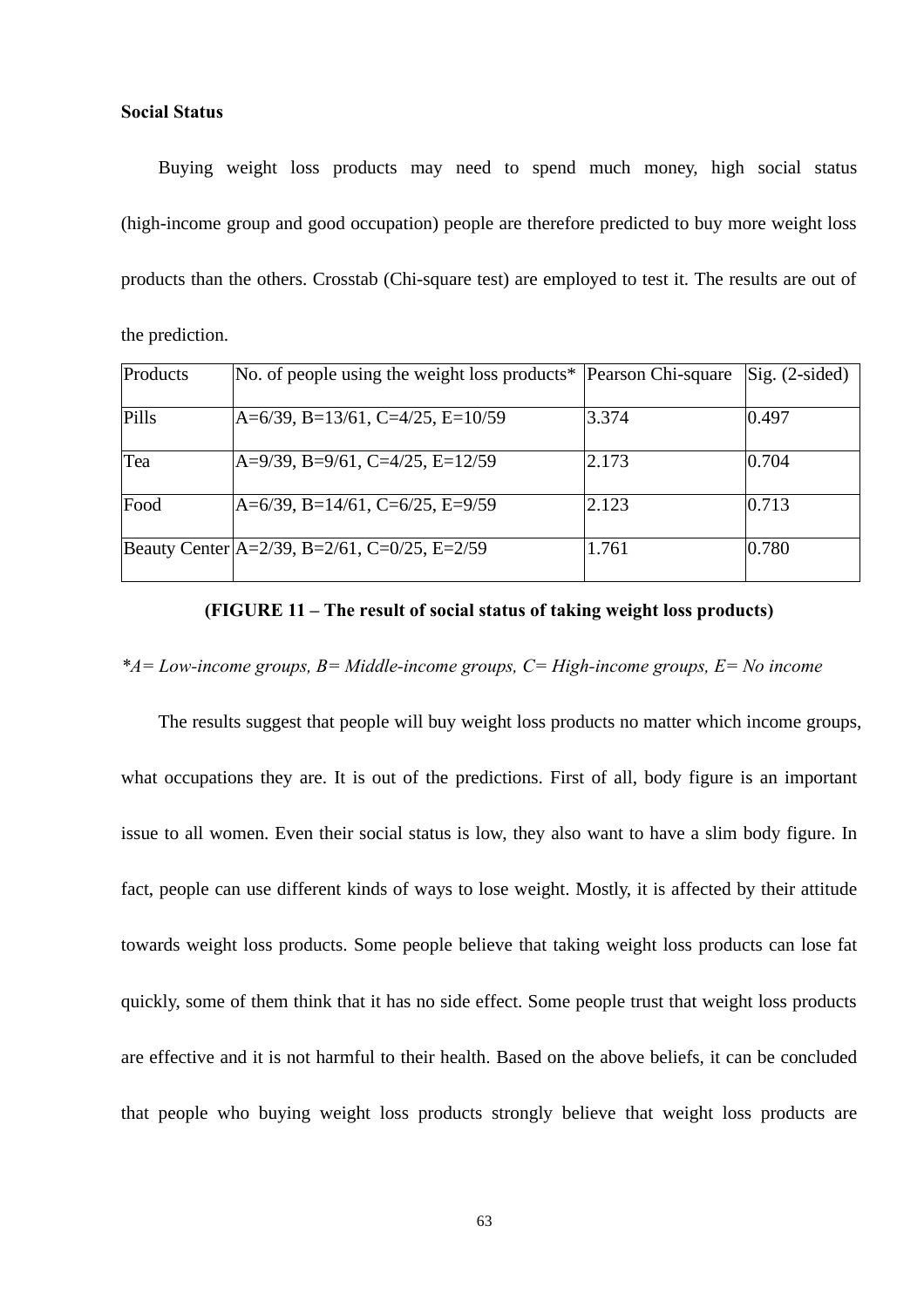**Social Status**

Buying weight loss products may need to spend much money, high social status (high-income group and good occupation) people are therefore predicted to buy more weight loss products than the others. Crosstab (Chi-square test) are employed to test it. The results are out of the prediction.

| Products | No. of people using the weight loss products* | Pearson Chi-square | Sig. (2-sided) |
|---|---|---|---|
| Pills | A=6/39, B=13/61, C=4/25, E=10/59 | 3.374 | 0.497 |
| Tea | A=9/39, B=9/61, C=4/25, E=12/59 | 2.173 | 0.704 |
| Food | A=6/39, B=14/61, C=6/25, E=9/59 | 2.123 | 0.713 |
| Beauty Center | A=2/39, B=2/61, C=0/25, E=2/59 | 1.761 | 0.780 |

**(FIGURE 11 – The result of social status of taking weight loss products)**

*\*A= Low-income groups, B= Middle-income groups, C= High-income groups, E= No income*

The results suggest that people will buy weight loss products no matter which income groups, what occupations they are. It is out of the predictions. First of all, body figure is an important issue to all women. Even their social status is low, they also want to have a slim body figure. In fact, people can use different kinds of ways to lose weight. Mostly, it is affected by their attitude towards weight loss products. Some people believe that taking weight loss products can lose fat quickly, some of them think that it has no side effect. Some people trust that weight loss products are effective and it is not harmful to their health. Based on the above beliefs, it can be concluded that people who buying weight loss products strongly believe that weight loss products are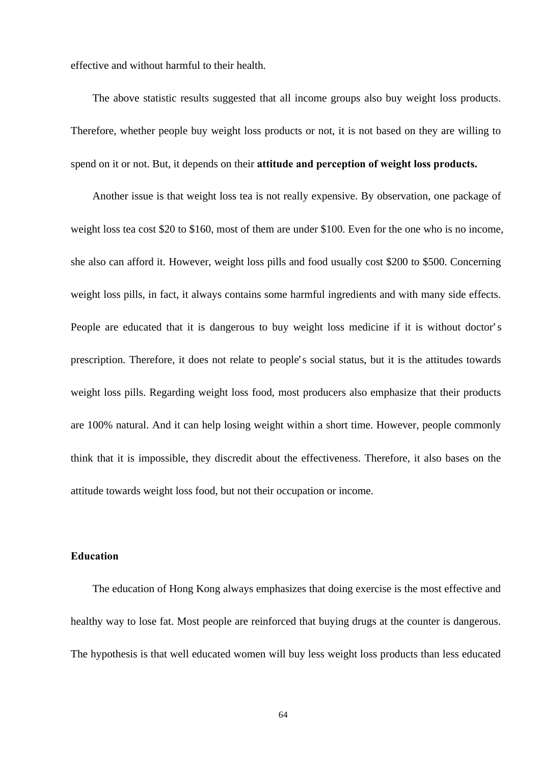effective and without harmful to their health.

The above statistic results suggested that all income groups also buy weight loss products. Therefore, whether people buy weight loss products or not, it is not based on they are willing to spend on it or not. But, it depends on their **attitude and perception of weight loss products.**

Another issue is that weight loss tea is not really expensive. By observation, one package of weight loss tea cost $20 to $160, most of them are under $100. Even for the one who is no income, she also can afford it. However, weight loss pills and food usually cost $200 to $500. Concerning weight loss pills, in fact, it always contains some harmful ingredients and with many side effects. People are educated that it is dangerous to buy weight loss medicine if it is without doctor's prescription. Therefore, it does not relate to people's social status, but it is the attitudes towards weight loss pills. Regarding weight loss food, most producers also emphasize that their products are 100% natural. And it can help losing weight within a short time. However, people commonly think that it is impossible, they discredit about the effectiveness. Therefore, it also bases on the attitude towards weight loss food, but not their occupation or income.

**Education**

The education of Hong Kong always emphasizes that doing exercise is the most effective and healthy way to lose fat. Most people are reinforced that buying drugs at the counter is dangerous. The hypothesis is that well educated women will buy less weight loss products than less educated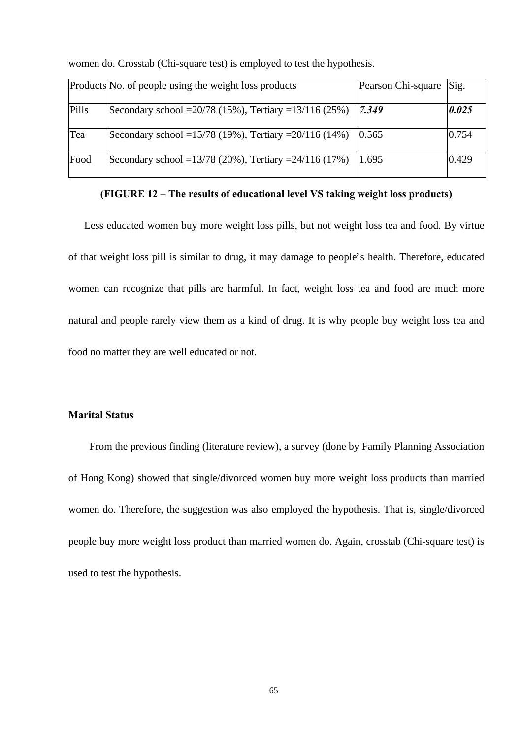women do. Crosstab (Chi-square test) is employed to test the hypothesis.

| Products | No. of people using the weight loss products | Pearson Chi-square | Sig. |
|---|---|---|---|
| Pills | Secondary school =20/78 (15%), Tertiary =13/116 (25%) | ***7.349*** | ***0.025*** |
| Tea | Secondary school =15/78 (19%), Tertiary =20/116 (14%) | 0.565 | 0.754 |
| Food | Secondary school =13/78 (20%), Tertiary =24/116 (17%) | 1.695 | 0.429 |

**(FIGURE 12 – The results of educational level VS taking weight loss products)**

Less educated women buy more weight loss pills, but not weight loss tea and food. By virtue of that weight loss pill is similar to drug, it may damage to people's health. Therefore, educated women can recognize that pills are harmful. In fact, weight loss tea and food are much more natural and people rarely view them as a kind of drug. It is why people buy weight loss tea and food no matter they are well educated or not.

**Marital Status**

From the previous finding (literature review), a survey (done by Family Planning Association of Hong Kong) showed that single/divorced women buy more weight loss products than married women do. Therefore, the suggestion was also employed the hypothesis. That is, single/divorced people buy more weight loss product than married women do. Again, crosstab (Chi-square test) is used to test the hypothesis.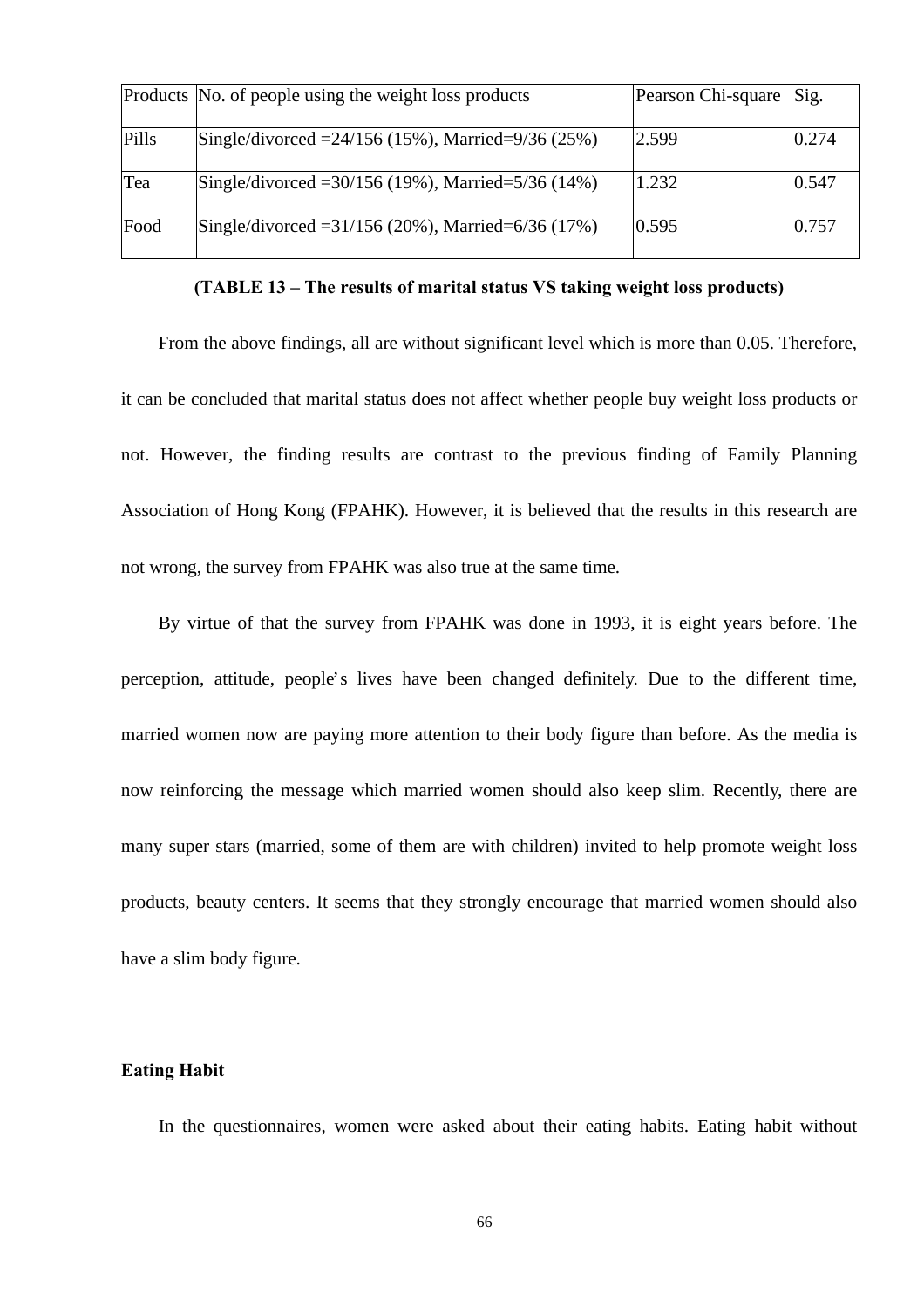| Products | No. of people using the weight loss products | Pearson Chi-square | Sig. |
|---|---|---|---|
| Pills | Single/divorced =24/156 (15%), Married=9/36 (25%) | 2.599 | 0.274 |
| Tea | Single/divorced =30/156 (19%), Married=5/36 (14%) | 1.232 | 0.547 |
| Food | Single/divorced =31/156 (20%), Married=6/36 (17%) | 0.595 | 0.757 |

**(TABLE 13 – The results of marital status VS taking weight loss products)**

From the above findings, all are without significant level which is more than 0.05. Therefore, it can be concluded that marital status does not affect whether people buy weight loss products or not. However, the finding results are contrast to the previous finding of Family Planning Association of Hong Kong (FPAHK). However, it is believed that the results in this research are not wrong, the survey from FPAHK was also true at the same time.

By virtue of that the survey from FPAHK was done in 1993, it is eight years before. The perception, attitude, people's lives have been changed definitely. Due to the different time, married women now are paying more attention to their body figure than before. As the media is now reinforcing the message which married women should also keep slim. Recently, there are many super stars (married, some of them are with children) invited to help promote weight loss products, beauty centers. It seems that they strongly encourage that married women should also have a slim body figure.

**Eating Habit**

In the questionnaires, women were asked about their eating habits. Eating habit without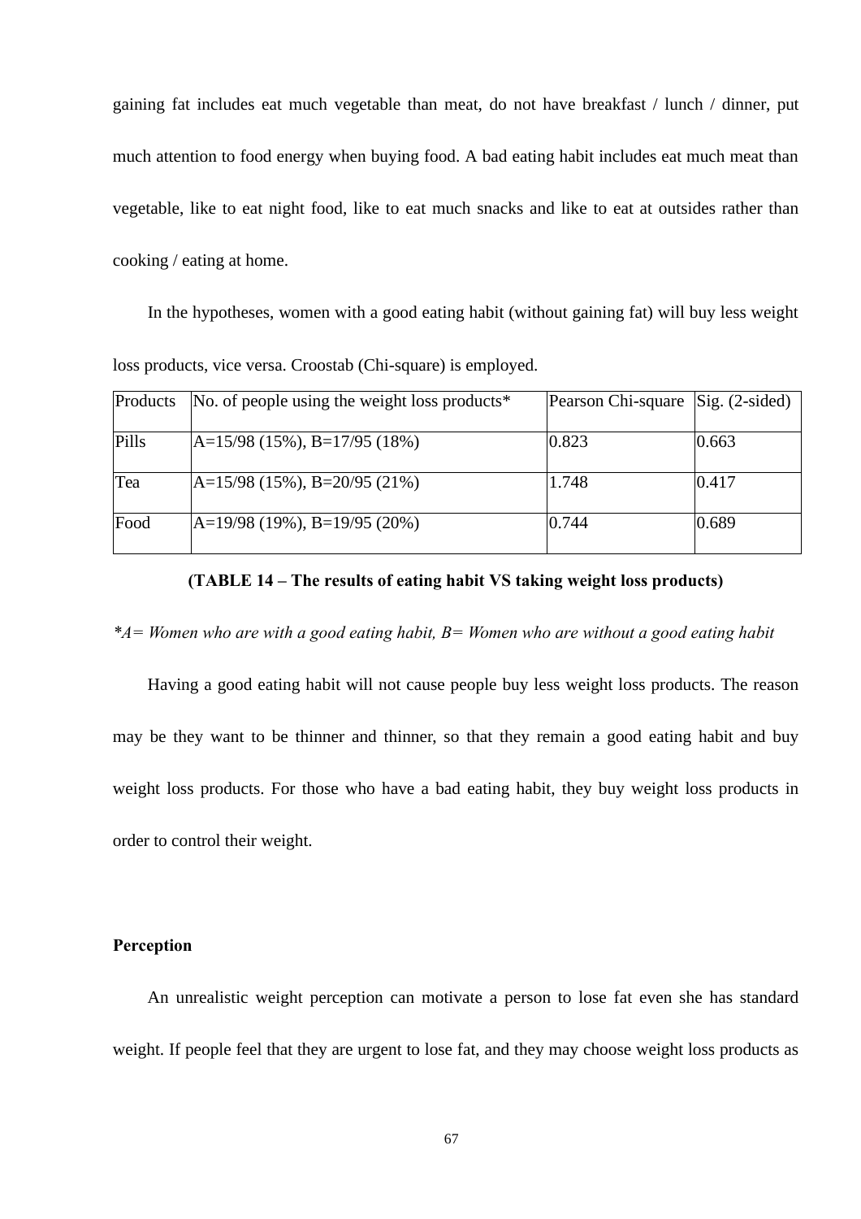gaining fat includes eat much vegetable than meat, do not have breakfast / lunch / dinner, put much attention to food energy when buying food. A bad eating habit includes eat much meat than vegetable, like to eat night food, like to eat much snacks and like to eat at outsides rather than cooking / eating at home.

In the hypotheses, women with a good eating habit (without gaining fat) will buy less weight loss products, vice versa. Croostab (Chi-square) is employed.

| Products | No. of people using the weight loss products* | Pearson Chi-square | Sig. (2-sided) |
|---|---|---|---|
| Pills | A=15/98 (15%), B=17/95 (18%) | 0.823 | 0.663 |
| Tea | A=15/98 (15%), B=20/95 (21%) | 1.748 | 0.417 |
| Food | A=19/98 (19%), B=19/95 (20%) | 0.744 | 0.689 |

**(TABLE 14 – The results of eating habit VS taking weight loss products)**

*\*A= Women who are with a good eating habit, B= Women who are without a good eating habit*

Having a good eating habit will not cause people buy less weight loss products. The reason may be they want to be thinner and thinner, so that they remain a good eating habit and buy weight loss products. For those who have a bad eating habit, they buy weight loss products in order to control their weight.

**Perception**

An unrealistic weight perception can motivate a person to lose fat even she has standard weight. If people feel that they are urgent to lose fat, and they may choose weight loss products as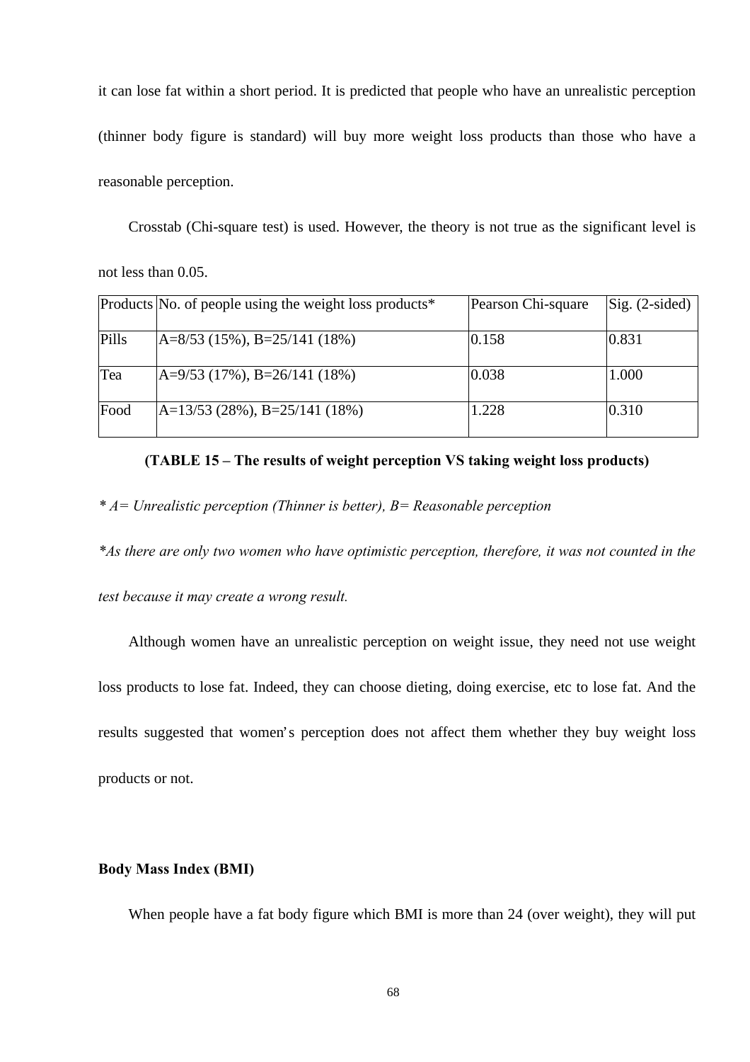it can lose fat within a short period. It is predicted that people who have an unrealistic perception (thinner body figure is standard) will buy more weight loss products than those who have a reasonable perception.

Crosstab (Chi-square test) is used. However, the theory is not true as the significant level is not less than 0.05.

| Products | No. of people using the weight loss products* | Pearson Chi-square | Sig. (2-sided) |
|---|---|---|---|
| Pills | A=8/53 (15%), B=25/141 (18%) | 0.158 | 0.831 |
| Tea | A=9/53 (17%), B=26/141 (18%) | 0.038 | 1.000 |
| Food | A=13/53 (28%), B=25/141 (18%) | 1.228 | 0.310 |

**(TABLE 15 – The results of weight perception VS taking weight loss products)**

*\* A= Unrealistic perception (Thinner is better), B= Reasonable perception*

*\*As there are only two women who have optimistic perception, therefore, it was not counted in the test because it may create a wrong result.*

Although women have an unrealistic perception on weight issue, they need not use weight loss products to lose fat. Indeed, they can choose dieting, doing exercise, etc to lose fat. And the results suggested that women's perception does not affect them whether they buy weight loss products or not.

**Body Mass Index (BMI)**

When people have a fat body figure which BMI is more than 24 (over weight), they will put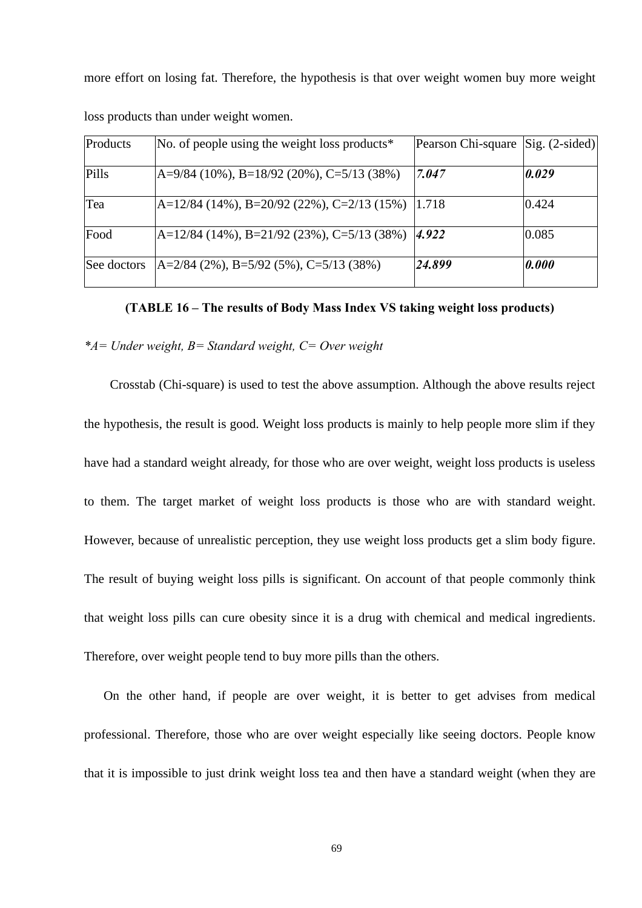more effort on losing fat. Therefore, the hypothesis is that over weight women buy more weight loss products than under weight women.

| Products | No. of people using the weight loss products* | Pearson Chi-square | Sig. (2-sided) |
|---|---|---|---|
| Pills | A=9/84 (10%), B=18/92 (20%), C=5/13 (38%) | ***7.047*** | ***0.029*** |
| Tea | A=12/84 (14%), B=20/92 (22%), C=2/13 (15%) | 1.718 | 0.424 |
| Food | A=12/84 (14%), B=21/92 (23%), C=5/13 (38%) | ***4.922*** | 0.085 |
| See doctors | A=2/84 (2%), B=5/92 (5%), C=5/13 (38%) | ***24.899*** | ***0.000*** |

**(TABLE 16 – The results of Body Mass Index VS taking weight loss products)**

*\*A= Under weight, B= Standard weight, C= Over weight*

Crosstab (Chi-square) is used to test the above assumption. Although the above results reject the hypothesis, the result is good. Weight loss products is mainly to help people more slim if they have had a standard weight already, for those who are over weight, weight loss products is useless to them. The target market of weight loss products is those who are with standard weight. However, because of unrealistic perception, they use weight loss products get a slim body figure. The result of buying weight loss pills is significant. On account of that people commonly think that weight loss pills can cure obesity since it is a drug with chemical and medical ingredients. Therefore, over weight people tend to buy more pills than the others.

On the other hand, if people are over weight, it is better to get advises from medical professional. Therefore, those who are over weight especially like seeing doctors. People know that it is impossible to just drink weight loss tea and then have a standard weight (when they are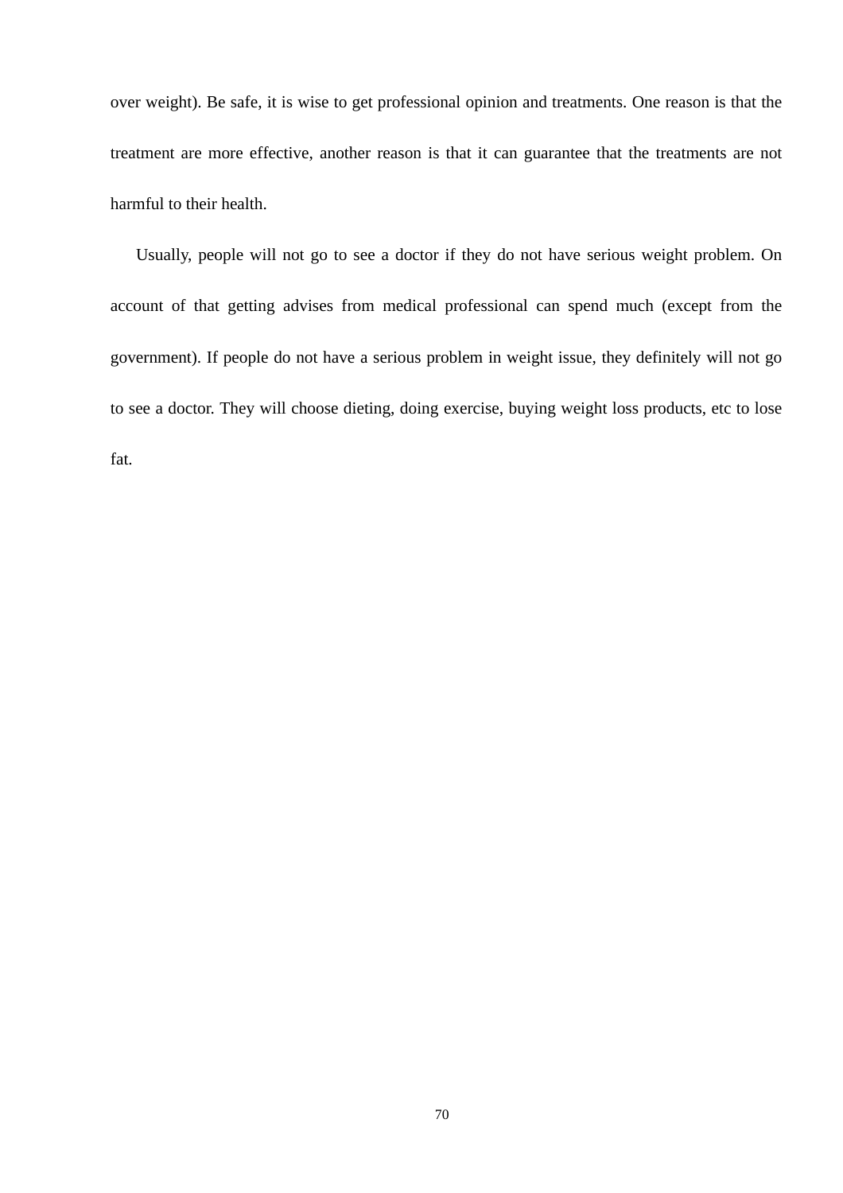over weight). Be safe, it is wise to get professional opinion and treatments. One reason is that the treatment are more effective, another reason is that it can guarantee that the treatments are not harmful to their health.

Usually, people will not go to see a doctor if they do not have serious weight problem. On account of that getting advises from medical professional can spend much (except from the government). If people do not have a serious problem in weight issue, they definitely will not go to see a doctor. They will choose dieting, doing exercise, buying weight loss products, etc to lose fat.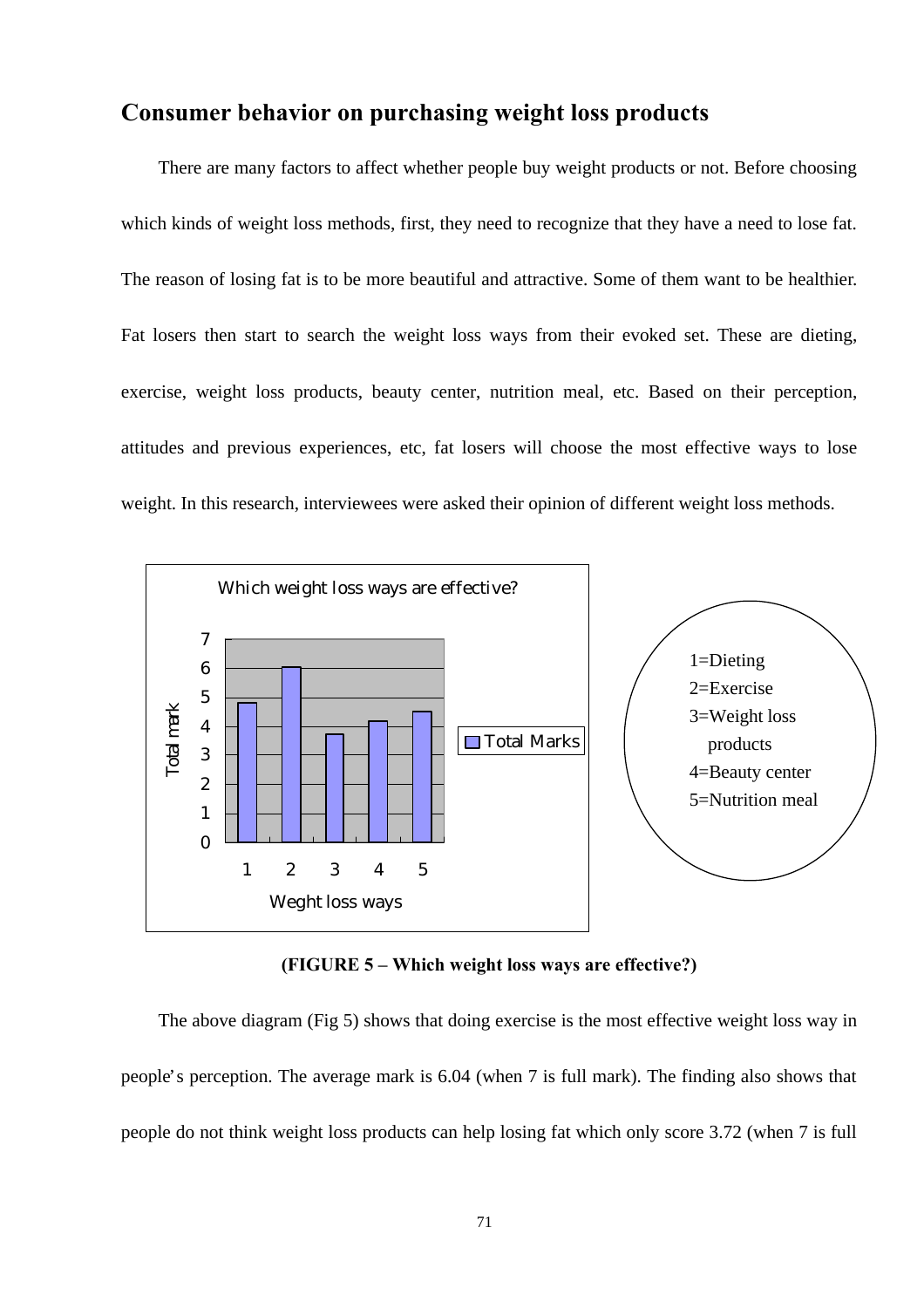## Consumer behavior on purchasing weight loss products

There are many factors to affect whether people buy weight products or not. Before choosing which kinds of weight loss methods, first, they need to recognize that they have a need to lose fat. The reason of losing fat is to be more beautiful and attractive. Some of them want to be healthier. Fat losers then start to search the weight loss ways from their evoked set. These are dieting, exercise, weight loss products, beauty center, nutrition meal, etc. Based on their perception, attitudes and previous experiences, etc, fat losers will choose the most effective ways to lose weight. In this research, interviewees were asked their opinion of different weight loss methods.

Which weight loss ways are effective?

1=Dieting
2=Exercise
3=Weight loss products
4=Beauty center
5=Nutrition meal

**(FIGURE 5 – Which weight loss ways are effective?)**

The above diagram (Fig 5) shows that doing exercise is the most effective weight loss way in people's perception. The average mark is 6.04 (when 7 is full mark). The finding also shows that people do not think weight loss products can help losing fat which only score 3.72 (when 7 is full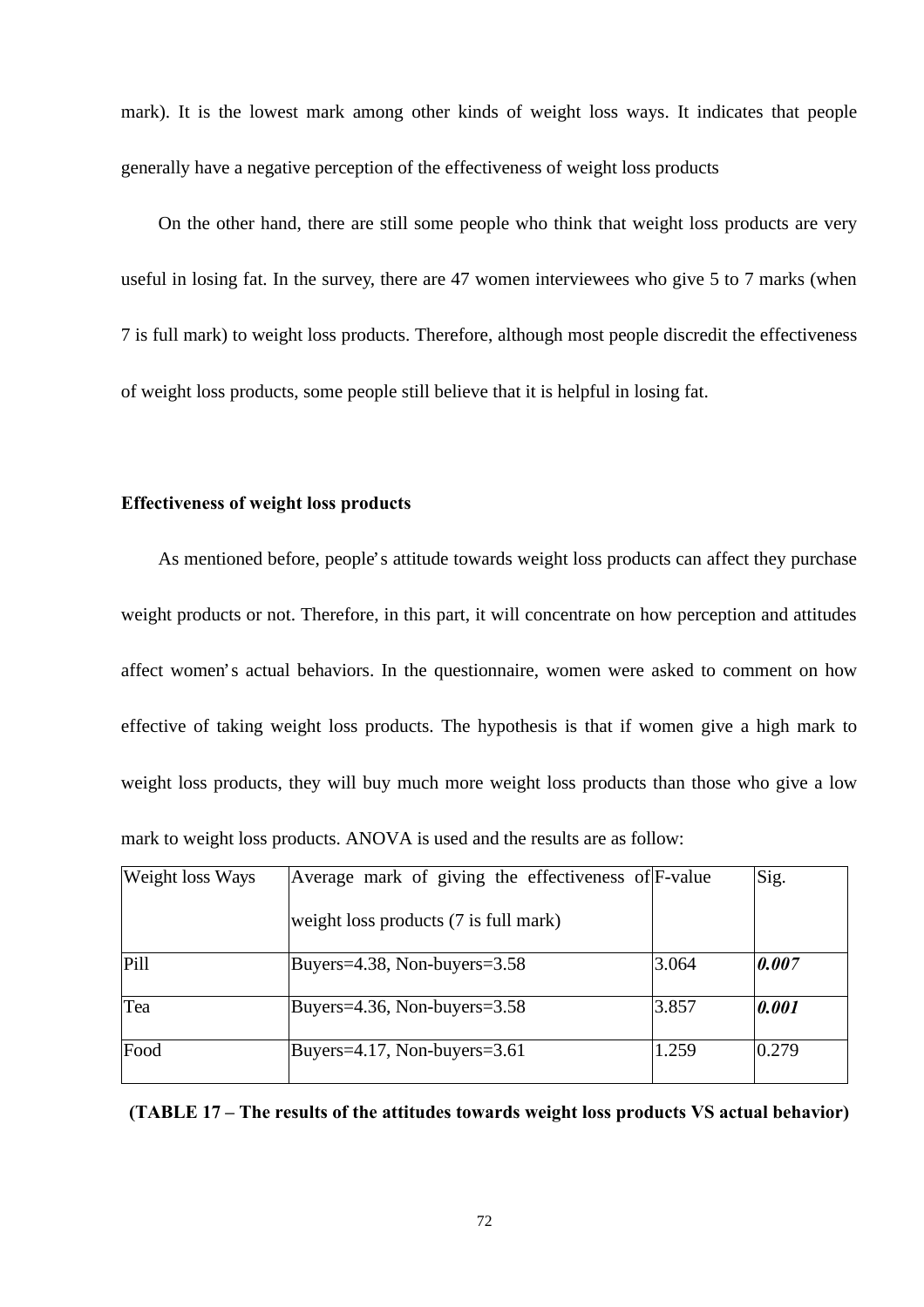mark). It is the lowest mark among other kinds of weight loss ways. It indicates that people generally have a negative perception of the effectiveness of weight loss products

On the other hand, there are still some people who think that weight loss products are very useful in losing fat. In the survey, there are 47 women interviewees who give 5 to 7 marks (when 7 is full mark) to weight loss products. Therefore, although most people discredit the effectiveness of weight loss products, some people still believe that it is helpful in losing fat.

**Effectiveness of weight loss products**

As mentioned before, people's attitude towards weight loss products can affect they purchase weight products or not. Therefore, in this part, it will concentrate on how perception and attitudes affect women's actual behaviors. In the questionnaire, women were asked to comment on how effective of taking weight loss products. The hypothesis is that if women give a high mark to weight loss products, they will buy much more weight loss products than those who give a low mark to weight loss products. ANOVA is used and the results are as follow:

| Weight loss Ways | Average mark of giving the effectiveness of weight loss products (7 is full mark) | F-value | Sig. |
|---|---|---|---|
| Pill | Buyers=4.38, Non-buyers=3.58 | 3.064 | ***0.007*** |
| Tea | Buyers=4.36, Non-buyers=3.58 | 3.857 | ***0.001*** |
| Food | Buyers=4.17, Non-buyers=3.61 | 1.259 | 0.279 |

**(TABLE 17 – The results of the attitudes towards weight loss products VS actual behavior)**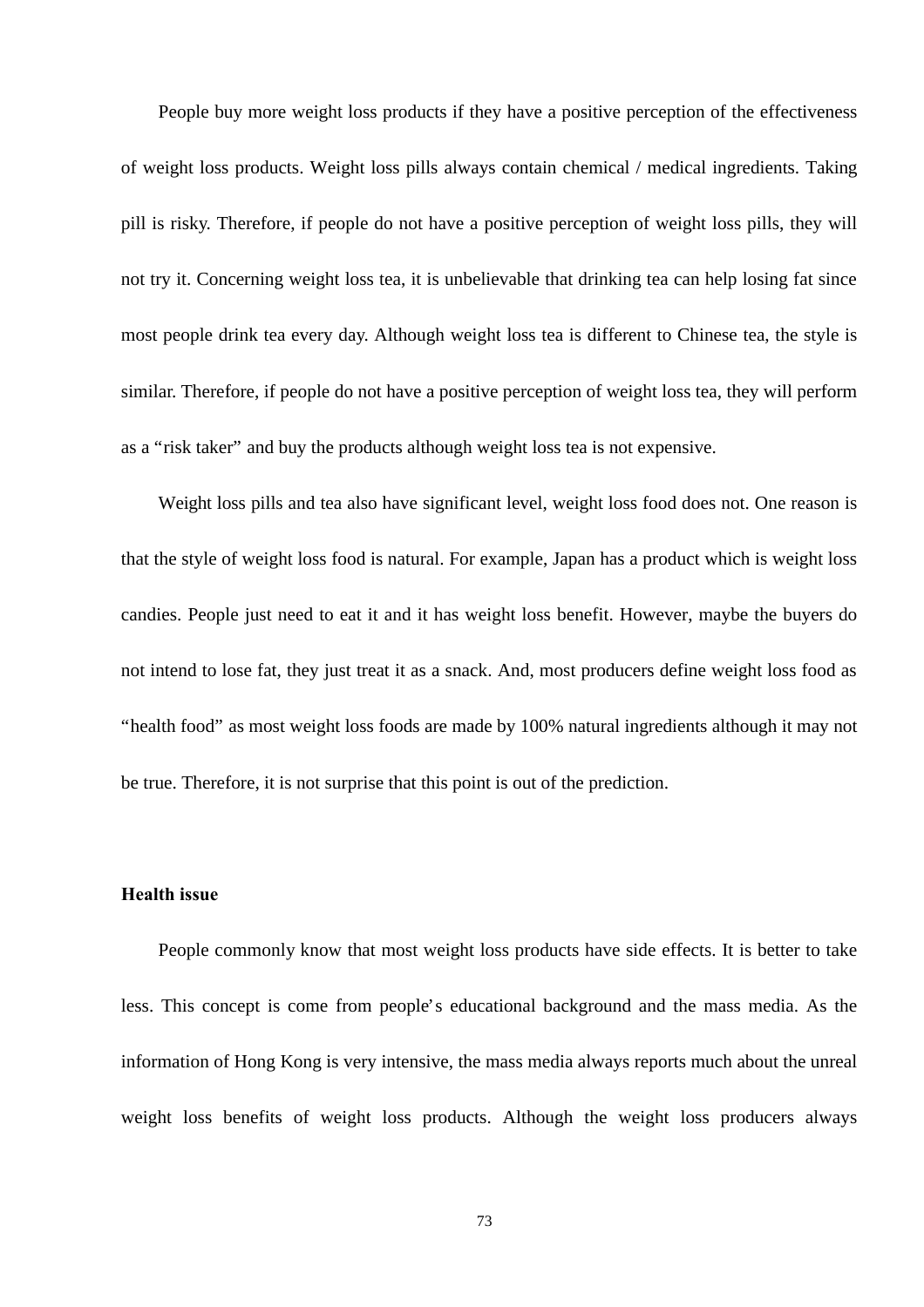People buy more weight loss products if they have a positive perception of the effectiveness of weight loss products. Weight loss pills always contain chemical / medical ingredients. Taking pill is risky. Therefore, if people do not have a positive perception of weight loss pills, they will not try it. Concerning weight loss tea, it is unbelievable that drinking tea can help losing fat since most people drink tea every day. Although weight loss tea is different to Chinese tea, the style is similar. Therefore, if people do not have a positive perception of weight loss tea, they will perform as a "risk taker" and buy the products although weight loss tea is not expensive.

Weight loss pills and tea also have significant level, weight loss food does not. One reason is that the style of weight loss food is natural. For example, Japan has a product which is weight loss candies. People just need to eat it and it has weight loss benefit. However, maybe the buyers do not intend to lose fat, they just treat it as a snack. And, most producers define weight loss food as "health food" as most weight loss foods are made by 100% natural ingredients although it may not be true. Therefore, it is not surprise that this point is out of the prediction.

**Health issue**

People commonly know that most weight loss products have side effects. It is better to take less. This concept is come from people's educational background and the mass media. As the information of Hong Kong is very intensive, the mass media always reports much about the unreal weight loss benefits of weight loss products. Although the weight loss producers always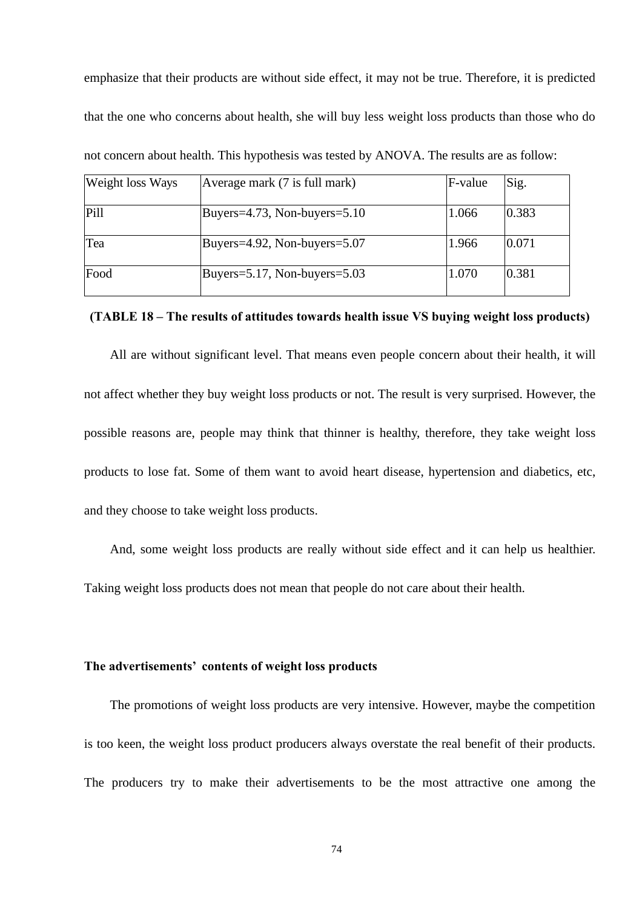emphasize that their products are without side effect, it may not be true. Therefore, it is predicted that the one who concerns about health, she will buy less weight loss products than those who do not concern about health. This hypothesis was tested by ANOVA. The results are as follow:

| Weight loss Ways | Average mark (7 is full mark) | F-value | Sig. |
|---|---|---|---|
| Pill | Buyers=4.73, Non-buyers=5.10 | 1.066 | 0.383 |
| Tea | Buyers=4.92, Non-buyers=5.07 | 1.966 | 0.071 |
| Food | Buyers=5.17, Non-buyers=5.03 | 1.070 | 0.381 |

**(TABLE 18 – The results of attitudes towards health issue VS buying weight loss products)**

All are without significant level. That means even people concern about their health, it will not affect whether they buy weight loss products or not. The result is very surprised. However, the possible reasons are, people may think that thinner is healthy, therefore, they take weight loss products to lose fat. Some of them want to avoid heart disease, hypertension and diabetics, etc, and they choose to take weight loss products.

And, some weight loss products are really without side effect and it can help us healthier. Taking weight loss products does not mean that people do not care about their health.

**The advertisements' contents of weight loss products**

The promotions of weight loss products are very intensive. However, maybe the competition is too keen, the weight loss product producers always overstate the real benefit of their products. The producers try to make their advertisements to be the most attractive one among the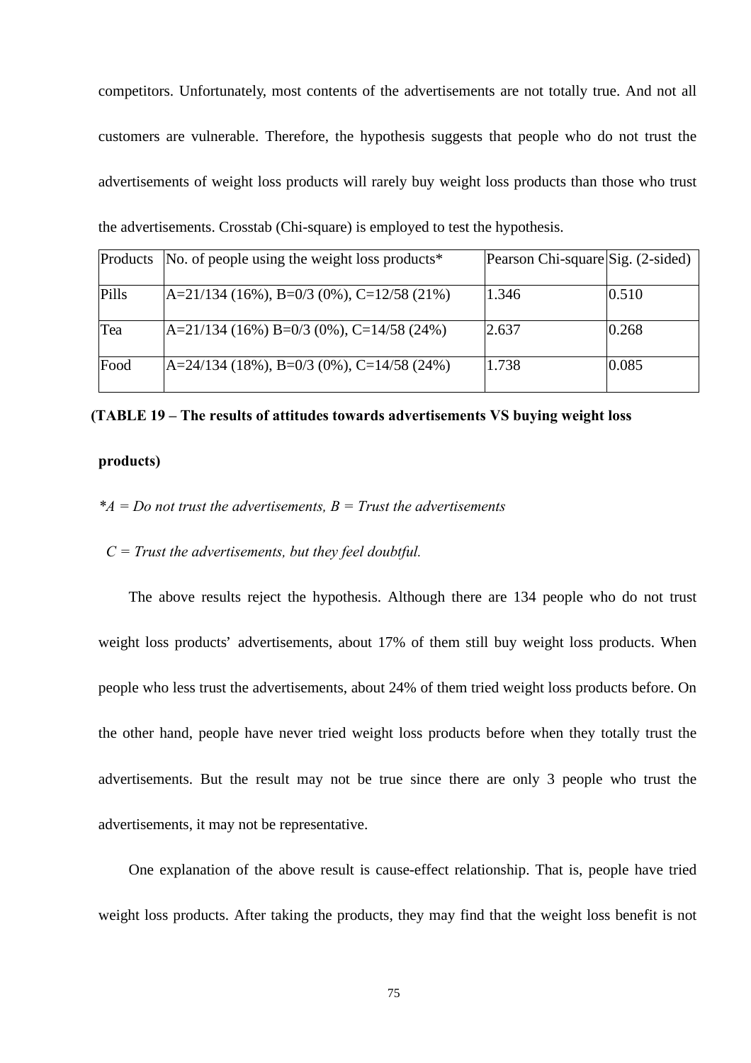competitors. Unfortunately, most contents of the advertisements are not totally true. And not all customers are vulnerable. Therefore, the hypothesis suggests that people who do not trust the advertisements of weight loss products will rarely buy weight loss products than those who trust the advertisements. Crosstab (Chi-square) is employed to test the hypothesis.

| Products | No. of people using the weight loss products* | Pearson Chi-square | Sig. (2-sided) |
|---|---|---|---|
| Pills | A=21/134 (16%), B=0/3 (0%), C=12/58 (21%) | 1.346 | 0.510 |
| Tea | A=21/134 (16%) B=0/3 (0%), C=14/58 (24%) | 2.637 | 0.268 |
| Food | A=24/134 (18%), B=0/3 (0%), C=14/58 (24%) | 1.738 | 0.085 |

**(TABLE 19 – The results of attitudes towards advertisements VS buying weight loss products)**

*\*A = Do not trust the advertisements, B = Trust the advertisements*

*C = Trust the advertisements, but they feel doubtful.*

The above results reject the hypothesis. Although there are 134 people who do not trust weight loss products' advertisements, about 17% of them still buy weight loss products. When people who less trust the advertisements, about 24% of them tried weight loss products before. On the other hand, people have never tried weight loss products before when they totally trust the advertisements. But the result may not be true since there are only 3 people who trust the advertisements, it may not be representative.

One explanation of the above result is cause-effect relationship. That is, people have tried weight loss products. After taking the products, they may find that the weight loss benefit is not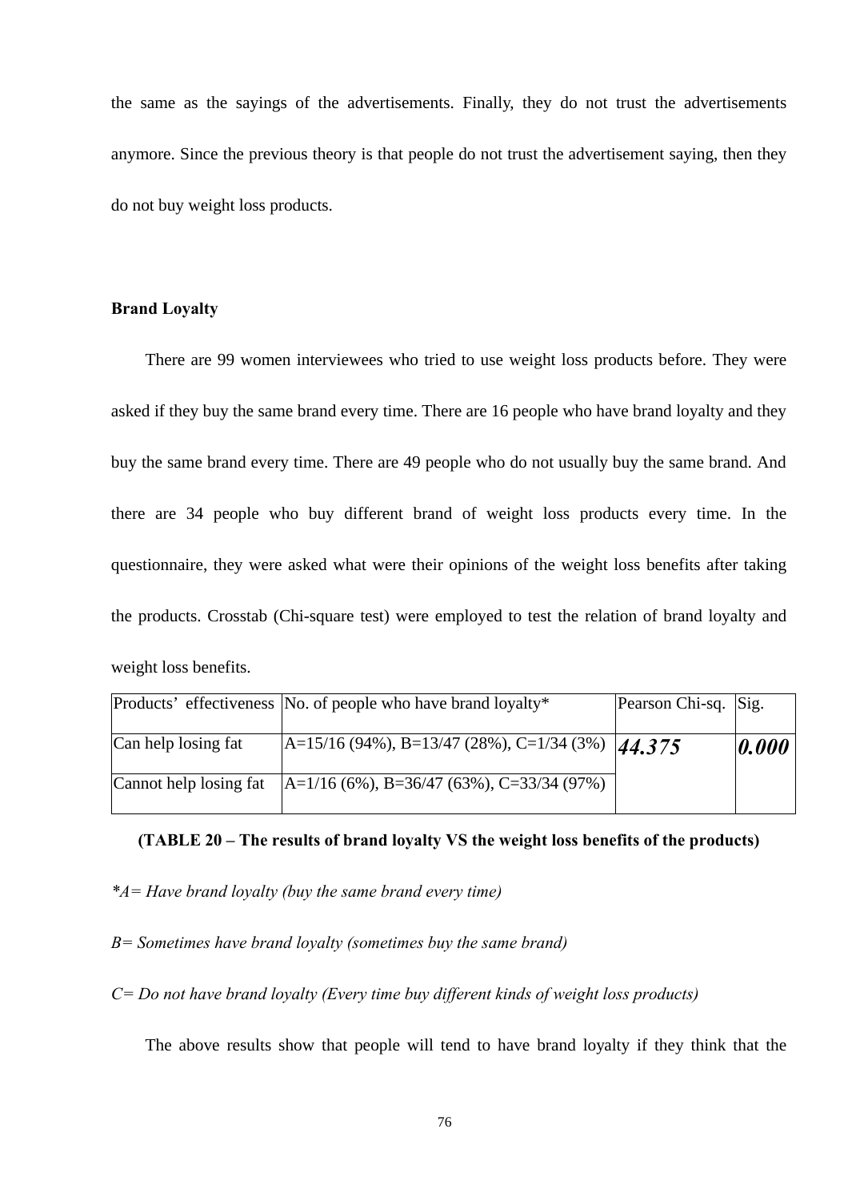the same as the sayings of the advertisements. Finally, they do not trust the advertisements anymore. Since the previous theory is that people do not trust the advertisement saying, then they do not buy weight loss products.

**Brand Loyalty**

There are 99 women interviewees who tried to use weight loss products before. They were asked if they buy the same brand every time. There are 16 people who have brand loyalty and they buy the same brand every time. There are 49 people who do not usually buy the same brand. And there are 34 people who buy different brand of weight loss products every time. In the questionnaire, they were asked what were their opinions of the weight loss benefits after taking the products. Crosstab (Chi-square test) were employed to test the relation of brand loyalty and weight loss benefits.

| Products' effectiveness | No. of people who have brand loyalty* | Pearson Chi-sq. | Sig. |
|---|---|---|---|
| Can help losing fat | A=15/16 (94%), B=13/47 (28%), C=1/34 (3%) | ***44.375*** | ***0.000*** |
| Cannot help losing fat | A=1/16 (6%), B=36/47 (63%), C=33/34 (97%) | | |

**(TABLE 20 – The results of brand loyalty VS the weight loss benefits of the products)**

*\*A= Have brand loyalty (buy the same brand every time)*

*B= Sometimes have brand loyalty (sometimes buy the same brand)*

*C= Do not have brand loyalty (Every time buy different kinds of weight loss products)*

The above results show that people will tend to have brand loyalty if they think that the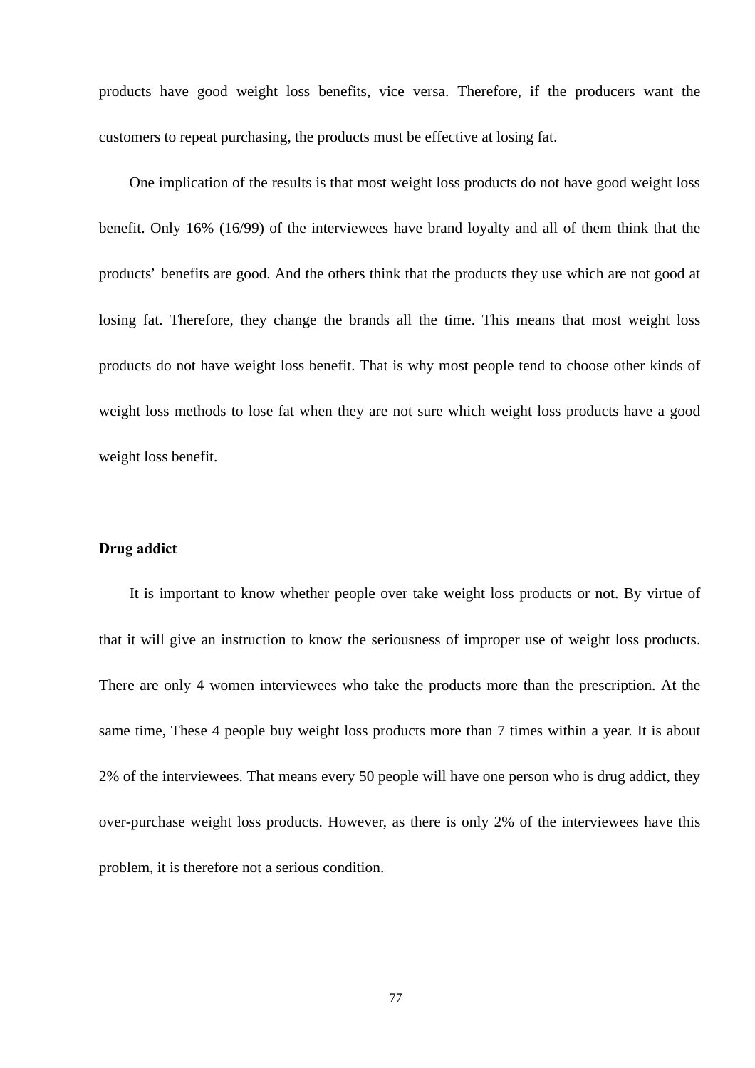products have good weight loss benefits, vice versa. Therefore, if the producers want the customers to repeat purchasing, the products must be effective at losing fat.

One implication of the results is that most weight loss products do not have good weight loss benefit. Only 16% (16/99) of the interviewees have brand loyalty and all of them think that the products' benefits are good. And the others think that the products they use which are not good at losing fat. Therefore, they change the brands all the time. This means that most weight loss products do not have weight loss benefit. That is why most people tend to choose other kinds of weight loss methods to lose fat when they are not sure which weight loss products have a good weight loss benefit.

**Drug addict**

It is important to know whether people over take weight loss products or not. By virtue of that it will give an instruction to know the seriousness of improper use of weight loss products. There are only 4 women interviewees who take the products more than the prescription. At the same time, These 4 people buy weight loss products more than 7 times within a year. It is about 2% of the interviewees. That means every 50 people will have one person who is drug addict, they over-purchase weight loss products. However, as there is only 2% of the interviewees have this problem, it is therefore not a serious condition.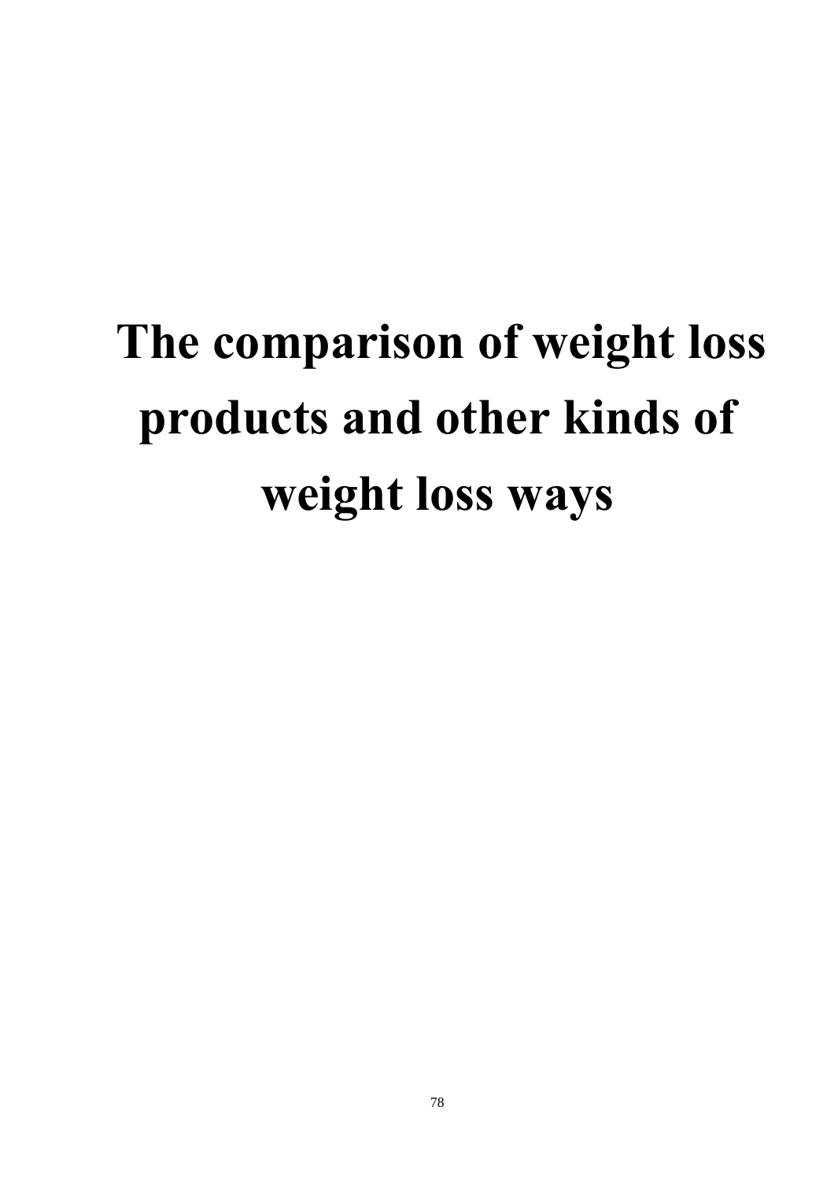# The comparison of weight loss products and other kinds of weight loss ways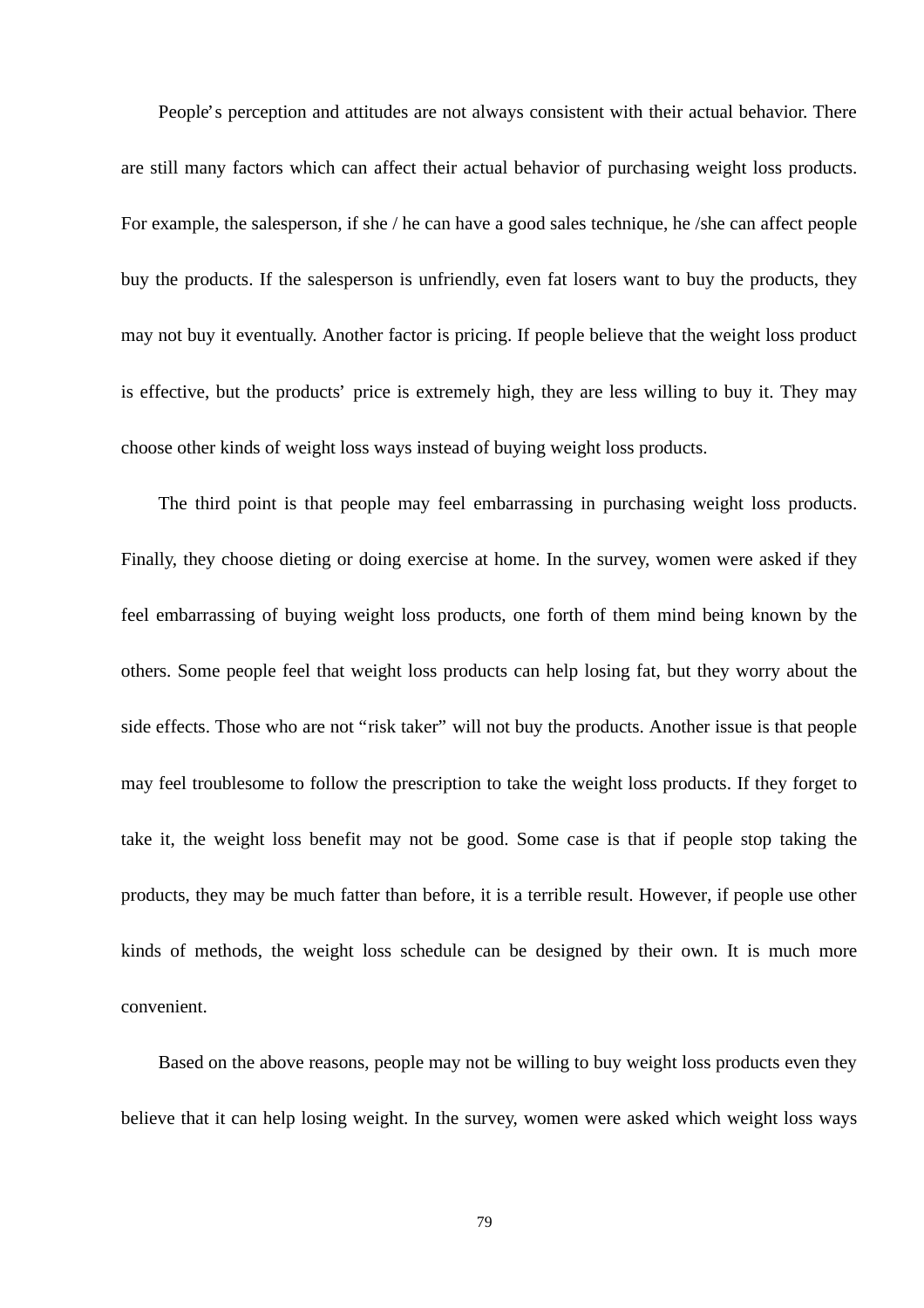People's perception and attitudes are not always consistent with their actual behavior. There are still many factors which can affect their actual behavior of purchasing weight loss products. For example, the salesperson, if she / he can have a good sales technique, he /she can affect people buy the products. If the salesperson is unfriendly, even fat losers want to buy the products, they may not buy it eventually. Another factor is pricing. If people believe that the weight loss product is effective, but the products' price is extremely high, they are less willing to buy it. They may choose other kinds of weight loss ways instead of buying weight loss products.

The third point is that people may feel embarrassing in purchasing weight loss products. Finally, they choose dieting or doing exercise at home. In the survey, women were asked if they feel embarrassing of buying weight loss products, one forth of them mind being known by the others. Some people feel that weight loss products can help losing fat, but they worry about the side effects. Those who are not "risk taker" will not buy the products. Another issue is that people may feel troublesome to follow the prescription to take the weight loss products. If they forget to take it, the weight loss benefit may not be good. Some case is that if people stop taking the products, they may be much fatter than before, it is a terrible result. However, if people use other kinds of methods, the weight loss schedule can be designed by their own. It is much more convenient.

Based on the above reasons, people may not be willing to buy weight loss products even they believe that it can help losing weight. In the survey, women were asked which weight loss ways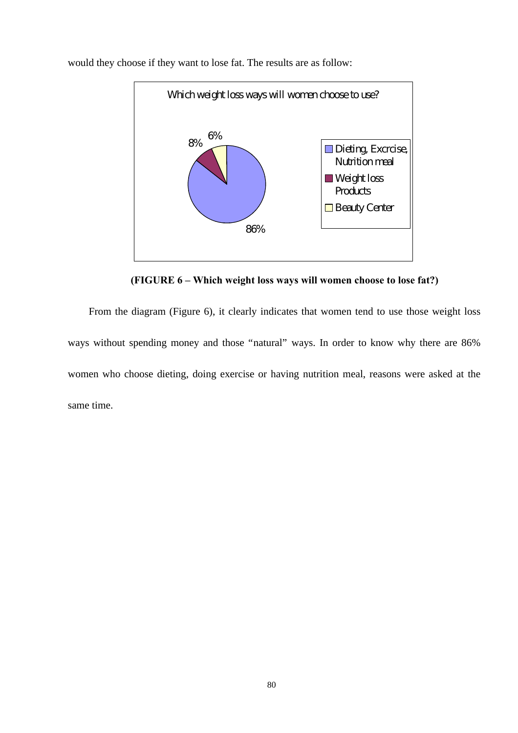would they choose if they want to lose fat. The results are as follow:

**(FIGURE 6 – Which weight loss ways will women choose to lose fat?)**

From the diagram (Figure 6), it clearly indicates that women tend to use those weight loss ways without spending money and those "natural" ways. In order to know why there are 86% women who choose dieting, doing exercise or having nutrition meal, reasons were asked at the same time.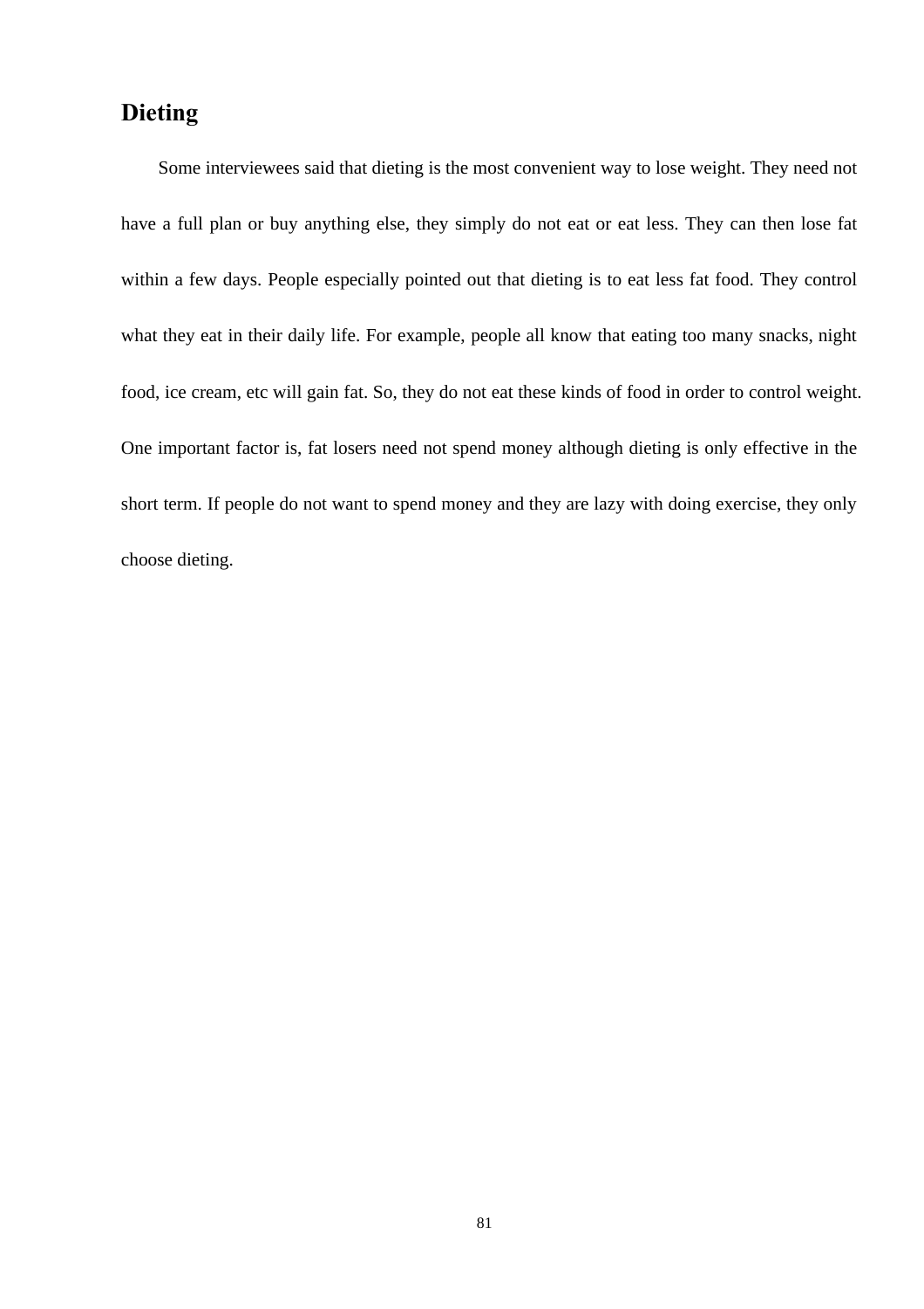## Dieting

Some interviewees said that dieting is the most convenient way to lose weight. They need not have a full plan or buy anything else, they simply do not eat or eat less. They can then lose fat within a few days. People especially pointed out that dieting is to eat less fat food. They control what they eat in their daily life. For example, people all know that eating too many snacks, night food, ice cream, etc will gain fat. So, they do not eat these kinds of food in order to control weight. One important factor is, fat losers need not spend money although dieting is only effective in the short term. If people do not want to spend money and they are lazy with doing exercise, they only choose dieting.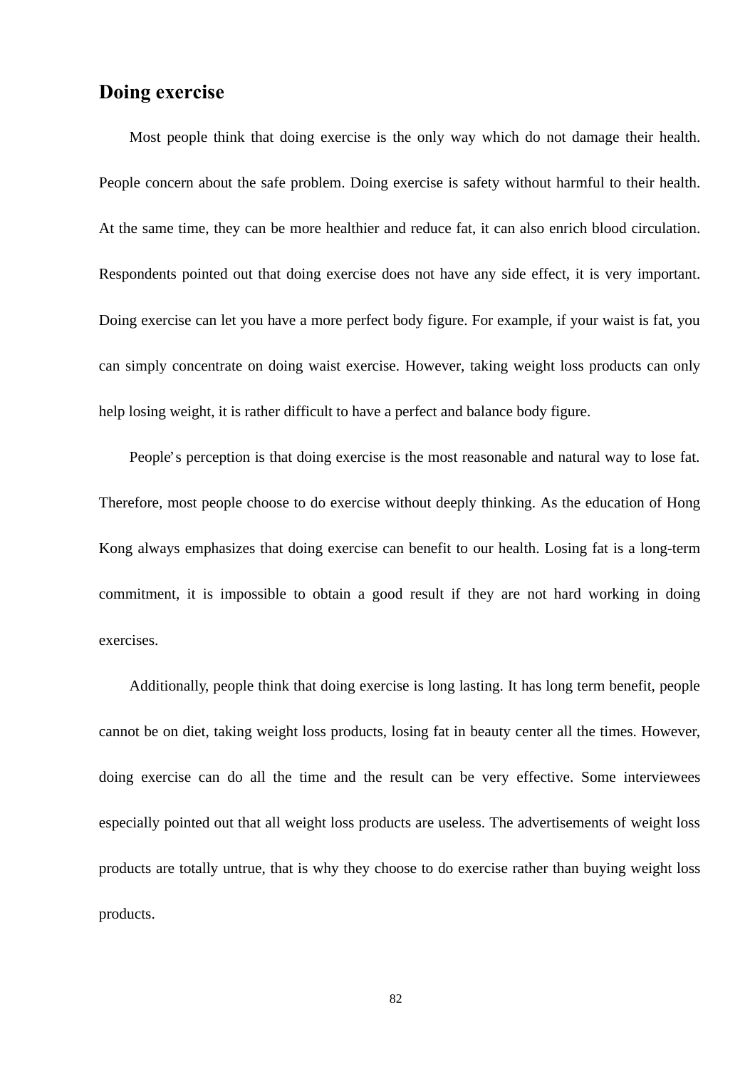## Doing exercise

Most people think that doing exercise is the only way which do not damage their health. People concern about the safe problem. Doing exercise is safety without harmful to their health. At the same time, they can be more healthier and reduce fat, it can also enrich blood circulation. Respondents pointed out that doing exercise does not have any side effect, it is very important. Doing exercise can let you have a more perfect body figure. For example, if your waist is fat, you can simply concentrate on doing waist exercise. However, taking weight loss products can only help losing weight, it is rather difficult to have a perfect and balance body figure.

People's perception is that doing exercise is the most reasonable and natural way to lose fat. Therefore, most people choose to do exercise without deeply thinking. As the education of Hong Kong always emphasizes that doing exercise can benefit to our health. Losing fat is a long-term commitment, it is impossible to obtain a good result if they are not hard working in doing exercises.

Additionally, people think that doing exercise is long lasting. It has long term benefit, people cannot be on diet, taking weight loss products, losing fat in beauty center all the times. However, doing exercise can do all the time and the result can be very effective. Some interviewees especially pointed out that all weight loss products are useless. The advertisements of weight loss products are totally untrue, that is why they choose to do exercise rather than buying weight loss products.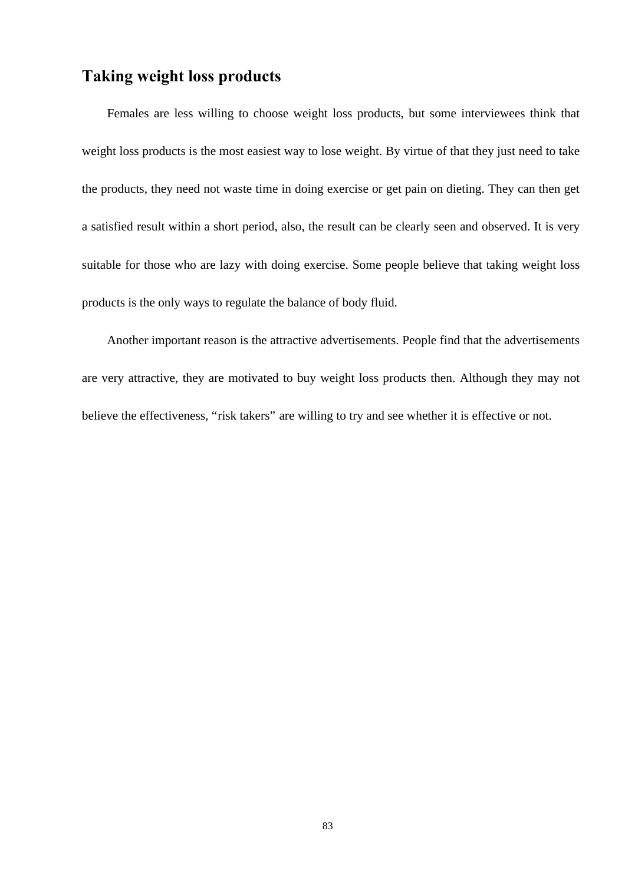## Taking weight loss products

Females are less willing to choose weight loss products, but some interviewees think that weight loss products is the most easiest way to lose weight. By virtue of that they just need to take the products, they need not waste time in doing exercise or get pain on dieting. They can then get a satisfied result within a short period, also, the result can be clearly seen and observed. It is very suitable for those who are lazy with doing exercise. Some people believe that taking weight loss products is the only ways to regulate the balance of body fluid.

Another important reason is the attractive advertisements. People find that the advertisements are very attractive, they are motivated to buy weight loss products then. Although they may not believe the effectiveness, "risk takers" are willing to try and see whether it is effective or not.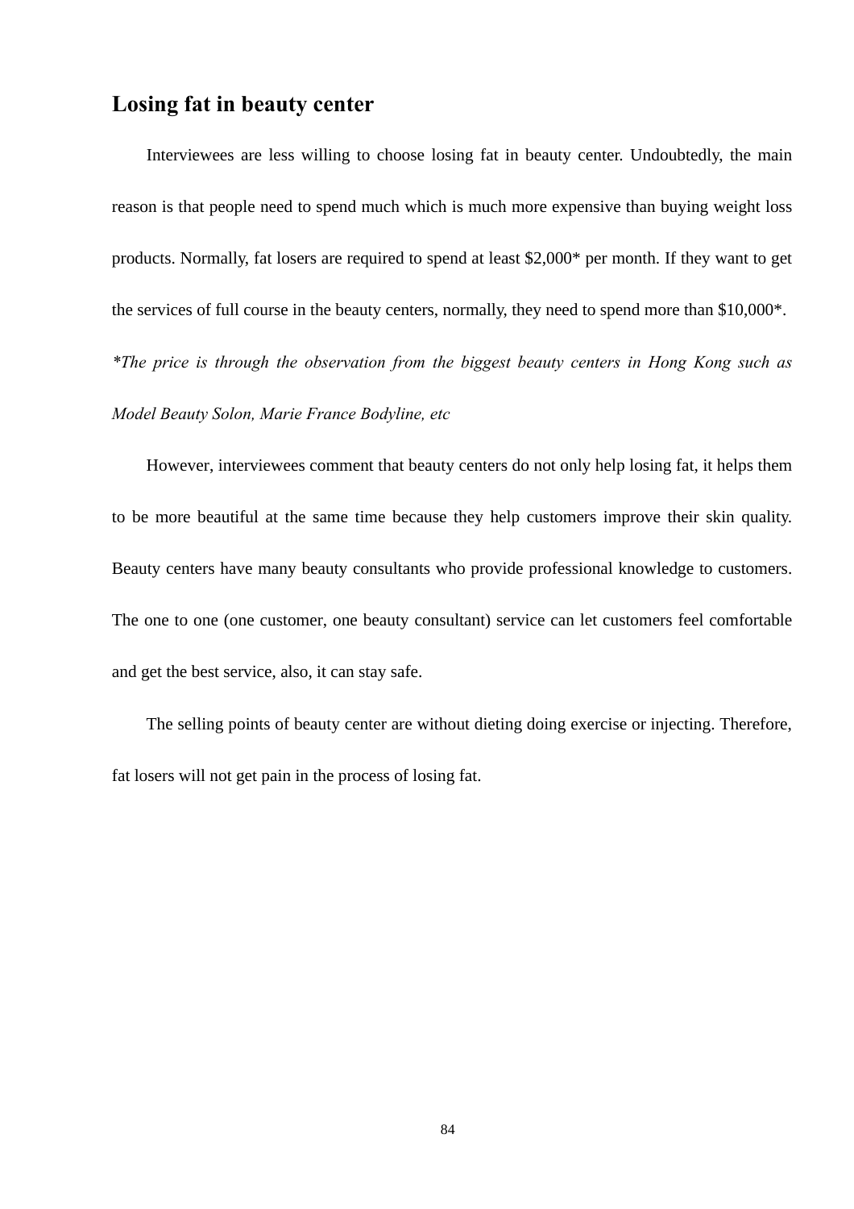## Losing fat in beauty center

Interviewees are less willing to choose losing fat in beauty center. Undoubtedly, the main reason is that people need to spend much which is much more expensive than buying weight loss products. Normally, fat losers are required to spend at least $2,000* per month. If they want to get the services of full course in the beauty centers, normally, they need to spend more than $10,000*.

*\*The price is through the observation from the biggest beauty centers in Hong Kong such as Model Beauty Solon, Marie France Bodyline, etc*

However, interviewees comment that beauty centers do not only help losing fat, it helps them to be more beautiful at the same time because they help customers improve their skin quality. Beauty centers have many beauty consultants who provide professional knowledge to customers. The one to one (one customer, one beauty consultant) service can let customers feel comfortable and get the best service, also, it can stay safe.

The selling points of beauty center are without dieting doing exercise or injecting. Therefore, fat losers will not get pain in the process of losing fat.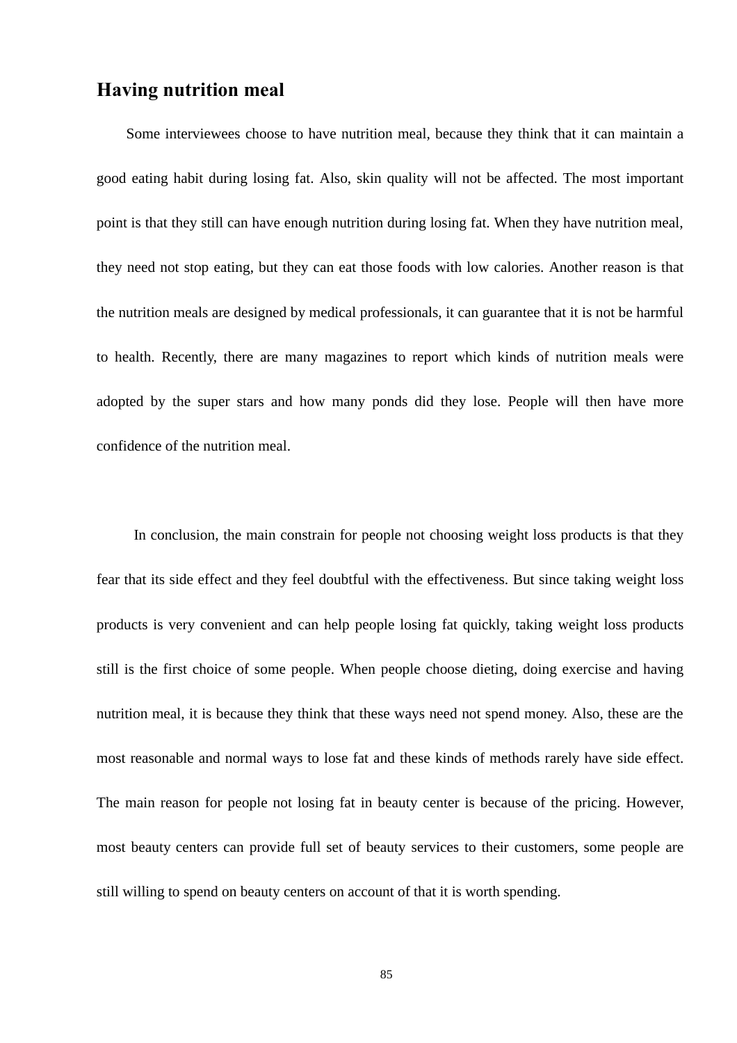## Having nutrition meal

Some interviewees choose to have nutrition meal, because they think that it can maintain a good eating habit during losing fat. Also, skin quality will not be affected. The most important point is that they still can have enough nutrition during losing fat. When they have nutrition meal, they need not stop eating, but they can eat those foods with low calories. Another reason is that the nutrition meals are designed by medical professionals, it can guarantee that it is not be harmful to health. Recently, there are many magazines to report which kinds of nutrition meals were adopted by the super stars and how many ponds did they lose. People will then have more confidence of the nutrition meal.

In conclusion, the main constrain for people not choosing weight loss products is that they fear that its side effect and they feel doubtful with the effectiveness. But since taking weight loss products is very convenient and can help people losing fat quickly, taking weight loss products still is the first choice of some people. When people choose dieting, doing exercise and having nutrition meal, it is because they think that these ways need not spend money. Also, these are the most reasonable and normal ways to lose fat and these kinds of methods rarely have side effect. The main reason for people not losing fat in beauty center is because of the pricing. However, most beauty centers can provide full set of beauty services to their customers, some people are still willing to spend on beauty centers on account of that it is worth spending.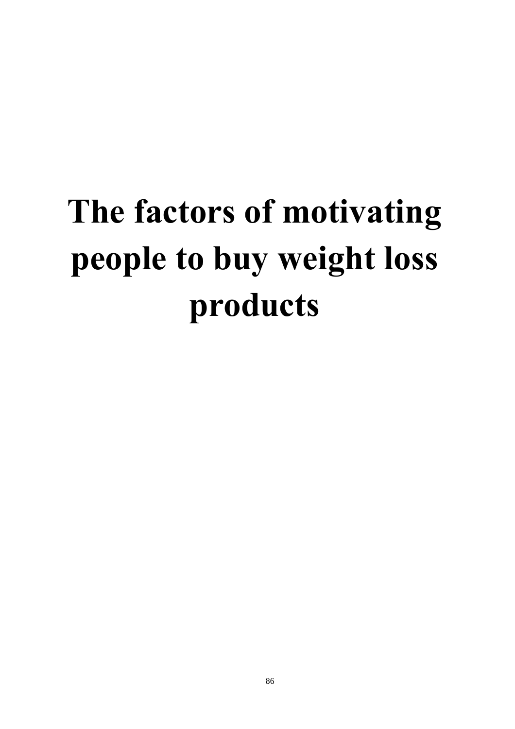# The factors of motivating people to buy weight loss products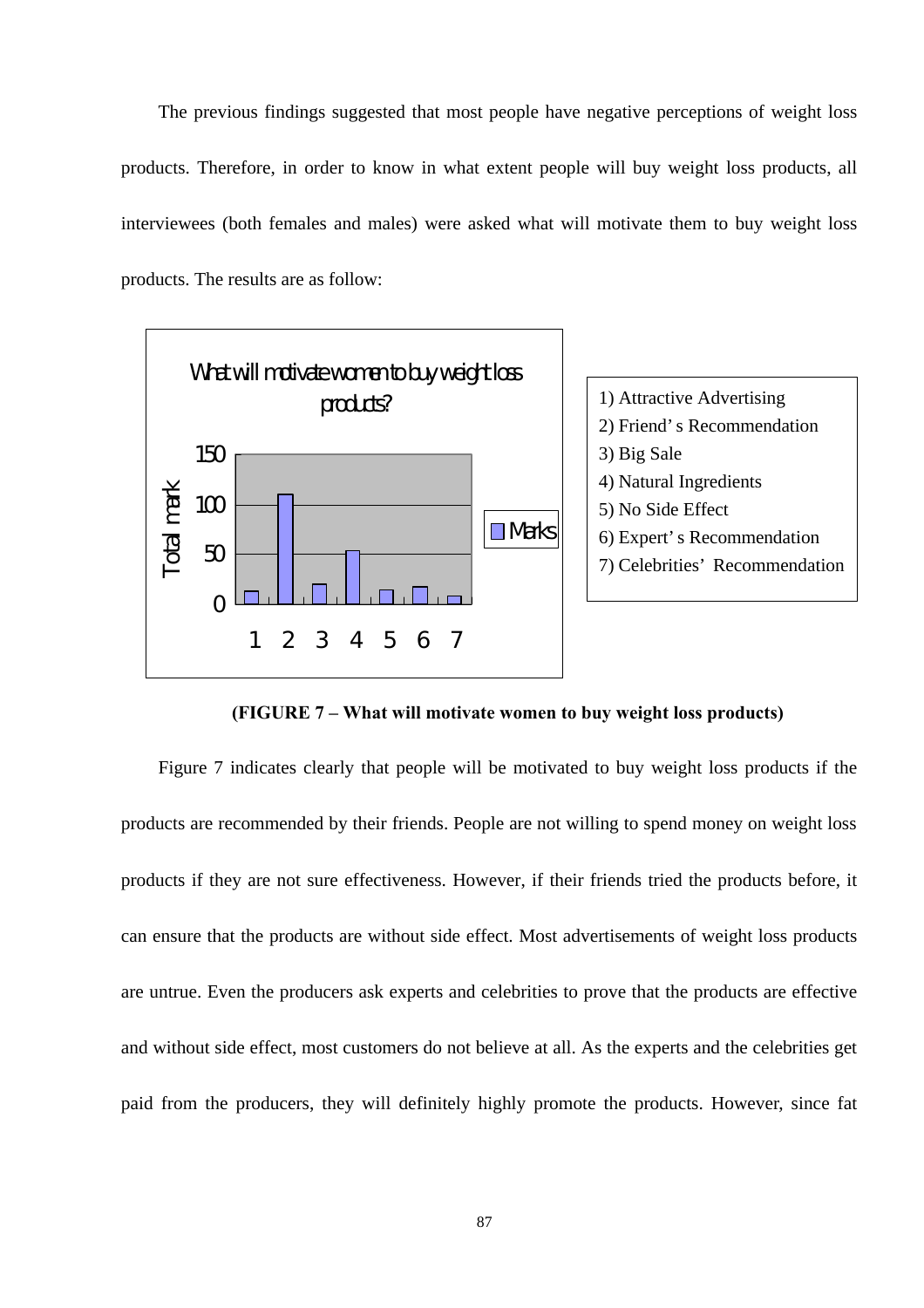The previous findings suggested that most people have negative perceptions of weight loss products. Therefore, in order to know in what extent people will buy weight loss products, all interviewees (both females and males) were asked what will motivate them to buy weight loss products. The results are as follow:

1) Attractive Advertising
2) Friend's Recommendation
3) Big Sale
4) Natural Ingredients
5) No Side Effect
6) Expert's Recommendation
7) Celebrities' Recommendation

**(FIGURE 7 – What will motivate women to buy weight loss products)**

Figure 7 indicates clearly that people will be motivated to buy weight loss products if the products are recommended by their friends. People are not willing to spend money on weight loss products if they are not sure effectiveness. However, if their friends tried the products before, it can ensure that the products are without side effect. Most advertisements of weight loss products are untrue. Even the producers ask experts and celebrities to prove that the products are effective and without side effect, most customers do not believe at all. As the experts and the celebrities get paid from the producers, they will definitely highly promote the products. However, since fat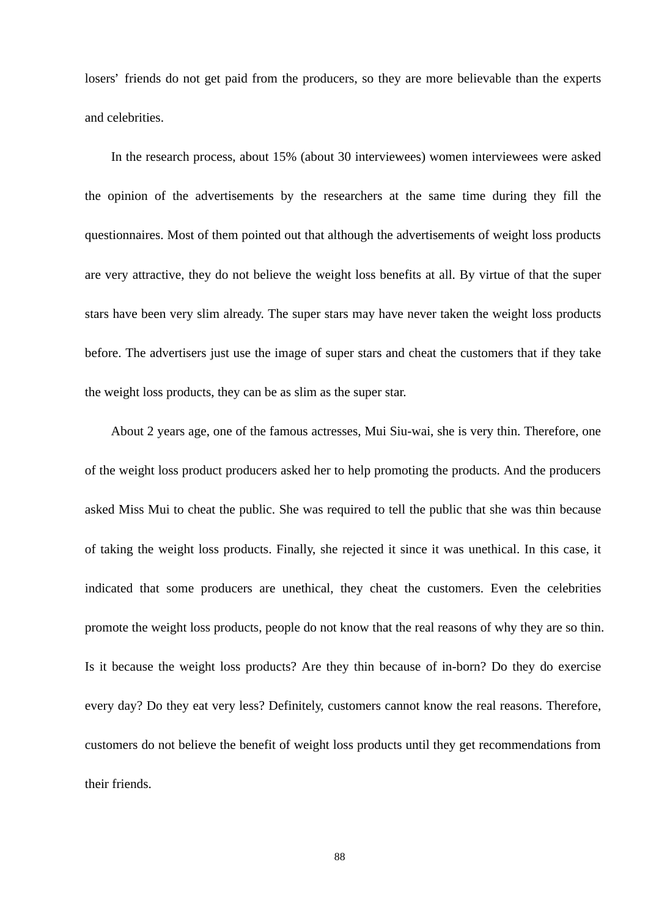losers' friends do not get paid from the producers, so they are more believable than the experts and celebrities.

In the research process, about 15% (about 30 interviewees) women interviewees were asked the opinion of the advertisements by the researchers at the same time during they fill the questionnaires. Most of them pointed out that although the advertisements of weight loss products are very attractive, they do not believe the weight loss benefits at all. By virtue of that the super stars have been very slim already. The super stars may have never taken the weight loss products before. The advertisers just use the image of super stars and cheat the customers that if they take the weight loss products, they can be as slim as the super star.

About 2 years age, one of the famous actresses, Mui Siu-wai, she is very thin. Therefore, one of the weight loss product producers asked her to help promoting the products. And the producers asked Miss Mui to cheat the public. She was required to tell the public that she was thin because of taking the weight loss products. Finally, she rejected it since it was unethical. In this case, it indicated that some producers are unethical, they cheat the customers. Even the celebrities promote the weight loss products, people do not know that the real reasons of why they are so thin. Is it because the weight loss products? Are they thin because of in-born? Do they do exercise every day? Do they eat very less? Definitely, customers cannot know the real reasons. Therefore, customers do not believe the benefit of weight loss products until they get recommendations from their friends.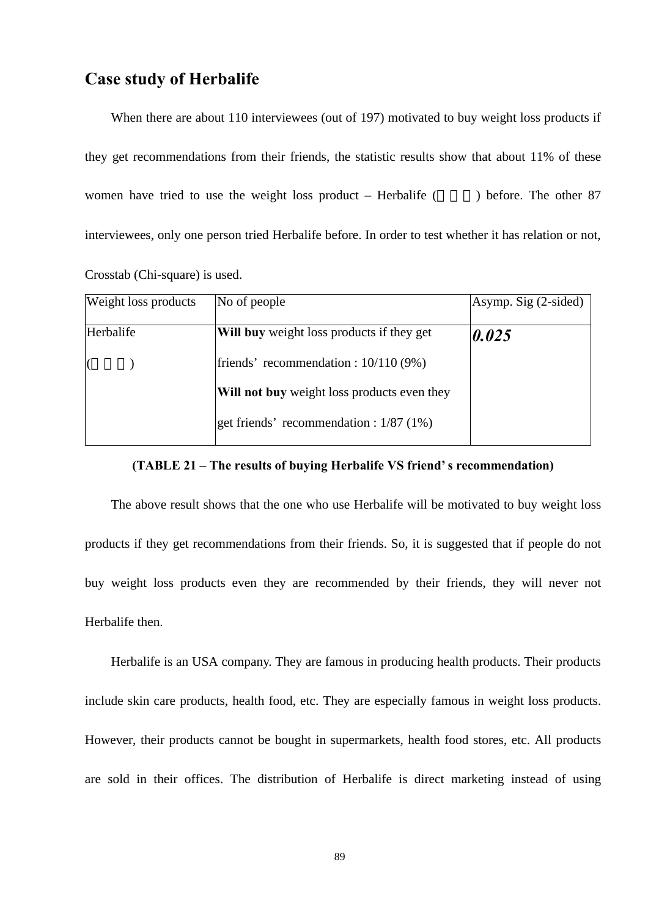## Case study of Herbalife

When there are about 110 interviewees (out of 197) motivated to buy weight loss products if they get recommendations from their friends, the statistic results show that about 11% of these women have tried to use the weight loss product – Herbalife (　　　) before. The other 87 interviewees, only one person tried Herbalife before. In order to test whether it has relation or not, Crosstab (Chi-square) is used.

| Weight loss products | No of people | Asymp. Sig (2-sided) |
|---|---|---|
| Herbalife (　　　) | **Will buy** weight loss products if they get friends' recommendation : 10/110 (9%)<br>**Will not buy** weight loss products even they get friends' recommendation : 1/87 (1%) | ***0.025*** |

**(TABLE 21 – The results of buying Herbalife VS friend's recommendation)**

The above result shows that the one who use Herbalife will be motivated to buy weight loss products if they get recommendations from their friends. So, it is suggested that if people do not buy weight loss products even they are recommended by their friends, they will never not Herbalife then.

Herbalife is an USA company. They are famous in producing health products. Their products include skin care products, health food, etc. They are especially famous in weight loss products. However, their products cannot be bought in supermarkets, health food stores, etc. All products are sold in their offices. The distribution of Herbalife is direct marketing instead of using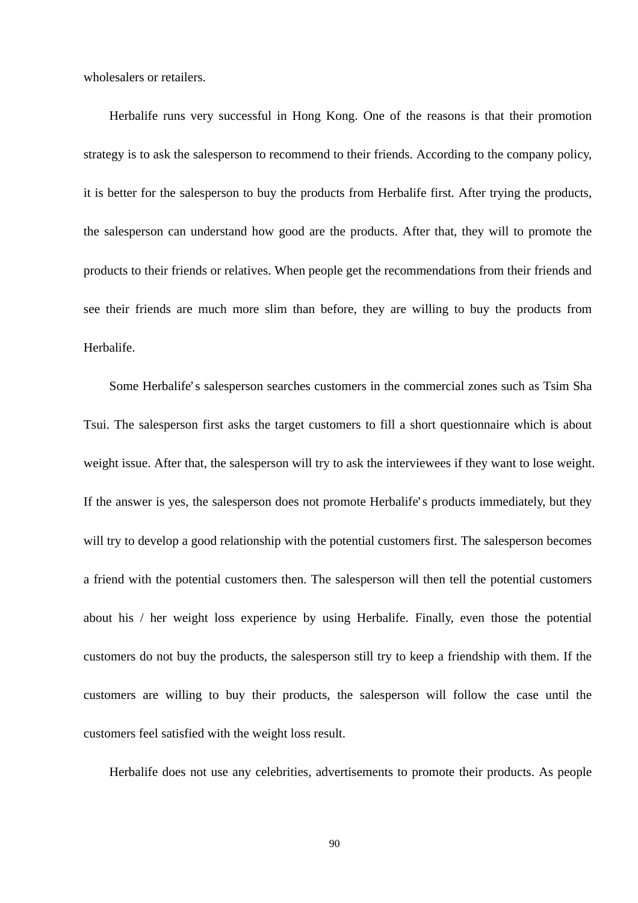wholesalers or retailers.

Herbalife runs very successful in Hong Kong. One of the reasons is that their promotion strategy is to ask the salesperson to recommend to their friends. According to the company policy, it is better for the salesperson to buy the products from Herbalife first. After trying the products, the salesperson can understand how good are the products. After that, they will to promote the products to their friends or relatives. When people get the recommendations from their friends and see their friends are much more slim than before, they are willing to buy the products from Herbalife.

Some Herbalife's salesperson searches customers in the commercial zones such as Tsim Sha Tsui. The salesperson first asks the target customers to fill a short questionnaire which is about weight issue. After that, the salesperson will try to ask the interviewees if they want to lose weight. If the answer is yes, the salesperson does not promote Herbalife's products immediately, but they will try to develop a good relationship with the potential customers first. The salesperson becomes a friend with the potential customers then. The salesperson will then tell the potential customers about his / her weight loss experience by using Herbalife. Finally, even those the potential customers do not buy the products, the salesperson still try to keep a friendship with them. If the customers are willing to buy their products, the salesperson will follow the case until the customers feel satisfied with the weight loss result.

Herbalife does not use any celebrities, advertisements to promote their products. As people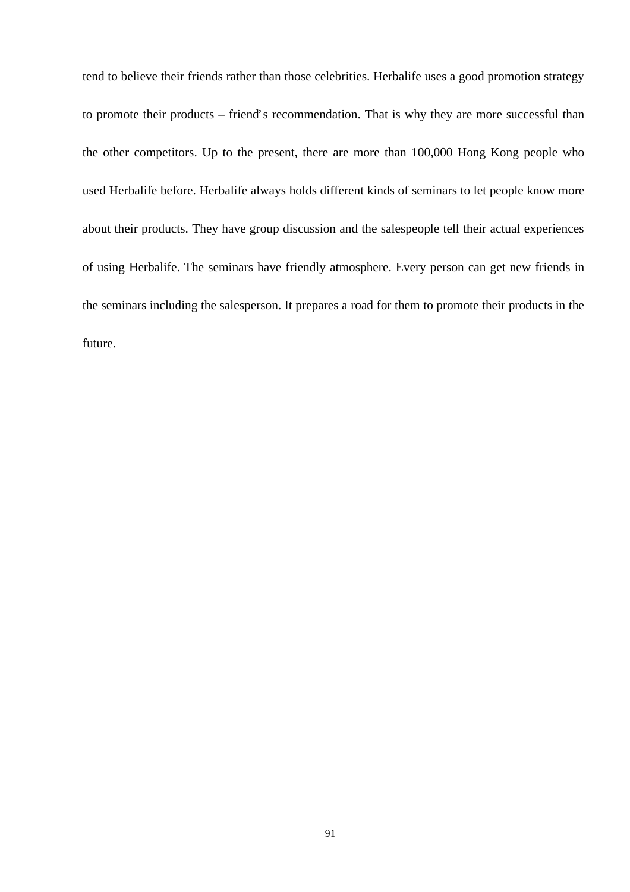tend to believe their friends rather than those celebrities. Herbalife uses a good promotion strategy to promote their products – friend's recommendation. That is why they are more successful than the other competitors. Up to the present, there are more than 100,000 Hong Kong people who used Herbalife before. Herbalife always holds different kinds of seminars to let people know more about their products. They have group discussion and the salespeople tell their actual experiences of using Herbalife. The seminars have friendly atmosphere. Every person can get new friends in the seminars including the salesperson. It prepares a road for them to promote their products in the future.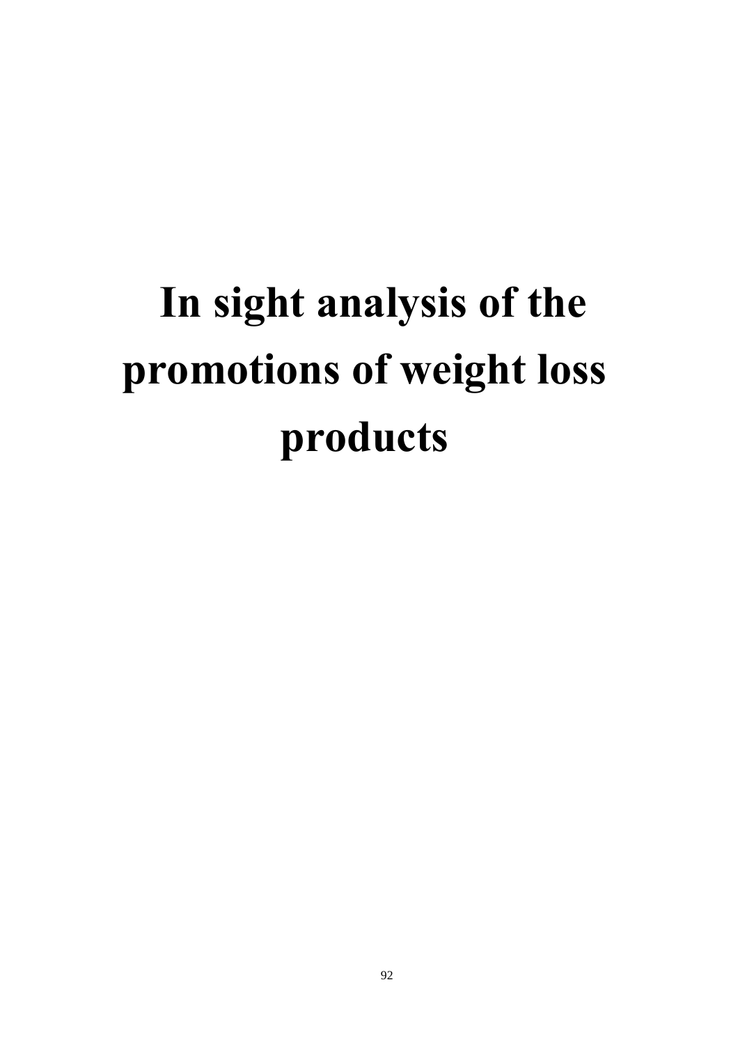# In sight analysis of the promotions of weight loss products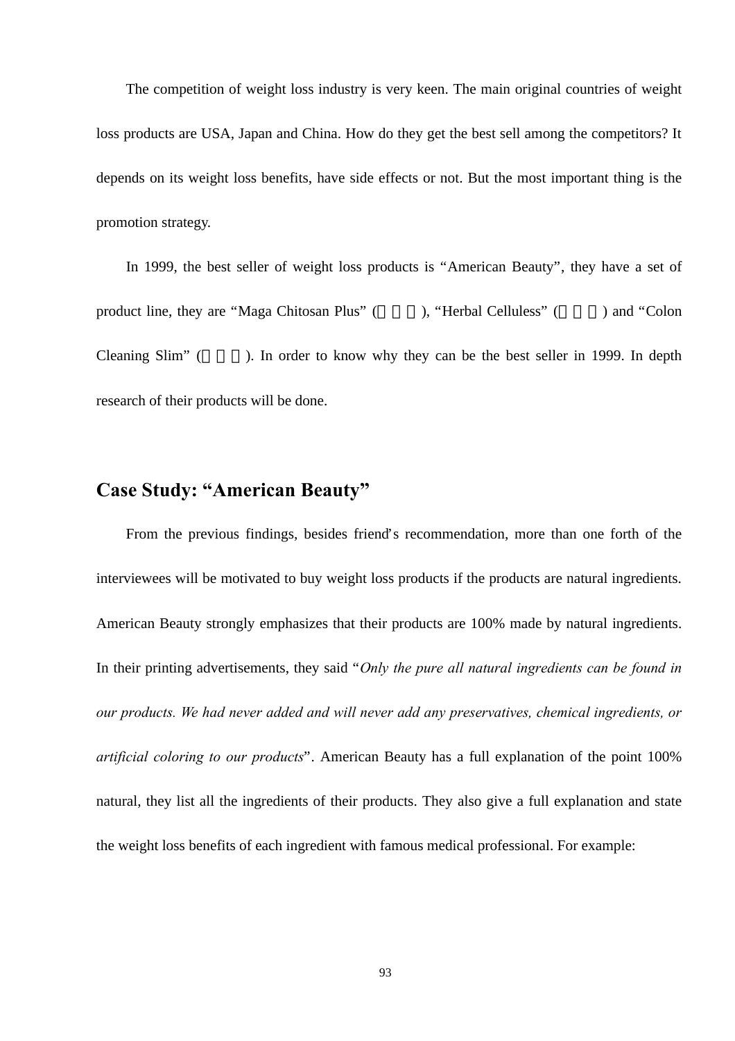The competition of weight loss industry is very keen. The main original countries of weight loss products are USA, Japan and China. How do they get the best sell among the competitors? It depends on its weight loss benefits, have side effects or not. But the most important thing is the promotion strategy.

In 1999, the best seller of weight loss products is “American Beauty”, they have a set of product line, they are “Maga Chitosan Plus” (　　　), “Herbal Celluless” (　　　) and “Colon Cleaning Slim” (　　　). In order to know why they can be the best seller in 1999. In depth research of their products will be done.

## Case Study: “American Beauty”

From the previous findings, besides friend's recommendation, more than one forth of the interviewees will be motivated to buy weight loss products if the products are natural ingredients. American Beauty strongly emphasizes that their products are 100% made by natural ingredients. In their printing advertisements, they said “*Only the pure all natural ingredients can be found in our products. We had never added and will never add any preservatives, chemical ingredients, or artificial coloring to our products*”. American Beauty has a full explanation of the point 100% natural, they list all the ingredients of their products. They also give a full explanation and state the weight loss benefits of each ingredient with famous medical professional. For example: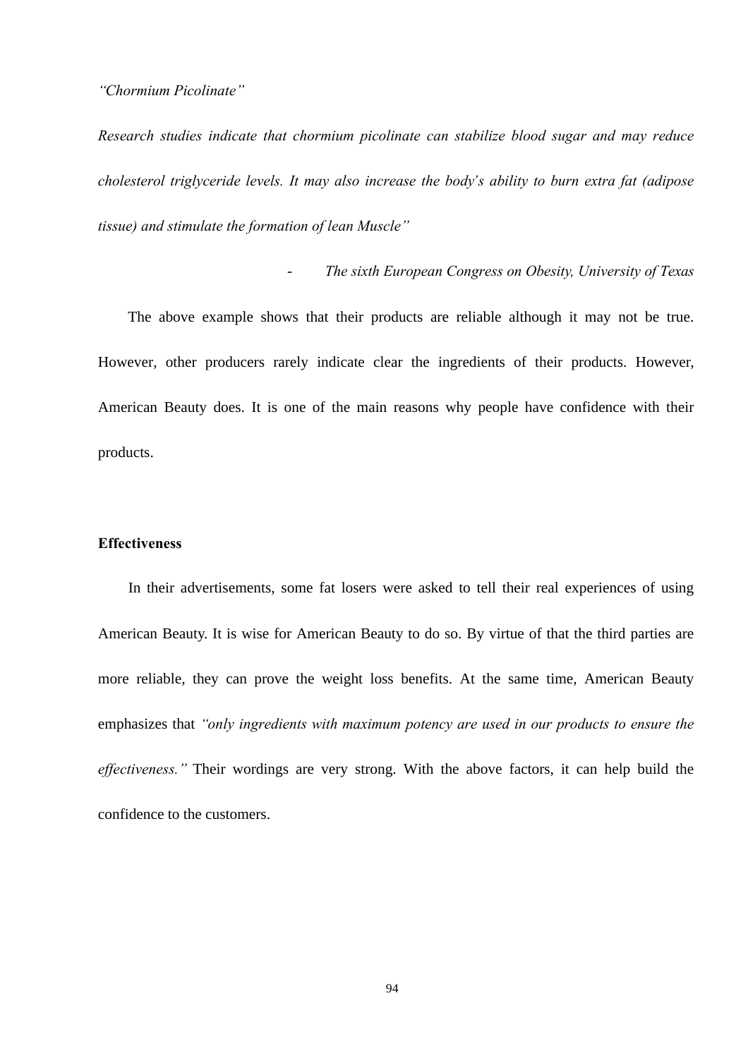*"Chormium Picolinate"*

*Research studies indicate that chormium picolinate can stabilize blood sugar and may reduce cholesterol triglyceride levels. It may also increase the body's ability to burn extra fat (adipose tissue) and stimulate the formation of lean Muscle"*

- *The sixth European Congress on Obesity, University of Texas*

The above example shows that their products are reliable although it may not be true. However, other producers rarely indicate clear the ingredients of their products. However, American Beauty does. It is one of the main reasons why people have confidence with their products.

**Effectiveness**

In their advertisements, some fat losers were asked to tell their real experiences of using American Beauty. It is wise for American Beauty to do so. By virtue of that the third parties are more reliable, they can prove the weight loss benefits. At the same time, American Beauty emphasizes that *"only ingredients with maximum potency are used in our products to ensure the effectiveness."* Their wordings are very strong. With the above factors, it can help build the confidence to the customers.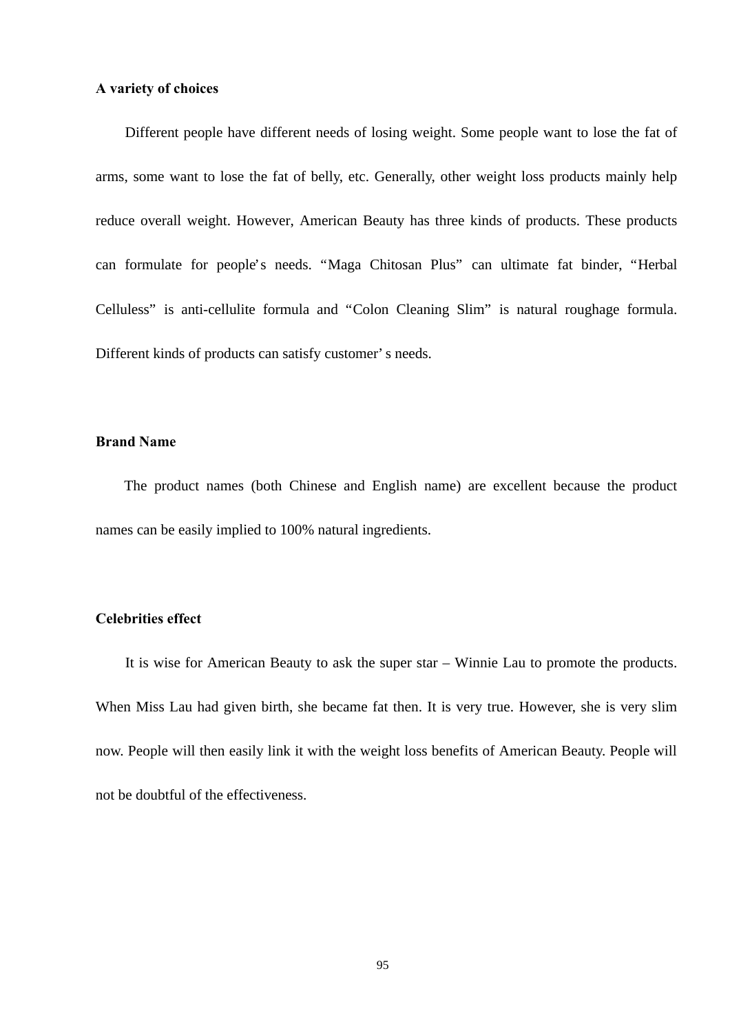**A variety of choices**

Different people have different needs of losing weight. Some people want to lose the fat of arms, some want to lose the fat of belly, etc. Generally, other weight loss products mainly help reduce overall weight. However, American Beauty has three kinds of products. These products can formulate for people's needs. "Maga Chitosan Plus" can ultimate fat binder, "Herbal Celluless" is anti-cellulite formula and "Colon Cleaning Slim" is natural roughage formula. Different kinds of products can satisfy customer' s needs.

**Brand Name**

The product names (both Chinese and English name) are excellent because the product names can be easily implied to 100% natural ingredients.

**Celebrities effect**

It is wise for American Beauty to ask the super star – Winnie Lau to promote the products. When Miss Lau had given birth, she became fat then. It is very true. However, she is very slim now. People will then easily link it with the weight loss benefits of American Beauty. People will not be doubtful of the effectiveness.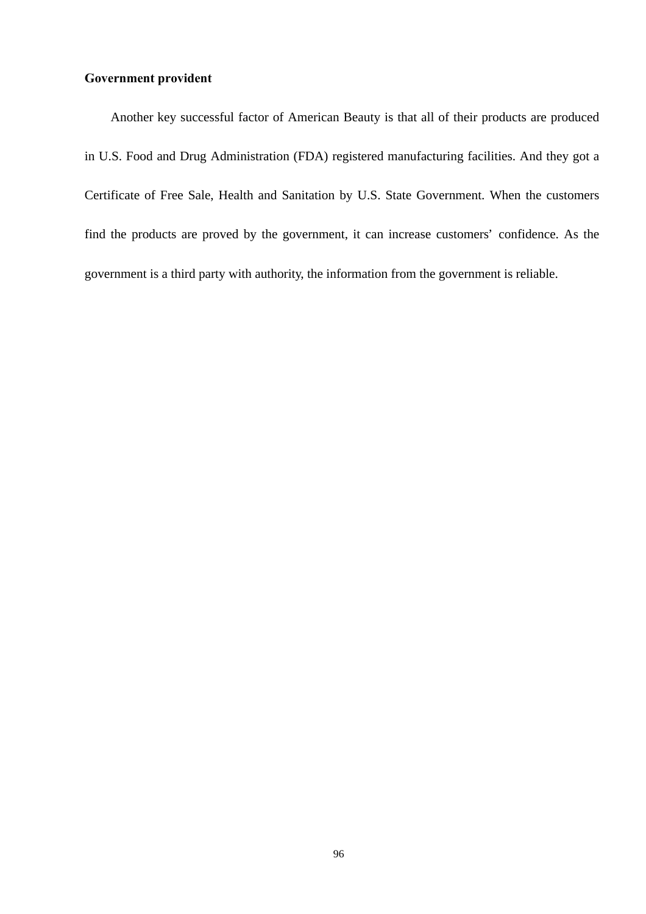**Government provident**

Another key successful factor of American Beauty is that all of their products are produced in U.S. Food and Drug Administration (FDA) registered manufacturing facilities. And they got a Certificate of Free Sale, Health and Sanitation by U.S. State Government. When the customers find the products are proved by the government, it can increase customers' confidence. As the government is a third party with authority, the information from the government is reliable.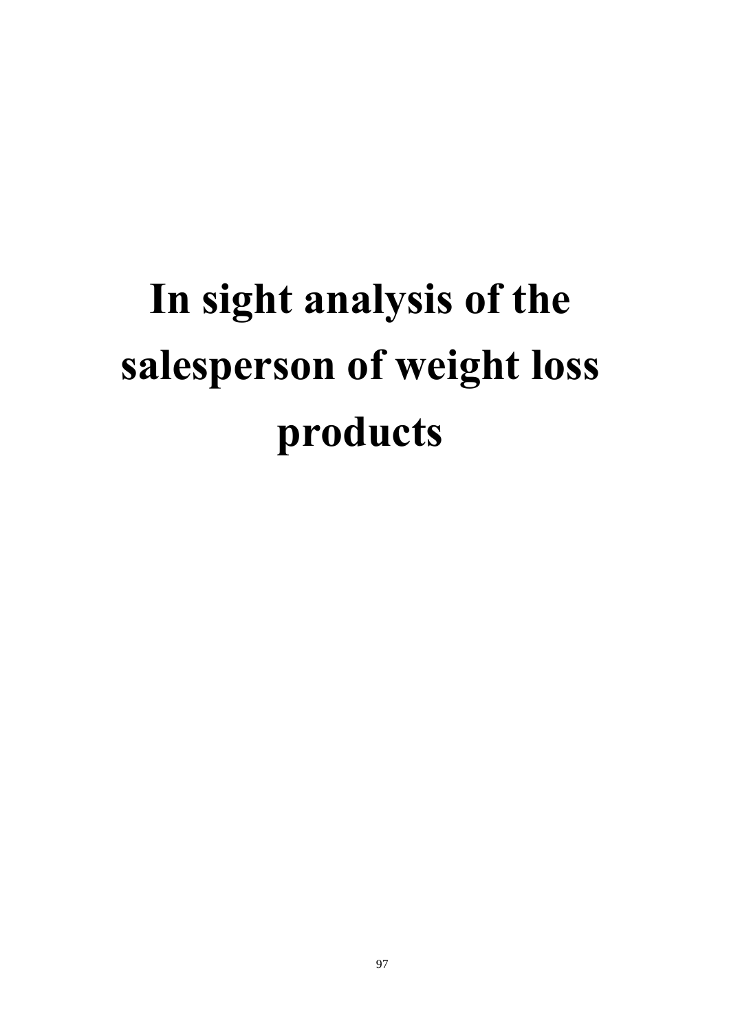# In sight analysis of the salesperson of weight loss products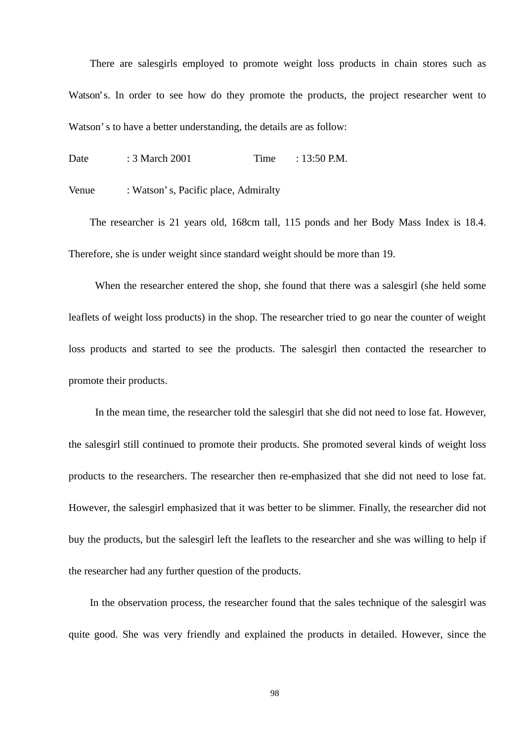There are salesgirls employed to promote weight loss products in chain stores such as Watson's. In order to see how do they promote the products, the project researcher went to Watson' s to have a better understanding, the details are as follow:

Date : 3 March 2001 Time : 13:50 P.M.

Venue : Watson' s, Pacific place, Admiralty

The researcher is 21 years old, 168cm tall, 115 ponds and her Body Mass Index is 18.4. Therefore, she is under weight since standard weight should be more than 19.

When the researcher entered the shop, she found that there was a salesgirl (she held some leaflets of weight loss products) in the shop. The researcher tried to go near the counter of weight loss products and started to see the products. The salesgirl then contacted the researcher to promote their products.

In the mean time, the researcher told the salesgirl that she did not need to lose fat. However, the salesgirl still continued to promote their products. She promoted several kinds of weight loss products to the researchers. The researcher then re-emphasized that she did not need to lose fat. However, the salesgirl emphasized that it was better to be slimmer. Finally, the researcher did not buy the products, but the salesgirl left the leaflets to the researcher and she was willing to help if the researcher had any further question of the products.

In the observation process, the researcher found that the sales technique of the salesgirl was quite good. She was very friendly and explained the products in detailed. However, since the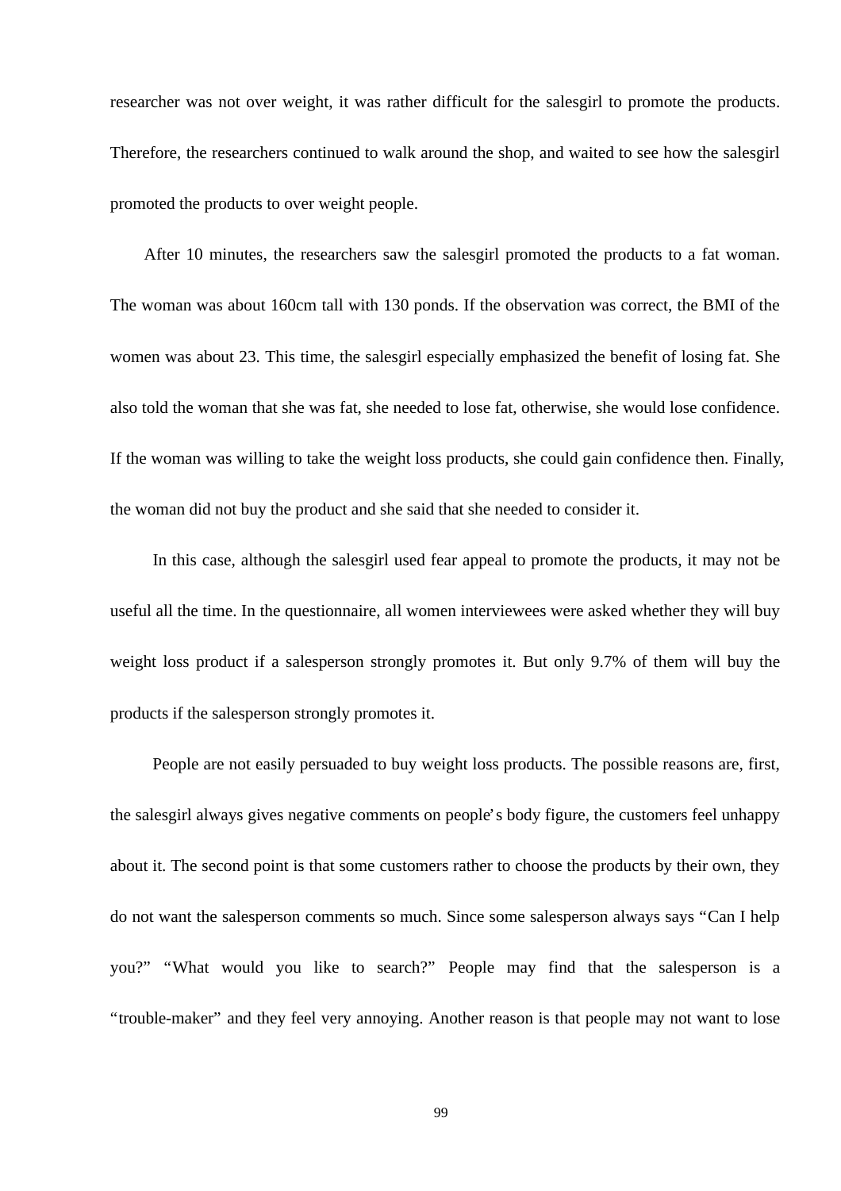researcher was not over weight, it was rather difficult for the salesgirl to promote the products. Therefore, the researchers continued to walk around the shop, and waited to see how the salesgirl promoted the products to over weight people.

After 10 minutes, the researchers saw the salesgirl promoted the products to a fat woman. The woman was about 160cm tall with 130 ponds. If the observation was correct, the BMI of the women was about 23. This time, the salesgirl especially emphasized the benefit of losing fat. She also told the woman that she was fat, she needed to lose fat, otherwise, she would lose confidence. If the woman was willing to take the weight loss products, she could gain confidence then. Finally, the woman did not buy the product and she said that she needed to consider it.

In this case, although the salesgirl used fear appeal to promote the products, it may not be useful all the time. In the questionnaire, all women interviewees were asked whether they will buy weight loss product if a salesperson strongly promotes it. But only 9.7% of them will buy the products if the salesperson strongly promotes it.

People are not easily persuaded to buy weight loss products. The possible reasons are, first, the salesgirl always gives negative comments on people's body figure, the customers feel unhappy about it. The second point is that some customers rather to choose the products by their own, they do not want the salesperson comments so much. Since some salesperson always says "Can I help you?" "What would you like to search?" People may find that the salesperson is a "trouble-maker" and they feel very annoying. Another reason is that people may not want to lose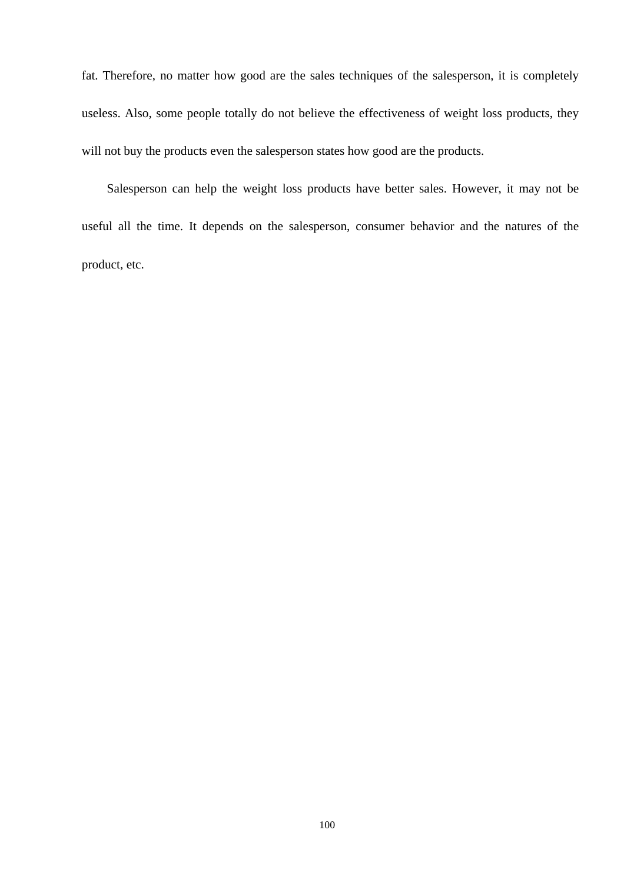fat. Therefore, no matter how good are the sales techniques of the salesperson, it is completely useless. Also, some people totally do not believe the effectiveness of weight loss products, they will not buy the products even the salesperson states how good are the products.

Salesperson can help the weight loss products have better sales. However, it may not be useful all the time. It depends on the salesperson, consumer behavior and the natures of the product, etc.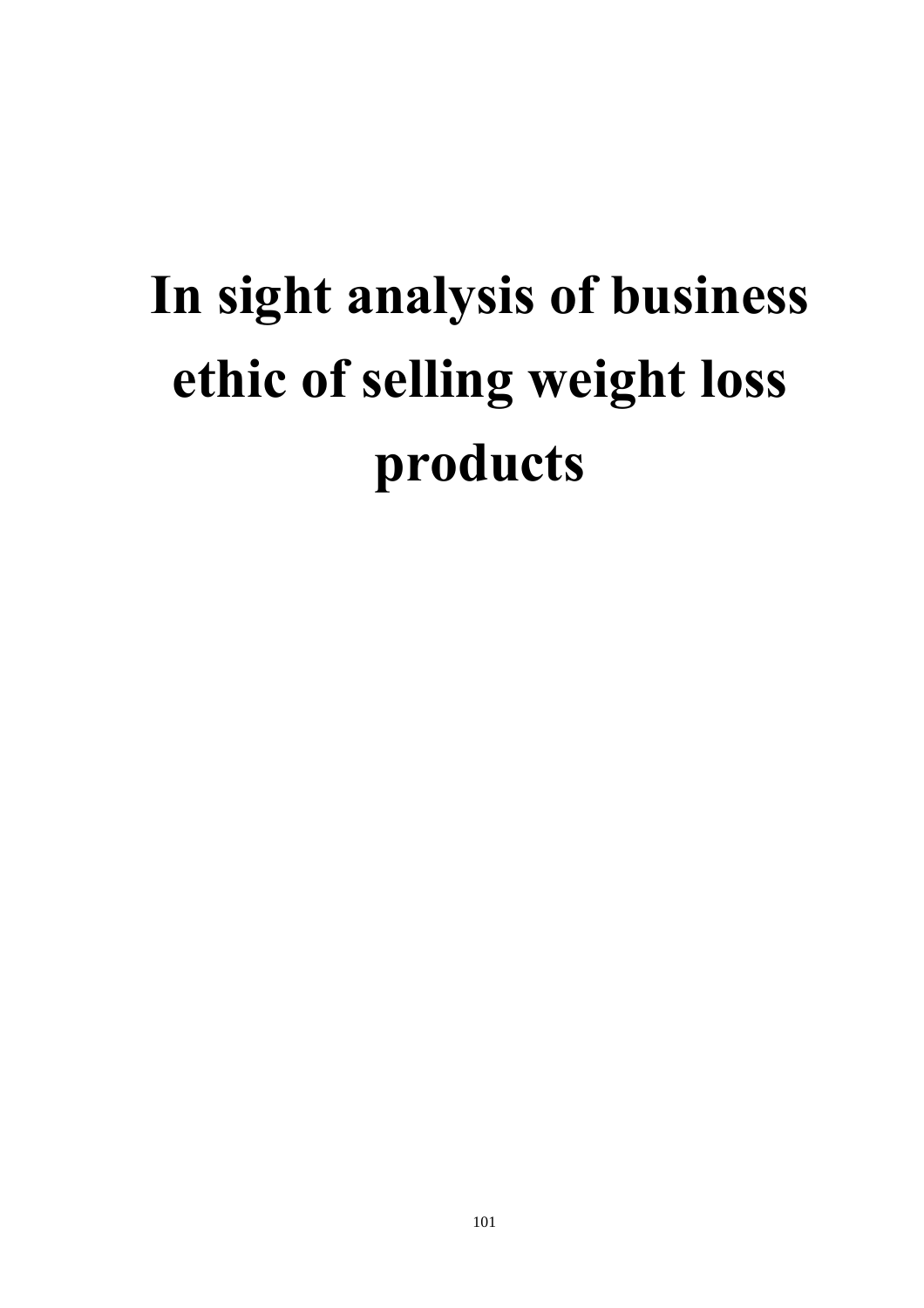# In sight analysis of business ethic of selling weight loss products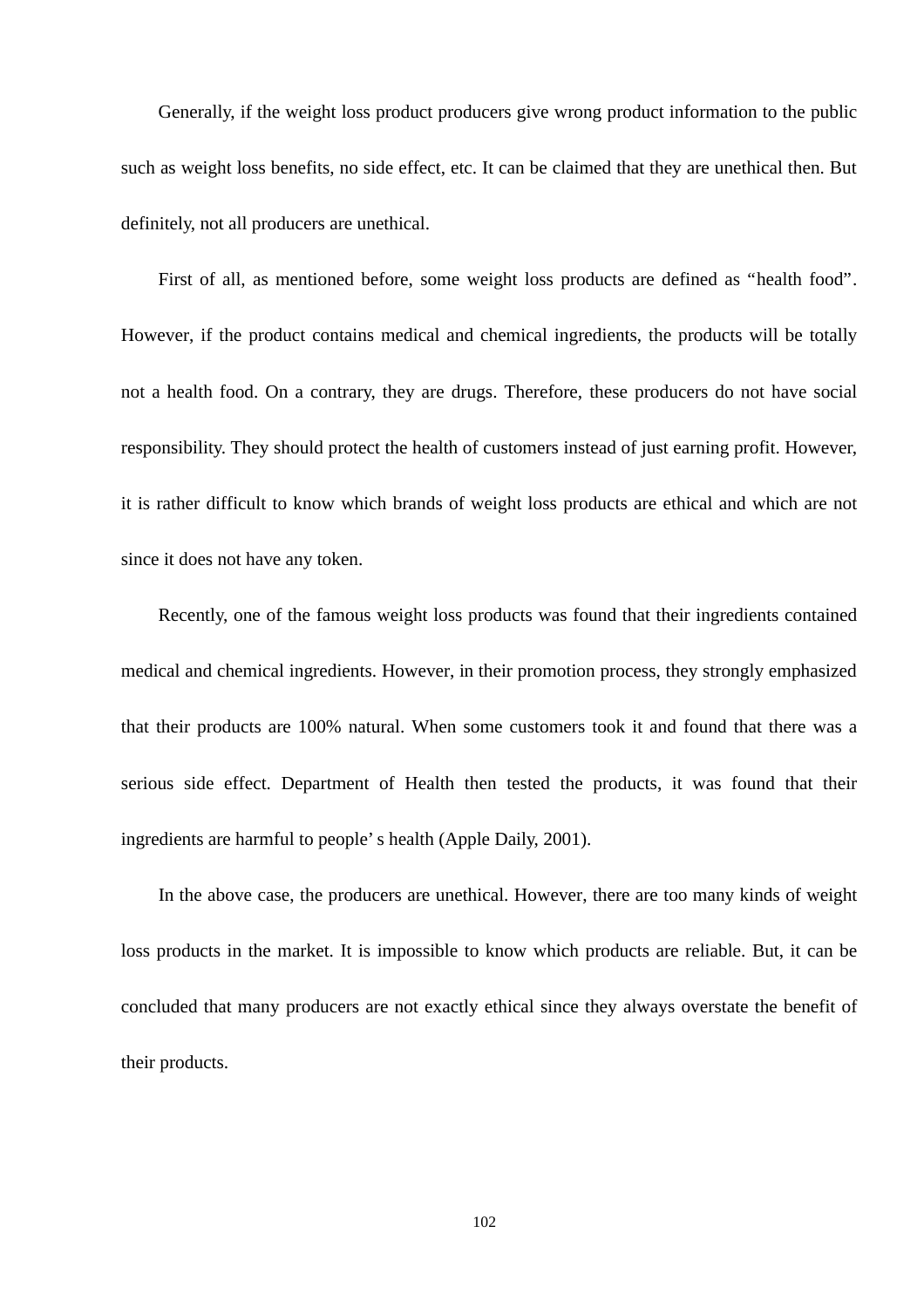Generally, if the weight loss product producers give wrong product information to the public such as weight loss benefits, no side effect, etc. It can be claimed that they are unethical then. But definitely, not all producers are unethical.

First of all, as mentioned before, some weight loss products are defined as "health food". However, if the product contains medical and chemical ingredients, the products will be totally not a health food. On a contrary, they are drugs. Therefore, these producers do not have social responsibility. They should protect the health of customers instead of just earning profit. However, it is rather difficult to know which brands of weight loss products are ethical and which are not since it does not have any token.

Recently, one of the famous weight loss products was found that their ingredients contained medical and chemical ingredients. However, in their promotion process, they strongly emphasized that their products are 100% natural. When some customers took it and found that there was a serious side effect. Department of Health then tested the products, it was found that their ingredients are harmful to people' s health (Apple Daily, 2001).

In the above case, the producers are unethical. However, there are too many kinds of weight loss products in the market. It is impossible to know which products are reliable. But, it can be concluded that many producers are not exactly ethical since they always overstate the benefit of their products.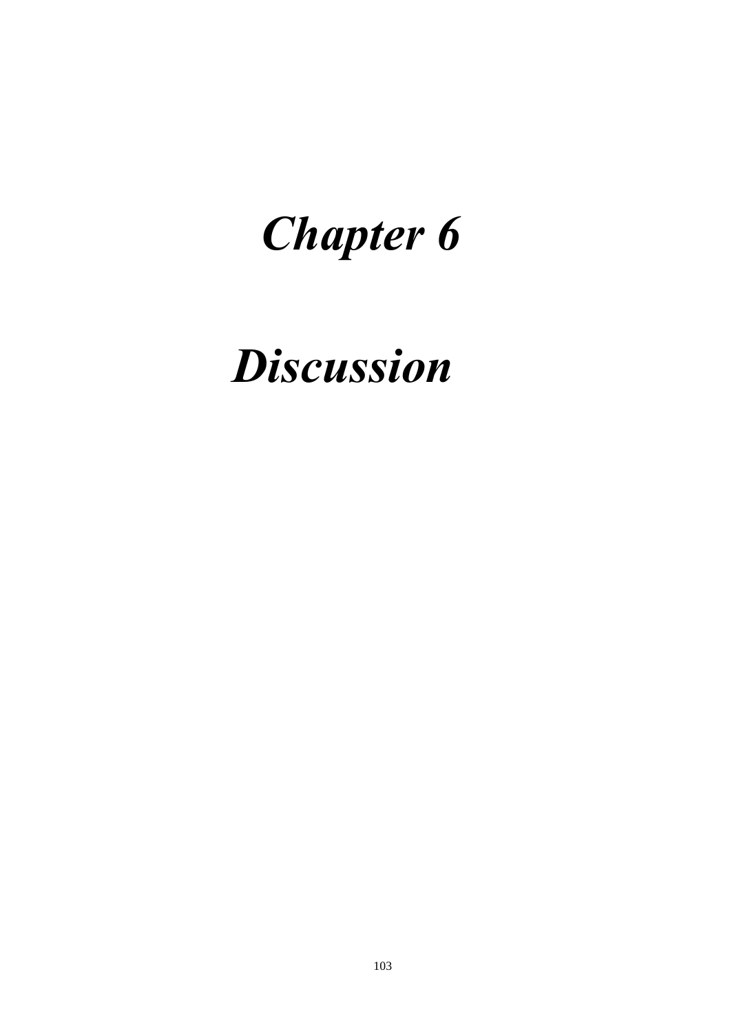# *Chapter 6*

# *Discussion*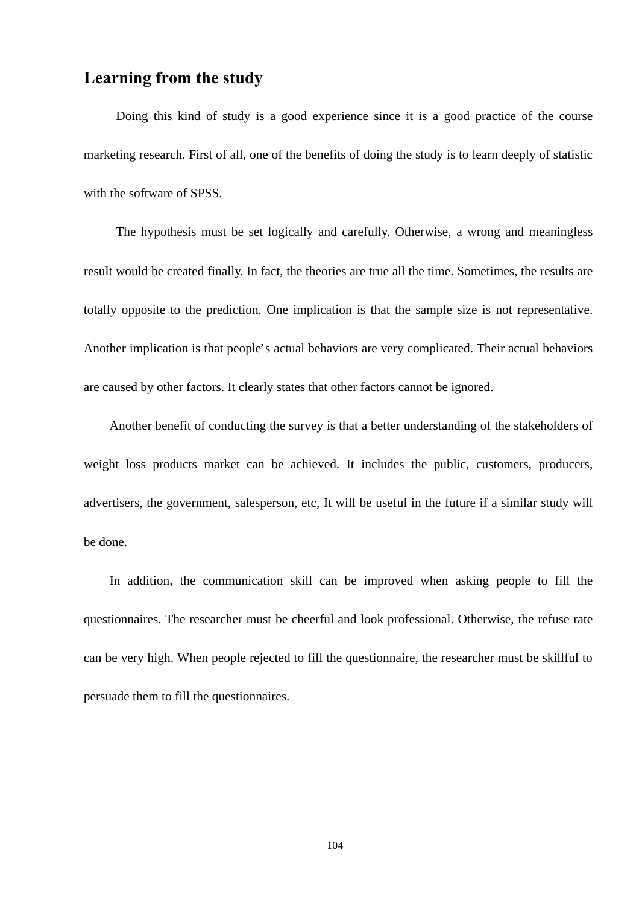## Learning from the study

Doing this kind of study is a good experience since it is a good practice of the course marketing research. First of all, one of the benefits of doing the study is to learn deeply of statistic with the software of SPSS.

The hypothesis must be set logically and carefully. Otherwise, a wrong and meaningless result would be created finally. In fact, the theories are true all the time. Sometimes, the results are totally opposite to the prediction. One implication is that the sample size is not representative. Another implication is that people's actual behaviors are very complicated. Their actual behaviors are caused by other factors. It clearly states that other factors cannot be ignored.

Another benefit of conducting the survey is that a better understanding of the stakeholders of weight loss products market can be achieved. It includes the public, customers, producers, advertisers, the government, salesperson, etc, It will be useful in the future if a similar study will be done.

In addition, the communication skill can be improved when asking people to fill the questionnaires. The researcher must be cheerful and look professional. Otherwise, the refuse rate can be very high. When people rejected to fill the questionnaire, the researcher must be skillful to persuade them to fill the questionnaires.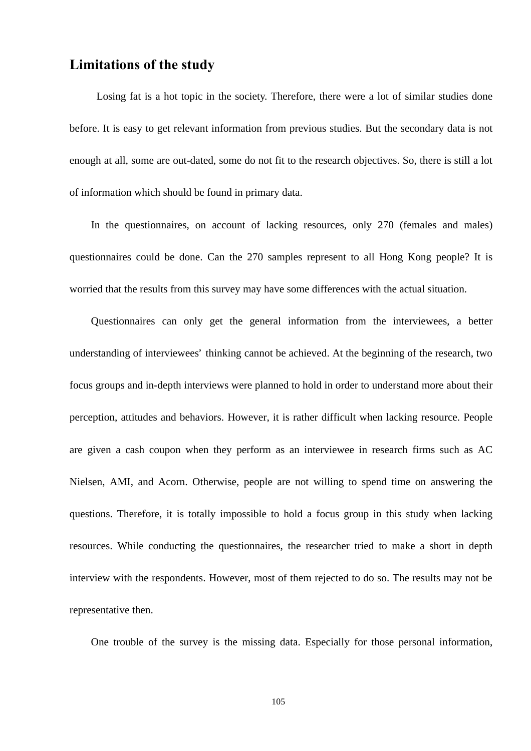## Limitations of the study

Losing fat is a hot topic in the society. Therefore, there were a lot of similar studies done before. It is easy to get relevant information from previous studies. But the secondary data is not enough at all, some are out-dated, some do not fit to the research objectives. So, there is still a lot of information which should be found in primary data.

In the questionnaires, on account of lacking resources, only 270 (females and males) questionnaires could be done. Can the 270 samples represent to all Hong Kong people? It is worried that the results from this survey may have some differences with the actual situation.

Questionnaires can only get the general information from the interviewees, a better understanding of interviewees' thinking cannot be achieved. At the beginning of the research, two focus groups and in-depth interviews were planned to hold in order to understand more about their perception, attitudes and behaviors. However, it is rather difficult when lacking resource. People are given a cash coupon when they perform as an interviewee in research firms such as AC Nielsen, AMI, and Acorn. Otherwise, people are not willing to spend time on answering the questions. Therefore, it is totally impossible to hold a focus group in this study when lacking resources. While conducting the questionnaires, the researcher tried to make a short in depth interview with the respondents. However, most of them rejected to do so. The results may not be representative then.

One trouble of the survey is the missing data. Especially for those personal information,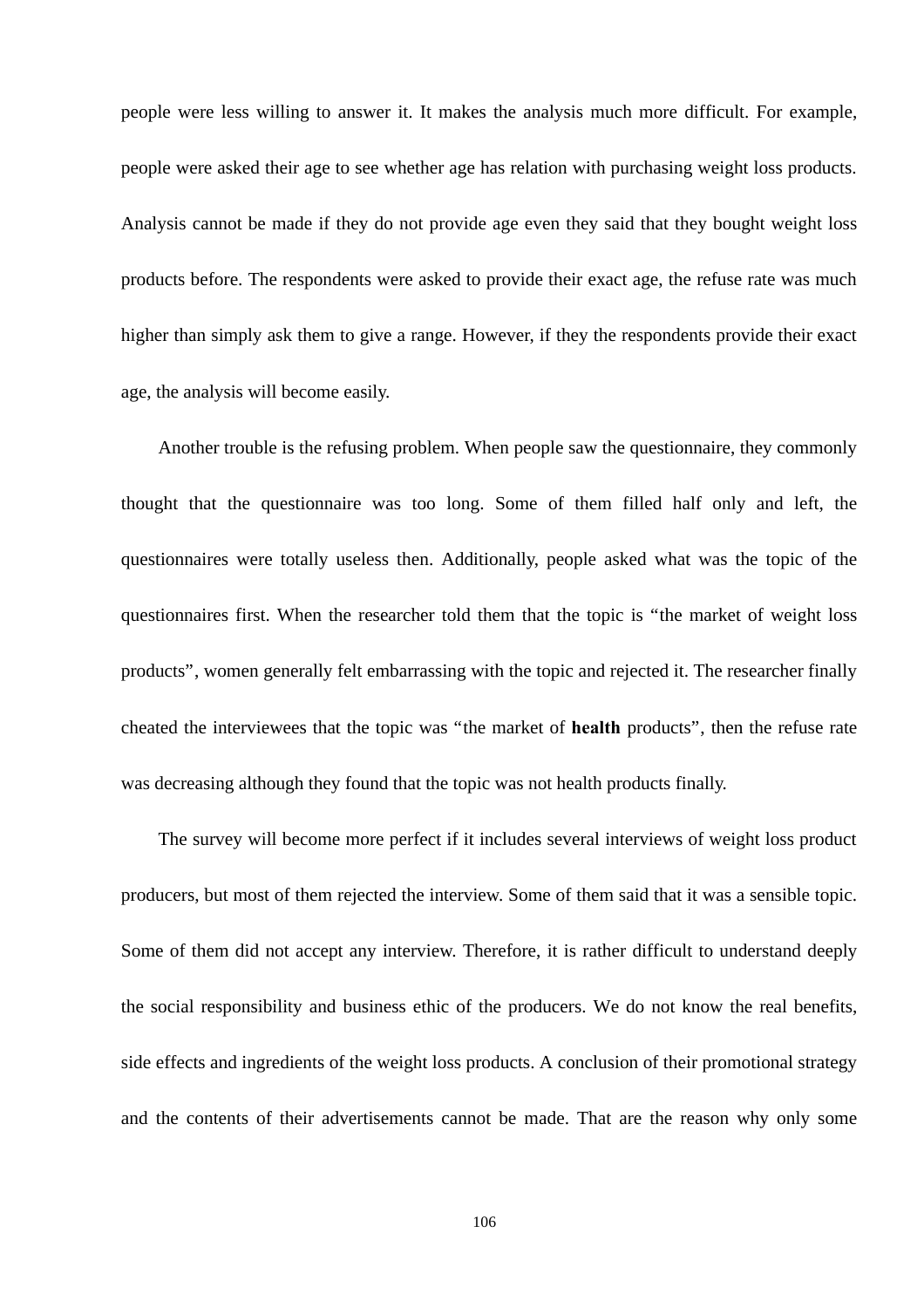people were less willing to answer it. It makes the analysis much more difficult. For example, people were asked their age to see whether age has relation with purchasing weight loss products. Analysis cannot be made if they do not provide age even they said that they bought weight loss products before. The respondents were asked to provide their exact age, the refuse rate was much higher than simply ask them to give a range. However, if they the respondents provide their exact age, the analysis will become easily.

Another trouble is the refusing problem. When people saw the questionnaire, they commonly thought that the questionnaire was too long. Some of them filled half only and left, the questionnaires were totally useless then. Additionally, people asked what was the topic of the questionnaires first. When the researcher told them that the topic is "the market of weight loss products", women generally felt embarrassing with the topic and rejected it. The researcher finally cheated the interviewees that the topic was "the market of **health** products", then the refuse rate was decreasing although they found that the topic was not health products finally.

The survey will become more perfect if it includes several interviews of weight loss product producers, but most of them rejected the interview. Some of them said that it was a sensible topic. Some of them did not accept any interview. Therefore, it is rather difficult to understand deeply the social responsibility and business ethic of the producers. We do not know the real benefits, side effects and ingredients of the weight loss products. A conclusion of their promotional strategy and the contents of their advertisements cannot be made. That are the reason why only some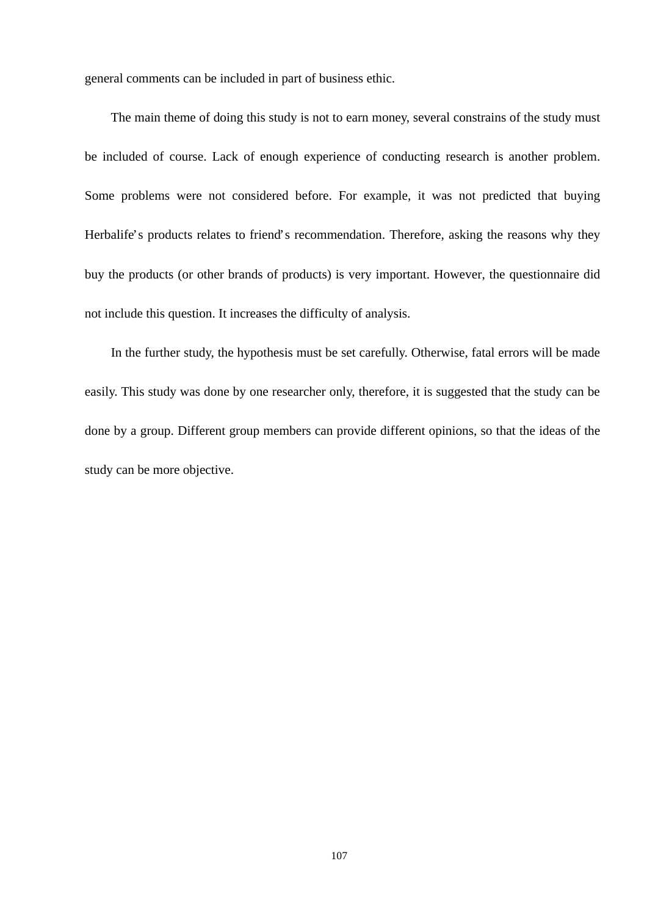general comments can be included in part of business ethic.

The main theme of doing this study is not to earn money, several constrains of the study must be included of course. Lack of enough experience of conducting research is another problem. Some problems were not considered before. For example, it was not predicted that buying Herbalife's products relates to friend's recommendation. Therefore, asking the reasons why they buy the products (or other brands of products) is very important. However, the questionnaire did not include this question. It increases the difficulty of analysis.

In the further study, the hypothesis must be set carefully. Otherwise, fatal errors will be made easily. This study was done by one researcher only, therefore, it is suggested that the study can be done by a group. Different group members can provide different opinions, so that the ideas of the study can be more objective.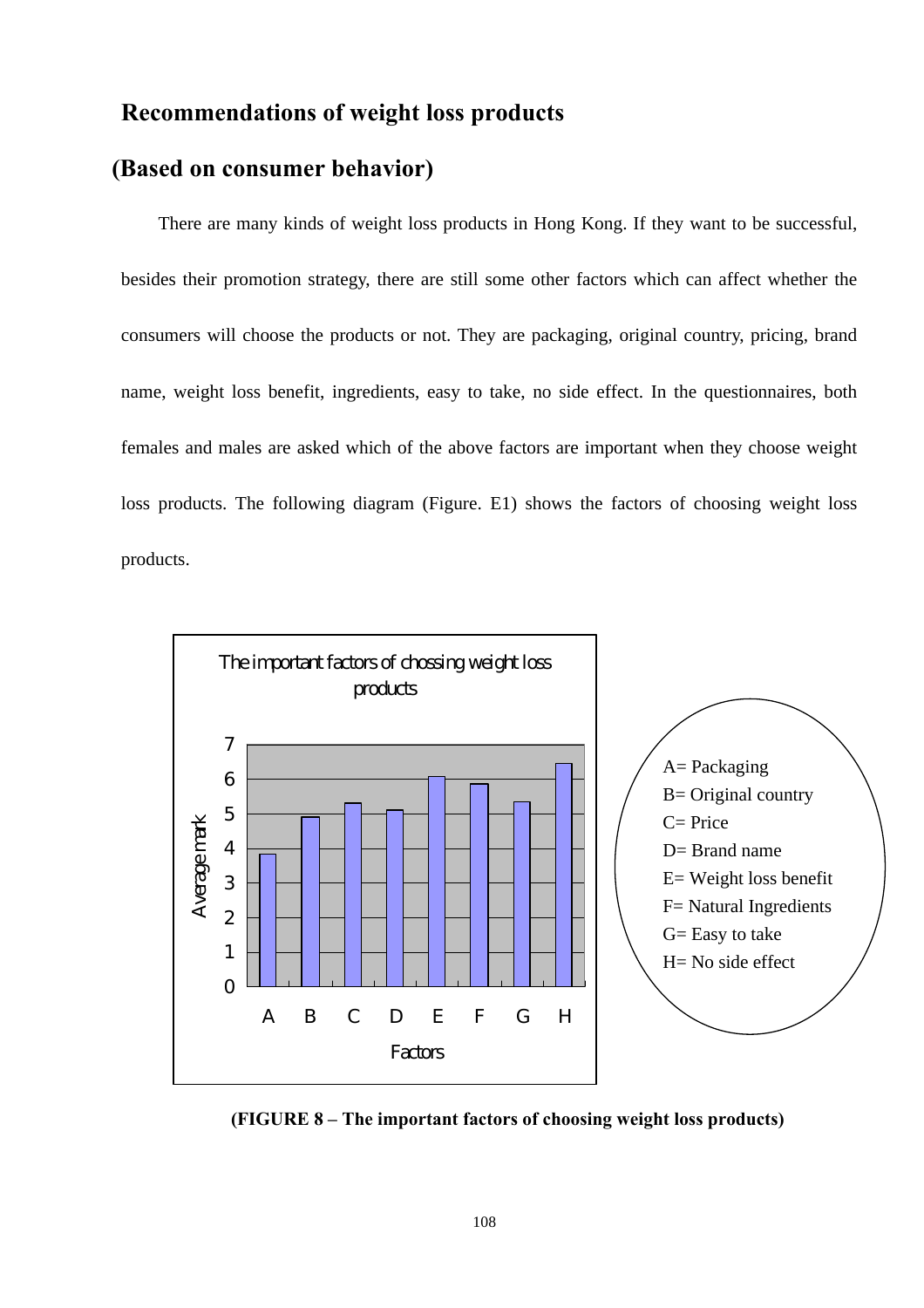## Recommendations of weight loss products

## (Based on consumer behavior)

There are many kinds of weight loss products in Hong Kong. If they want to be successful, besides their promotion strategy, there are still some other factors which can affect whether the consumers will choose the products or not. They are packaging, original country, pricing, brand name, weight loss benefit, ingredients, easy to take, no side effect. In the questionnaires, both females and males are asked which of the above factors are important when they choose weight loss products. The following diagram (Figure. E1) shows the factors of choosing weight loss products.

The important factors of chossing weight loss products

A= Packaging
B= Original country
C= Price
D= Brand name
E= Weight loss benefit
F= Natural Ingredients
G= Easy to take
H= No side effect

**(FIGURE 8 – The important factors of choosing weight loss products)**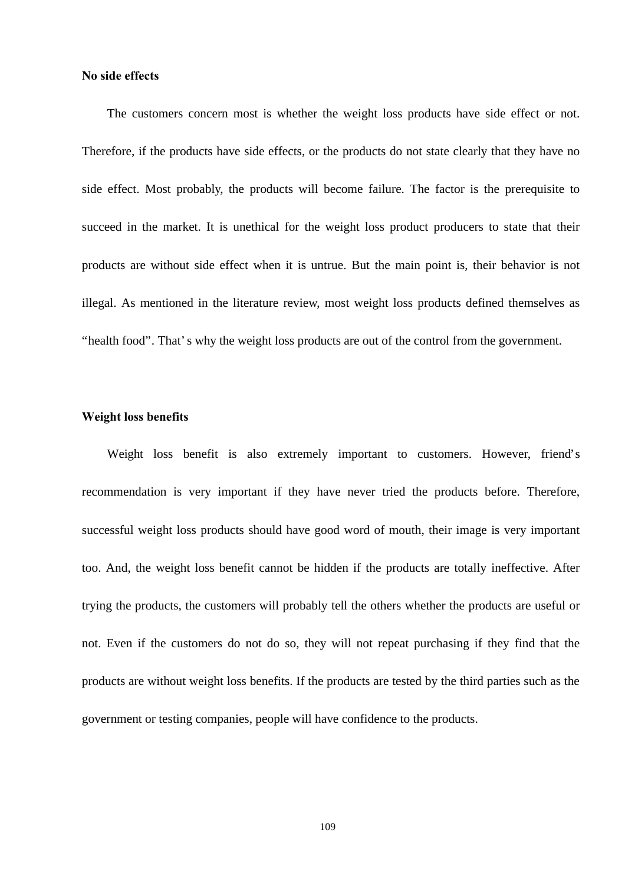**No side effects**

The customers concern most is whether the weight loss products have side effect or not. Therefore, if the products have side effects, or the products do not state clearly that they have no side effect. Most probably, the products will become failure. The factor is the prerequisite to succeed in the market. It is unethical for the weight loss product producers to state that their products are without side effect when it is untrue. But the main point is, their behavior is not illegal. As mentioned in the literature review, most weight loss products defined themselves as "health food". That's why the weight loss products are out of the control from the government.

**Weight loss benefits**

Weight loss benefit is also extremely important to customers. However, friend's recommendation is very important if they have never tried the products before. Therefore, successful weight loss products should have good word of mouth, their image is very important too. And, the weight loss benefit cannot be hidden if the products are totally ineffective. After trying the products, the customers will probably tell the others whether the products are useful or not. Even if the customers do not do so, they will not repeat purchasing if they find that the products are without weight loss benefits. If the products are tested by the third parties such as the government or testing companies, people will have confidence to the products.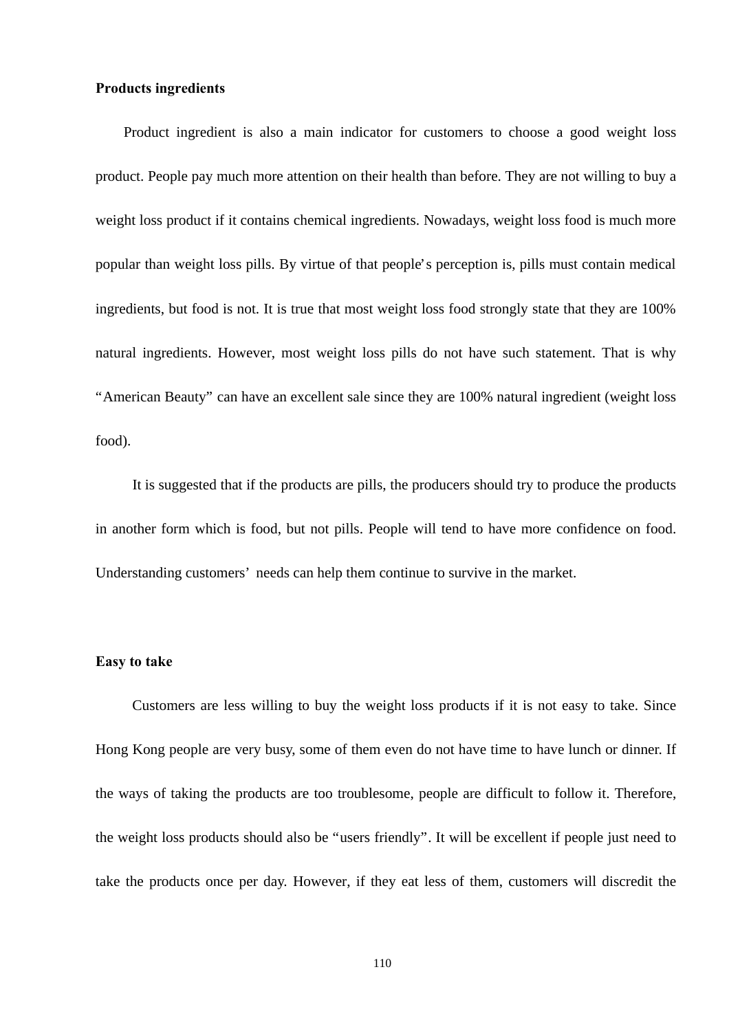**Products ingredients**

Product ingredient is also a main indicator for customers to choose a good weight loss product. People pay much more attention on their health than before. They are not willing to buy a weight loss product if it contains chemical ingredients. Nowadays, weight loss food is much more popular than weight loss pills. By virtue of that people's perception is, pills must contain medical ingredients, but food is not. It is true that most weight loss food strongly state that they are 100% natural ingredients. However, most weight loss pills do not have such statement. That is why "American Beauty" can have an excellent sale since they are 100% natural ingredient (weight loss food).

It is suggested that if the products are pills, the producers should try to produce the products in another form which is food, but not pills. People will tend to have more confidence on food. Understanding customers' needs can help them continue to survive in the market.

**Easy to take**

Customers are less willing to buy the weight loss products if it is not easy to take. Since Hong Kong people are very busy, some of them even do not have time to have lunch or dinner. If the ways of taking the products are too troublesome, people are difficult to follow it. Therefore, the weight loss products should also be "users friendly". It will be excellent if people just need to take the products once per day. However, if they eat less of them, customers will discredit the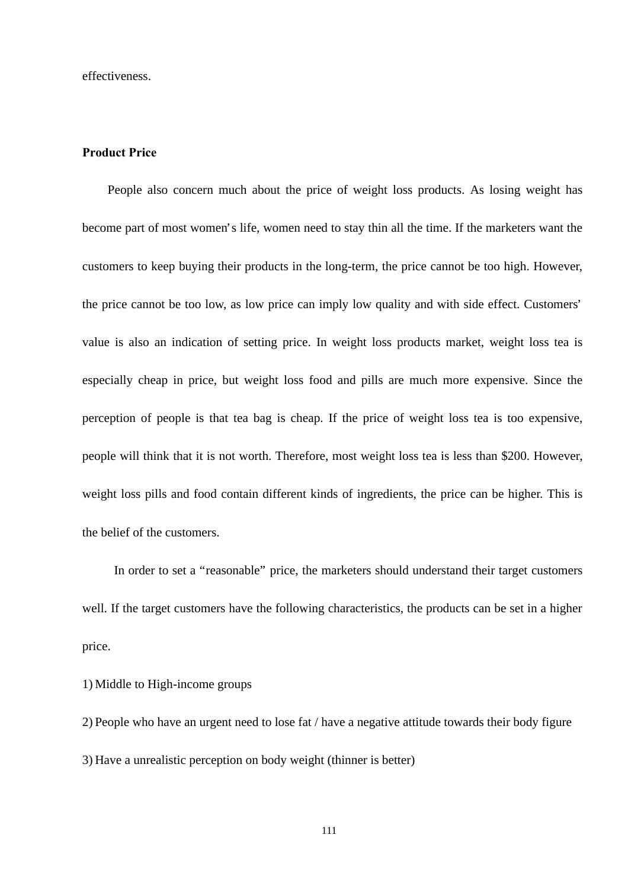effectiveness.

**Product Price**

People also concern much about the price of weight loss products. As losing weight has become part of most women's life, women need to stay thin all the time. If the marketers want the customers to keep buying their products in the long-term, the price cannot be too high. However, the price cannot be too low, as low price can imply low quality and with side effect. Customers' value is also an indication of setting price. In weight loss products market, weight loss tea is especially cheap in price, but weight loss food and pills are much more expensive. Since the perception of people is that tea bag is cheap. If the price of weight loss tea is too expensive, people will think that it is not worth. Therefore, most weight loss tea is less than $200. However, weight loss pills and food contain different kinds of ingredients, the price can be higher. This is the belief of the customers.

In order to set a "reasonable" price, the marketers should understand their target customers well. If the target customers have the following characteristics, the products can be set in a higher price.

1) Middle to High-income groups
2) People who have an urgent need to lose fat / have a negative attitude towards their body figure
3) Have a unrealistic perception on body weight (thinner is better)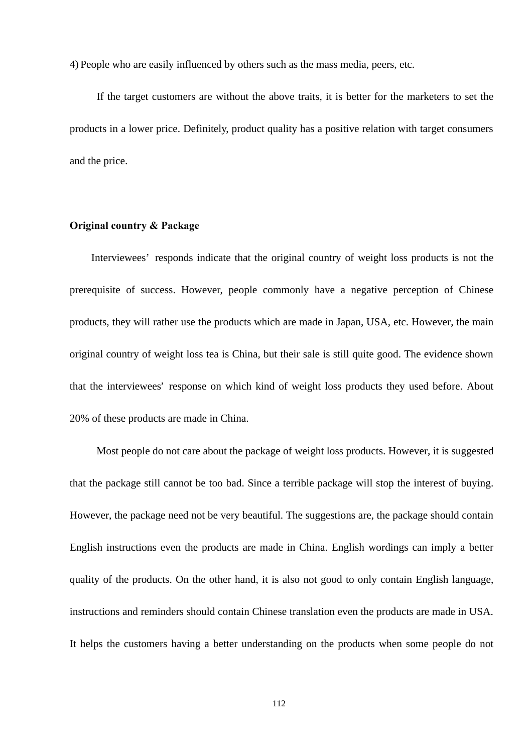4) People who are easily influenced by others such as the mass media, peers, etc.

If the target customers are without the above traits, it is better for the marketers to set the products in a lower price. Definitely, product quality has a positive relation with target consumers and the price.

**Original country & Package**

Interviewees' responds indicate that the original country of weight loss products is not the prerequisite of success. However, people commonly have a negative perception of Chinese products, they will rather use the products which are made in Japan, USA, etc. However, the main original country of weight loss tea is China, but their sale is still quite good. The evidence shown that the interviewees' response on which kind of weight loss products they used before. About 20% of these products are made in China.

Most people do not care about the package of weight loss products. However, it is suggested that the package still cannot be too bad. Since a terrible package will stop the interest of buying. However, the package need not be very beautiful. The suggestions are, the package should contain English instructions even the products are made in China. English wordings can imply a better quality of the products. On the other hand, it is also not good to only contain English language, instructions and reminders should contain Chinese translation even the products are made in USA. It helps the customers having a better understanding on the products when some people do not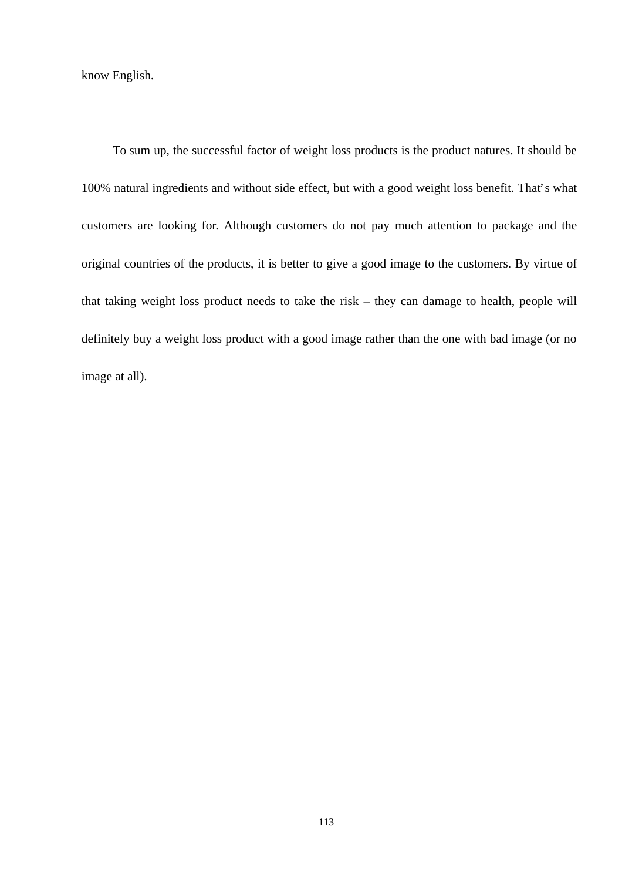know English.

To sum up, the successful factor of weight loss products is the product natures. It should be 100% natural ingredients and without side effect, but with a good weight loss benefit. That's what customers are looking for. Although customers do not pay much attention to package and the original countries of the products, it is better to give a good image to the customers. By virtue of that taking weight loss product needs to take the risk – they can damage to health, people will definitely buy a weight loss product with a good image rather than the one with bad image (or no image at all).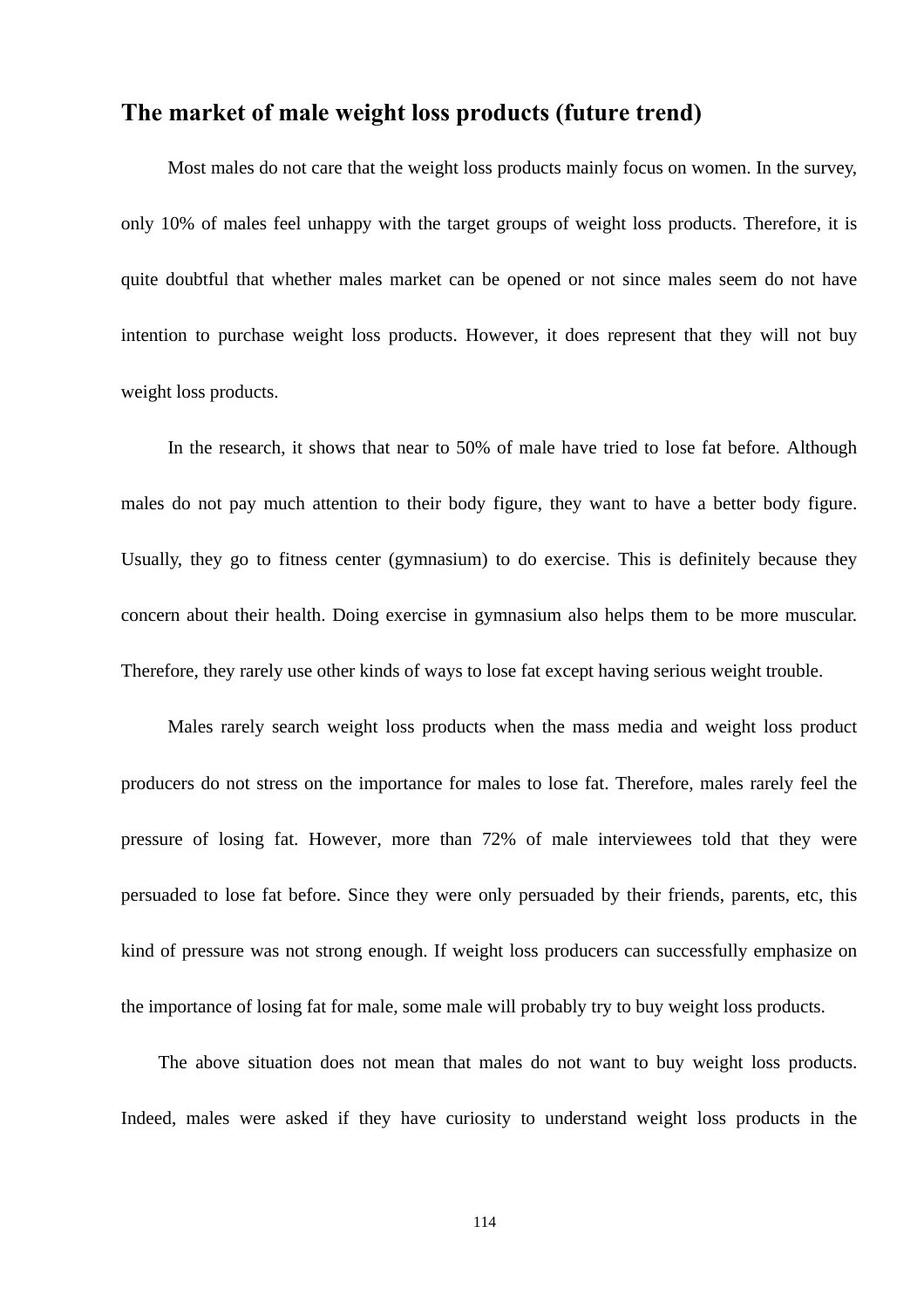## The market of male weight loss products (future trend)

Most males do not care that the weight loss products mainly focus on women. In the survey, only 10% of males feel unhappy with the target groups of weight loss products. Therefore, it is quite doubtful that whether males market can be opened or not since males seem do not have intention to purchase weight loss products. However, it does represent that they will not buy weight loss products.

In the research, it shows that near to 50% of male have tried to lose fat before. Although males do not pay much attention to their body figure, they want to have a better body figure. Usually, they go to fitness center (gymnasium) to do exercise. This is definitely because they concern about their health. Doing exercise in gymnasium also helps them to be more muscular. Therefore, they rarely use other kinds of ways to lose fat except having serious weight trouble.

Males rarely search weight loss products when the mass media and weight loss product producers do not stress on the importance for males to lose fat. Therefore, males rarely feel the pressure of losing fat. However, more than 72% of male interviewees told that they were persuaded to lose fat before. Since they were only persuaded by their friends, parents, etc, this kind of pressure was not strong enough. If weight loss producers can successfully emphasize on the importance of losing fat for male, some male will probably try to buy weight loss products.

The above situation does not mean that males do not want to buy weight loss products. Indeed, males were asked if they have curiosity to understand weight loss products in the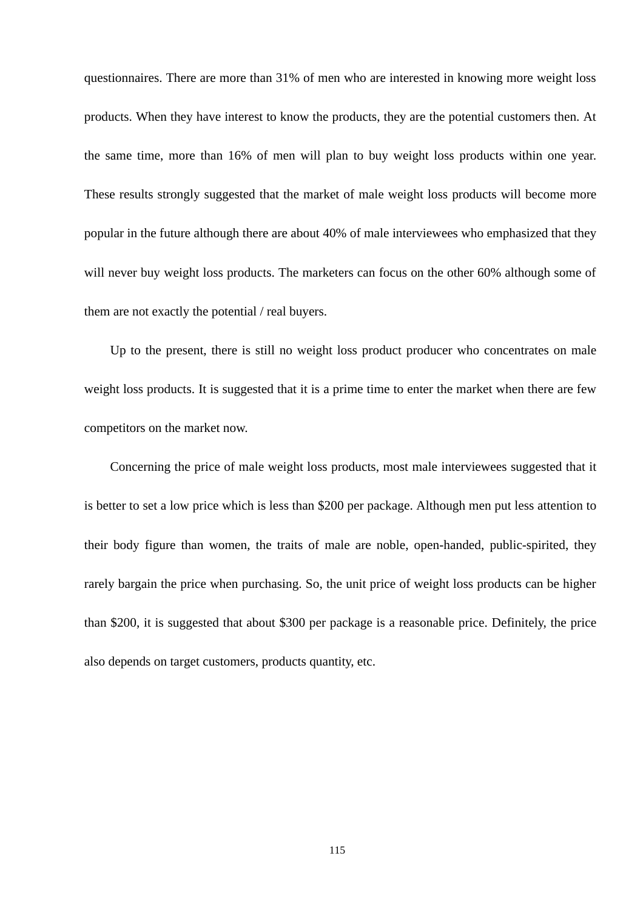questionnaires. There are more than 31% of men who are interested in knowing more weight loss products. When they have interest to know the products, they are the potential customers then. At the same time, more than 16% of men will plan to buy weight loss products within one year. These results strongly suggested that the market of male weight loss products will become more popular in the future although there are about 40% of male interviewees who emphasized that they will never buy weight loss products. The marketers can focus on the other 60% although some of them are not exactly the potential / real buyers.

Up to the present, there is still no weight loss product producer who concentrates on male weight loss products. It is suggested that it is a prime time to enter the market when there are few competitors on the market now.

Concerning the price of male weight loss products, most male interviewees suggested that it is better to set a low price which is less than $200 per package. Although men put less attention to their body figure than women, the traits of male are noble, open-handed, public-spirited, they rarely bargain the price when purchasing. So, the unit price of weight loss products can be higher than $200, it is suggested that about $300 per package is a reasonable price. Definitely, the price also depends on target customers, products quantity, etc.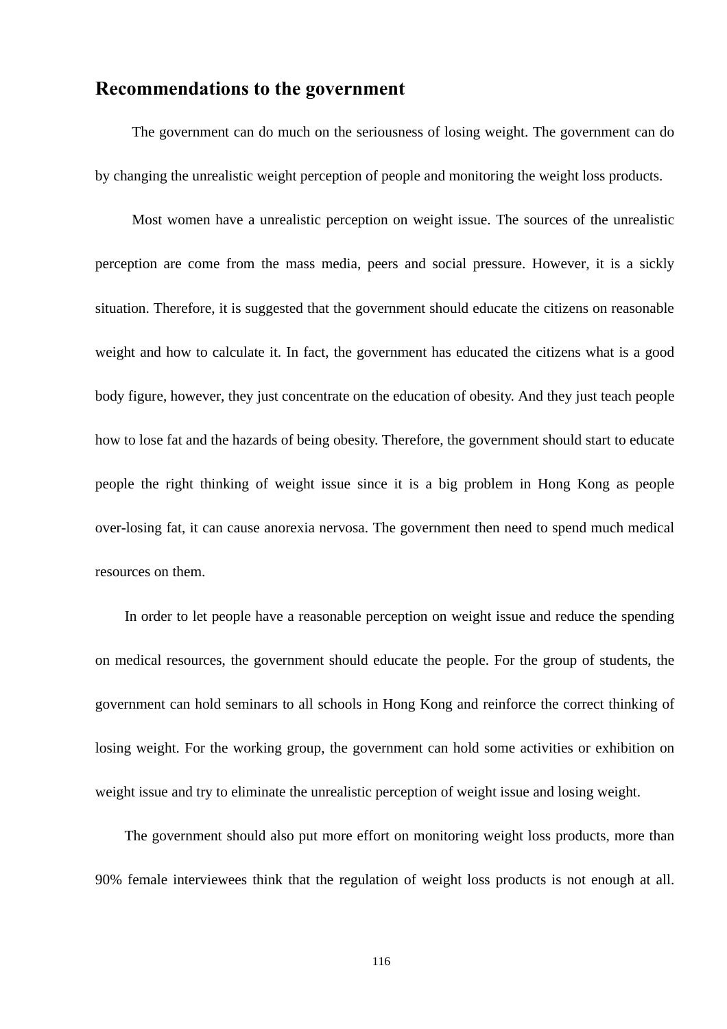## Recommendations to the government

The government can do much on the seriousness of losing weight. The government can do by changing the unrealistic weight perception of people and monitoring the weight loss products.

Most women have a unrealistic perception on weight issue. The sources of the unrealistic perception are come from the mass media, peers and social pressure. However, it is a sickly situation. Therefore, it is suggested that the government should educate the citizens on reasonable weight and how to calculate it. In fact, the government has educated the citizens what is a good body figure, however, they just concentrate on the education of obesity. And they just teach people how to lose fat and the hazards of being obesity. Therefore, the government should start to educate people the right thinking of weight issue since it is a big problem in Hong Kong as people over-losing fat, it can cause anorexia nervosa. The government then need to spend much medical resources on them.

In order to let people have a reasonable perception on weight issue and reduce the spending on medical resources, the government should educate the people. For the group of students, the government can hold seminars to all schools in Hong Kong and reinforce the correct thinking of losing weight. For the working group, the government can hold some activities or exhibition on weight issue and try to eliminate the unrealistic perception of weight issue and losing weight.

The government should also put more effort on monitoring weight loss products, more than 90% female interviewees think that the regulation of weight loss products is not enough at all.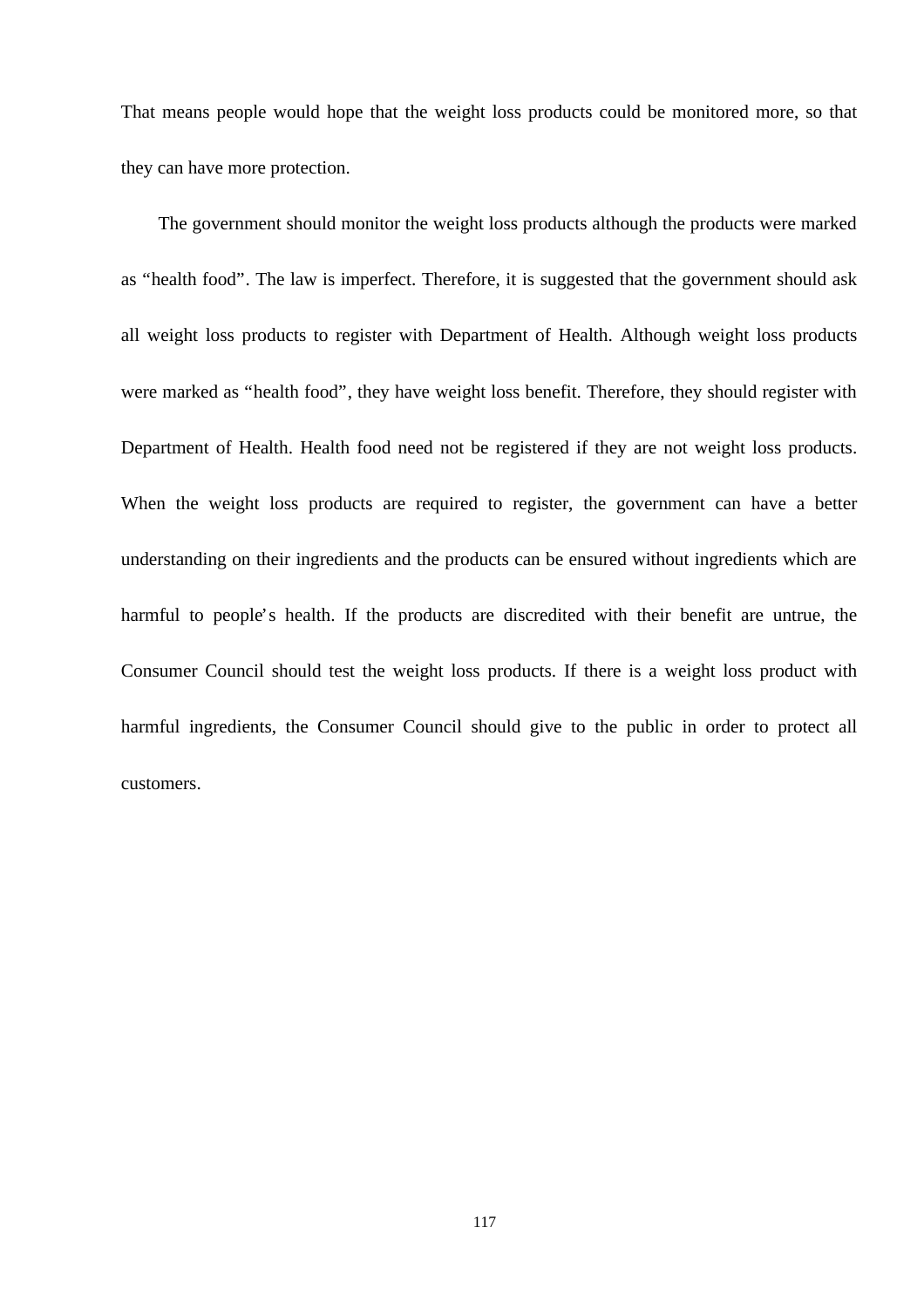That means people would hope that the weight loss products could be monitored more, so that they can have more protection.

The government should monitor the weight loss products although the products were marked as “health food”. The law is imperfect. Therefore, it is suggested that the government should ask all weight loss products to register with Department of Health. Although weight loss products were marked as “health food”, they have weight loss benefit. Therefore, they should register with Department of Health. Health food need not be registered if they are not weight loss products. When the weight loss products are required to register, the government can have a better understanding on their ingredients and the products can be ensured without ingredients which are harmful to people’s health. If the products are discredited with their benefit are untrue, the Consumer Council should test the weight loss products. If there is a weight loss product with harmful ingredients, the Consumer Council should give to the public in order to protect all customers.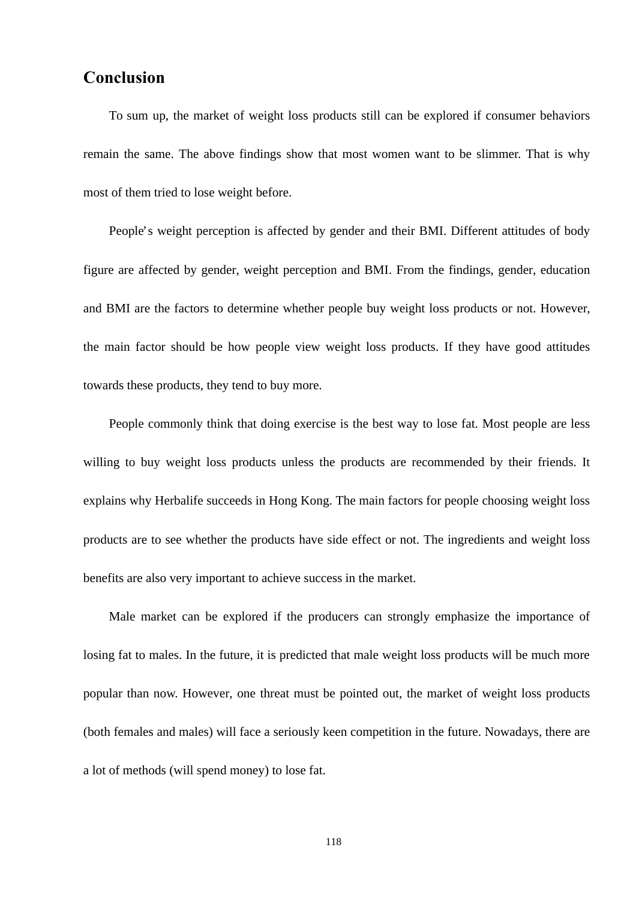## Conclusion

To sum up, the market of weight loss products still can be explored if consumer behaviors remain the same. The above findings show that most women want to be slimmer. That is why most of them tried to lose weight before.

People's weight perception is affected by gender and their BMI. Different attitudes of body figure are affected by gender, weight perception and BMI. From the findings, gender, education and BMI are the factors to determine whether people buy weight loss products or not. However, the main factor should be how people view weight loss products. If they have good attitudes towards these products, they tend to buy more.

People commonly think that doing exercise is the best way to lose fat. Most people are less willing to buy weight loss products unless the products are recommended by their friends. It explains why Herbalife succeeds in Hong Kong. The main factors for people choosing weight loss products are to see whether the products have side effect or not. The ingredients and weight loss benefits are also very important to achieve success in the market.

Male market can be explored if the producers can strongly emphasize the importance of losing fat to males. In the future, it is predicted that male weight loss products will be much more popular than now. However, one threat must be pointed out, the market of weight loss products (both females and males) will face a seriously keen competition in the future. Nowadays, there are a lot of methods (will spend money) to lose fat.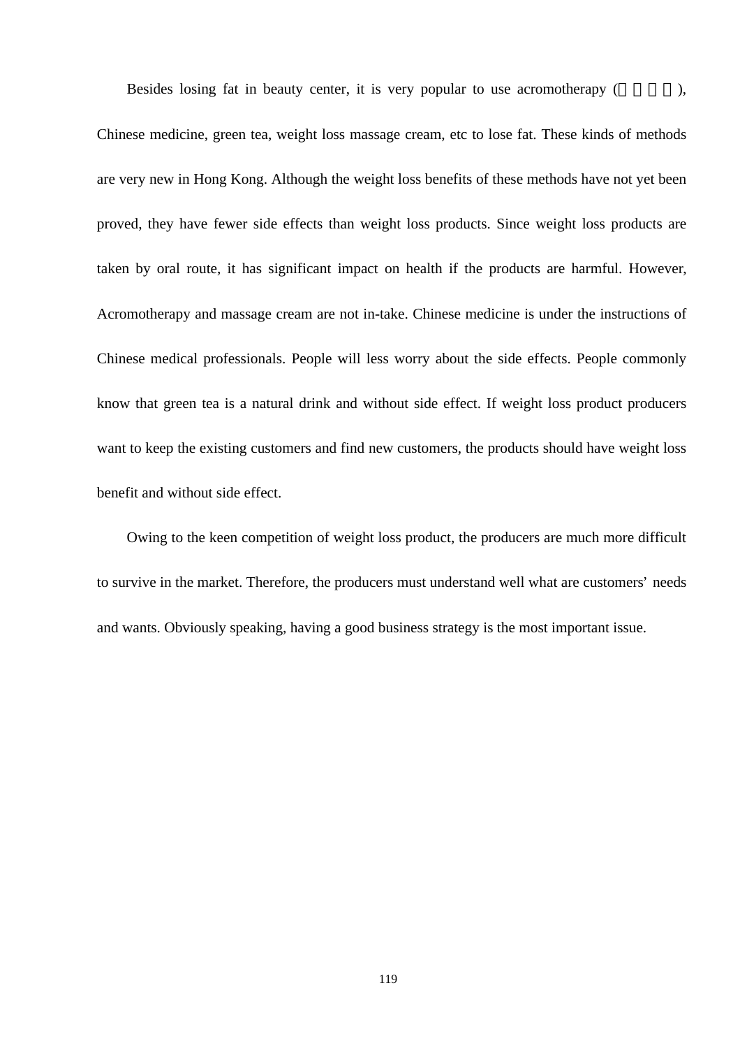Besides losing fat in beauty center, it is very popular to use acromotherapy ( ), Chinese medicine, green tea, weight loss massage cream, etc to lose fat. These kinds of methods are very new in Hong Kong. Although the weight loss benefits of these methods have not yet been proved, they have fewer side effects than weight loss products. Since weight loss products are taken by oral route, it has significant impact on health if the products are harmful. However, Acromotherapy and massage cream are not in-take. Chinese medicine is under the instructions of Chinese medical professionals. People will less worry about the side effects. People commonly know that green tea is a natural drink and without side effect. If weight loss product producers want to keep the existing customers and find new customers, the products should have weight loss benefit and without side effect.

Owing to the keen competition of weight loss product, the producers are much more difficult to survive in the market. Therefore, the producers must understand well what are customers' needs and wants. Obviously speaking, having a good business strategy is the most important issue.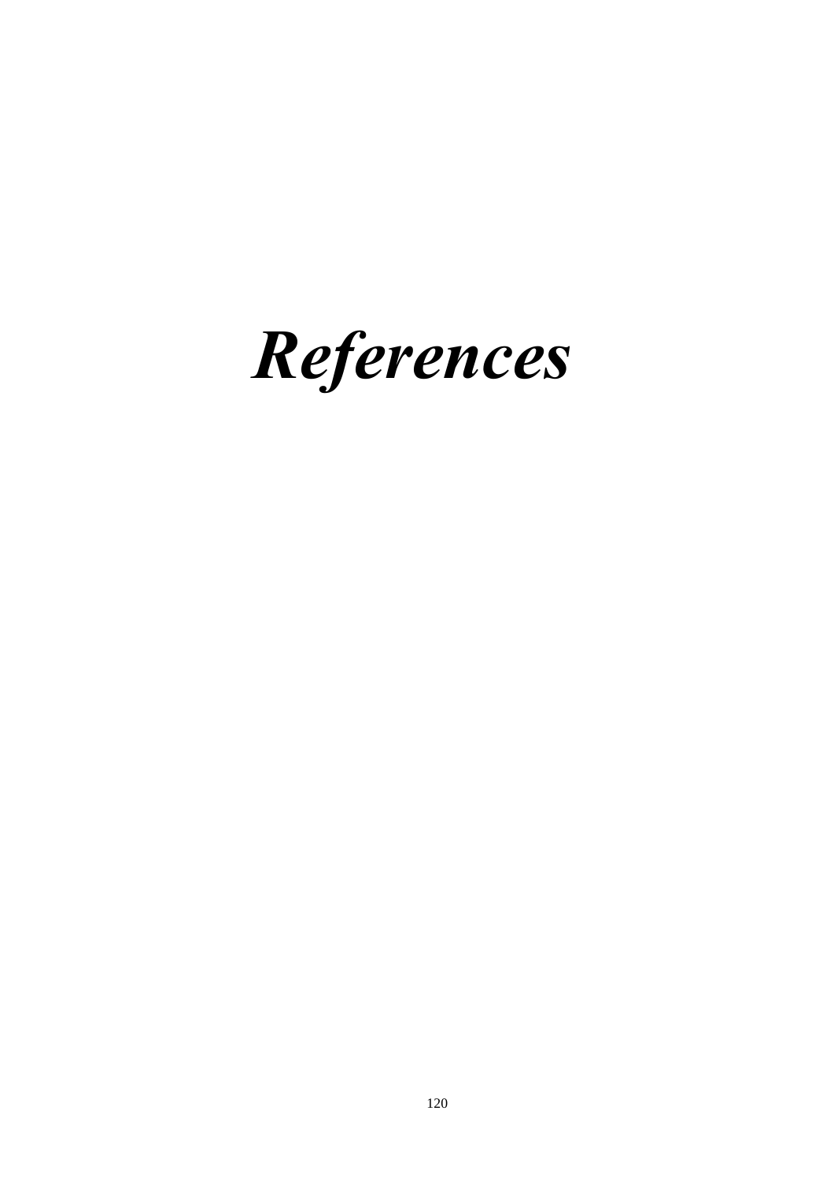# *References*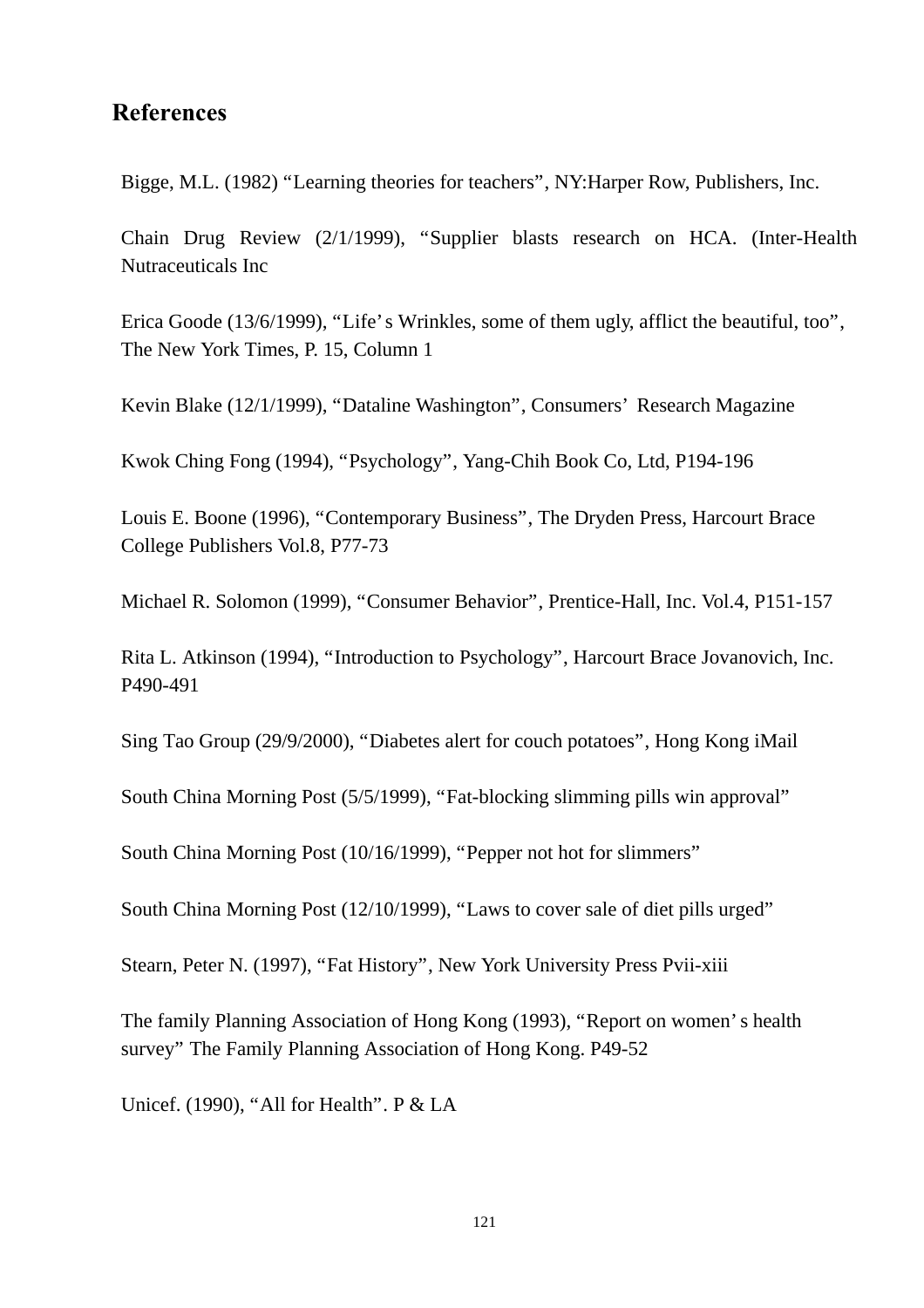## References

Bigge, M.L. (1982) “Learning theories for teachers”, NY:Harper Row, Publishers, Inc.

Chain Drug Review (2/1/1999), “Supplier blasts research on HCA. (Inter-Health Nutraceuticals Inc

Erica Goode (13/6/1999), “Life’s Wrinkles, some of them ugly, afflict the beautiful, too”, The New York Times, P. 15, Column 1

Kevin Blake (12/1/1999), “Dataline Washington”, Consumers’ Research Magazine

Kwok Ching Fong (1994), “Psychology”, Yang-Chih Book Co, Ltd, P194-196

Louis E. Boone (1996), “Contemporary Business”, The Dryden Press, Harcourt Brace College Publishers Vol.8, P77-73

Michael R. Solomon (1999), “Consumer Behavior”, Prentice-Hall, Inc. Vol.4, P151-157

Rita L. Atkinson (1994), “Introduction to Psychology”, Harcourt Brace Jovanovich, Inc. P490-491

Sing Tao Group (29/9/2000), “Diabetes alert for couch potatoes”, Hong Kong iMail

South China Morning Post (5/5/1999), “Fat-blocking slimming pills win approval”

South China Morning Post (10/16/1999), “Pepper not hot for slimmers”

South China Morning Post (12/10/1999), “Laws to cover sale of diet pills urged”

Stearn, Peter N. (1997), “Fat History”, New York University Press Pvii-xiii

The family Planning Association of Hong Kong (1993), “Report on women’s health survey” The Family Planning Association of Hong Kong. P49-52

Unicef. (1990), “All for Health”. P & LA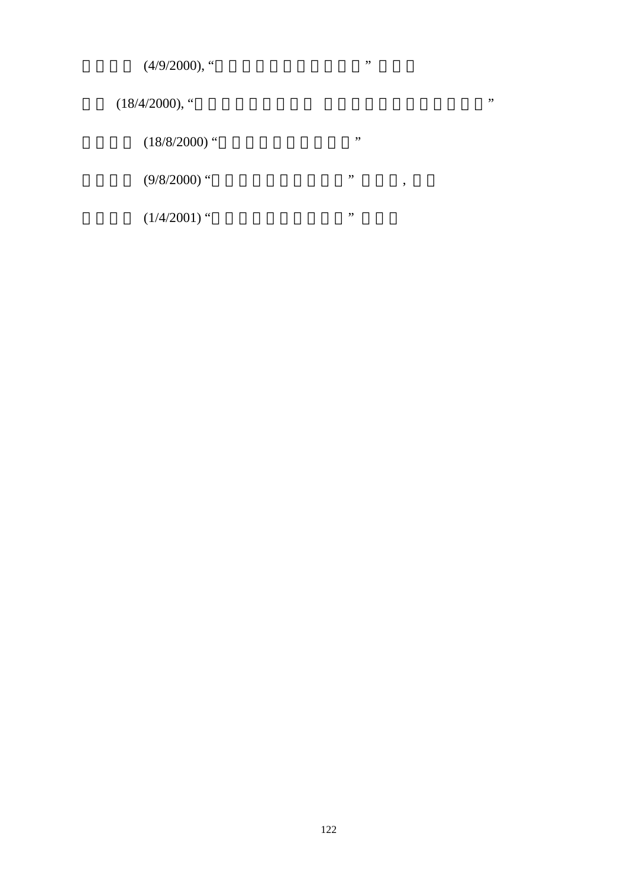(4/9/2000), “ ”

(18/4/2000), “ ”

(18/8/2000) “ ”

(9/8/2000) “ ” ,

(1/4/2001) “ ”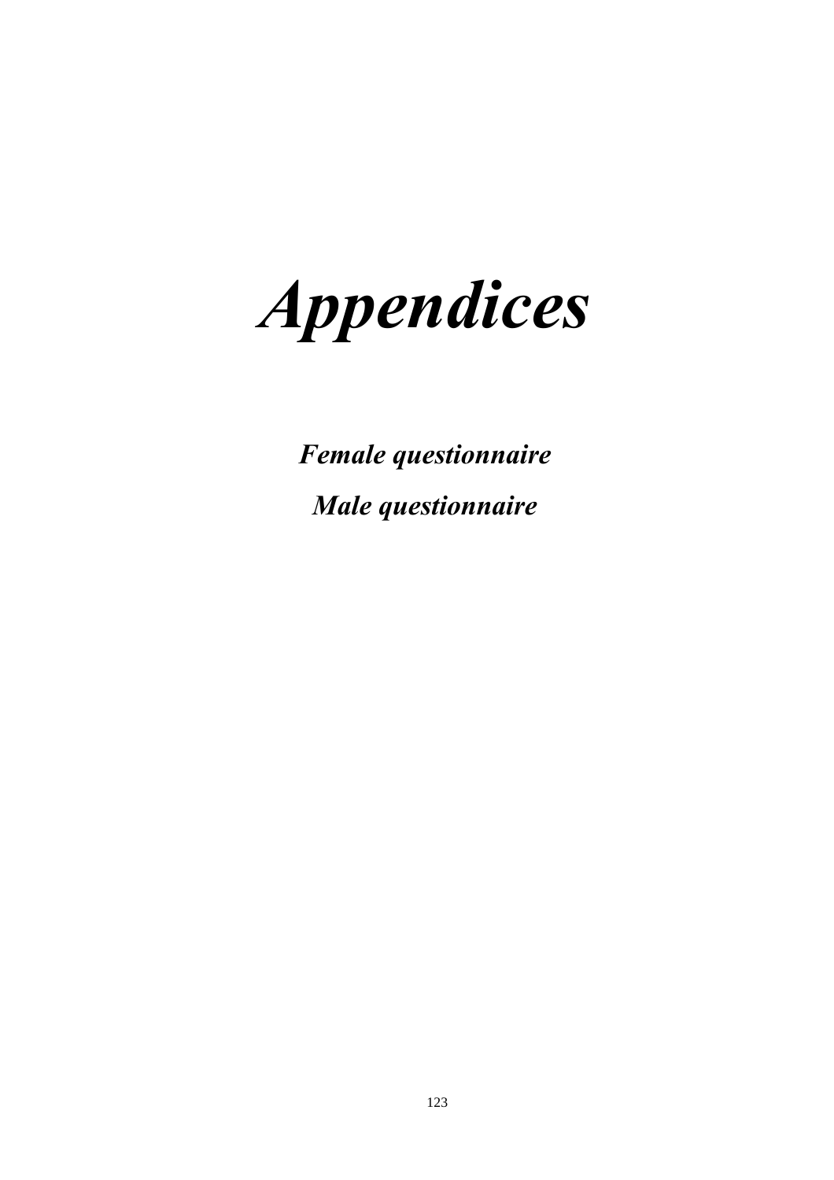# *Appendices*

***Female questionnaire***

***Male questionnaire***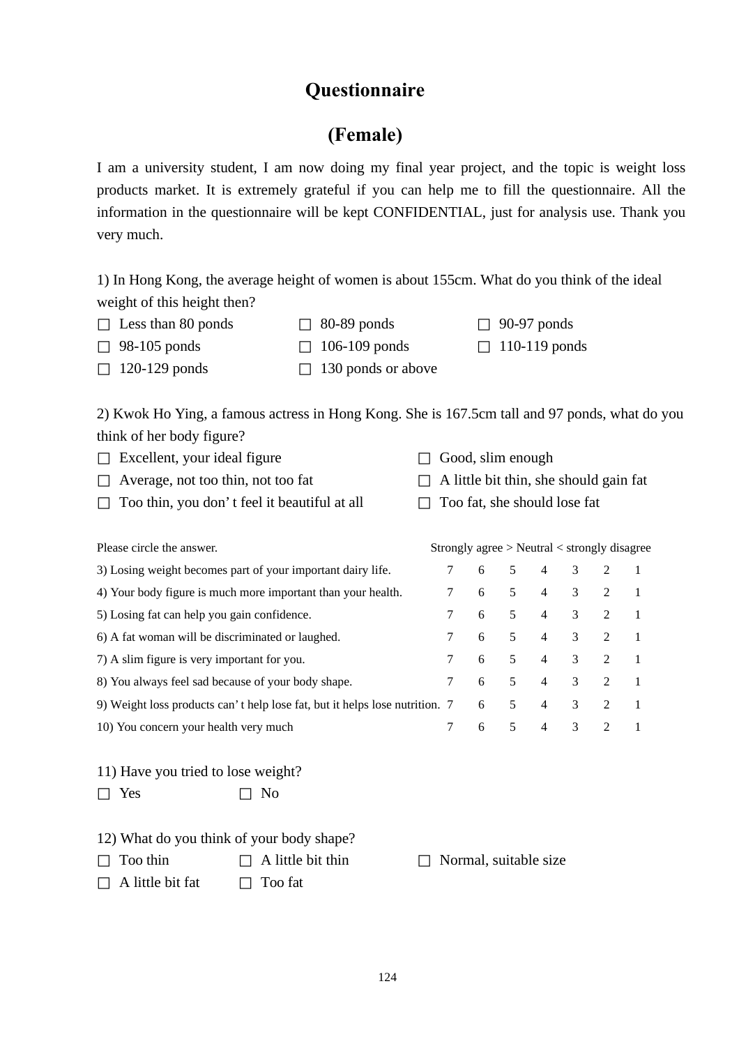# Questionnaire

# (Female)

I am a university student, I am now doing my final year project, and the topic is weight loss products market. It is extremely grateful if you can help me to fill the questionnaire. All the information in the questionnaire will be kept CONFIDENTIAL, just for analysis use. Thank you very much.

1) In Hong Kong, the average height of women is about 155cm. What do you think of the ideal weight of this height then?

- ☐ Less than 80 ponds
- ☐ 80-89 ponds
- ☐ 90-97 ponds
- ☐ 98-105 ponds
- ☐ 106-109 ponds
- ☐ 110-119 ponds
- ☐ 120-129 ponds
- ☐ 130 ponds or above

2) Kwok Ho Ying, a famous actress in Hong Kong. She is 167.5cm tall and 97 ponds, what do you think of her body figure?

- ☐ Excellent, your ideal figure
- ☐ Good, slim enough
- ☐ Average, not too thin, not too fat
- ☐ A little bit thin, she should gain fat
- ☐ Too thin, you don' t feel it beautiful at all
- ☐ Too fat, she should lose fat

| Please circle the answer. | Strongly agree > Neutral < strongly disagree | | | | | | |
|---|---|---|---|---|---|---|---|
| 3) Losing weight becomes part of your important dairy life. | 7 | 6 | 5 | 4 | 3 | 2 | 1 |
| 4) Your body figure is much more important than your health. | 7 | 6 | 5 | 4 | 3 | 2 | 1 |
| 5) Losing fat can help you gain confidence. | 7 | 6 | 5 | 4 | 3 | 2 | 1 |
| 6) A fat woman will be discriminated or laughed. | 7 | 6 | 5 | 4 | 3 | 2 | 1 |
| 7) A slim figure is very important for you. | 7 | 6 | 5 | 4 | 3 | 2 | 1 |
| 8) You always feel sad because of your body shape. | 7 | 6 | 5 | 4 | 3 | 2 | 1 |
| 9) Weight loss products can' t help lose fat, but it helps lose nutrition. | 7 | 6 | 5 | 4 | 3 | 2 | 1 |
| 10) You concern your health very much | 7 | 6 | 5 | 4 | 3 | 2 | 1 |

11) Have you tried to lose weight?

- ☐ Yes
- ☐ No

12) What do you think of your body shape?

- ☐ Too thin
- ☐ A little bit thin
- ☐ Normal, suitable size
- ☐ A little bit fat
- ☐ Too fat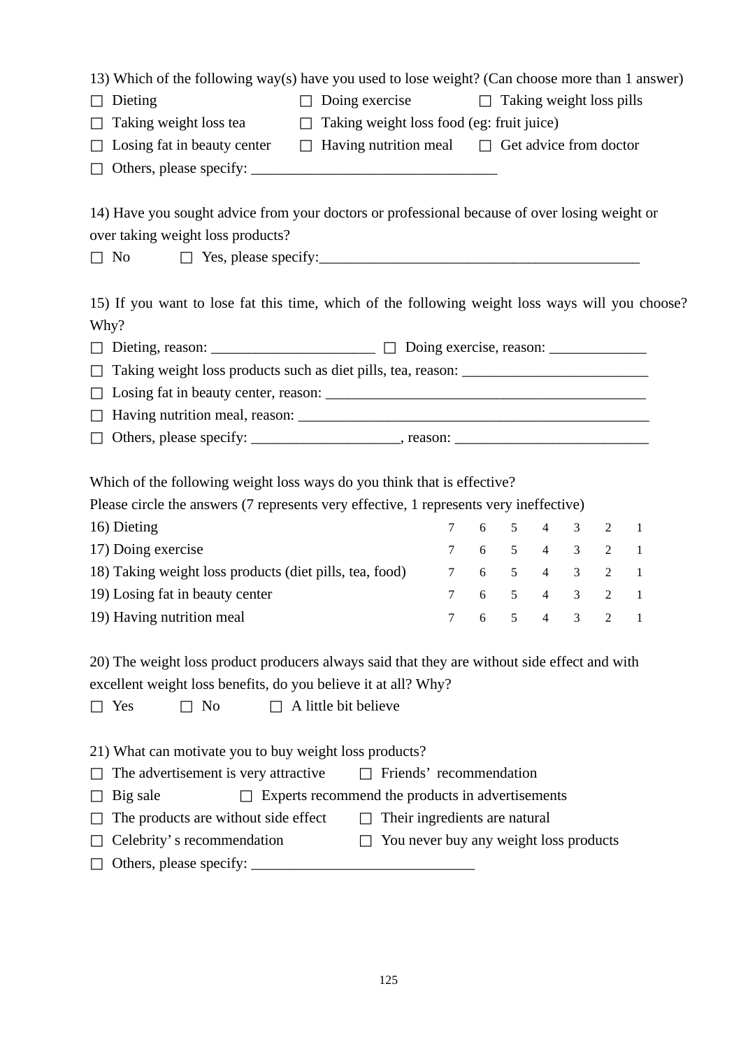13) Which of the following way(s) have you used to lose weight? (Can choose more than 1 answer)

☐ Dieting ☐ Doing exercise ☐ Taking weight loss pills

☐ Taking weight loss tea ☐ Taking weight loss food (eg: fruit juice)

☐ Losing fat in beauty center ☐ Having nutrition meal ☐ Get advice from doctor

☐ Others, please specify: ________________________________

14) Have you sought advice from your doctors or professional because of over losing weight or over taking weight loss products?

☐ No ☐ Yes, please specify:________________________________________

15) If you want to lose fat this time, which of the following weight loss ways will you choose? Why?

☐ Dieting, reason: _____________________ ☐ Doing exercise, reason: ____________

☐ Taking weight loss products such as diet pills, tea, reason: ________________________

☐ Losing fat in beauty center, reason: __________________________________________

☐ Having nutrition meal, reason: ______________________________________________

☐ Others, please specify: ___________________, reason: ________________________

Which of the following weight loss ways do you think that is effective?

Please circle the answers (7 represents very effective, 1 represents very ineffective)

| | | | | | | | |
|---|---|---|---|---|---|---|---|
| 16) Dieting | 7 | 6 | 5 | 4 | 3 | 2 | 1 |
| 17) Doing exercise | 7 | 6 | 5 | 4 | 3 | 2 | 1 |
| 18) Taking weight loss products (diet pills, tea, food) | 7 | 6 | 5 | 4 | 3 | 2 | 1 |
| 19) Losing fat in beauty center | 7 | 6 | 5 | 4 | 3 | 2 | 1 |
| 19) Having nutrition meal | 7 | 6 | 5 | 4 | 3 | 2 | 1 |

20) The weight loss product producers always said that they are without side effect and with excellent weight loss benefits, do you believe it at all? Why?

☐ Yes ☐ No ☐ A little bit believe

21) What can motivate you to buy weight loss products?

☐ The advertisement is very attractive ☐ Friends' recommendation

☐ Big sale ☐ Experts recommend the products in advertisements

☐ The products are without side effect ☐ Their ingredients are natural

☐ Celebrity's recommendation ☐ You never buy any weight loss products

☐ Others, please specify: _____________________________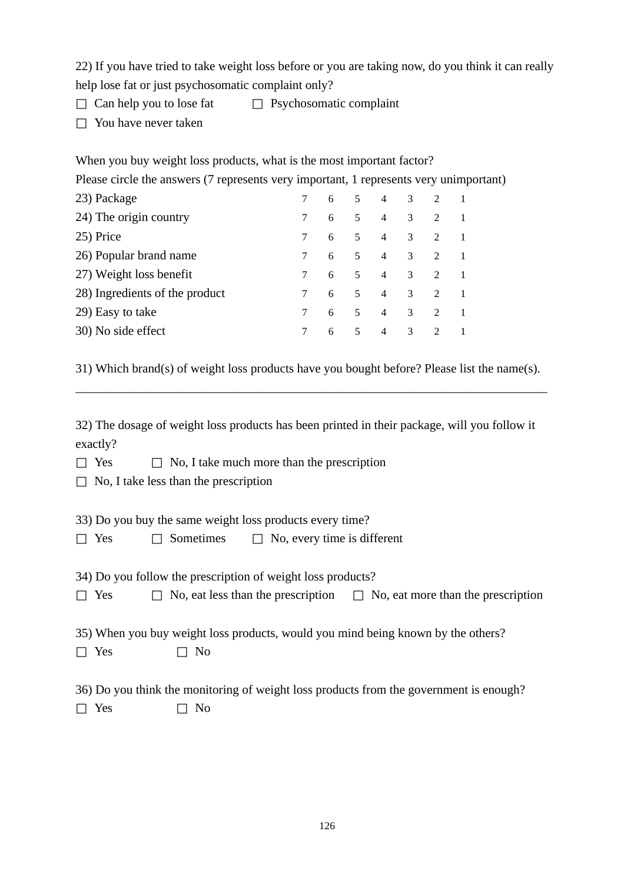22) If you have tried to take weight loss before or you are taking now, do you think it can really help lose fat or just psychosomatic complaint only?

☐ Can help you to lose fat ☐ Psychosomatic complaint

☐ You have never taken

When you buy weight loss products, what is the most important factor?

Please circle the answers (7 represents very important, 1 represents very unimportant)

| | | | | | | | |
|---|---|---|---|---|---|---|---|
| 23) Package | 7 | 6 | 5 | 4 | 3 | 2 | 1 |
| 24) The origin country | 7 | 6 | 5 | 4 | 3 | 2 | 1 |
| 25) Price | 7 | 6 | 5 | 4 | 3 | 2 | 1 |
| 26) Popular brand name | 7 | 6 | 5 | 4 | 3 | 2 | 1 |
| 27) Weight loss benefit | 7 | 6 | 5 | 4 | 3 | 2 | 1 |
| 28) Ingredients of the product | 7 | 6 | 5 | 4 | 3 | 2 | 1 |
| 29) Easy to take | 7 | 6 | 5 | 4 | 3 | 2 | 1 |
| 30) No side effect | 7 | 6 | 5 | 4 | 3 | 2 | 1 |

31) Which brand(s) of weight loss products have you bought before? Please list the name(s).

______________________________________________________________________________

32) The dosage of weight loss products has been printed in their package, will you follow it exactly?

☐ Yes ☐ No, I take much more than the prescription

☐ No, I take less than the prescription

33) Do you buy the same weight loss products every time?

☐ Yes ☐ Sometimes ☐ No, every time is different

34) Do you follow the prescription of weight loss products?

☐ Yes ☐ No, eat less than the prescription ☐ No, eat more than the prescription

35) When you buy weight loss products, would you mind being known by the others?

☐ Yes ☐ No

36) Do you think the monitoring of weight loss products from the government is enough?

☐ Yes ☐ No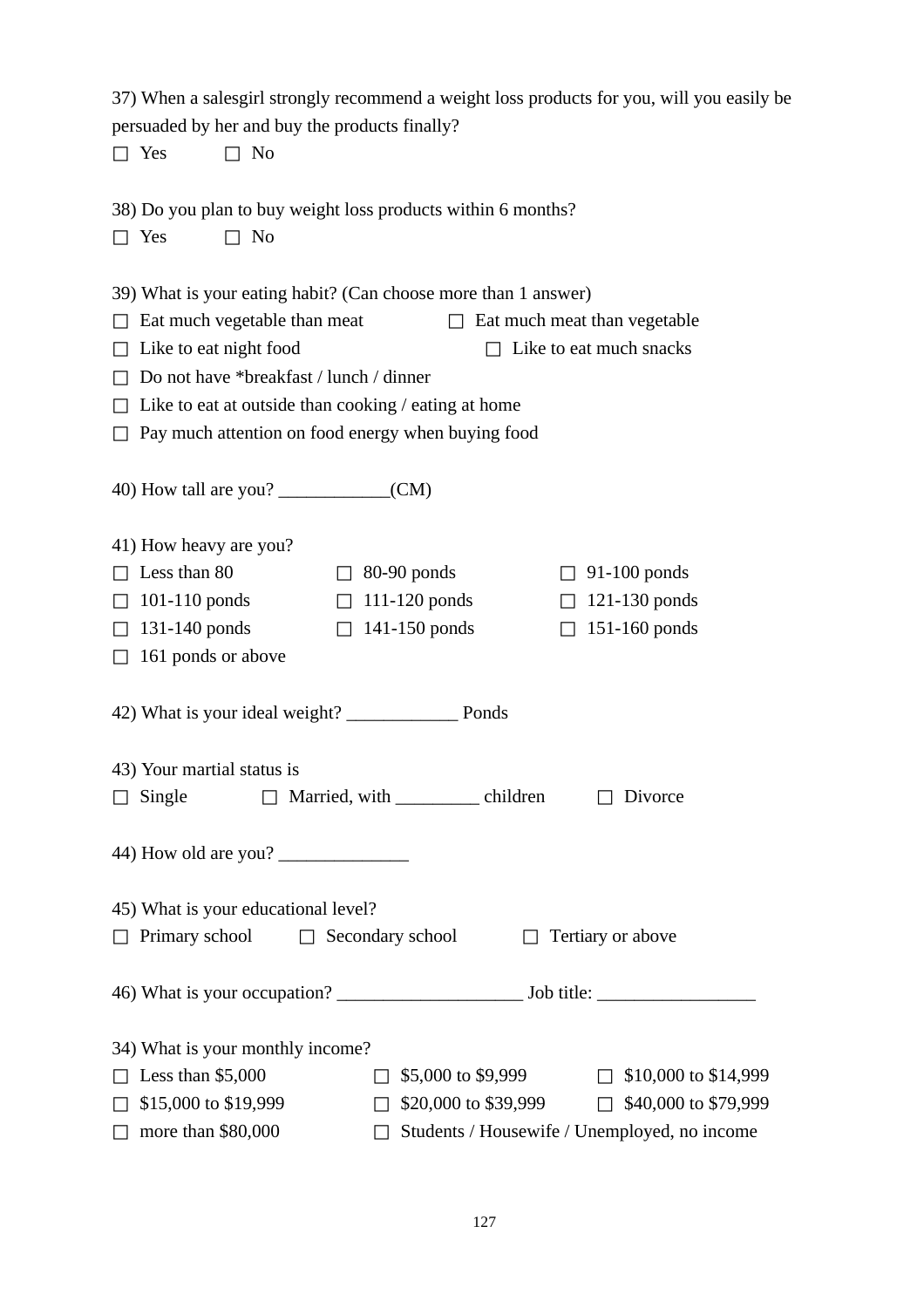37) When a salesgirl strongly recommend a weight loss products for you, will you easily be persuaded by her and buy the products finally?

☐ Yes ☐ No

38) Do you plan to buy weight loss products within 6 months?

☐ Yes ☐ No

39) What is your eating habit? (Can choose more than 1 answer)

☐ Eat much vegetable than meat ☐ Eat much meat than vegetable

☐ Like to eat night food ☐ Like to eat much snacks

☐ Do not have *breakfast / lunch / dinner

☐ Like to eat at outside than cooking / eating at home

☐ Pay much attention on food energy when buying food

40) How tall are you? ____________(CM)

41) How heavy are you?

☐ Less than 80 ☐ 80-90 ponds ☐ 91-100 ponds

☐ 101-110 ponds ☐ 111-120 ponds ☐ 121-130 ponds

☐ 131-140 ponds ☐ 141-150 ponds ☐ 151-160 ponds

☐ 161 ponds or above

42) What is your ideal weight? ____________ Ponds

43) Your martial status is

☐ Single ☐ Married, with _________ children ☐ Divorce

44) How old are you? ______________

45) What is your educational level?

☐ Primary school ☐ Secondary school ☐ Tertiary or above

46) What is your occupation? ____________________ Job title: _________________

34) What is your monthly income?

☐ Less than $5,000 ☐ $5,000 to $9,999 ☐ $10,000 to $14,999

☐ $15,000 to $19,999 ☐ $20,000 to $39,999 ☐ $40,000 to $79,999

☐ more than $80,000 ☐ Students / Housewife / Unemployed, no income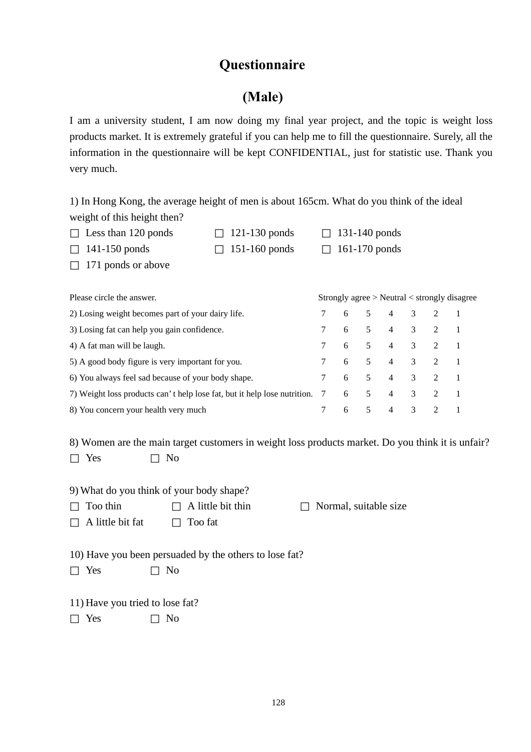# Questionnaire

## (Male)

I am a university student, I am now doing my final year project, and the topic is weight loss products market. It is extremely grateful if you can help me to fill the questionnaire. Surely, all the information in the questionnaire will be kept CONFIDENTIAL, just for statistic use. Thank you very much.

1) In Hong Kong, the average height of men is about 165cm. What do you think of the ideal weight of this height then?

□ Less than 120 ponds □ 121-130 ponds □ 131-140 ponds
□ 141-150 ponds □ 151-160 ponds □ 161-170 ponds
□ 171 ponds or above

| Please circle the answer. | Strongly agree > Neutral < strongly disagree | | | | | | |
|---|---|---|---|---|---|---|---|
| 2) Losing weight becomes part of your dairy life. | 7 | 6 | 5 | 4 | 3 | 2 | 1 |
| 3) Losing fat can help you gain confidence. | 7 | 6 | 5 | 4 | 3 | 2 | 1 |
| 4) A fat man will be laugh. | 7 | 6 | 5 | 4 | 3 | 2 | 1 |
| 5) A good body figure is very important for you. | 7 | 6 | 5 | 4 | 3 | 2 | 1 |
| 6) You always feel sad because of your body shape. | 7 | 6 | 5 | 4 | 3 | 2 | 1 |
| 7) Weight loss products can' t help lose fat, but it help lose nutrition. | 7 | 6 | 5 | 4 | 3 | 2 | 1 |
| 8) You concern your health very much | 7 | 6 | 5 | 4 | 3 | 2 | 1 |

8) Women are the main target customers in weight loss products market. Do you think it is unfair?

□ Yes □ No

9) What do you think of your body shape?

□ Too thin □ A little bit thin □ Normal, suitable size
□ A little bit fat □ Too fat

10) Have you been persuaded by the others to lose fat?

□ Yes □ No

11) Have you tried to lose fat?

□ Yes □ No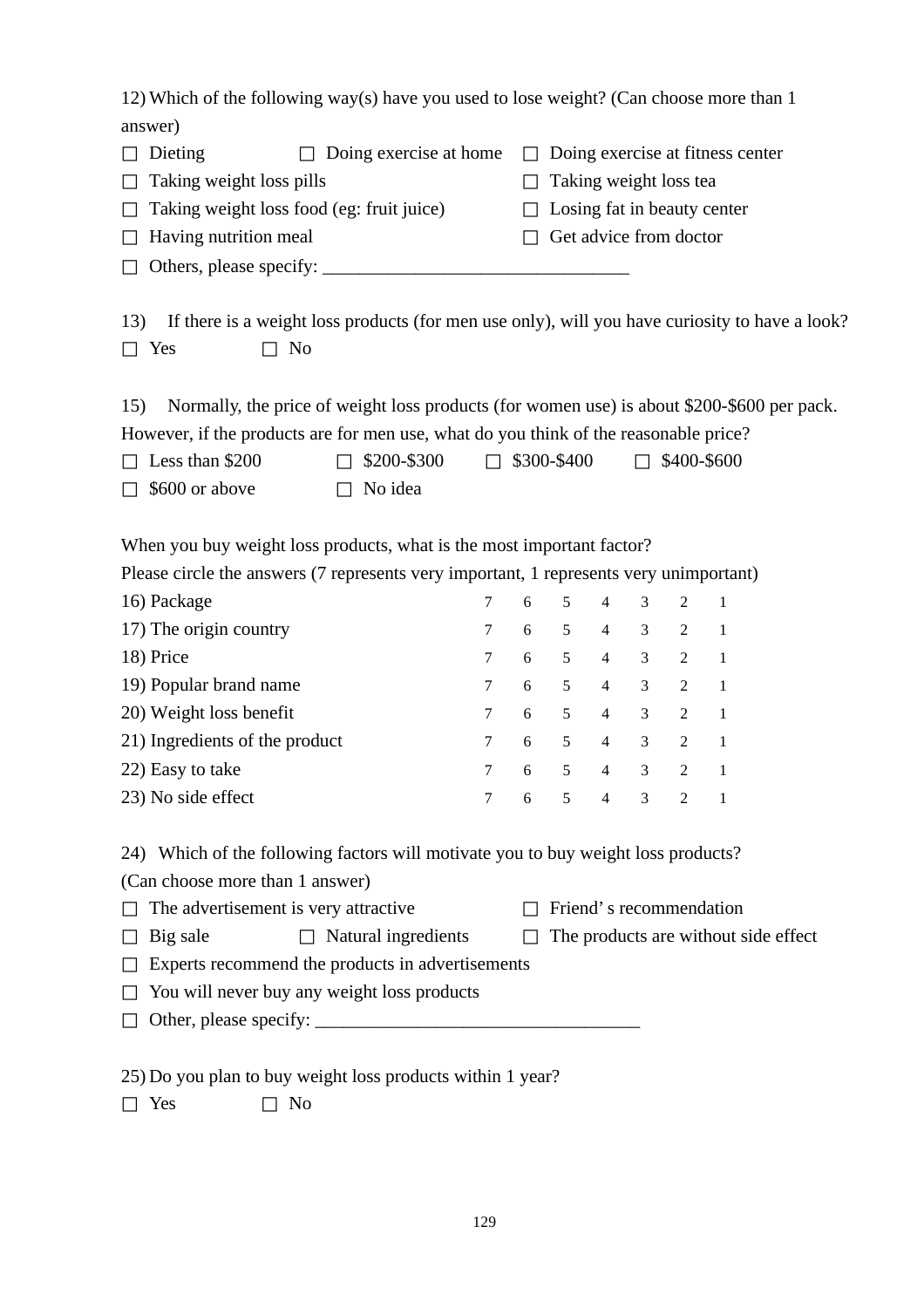12) Which of the following way(s) have you used to lose weight? (Can choose more than 1 answer)

☐ Dieting ☐ Doing exercise at home ☐ Doing exercise at fitness center

☐ Taking weight loss pills ☐ Taking weight loss tea

☐ Taking weight loss food (eg: fruit juice) ☐ Losing fat in beauty center

☐ Having nutrition meal ☐ Get advice from doctor

☐ Others, please specify: ________________________________

13) If there is a weight loss products (for men use only), will you have curiosity to have a look?

☐ Yes ☐ No

15) Normally, the price of weight loss products (for women use) is about $200-$600 per pack. However, if the products are for men use, what do you think of the reasonable price?

☐ Less than $200 ☐ $200-$300 ☐ $300-$400 ☐ $400-$600

☐ $600 or above ☐ No idea

When you buy weight loss products, what is the most important factor?

Please circle the answers (7 represents very important, 1 represents very unimportant)

| | | | | | | | |
|---|---|---|---|---|---|---|---|
| 16) Package | 7 | 6 | 5 | 4 | 3 | 2 | 1 |
| 17) The origin country | 7 | 6 | 5 | 4 | 3 | 2 | 1 |
| 18) Price | 7 | 6 | 5 | 4 | 3 | 2 | 1 |
| 19) Popular brand name | 7 | 6 | 5 | 4 | 3 | 2 | 1 |
| 20) Weight loss benefit | 7 | 6 | 5 | 4 | 3 | 2 | 1 |
| 21) Ingredients of the product | 7 | 6 | 5 | 4 | 3 | 2 | 1 |
| 22) Easy to take | 7 | 6 | 5 | 4 | 3 | 2 | 1 |
| 23) No side effect | 7 | 6 | 5 | 4 | 3 | 2 | 1 |

24) Which of the following factors will motivate you to buy weight loss products? (Can choose more than 1 answer)

☐ The advertisement is very attractive ☐ Friend' s recommendation

☐ Big sale ☐ Natural ingredients ☐ The products are without side effect

☐ Experts recommend the products in advertisements

☐ You will never buy any weight loss products

☐ Other, please specify: __________________________________

25) Do you plan to buy weight loss products within 1 year?

☐ Yes ☐ No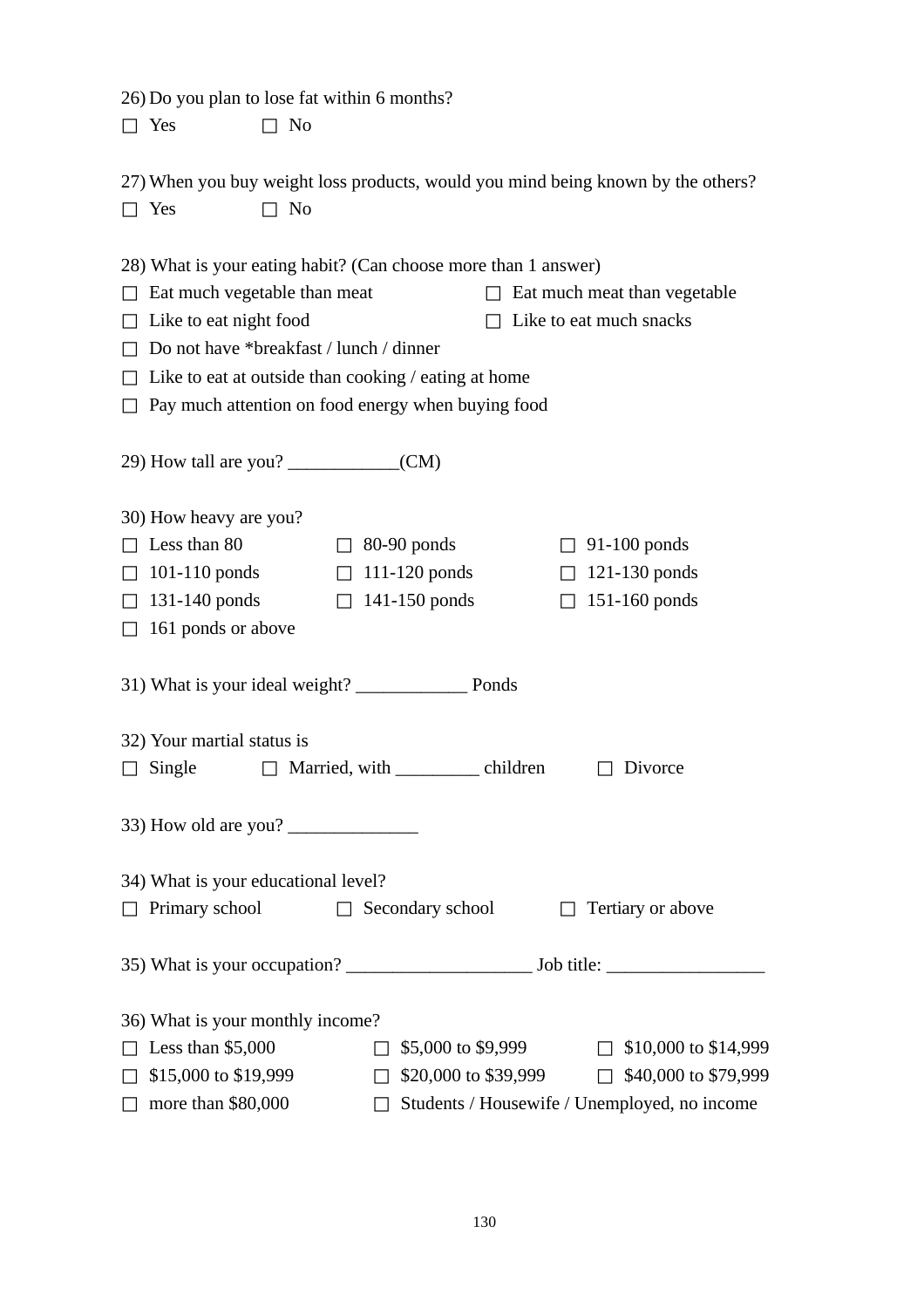26) Do you plan to lose fat within 6 months?

☐ Yes ☐ No

27) When you buy weight loss products, would you mind being known by the others?

☐ Yes ☐ No

28) What is your eating habit? (Can choose more than 1 answer)

☐ Eat much vegetable than meat ☐ Eat much meat than vegetable

☐ Like to eat night food ☐ Like to eat much snacks

☐ Do not have *breakfast / lunch / dinner

☐ Like to eat at outside than cooking / eating at home

☐ Pay much attention on food energy when buying food

29) How tall are you? ____________(CM)

30) How heavy are you?

☐ Less than 80 ☐ 80-90 ponds ☐ 91-100 ponds

☐ 101-110 ponds ☐ 111-120 ponds ☐ 121-130 ponds

☐ 131-140 ponds ☐ 141-150 ponds ☐ 151-160 ponds

☐ 161 ponds or above

31) What is your ideal weight? ____________ Ponds

32) Your martial status is

☐ Single ☐ Married, with _________ children ☐ Divorce

33) How old are you? ______________

34) What is your educational level?

☐ Primary school ☐ Secondary school ☐ Tertiary or above

35) What is your occupation? ____________________ Job title: _________________

36) What is your monthly income?

☐ Less than $5,000 ☐ $5,000 to $9,999 ☐ $10,000 to $14,999

☐ $15,000 to $19,999 ☐ $20,000 to $39,999 ☐ $40,000 to $79,999

☐ more than $80,000 ☐ Students / Housewife / Unemployed, no income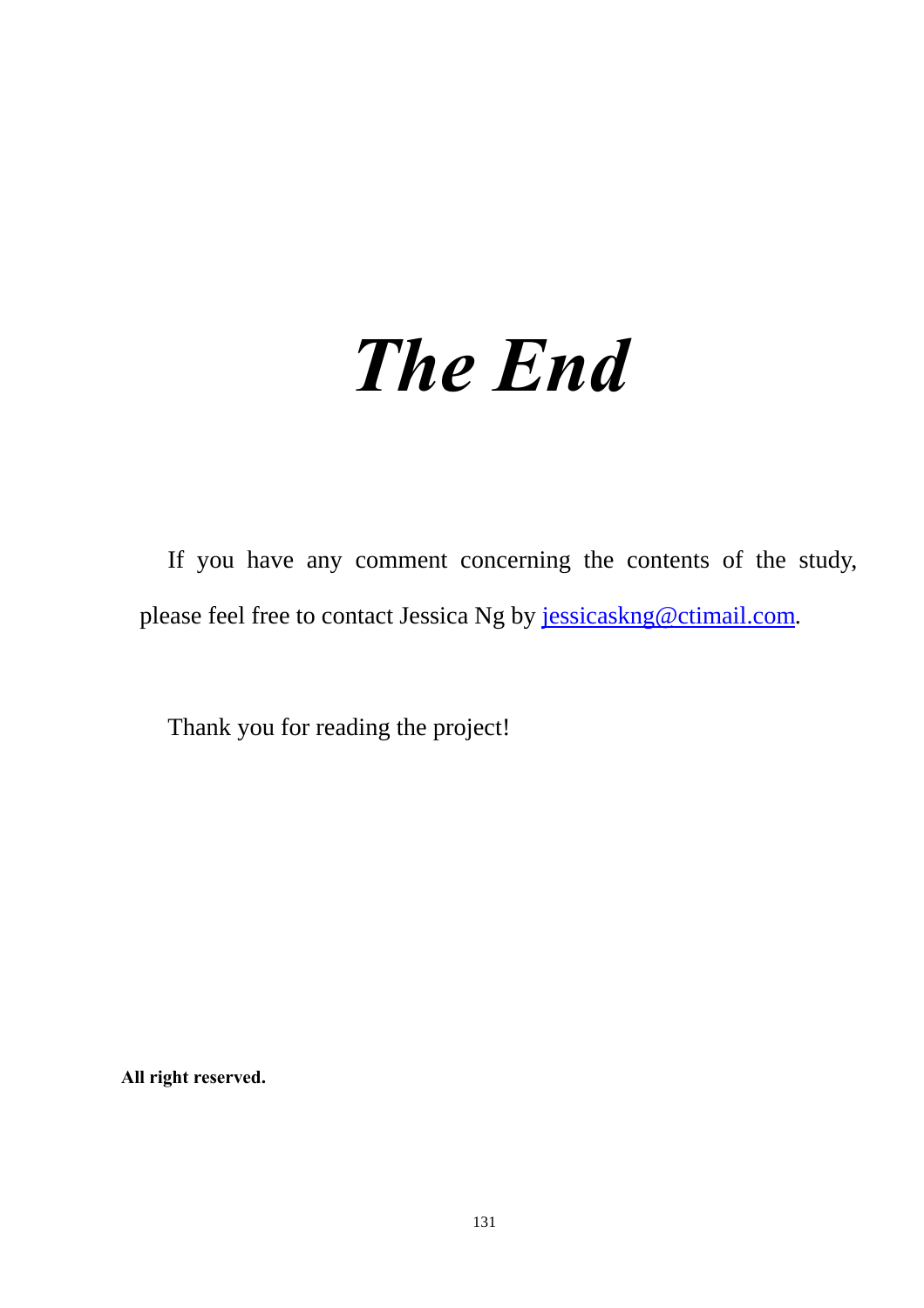# *The End*

If you have any comment concerning the contents of the study, please feel free to contact Jessica Ng by jessicaskng@ctimail.com.

Thank you for reading the project!

**All right reserved.**